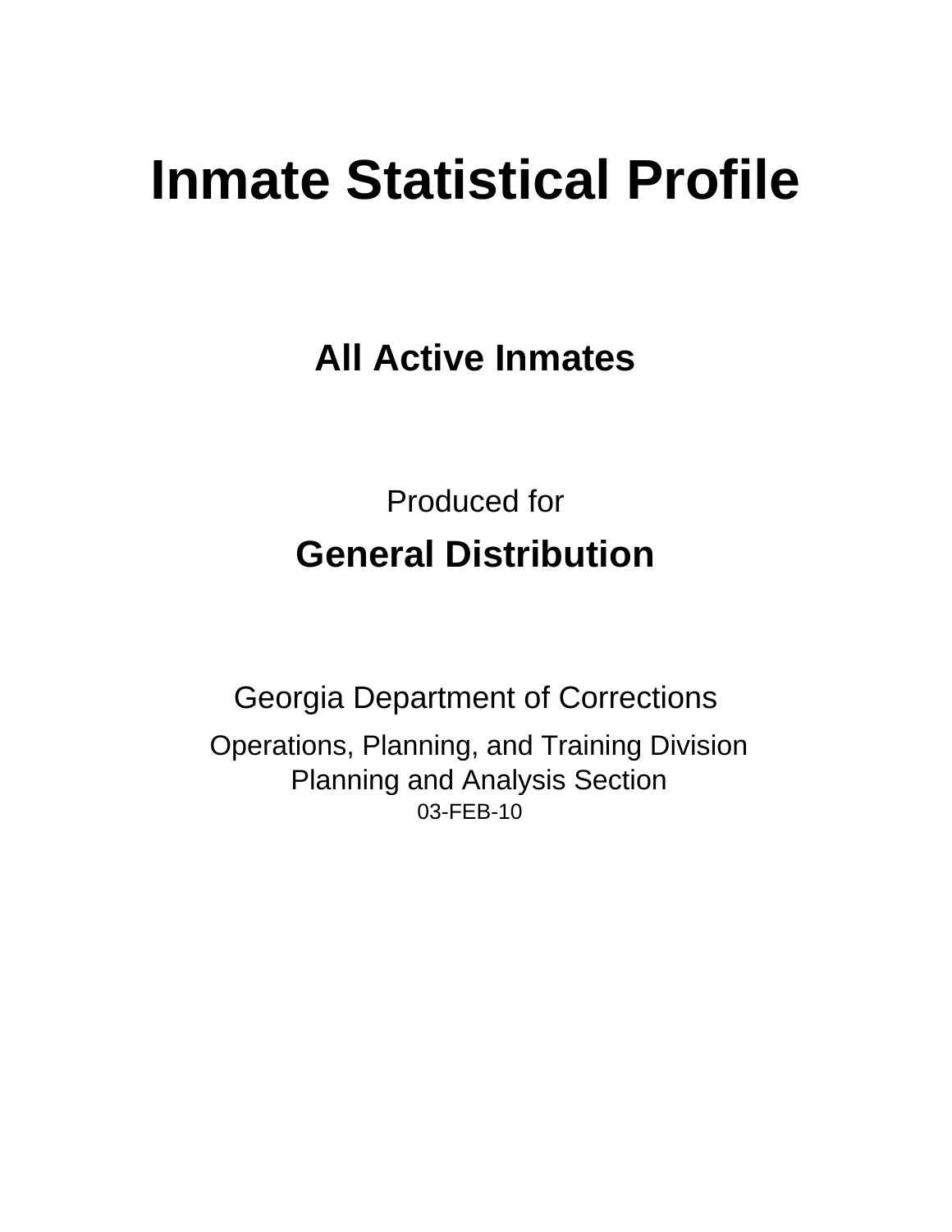# Inmate Statistical Profile

## All Active Inmates

Produced for

## General Distribution

Georgia Department of Corrections

Operations, Planning, and Training Division
Planning and Analysis Section
03-FEB-10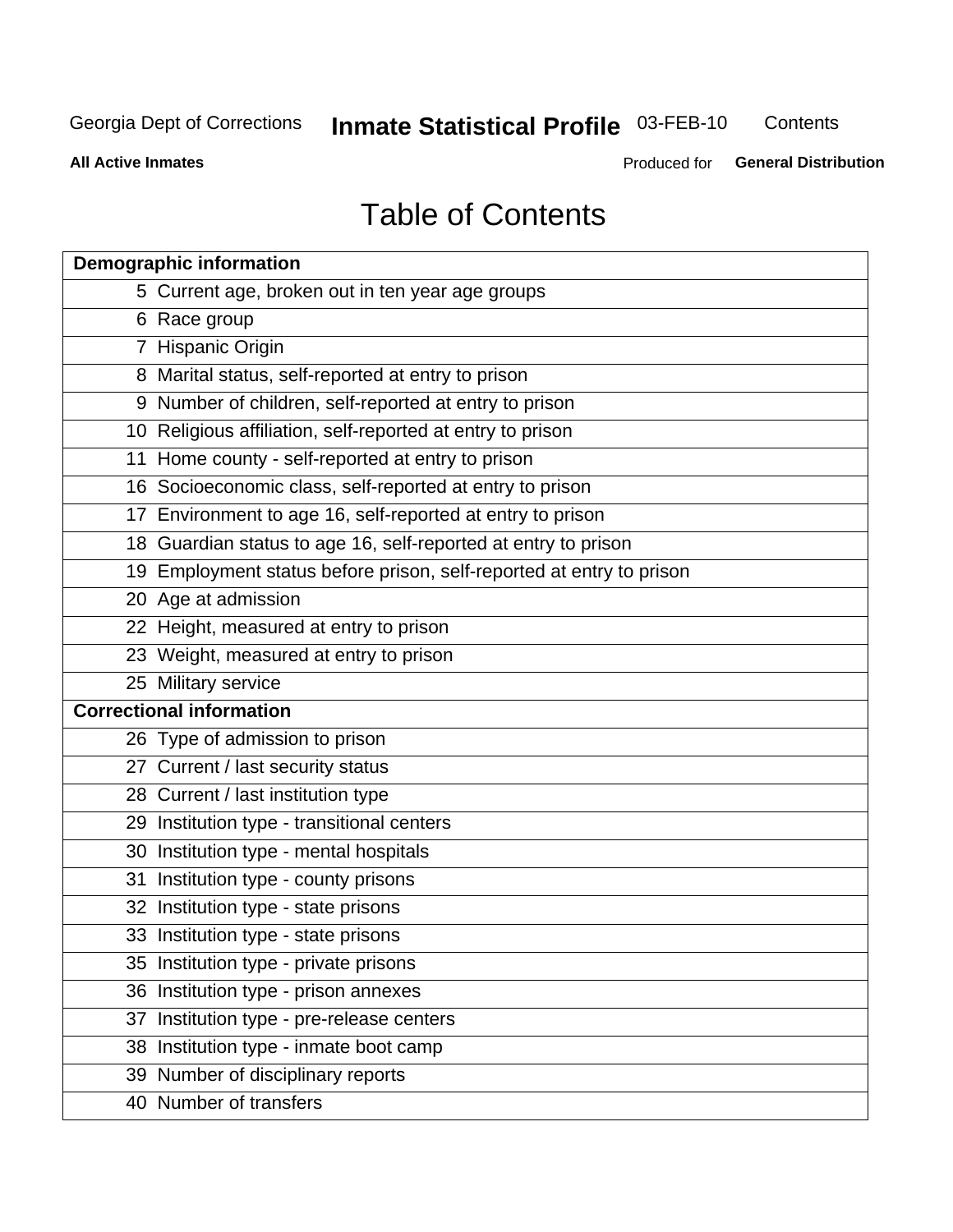Georgia Dept of Corrections **Inmate Statistical Profile** 03-FEB-10 Contents

**All Active Inmates** Produced for **General Distribution**

# Table of Contents

| **Demographic information** | |
|---|---|
| 5 | Current age, broken out in ten year age groups |
| 6 | Race group |
| 7 | Hispanic Origin |
| 8 | Marital status, self-reported at entry to prison |
| 9 | Number of children, self-reported at entry to prison |
| 10 | Religious affiliation, self-reported at entry to prison |
| 11 | Home county - self-reported at entry to prison |
| 16 | Socioeconomic class, self-reported at entry to prison |
| 17 | Environment to age 16, self-reported at entry to prison |
| 18 | Guardian status to age 16, self-reported at entry to prison |
| 19 | Employment status before prison, self-reported at entry to prison |
| 20 | Age at admission |
| 22 | Height, measured at entry to prison |
| 23 | Weight, measured at entry to prison |
| 25 | Military service |
| **Correctional information** | |
| 26 | Type of admission to prison |
| 27 | Current / last security status |
| 28 | Current / last institution type |
| 29 | Institution type - transitional centers |
| 30 | Institution type - mental hospitals |
| 31 | Institution type - county prisons |
| 32 | Institution type - state prisons |
| 33 | Institution type - state prisons |
| 35 | Institution type - private prisons |
| 36 | Institution type - prison annexes |
| 37 | Institution type - pre-release centers |
| 38 | Institution type - inmate boot camp |
| 39 | Number of disciplinary reports |
| 40 | Number of transfers |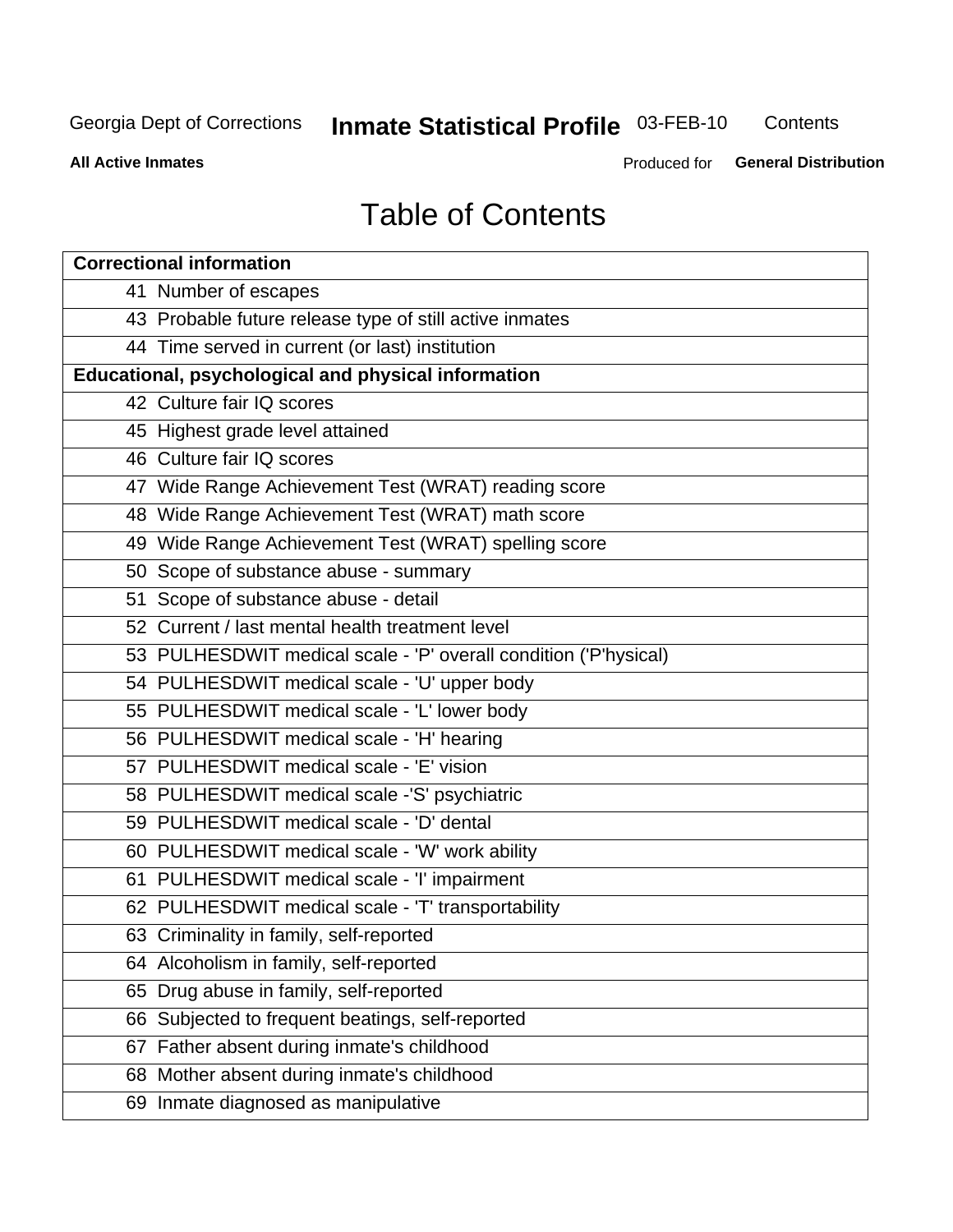# Table of Contents

| Correctional information |
|---|
| 41 Number of escapes |
| 43 Probable future release type of still active inmates |
| 44 Time served in current (or last) institution |
| **Educational, psychological and physical information** |
| 42 Culture fair IQ scores |
| 45 Highest grade level attained |
| 46 Culture fair IQ scores |
| 47 Wide Range Achievement Test (WRAT) reading score |
| 48 Wide Range Achievement Test (WRAT) math score |
| 49 Wide Range Achievement Test (WRAT) spelling score |
| 50 Scope of substance abuse - summary |
| 51 Scope of substance abuse - detail |
| 52 Current / last mental health treatment level |
| 53 PULHESDWIT medical scale - 'P' overall condition ('P'hysical) |
| 54 PULHESDWIT medical scale - 'U' upper body |
| 55 PULHESDWIT medical scale - 'L' lower body |
| 56 PULHESDWIT medical scale - 'H' hearing |
| 57 PULHESDWIT medical scale - 'E' vision |
| 58 PULHESDWIT medical scale -'S' psychiatric |
| 59 PULHESDWIT medical scale - 'D' dental |
| 60 PULHESDWIT medical scale - 'W' work ability |
| 61 PULHESDWIT medical scale - 'I' impairment |
| 62 PULHESDWIT medical scale - 'T' transportability |
| 63 Criminality in family, self-reported |
| 64 Alcoholism in family, self-reported |
| 65 Drug abuse in family, self-reported |
| 66 Subjected to frequent beatings, self-reported |
| 67 Father absent during inmate's childhood |
| 68 Mother absent during inmate's childhood |
| 69 Inmate diagnosed as manipulative |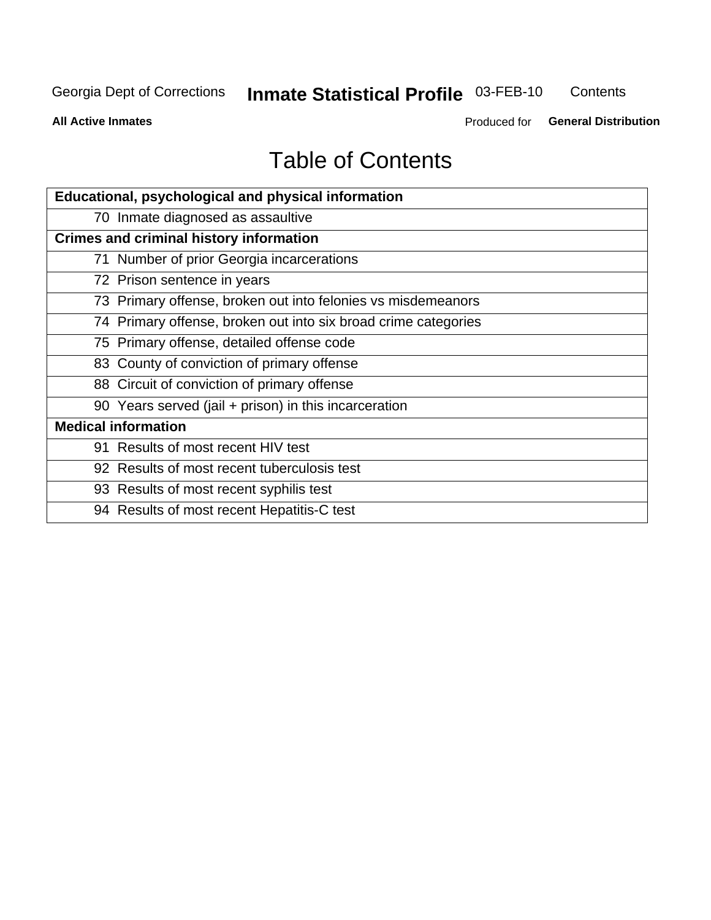# Table of Contents

| Educational, psychological and physical information |
|---|
| 70 Inmate diagnosed as assaultive |
| **Crimes and criminal history information** |
| 71 Number of prior Georgia incarcerations |
| 72 Prison sentence in years |
| 73 Primary offense, broken out into felonies vs misdemeanors |
| 74 Primary offense, broken out into six broad crime categories |
| 75 Primary offense, detailed offense code |
| 83 County of conviction of primary offense |
| 88 Circuit of conviction of primary offense |
| 90 Years served (jail + prison) in this incarceration |
| **Medical information** |
| 91 Results of most recent HIV test |
| 92 Results of most recent tuberculosis test |
| 93 Results of most recent syphilis test |
| 94 Results of most recent Hepatitis-C test |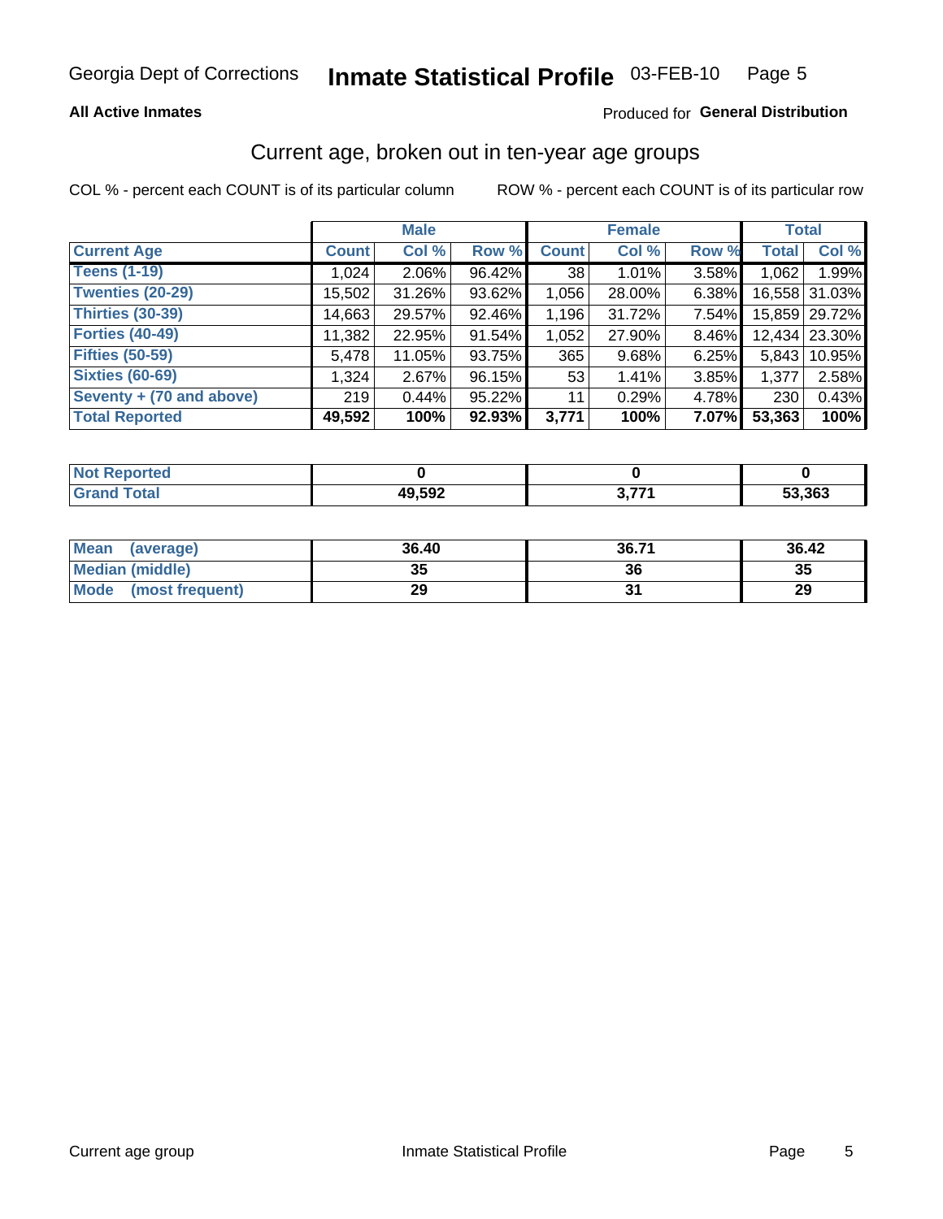Georgia Dept of Corrections **Inmate Statistical Profile** 03-FEB-10

**All Active Inmates**

Produced for **General Distribution**

## Current age, broken out in ten-year age groups

COL % - percent each COUNT is of its particular column

ROW % - percent each COUNT is of its particular row

| | Male | | | Female | | | Total | |
|---|---|---|---|---|---|---|---|---|
| **Current Age** | **Count** | **Col %** | **Row %** | **Count** | **Col %** | **Row %** | **Total** | **Col %** |
| **Teens (1-19)** | 1,024 | 2.06% | 96.42% | 38 | 1.01% | 3.58% | 1,062 | 1.99% |
| **Twenties (20-29)** | 15,502 | 31.26% | 93.62% | 1,056 | 28.00% | 6.38% | 16,558 | 31.03% |
| **Thirties (30-39)** | 14,663 | 29.57% | 92.46% | 1,196 | 31.72% | 7.54% | 15,859 | 29.72% |
| **Forties (40-49)** | 11,382 | 22.95% | 91.54% | 1,052 | 27.90% | 8.46% | 12,434 | 23.30% |
| **Fifties (50-59)** | 5,478 | 11.05% | 93.75% | 365 | 9.68% | 6.25% | 5,843 | 10.95% |
| **Sixties (60-69)** | 1,324 | 2.67% | 96.15% | 53 | 1.41% | 3.85% | 1,377 | 2.58% |
| **Seventy + (70 and above)** | 219 | 0.44% | 95.22% | 11 | 0.29% | 4.78% | 230 | 0.43% |
| **Total Reported** | **49,592** | **100%** | **92.93%** | **3,771** | **100%** | **7.07%** | **53,363** | **100%** |

| | Male | Female | Total |
|---|---|---|---|
| **Not Reported** | **0** | **0** | **0** |
| **Grand Total** | **49,592** | **3,771** | **53,363** |

| | Male | Female | Total |
|---|---|---|---|
| **Mean (average)** | **36.40** | **36.71** | **36.42** |
| **Median (middle)** | **35** | **36** | **35** |
| **Mode (most frequent)** | **29** | **31** | **29** |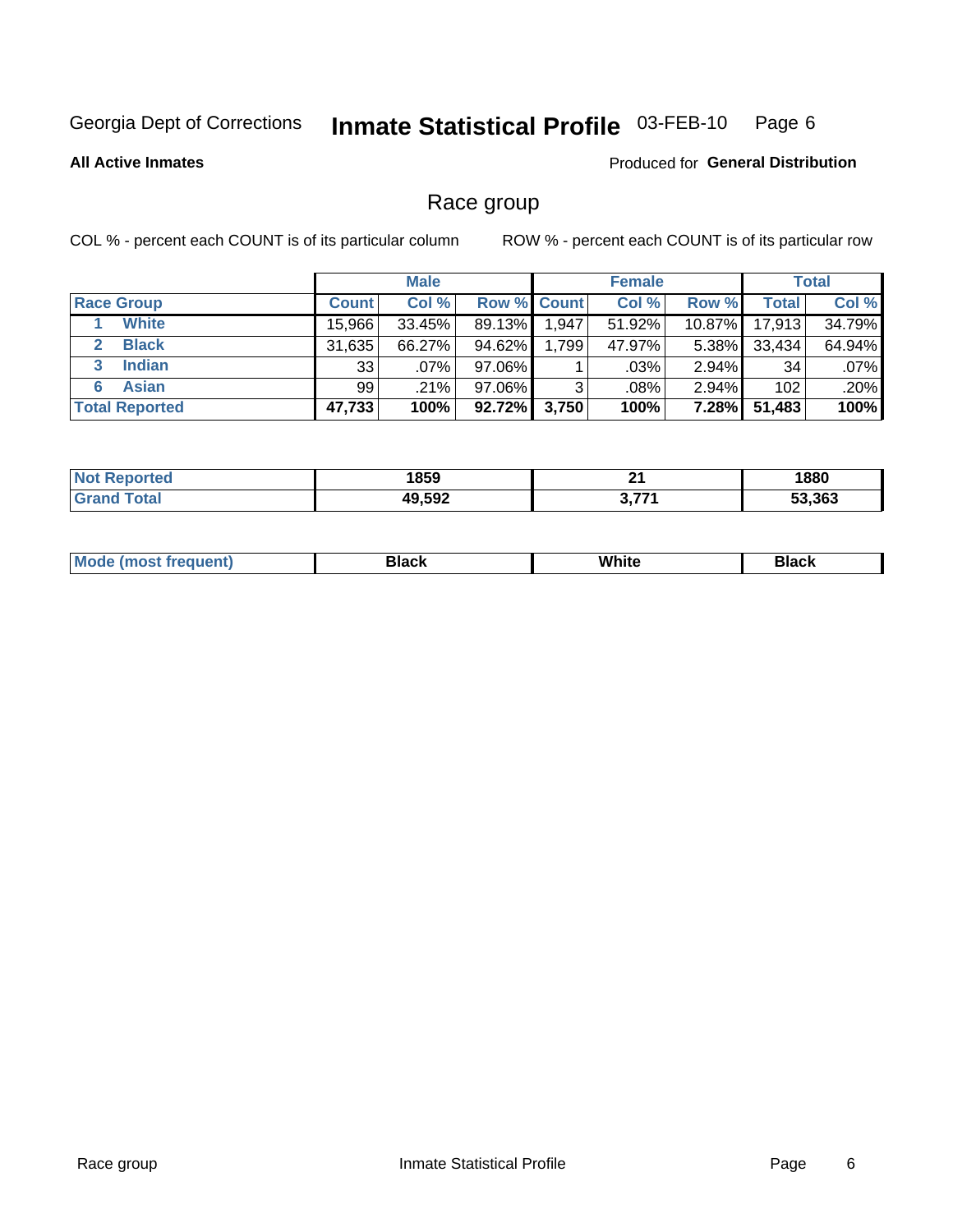Georgia Dept of Corrections **Inmate Statistical Profile** 03-FEB-10

**All Active Inmates**

Produced for **General Distribution**

## Race group

COL % - percent each COUNT is of its particular column

ROW % - percent each COUNT is of its particular row

| | | Male | | | Female | | | Total | |
|---|---|---|---|---|---|---|---|---|---|
| **Race Group** | | **Count** | **Col %** | **Row %** | **Count** | **Col %** | **Row %** | **Total** | **Col %** |
| 1 | **White** | 15,966 | 33.45% | 89.13% | 1,947 | 51.92% | 10.87% | 17,913 | 34.79% |
| 2 | **Black** | 31,635 | 66.27% | 94.62% | 1,799 | 47.97% | 5.38% | 33,434 | 64.94% |
| 3 | **Indian** | 33 | .07% | 97.06% | 1 | .03% | 2.94% | 34 | .07% |
| 6 | **Asian** | 99 | .21% | 97.06% | 3 | .08% | 2.94% | 102 | .20% |
| **Total Reported** | | **47,733** | **100%** | **92.72%** | **3,750** | **100%** | **7.28%** | **51,483** | **100%** |

| | Male | Female | Total |
|---|---|---|---|
| **Not Reported** | **1859** | **21** | **1880** |
| **Grand Total** | **49,592** | **3,771** | **53,363** |

| | Male | Female | Total |
|---|---|---|---|
| **Mode (most frequent)** | **Black** | **White** | **Black** |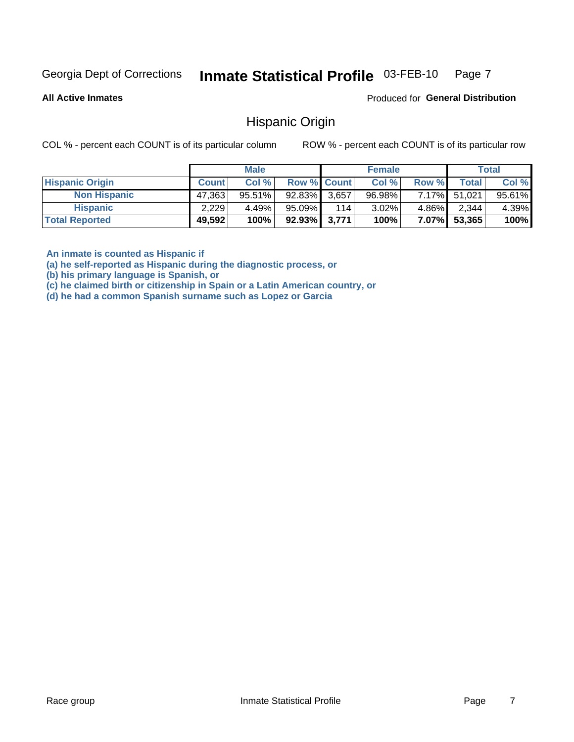Georgia Dept of Corrections **Inmate Statistical Profile** 03-FEB-10

**All Active Inmates**

Produced for **General Distribution**

## Hispanic Origin

COL % - percent each COUNT is of its particular column ROW % - percent each COUNT is of its particular row

| | Male | | | Female | | | Total | |
|---|---|---|---|---|---|---|---|---|
| **Hispanic Origin** | **Count** | **Col %** | **Row %** | **Count** | **Col %** | **Row %** | **Total** | **Col %** |
| **Non Hispanic** | 47,363 | 95.51% | 92.83% | 3,657 | 96.98% | 7.17% | 51,021 | 95.61% |
| **Hispanic** | 2,229 | 4.49% | 95.09% | 114 | 3.02% | 4.86% | 2,344 | 4.39% |
| **Total Reported** | **49,592** | **100%** | **92.93%** | **3,771** | **100%** | **7.07%** | **53,365** | **100%** |

**An inmate is counted as Hispanic if**
**(a) he self-reported as Hispanic during the diagnostic process, or**
**(b) his primary language is Spanish, or**
**(c) he claimed birth or citizenship in Spain or a Latin American country, or**
**(d) he had a common Spanish surname such as Lopez or Garcia**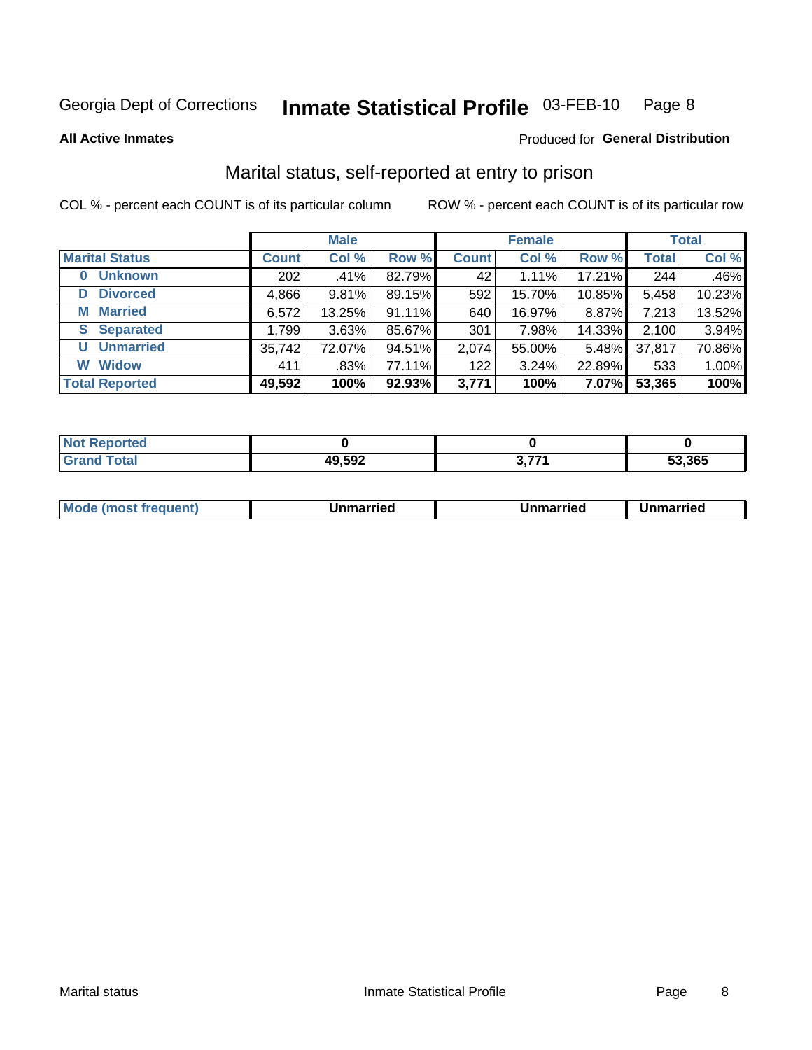Georgia Dept of Corrections **Inmate Statistical Profile** 03-FEB-10 Page 8

**All Active Inmates**

Produced for **General Distribution**

## Marital status, self-reported at entry to prison

COL % - percent each COUNT is of its particular column

ROW % - percent each COUNT is of its particular row

| | Male | | | Female | | | Total | |
|---|---|---|---|---|---|---|---|---|
| **Marital Status** | **Count** | **Col %** | **Row %** | **Count** | **Col %** | **Row %** | **Total** | **Col %** |
| **0 Unknown** | 202 | .41% | 82.79% | 42 | 1.11% | 17.21% | 244 | .46% |
| **D Divorced** | 4,866 | 9.81% | 89.15% | 592 | 15.70% | 10.85% | 5,458 | 10.23% |
| **M Married** | 6,572 | 13.25% | 91.11% | 640 | 16.97% | 8.87% | 7,213 | 13.52% |
| **S Separated** | 1,799 | 3.63% | 85.67% | 301 | 7.98% | 14.33% | 2,100 | 3.94% |
| **U Unmarried** | 35,742 | 72.07% | 94.51% | 2,074 | 55.00% | 5.48% | 37,817 | 70.86% |
| **W Widow** | 411 | .83% | 77.11% | 122 | 3.24% | 22.89% | 533 | 1.00% |
| **Total Reported** | **49,592** | **100%** | **92.93%** | **3,771** | **100%** | **7.07%** | **53,365** | **100%** |

| | Male | Female | Total |
|---|---|---|---|
| **Not Reported** | **0** | **0** | **0** |
| **Grand Total** | **49,592** | **3,771** | **53,365** |

| | Male | Female | Total |
|---|---|---|---|
| **Mode (most frequent)** | **Unmarried** | **Unmarried** | **Unmarried** |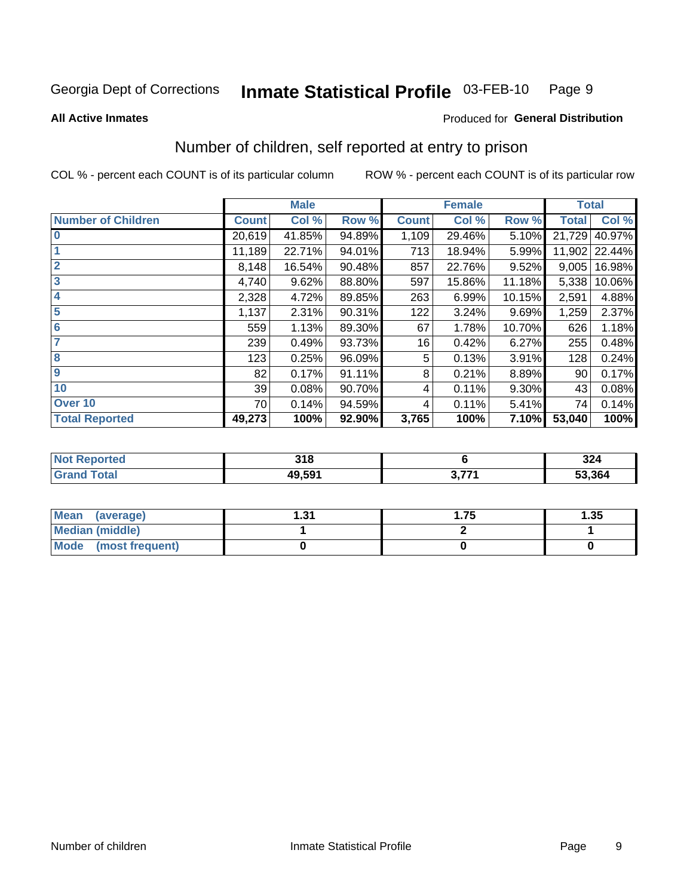Georgia Dept of Corrections **Inmate Statistical Profile** 03-FEB-10

**All Active Inmates**

Produced for **General Distribution**

## Number of children, self reported at entry to prison

COL % - percent each COUNT is of its particular column

ROW % - percent each COUNT is of its particular row

| | Male | | | Female | | | Total | |
|---|---|---|---|---|---|---|---|---|
| **Number of Children** | **Count** | **Col %** | **Row %** | **Count** | **Col %** | **Row %** | **Total** | **Col %** |
| **0** | 20,619 | 41.85% | 94.89% | 1,109 | 29.46% | 5.10% | 21,729 | 40.97% |
| **1** | 11,189 | 22.71% | 94.01% | 713 | 18.94% | 5.99% | 11,902 | 22.44% |
| **2** | 8,148 | 16.54% | 90.48% | 857 | 22.76% | 9.52% | 9,005 | 16.98% |
| **3** | 4,740 | 9.62% | 88.80% | 597 | 15.86% | 11.18% | 5,338 | 10.06% |
| **4** | 2,328 | 4.72% | 89.85% | 263 | 6.99% | 10.15% | 2,591 | 4.88% |
| **5** | 1,137 | 2.31% | 90.31% | 122 | 3.24% | 9.69% | 1,259 | 2.37% |
| **6** | 559 | 1.13% | 89.30% | 67 | 1.78% | 10.70% | 626 | 1.18% |
| **7** | 239 | 0.49% | 93.73% | 16 | 0.42% | 6.27% | 255 | 0.48% |
| **8** | 123 | 0.25% | 96.09% | 5 | 0.13% | 3.91% | 128 | 0.24% |
| **9** | 82 | 0.17% | 91.11% | 8 | 0.21% | 8.89% | 90 | 0.17% |
| **10** | 39 | 0.08% | 90.70% | 4 | 0.11% | 9.30% | 43 | 0.08% |
| **Over 10** | 70 | 0.14% | 94.59% | 4 | 0.11% | 5.41% | 74 | 0.14% |
| **Total Reported** | **49,273** | **100%** | **92.90%** | **3,765** | **100%** | **7.10%** | **53,040** | **100%** |

| | Male | Female | Total |
|---|---|---|---|
| **Not Reported** | **318** | **6** | **324** |
| **Grand Total** | **49,591** | **3,771** | **53,364** |

| | Male | Female | Total |
|---|---|---|---|
| **Mean (average)** | **1.31** | **1.75** | **1.35** |
| **Median (middle)** | **1** | **2** | **1** |
| **Mode (most frequent)** | **0** | **0** | **0** |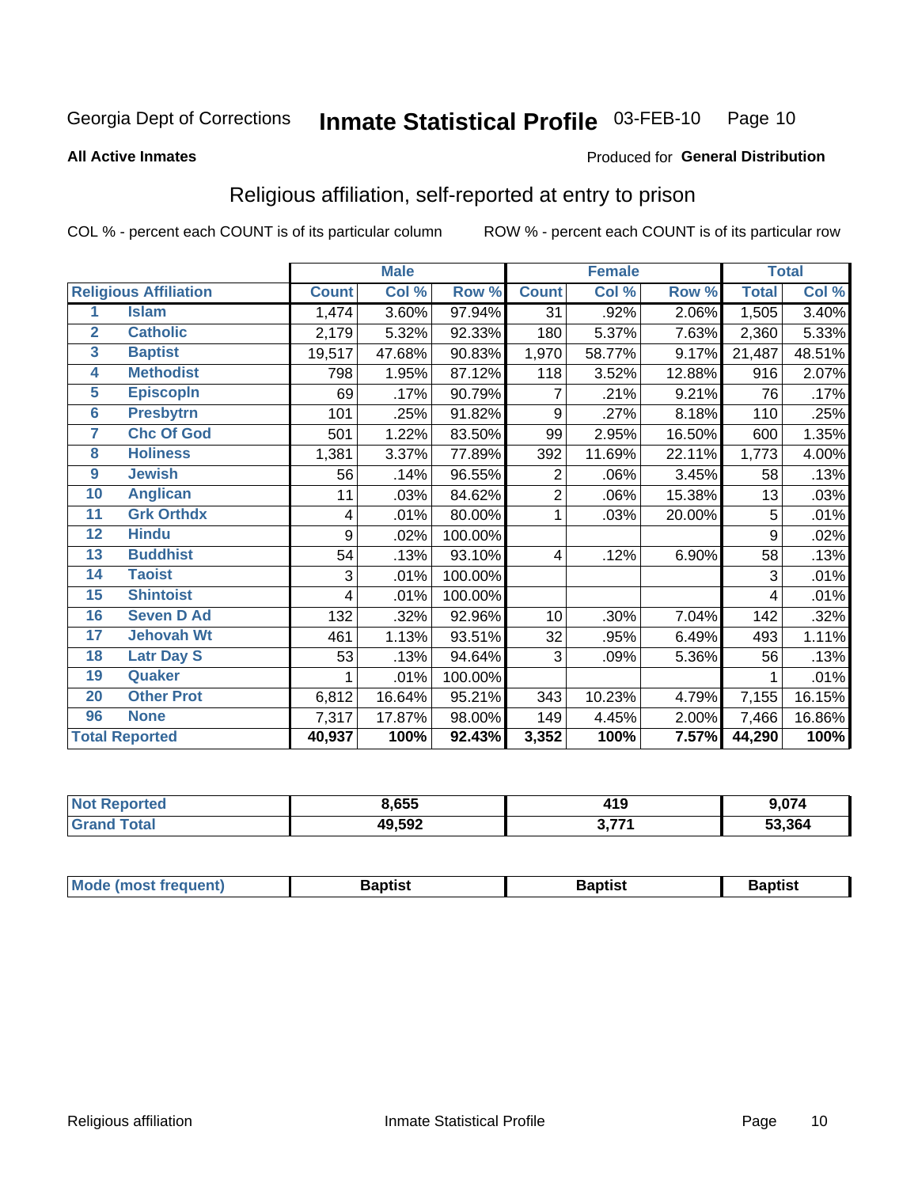Georgia Dept of Corrections **Inmate Statistical Profile** 03-FEB-10

**All Active Inmates**

Produced for **General Distribution**

## Religious affiliation, self-reported at entry to prison

COL % - percent each COUNT is of its particular column    ROW % - percent each COUNT is of its particular row

| | | Male | | | Female | | | Total | |
|---|---|---|---|---|---|---|---|---|---|
| **Religious Affiliation** | | **Count** | **Col %** | **Row %** | **Count** | **Col %** | **Row %** | **Total** | **Col %** |
| 1 | Islam | 1,474 | 3.60% | 97.94% | 31 | .92% | 2.06% | 1,505 | 3.40% |
| 2 | Catholic | 2,179 | 5.32% | 92.33% | 180 | 5.37% | 7.63% | 2,360 | 5.33% |
| 3 | Baptist | 19,517 | 47.68% | 90.83% | 1,970 | 58.77% | 9.17% | 21,487 | 48.51% |
| 4 | Methodist | 798 | 1.95% | 87.12% | 118 | 3.52% | 12.88% | 916 | 2.07% |
| 5 | Episcopln | 69 | .17% | 90.79% | 7 | .21% | 9.21% | 76 | .17% |
| 6 | Presbytrn | 101 | .25% | 91.82% | 9 | .27% | 8.18% | 110 | .25% |
| 7 | Chc Of God | 501 | 1.22% | 83.50% | 99 | 2.95% | 16.50% | 600 | 1.35% |
| 8 | Holiness | 1,381 | 3.37% | 77.89% | 392 | 11.69% | 22.11% | 1,773 | 4.00% |
| 9 | Jewish | 56 | .14% | 96.55% | 2 | .06% | 3.45% | 58 | .13% |
| 10 | Anglican | 11 | .03% | 84.62% | 2 | .06% | 15.38% | 13 | .03% |
| 11 | Grk Orthdx | 4 | .01% | 80.00% | 1 | .03% | 20.00% | 5 | .01% |
| 12 | Hindu | 9 | .02% | 100.00% | | | | 9 | .02% |
| 13 | Buddhist | 54 | .13% | 93.10% | 4 | .12% | 6.90% | 58 | .13% |
| 14 | Taoist | 3 | .01% | 100.00% | | | | 3 | .01% |
| 15 | Shintoist | 4 | .01% | 100.00% | | | | 4 | .01% |
| 16 | Seven D Ad | 132 | .32% | 92.96% | 10 | .30% | 7.04% | 142 | .32% |
| 17 | Jehovah Wt | 461 | 1.13% | 93.51% | 32 | .95% | 6.49% | 493 | 1.11% |
| 18 | Latr Day S | 53 | .13% | 94.64% | 3 | .09% | 5.36% | 56 | .13% |
| 19 | Quaker | 1 | .01% | 100.00% | | | | 1 | .01% |
| 20 | Other Prot | 6,812 | 16.64% | 95.21% | 343 | 10.23% | 4.79% | 7,155 | 16.15% |
| 96 | None | 7,317 | 17.87% | 98.00% | 149 | 4.45% | 2.00% | 7,466 | 16.86% |
| **Total Reported** | | **40,937** | **100%** | **92.43%** | **3,352** | **100%** | **7.57%** | **44,290** | **100%** |

| | Male | Female | Total |
|---|---|---|---|
| Not Reported | 8,655 | 419 | 9,074 |
| Grand Total | 49,592 | 3,771 | 53,364 |

| | Male | Female | Total |
|---|---|---|---|
| Mode (most frequent) | Baptist | Baptist | Baptist |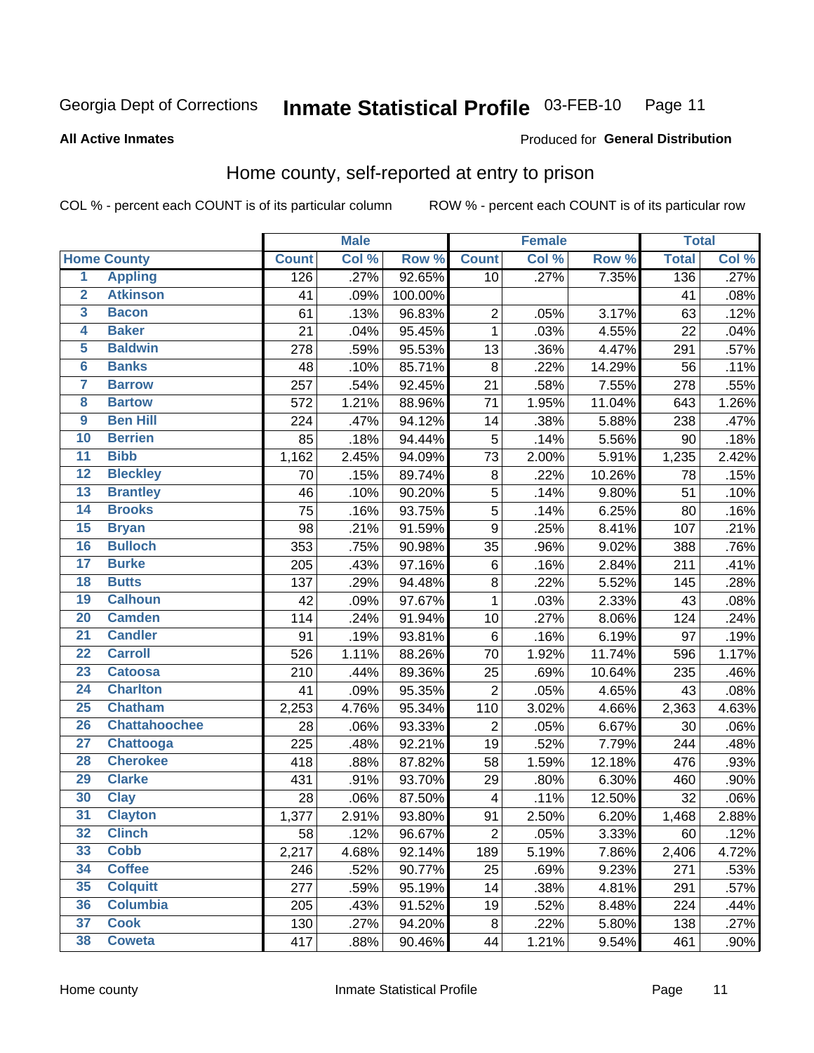Georgia Dept of Corrections **Inmate Statistical Profile** 03-FEB-10

**All Active Inmates**

Produced for **General Distribution**

## Home county, self-reported at entry to prison

COL % - percent each COUNT is of its particular column ROW % - percent each COUNT is of its particular row

| | | Male | | | Female | | | Total | |
|---|---|---|---|---|---|---|---|---|---|
| **Home County** | | **Count** | **Col %** | **Row %** | **Count** | **Col %** | **Row %** | **Total** | **Col %** |
| 1 | Appling | 126 | .27% | 92.65% | 10 | .27% | 7.35% | 136 | .27% |
| 2 | Atkinson | 41 | .09% | 100.00% | | | | 41 | .08% |
| 3 | Bacon | 61 | .13% | 96.83% | 2 | .05% | 3.17% | 63 | .12% |
| 4 | Baker | 21 | .04% | 95.45% | 1 | .03% | 4.55% | 22 | .04% |
| 5 | Baldwin | 278 | .59% | 95.53% | 13 | .36% | 4.47% | 291 | .57% |
| 6 | Banks | 48 | .10% | 85.71% | 8 | .22% | 14.29% | 56 | .11% |
| 7 | Barrow | 257 | .54% | 92.45% | 21 | .58% | 7.55% | 278 | .55% |
| 8 | Bartow | 572 | 1.21% | 88.96% | 71 | 1.95% | 11.04% | 643 | 1.26% |
| 9 | Ben Hill | 224 | .47% | 94.12% | 14 | .38% | 5.88% | 238 | .47% |
| 10 | Berrien | 85 | .18% | 94.44% | 5 | .14% | 5.56% | 90 | .18% |
| 11 | Bibb | 1,162 | 2.45% | 94.09% | 73 | 2.00% | 5.91% | 1,235 | 2.42% |
| 12 | Bleckley | 70 | .15% | 89.74% | 8 | .22% | 10.26% | 78 | .15% |
| 13 | Brantley | 46 | .10% | 90.20% | 5 | .14% | 9.80% | 51 | .10% |
| 14 | Brooks | 75 | .16% | 93.75% | 5 | .14% | 6.25% | 80 | .16% |
| 15 | Bryan | 98 | .21% | 91.59% | 9 | .25% | 8.41% | 107 | .21% |
| 16 | Bulloch | 353 | .75% | 90.98% | 35 | .96% | 9.02% | 388 | .76% |
| 17 | Burke | 205 | .43% | 97.16% | 6 | .16% | 2.84% | 211 | .41% |
| 18 | Butts | 137 | .29% | 94.48% | 8 | .22% | 5.52% | 145 | .28% |
| 19 | Calhoun | 42 | .09% | 97.67% | 1 | .03% | 2.33% | 43 | .08% |
| 20 | Camden | 114 | .24% | 91.94% | 10 | .27% | 8.06% | 124 | .24% |
| 21 | Candler | 91 | .19% | 93.81% | 6 | .16% | 6.19% | 97 | .19% |
| 22 | Carroll | 526 | 1.11% | 88.26% | 70 | 1.92% | 11.74% | 596 | 1.17% |
| 23 | Catoosa | 210 | .44% | 89.36% | 25 | .69% | 10.64% | 235 | .46% |
| 24 | Charlton | 41 | .09% | 95.35% | 2 | .05% | 4.65% | 43 | .08% |
| 25 | Chatham | 2,253 | 4.76% | 95.34% | 110 | 3.02% | 4.66% | 2,363 | 4.63% |
| 26 | Chattahoochee | 28 | .06% | 93.33% | 2 | .05% | 6.67% | 30 | .06% |
| 27 | Chattooga | 225 | .48% | 92.21% | 19 | .52% | 7.79% | 244 | .48% |
| 28 | Cherokee | 418 | .88% | 87.82% | 58 | 1.59% | 12.18% | 476 | .93% |
| 29 | Clarke | 431 | .91% | 93.70% | 29 | .80% | 6.30% | 460 | .90% |
| 30 | Clay | 28 | .06% | 87.50% | 4 | .11% | 12.50% | 32 | .06% |
| 31 | Clayton | 1,377 | 2.91% | 93.80% | 91 | 2.50% | 6.20% | 1,468 | 2.88% |
| 32 | Clinch | 58 | .12% | 96.67% | 2 | .05% | 3.33% | 60 | .12% |
| 33 | Cobb | 2,217 | 4.68% | 92.14% | 189 | 5.19% | 7.86% | 2,406 | 4.72% |
| 34 | Coffee | 246 | .52% | 90.77% | 25 | .69% | 9.23% | 271 | .53% |
| 35 | Colquitt | 277 | .59% | 95.19% | 14 | .38% | 4.81% | 291 | .57% |
| 36 | Columbia | 205 | .43% | 91.52% | 19 | .52% | 8.48% | 224 | .44% |
| 37 | Cook | 130 | .27% | 94.20% | 8 | .22% | 5.80% | 138 | .27% |
| 38 | Coweta | 417 | .88% | 90.46% | 44 | 1.21% | 9.54% | 461 | .90% |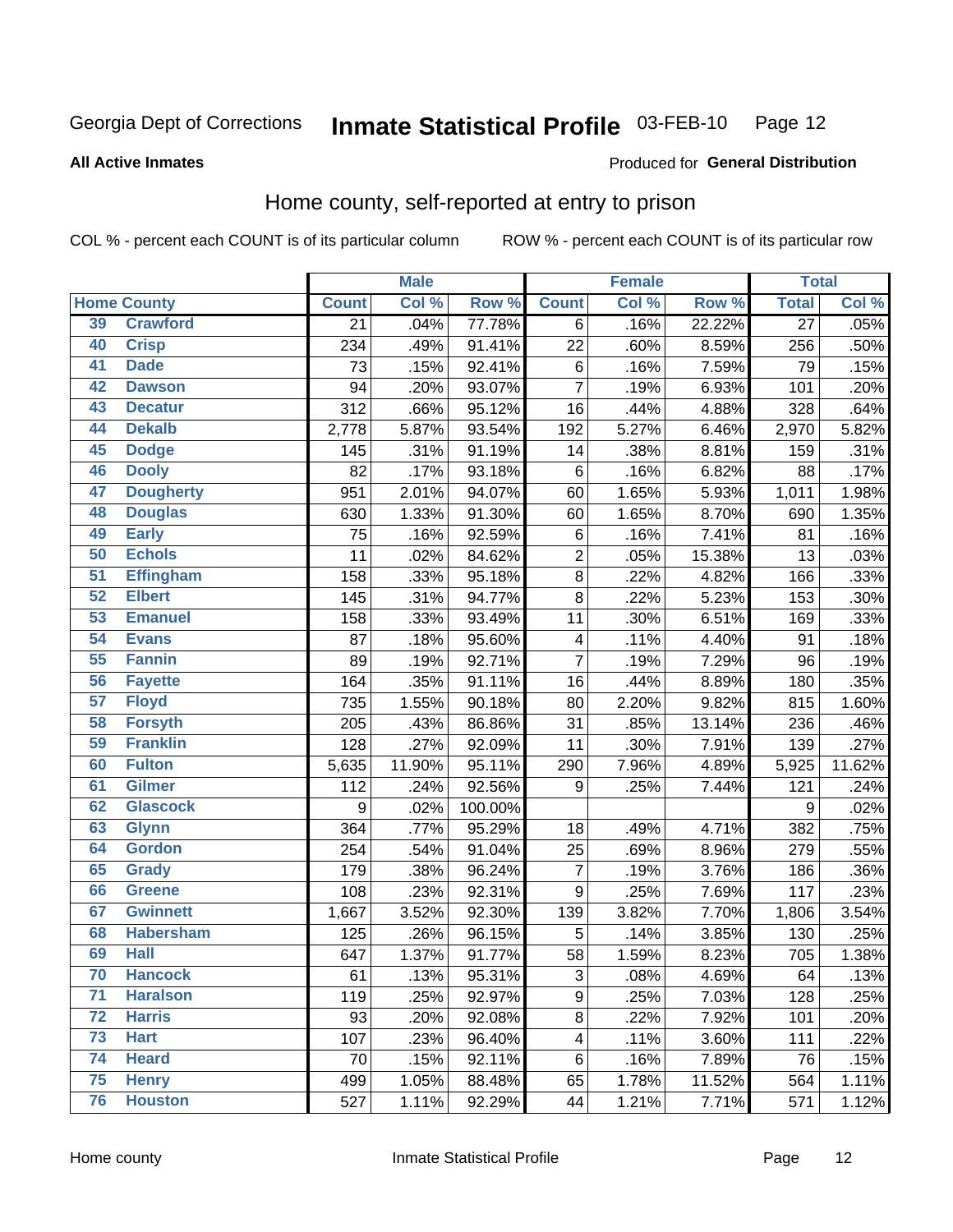Georgia Dept of Corrections **Inmate Statistical Profile** 03-FEB-10

**All Active Inmates**

Produced for **General Distribution**

## Home county, self-reported at entry to prison

COL % - percent each COUNT is of its particular column ROW % - percent each COUNT is of its particular row

| Home County | | Male | | | Female | | | Total | |
|---|---|---|---|---|---|---|---|---|---|
| | | Count | Col % | Row % | Count | Col % | Row % | Total | Col % |
| 39 | Crawford | 21 | .04% | 77.78% | 6 | .16% | 22.22% | 27 | .05% |
| 40 | Crisp | 234 | .49% | 91.41% | 22 | .60% | 8.59% | 256 | .50% |
| 41 | Dade | 73 | .15% | 92.41% | 6 | .16% | 7.59% | 79 | .15% |
| 42 | Dawson | 94 | .20% | 93.07% | 7 | .19% | 6.93% | 101 | .20% |
| 43 | Decatur | 312 | .66% | 95.12% | 16 | .44% | 4.88% | 328 | .64% |
| 44 | Dekalb | 2,778 | 5.87% | 93.54% | 192 | 5.27% | 6.46% | 2,970 | 5.82% |
| 45 | Dodge | 145 | .31% | 91.19% | 14 | .38% | 8.81% | 159 | .31% |
| 46 | Dooly | 82 | .17% | 93.18% | 6 | .16% | 6.82% | 88 | .17% |
| 47 | Dougherty | 951 | 2.01% | 94.07% | 60 | 1.65% | 5.93% | 1,011 | 1.98% |
| 48 | Douglas | 630 | 1.33% | 91.30% | 60 | 1.65% | 8.70% | 690 | 1.35% |
| 49 | Early | 75 | .16% | 92.59% | 6 | .16% | 7.41% | 81 | .16% |
| 50 | Echols | 11 | .02% | 84.62% | 2 | .05% | 15.38% | 13 | .03% |
| 51 | Effingham | 158 | .33% | 95.18% | 8 | .22% | 4.82% | 166 | .33% |
| 52 | Elbert | 145 | .31% | 94.77% | 8 | .22% | 5.23% | 153 | .30% |
| 53 | Emanuel | 158 | .33% | 93.49% | 11 | .30% | 6.51% | 169 | .33% |
| 54 | Evans | 87 | .18% | 95.60% | 4 | .11% | 4.40% | 91 | .18% |
| 55 | Fannin | 89 | .19% | 92.71% | 7 | .19% | 7.29% | 96 | .19% |
| 56 | Fayette | 164 | .35% | 91.11% | 16 | .44% | 8.89% | 180 | .35% |
| 57 | Floyd | 735 | 1.55% | 90.18% | 80 | 2.20% | 9.82% | 815 | 1.60% |
| 58 | Forsyth | 205 | .43% | 86.86% | 31 | .85% | 13.14% | 236 | .46% |
| 59 | Franklin | 128 | .27% | 92.09% | 11 | .30% | 7.91% | 139 | .27% |
| 60 | Fulton | 5,635 | 11.90% | 95.11% | 290 | 7.96% | 4.89% | 5,925 | 11.62% |
| 61 | Gilmer | 112 | .24% | 92.56% | 9 | .25% | 7.44% | 121 | .24% |
| 62 | Glascock | 9 | .02% | 100.00% | | | | 9 | .02% |
| 63 | Glynn | 364 | .77% | 95.29% | 18 | .49% | 4.71% | 382 | .75% |
| 64 | Gordon | 254 | .54% | 91.04% | 25 | .69% | 8.96% | 279 | .55% |
| 65 | Grady | 179 | .38% | 96.24% | 7 | .19% | 3.76% | 186 | .36% |
| 66 | Greene | 108 | .23% | 92.31% | 9 | .25% | 7.69% | 117 | .23% |
| 67 | Gwinnett | 1,667 | 3.52% | 92.30% | 139 | 3.82% | 7.70% | 1,806 | 3.54% |
| 68 | Habersham | 125 | .26% | 96.15% | 5 | .14% | 3.85% | 130 | .25% |
| 69 | Hall | 647 | 1.37% | 91.77% | 58 | 1.59% | 8.23% | 705 | 1.38% |
| 70 | Hancock | 61 | .13% | 95.31% | 3 | .08% | 4.69% | 64 | .13% |
| 71 | Haralson | 119 | .25% | 92.97% | 9 | .25% | 7.03% | 128 | .25% |
| 72 | Harris | 93 | .20% | 92.08% | 8 | .22% | 7.92% | 101 | .20% |
| 73 | Hart | 107 | .23% | 96.40% | 4 | .11% | 3.60% | 111 | .22% |
| 74 | Heard | 70 | .15% | 92.11% | 6 | .16% | 7.89% | 76 | .15% |
| 75 | Henry | 499 | 1.05% | 88.48% | 65 | 1.78% | 11.52% | 564 | 1.11% |
| 76 | Houston | 527 | 1.11% | 92.29% | 44 | 1.21% | 7.71% | 571 | 1.12% |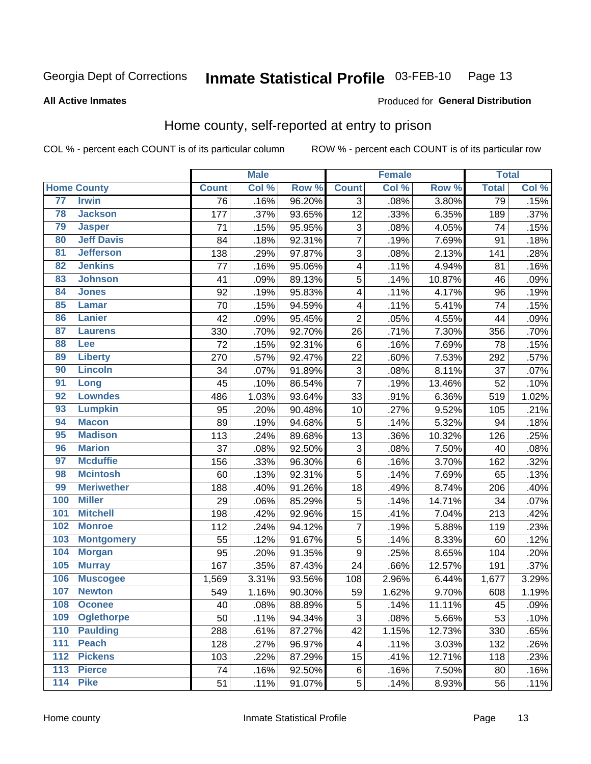Georgia Dept of Corrections **Inmate Statistical Profile** 03-FEB-10

**All Active Inmates**

Produced for **General Distribution**

## Home county, self-reported at entry to prison

COL % - percent each COUNT is of its particular column ROW % - percent each COUNT is of its particular row

| | | Male | | | Female | | | Total | |
|---|---|---|---|---|---|---|---|---|---|
| Home County | | Count | Col % | Row % | Count | Col % | Row % | Total | Col % |
| 77 | Irwin | 76 | .16% | 96.20% | 3 | .08% | 3.80% | 79 | .15% |
| 78 | Jackson | 177 | .37% | 93.65% | 12 | .33% | 6.35% | 189 | .37% |
| 79 | Jasper | 71 | .15% | 95.95% | 3 | .08% | 4.05% | 74 | .15% |
| 80 | Jeff Davis | 84 | .18% | 92.31% | 7 | .19% | 7.69% | 91 | .18% |
| 81 | Jefferson | 138 | .29% | 97.87% | 3 | .08% | 2.13% | 141 | .28% |
| 82 | Jenkins | 77 | .16% | 95.06% | 4 | .11% | 4.94% | 81 | .16% |
| 83 | Johnson | 41 | .09% | 89.13% | 5 | .14% | 10.87% | 46 | .09% |
| 84 | Jones | 92 | .19% | 95.83% | 4 | .11% | 4.17% | 96 | .19% |
| 85 | Lamar | 70 | .15% | 94.59% | 4 | .11% | 5.41% | 74 | .15% |
| 86 | Lanier | 42 | .09% | 95.45% | 2 | .05% | 4.55% | 44 | .09% |
| 87 | Laurens | 330 | .70% | 92.70% | 26 | .71% | 7.30% | 356 | .70% |
| 88 | Lee | 72 | .15% | 92.31% | 6 | .16% | 7.69% | 78 | .15% |
| 89 | Liberty | 270 | .57% | 92.47% | 22 | .60% | 7.53% | 292 | .57% |
| 90 | Lincoln | 34 | .07% | 91.89% | 3 | .08% | 8.11% | 37 | .07% |
| 91 | Long | 45 | .10% | 86.54% | 7 | .19% | 13.46% | 52 | .10% |
| 92 | Lowndes | 486 | 1.03% | 93.64% | 33 | .91% | 6.36% | 519 | 1.02% |
| 93 | Lumpkin | 95 | .20% | 90.48% | 10 | .27% | 9.52% | 105 | .21% |
| 94 | Macon | 89 | .19% | 94.68% | 5 | .14% | 5.32% | 94 | .18% |
| 95 | Madison | 113 | .24% | 89.68% | 13 | .36% | 10.32% | 126 | .25% |
| 96 | Marion | 37 | .08% | 92.50% | 3 | .08% | 7.50% | 40 | .08% |
| 97 | Mcduffie | 156 | .33% | 96.30% | 6 | .16% | 3.70% | 162 | .32% |
| 98 | Mcintosh | 60 | .13% | 92.31% | 5 | .14% | 7.69% | 65 | .13% |
| 99 | Meriwether | 188 | .40% | 91.26% | 18 | .49% | 8.74% | 206 | .40% |
| 100 | Miller | 29 | .06% | 85.29% | 5 | .14% | 14.71% | 34 | .07% |
| 101 | Mitchell | 198 | .42% | 92.96% | 15 | .41% | 7.04% | 213 | .42% |
| 102 | Monroe | 112 | .24% | 94.12% | 7 | .19% | 5.88% | 119 | .23% |
| 103 | Montgomery | 55 | .12% | 91.67% | 5 | .14% | 8.33% | 60 | .12% |
| 104 | Morgan | 95 | .20% | 91.35% | 9 | .25% | 8.65% | 104 | .20% |
| 105 | Murray | 167 | .35% | 87.43% | 24 | .66% | 12.57% | 191 | .37% |
| 106 | Muscogee | 1,569 | 3.31% | 93.56% | 108 | 2.96% | 6.44% | 1,677 | 3.29% |
| 107 | Newton | 549 | 1.16% | 90.30% | 59 | 1.62% | 9.70% | 608 | 1.19% |
| 108 | Oconee | 40 | .08% | 88.89% | 5 | .14% | 11.11% | 45 | .09% |
| 109 | Oglethorpe | 50 | .11% | 94.34% | 3 | .08% | 5.66% | 53 | .10% |
| 110 | Paulding | 288 | .61% | 87.27% | 42 | 1.15% | 12.73% | 330 | .65% |
| 111 | Peach | 128 | .27% | 96.97% | 4 | .11% | 3.03% | 132 | .26% |
| 112 | Pickens | 103 | .22% | 87.29% | 15 | .41% | 12.71% | 118 | .23% |
| 113 | Pierce | 74 | .16% | 92.50% | 6 | .16% | 7.50% | 80 | .16% |
| 114 | Pike | 51 | .11% | 91.07% | 5 | .14% | 8.93% | 56 | .11% |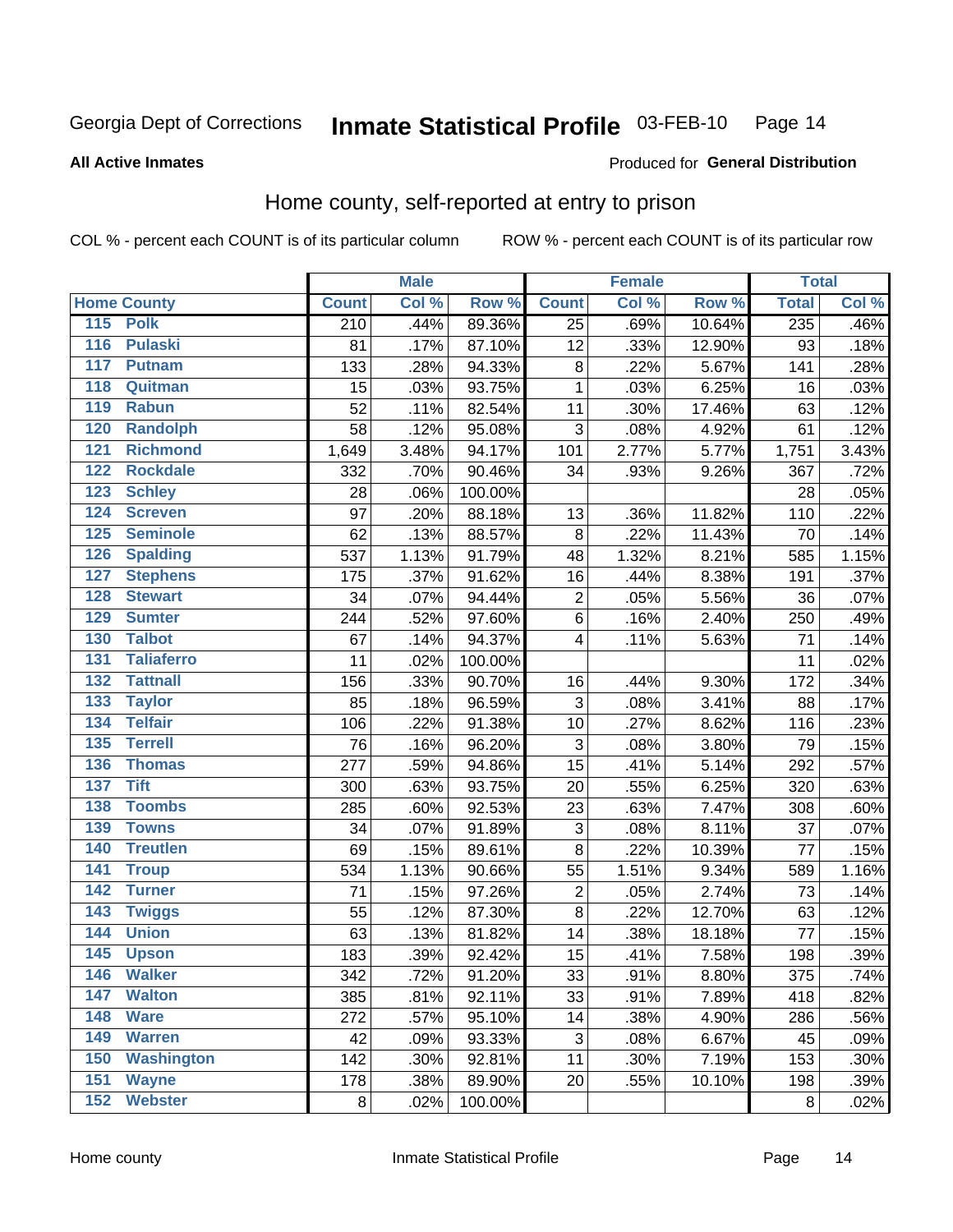Georgia Dept of Corrections **Inmate Statistical Profile** 03-FEB-10

**All Active Inmates**

Produced for **General Distribution**

## Home county, self-reported at entry to prison

COL % - percent each COUNT is of its particular column    ROW % - percent each COUNT is of its particular row

| Home County | | Male | | | Female | | | Total | |
|---|---|---|---|---|---|---|---|---|---|
| | | Count | Col % | Row % | Count | Col % | Row % | Total | Col % |
| 115 | Polk | 210 | .44% | 89.36% | 25 | .69% | 10.64% | 235 | .46% |
| 116 | Pulaski | 81 | .17% | 87.10% | 12 | .33% | 12.90% | 93 | .18% |
| 117 | Putnam | 133 | .28% | 94.33% | 8 | .22% | 5.67% | 141 | .28% |
| 118 | Quitman | 15 | .03% | 93.75% | 1 | .03% | 6.25% | 16 | .03% |
| 119 | Rabun | 52 | .11% | 82.54% | 11 | .30% | 17.46% | 63 | .12% |
| 120 | Randolph | 58 | .12% | 95.08% | 3 | .08% | 4.92% | 61 | .12% |
| 121 | Richmond | 1,649 | 3.48% | 94.17% | 101 | 2.77% | 5.77% | 1,751 | 3.43% |
| 122 | Rockdale | 332 | .70% | 90.46% | 34 | .93% | 9.26% | 367 | .72% |
| 123 | Schley | 28 | .06% | 100.00% | | | | 28 | .05% |
| 124 | Screven | 97 | .20% | 88.18% | 13 | .36% | 11.82% | 110 | .22% |
| 125 | Seminole | 62 | .13% | 88.57% | 8 | .22% | 11.43% | 70 | .14% |
| 126 | Spalding | 537 | 1.13% | 91.79% | 48 | 1.32% | 8.21% | 585 | 1.15% |
| 127 | Stephens | 175 | .37% | 91.62% | 16 | .44% | 8.38% | 191 | .37% |
| 128 | Stewart | 34 | .07% | 94.44% | 2 | .05% | 5.56% | 36 | .07% |
| 129 | Sumter | 244 | .52% | 97.60% | 6 | .16% | 2.40% | 250 | .49% |
| 130 | Talbot | 67 | .14% | 94.37% | 4 | .11% | 5.63% | 71 | .14% |
| 131 | Taliaferro | 11 | .02% | 100.00% | | | | 11 | .02% |
| 132 | Tattnall | 156 | .33% | 90.70% | 16 | .44% | 9.30% | 172 | .34% |
| 133 | Taylor | 85 | .18% | 96.59% | 3 | .08% | 3.41% | 88 | .17% |
| 134 | Telfair | 106 | .22% | 91.38% | 10 | .27% | 8.62% | 116 | .23% |
| 135 | Terrell | 76 | .16% | 96.20% | 3 | .08% | 3.80% | 79 | .15% |
| 136 | Thomas | 277 | .59% | 94.86% | 15 | .41% | 5.14% | 292 | .57% |
| 137 | Tift | 300 | .63% | 93.75% | 20 | .55% | 6.25% | 320 | .63% |
| 138 | Toombs | 285 | .60% | 92.53% | 23 | .63% | 7.47% | 308 | .60% |
| 139 | Towns | 34 | .07% | 91.89% | 3 | .08% | 8.11% | 37 | .07% |
| 140 | Treutlen | 69 | .15% | 89.61% | 8 | .22% | 10.39% | 77 | .15% |
| 141 | Troup | 534 | 1.13% | 90.66% | 55 | 1.51% | 9.34% | 589 | 1.16% |
| 142 | Turner | 71 | .15% | 97.26% | 2 | .05% | 2.74% | 73 | .14% |
| 143 | Twiggs | 55 | .12% | 87.30% | 8 | .22% | 12.70% | 63 | .12% |
| 144 | Union | 63 | .13% | 81.82% | 14 | .38% | 18.18% | 77 | .15% |
| 145 | Upson | 183 | .39% | 92.42% | 15 | .41% | 7.58% | 198 | .39% |
| 146 | Walker | 342 | .72% | 91.20% | 33 | .91% | 8.80% | 375 | .74% |
| 147 | Walton | 385 | .81% | 92.11% | 33 | .91% | 7.89% | 418 | .82% |
| 148 | Ware | 272 | .57% | 95.10% | 14 | .38% | 4.90% | 286 | .56% |
| 149 | Warren | 42 | .09% | 93.33% | 3 | .08% | 6.67% | 45 | .09% |
| 150 | Washington | 142 | .30% | 92.81% | 11 | .30% | 7.19% | 153 | .30% |
| 151 | Wayne | 178 | .38% | 89.90% | 20 | .55% | 10.10% | 198 | .39% |
| 152 | Webster | 8 | .02% | 100.00% | | | | 8 | .02% |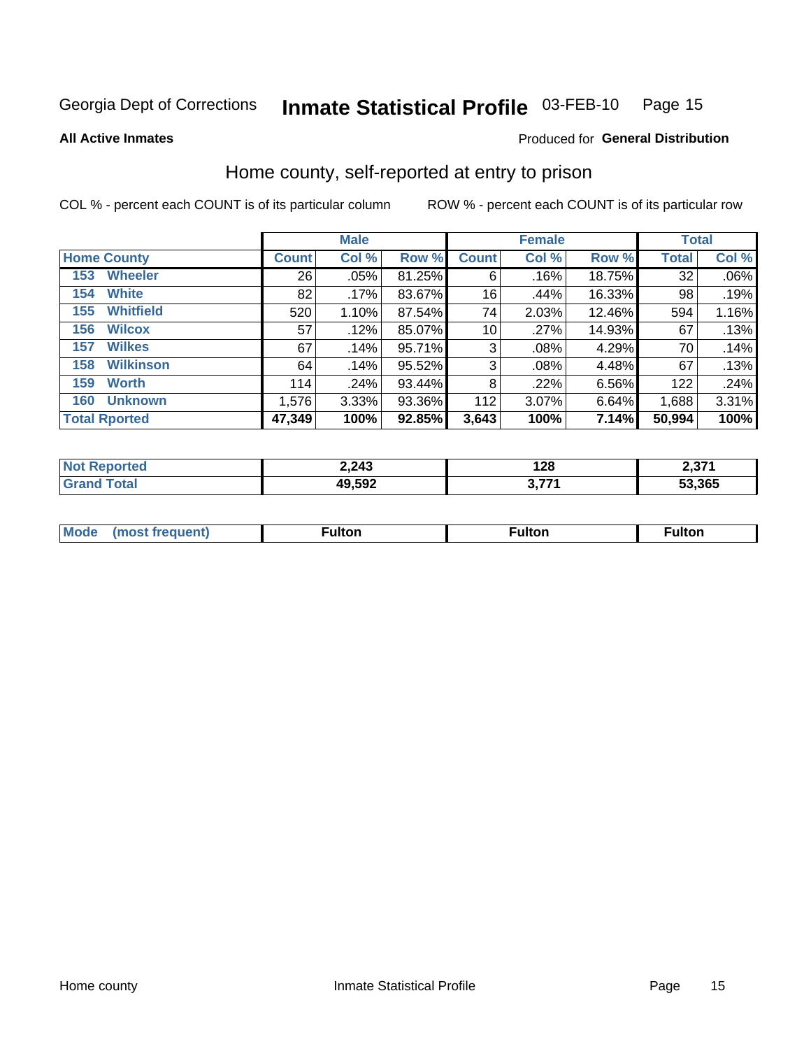Georgia Dept of Corrections **Inmate Statistical Profile** 03-FEB-10

**All Active Inmates**

Produced for **General Distribution**

## Home county, self-reported at entry to prison

COL % - percent each COUNT is of its particular column     ROW % - percent each COUNT is of its particular row

| | Male | | | Female | | | Total | |
|---|---|---|---|---|---|---|---|---|
| **Home County** | **Count** | **Col %** | **Row %** | **Count** | **Col %** | **Row %** | **Total** | **Col %** |
| 153 Wheeler | 26 | .05% | 81.25% | 6 | .16% | 18.75% | 32 | .06% |
| 154 White | 82 | .17% | 83.67% | 16 | .44% | 16.33% | 98 | .19% |
| 155 Whitfield | 520 | 1.10% | 87.54% | 74 | 2.03% | 12.46% | 594 | 1.16% |
| 156 Wilcox | 57 | .12% | 85.07% | 10 | .27% | 14.93% | 67 | .13% |
| 157 Wilkes | 67 | .14% | 95.71% | 3 | .08% | 4.29% | 70 | .14% |
| 158 Wilkinson | 64 | .14% | 95.52% | 3 | .08% | 4.48% | 67 | .13% |
| 159 Worth | 114 | .24% | 93.44% | 8 | .22% | 6.56% | 122 | .24% |
| 160 Unknown | 1,576 | 3.33% | 93.36% | 112 | 3.07% | 6.64% | 1,688 | 3.31% |
| **Total Rported** | **47,349** | **100%** | **92.85%** | **3,643** | **100%** | **7.14%** | **50,994** | **100%** |

| | Male | Female | Total |
|---|---|---|---|
| **Not Reported** | **2,243** | **128** | **2,371** |
| **Grand Total** | **49,592** | **3,771** | **53,365** |

| | Male | Female | Total |
|---|---|---|---|
| **Mode (most frequent)** | **Fulton** | **Fulton** | **Fulton** |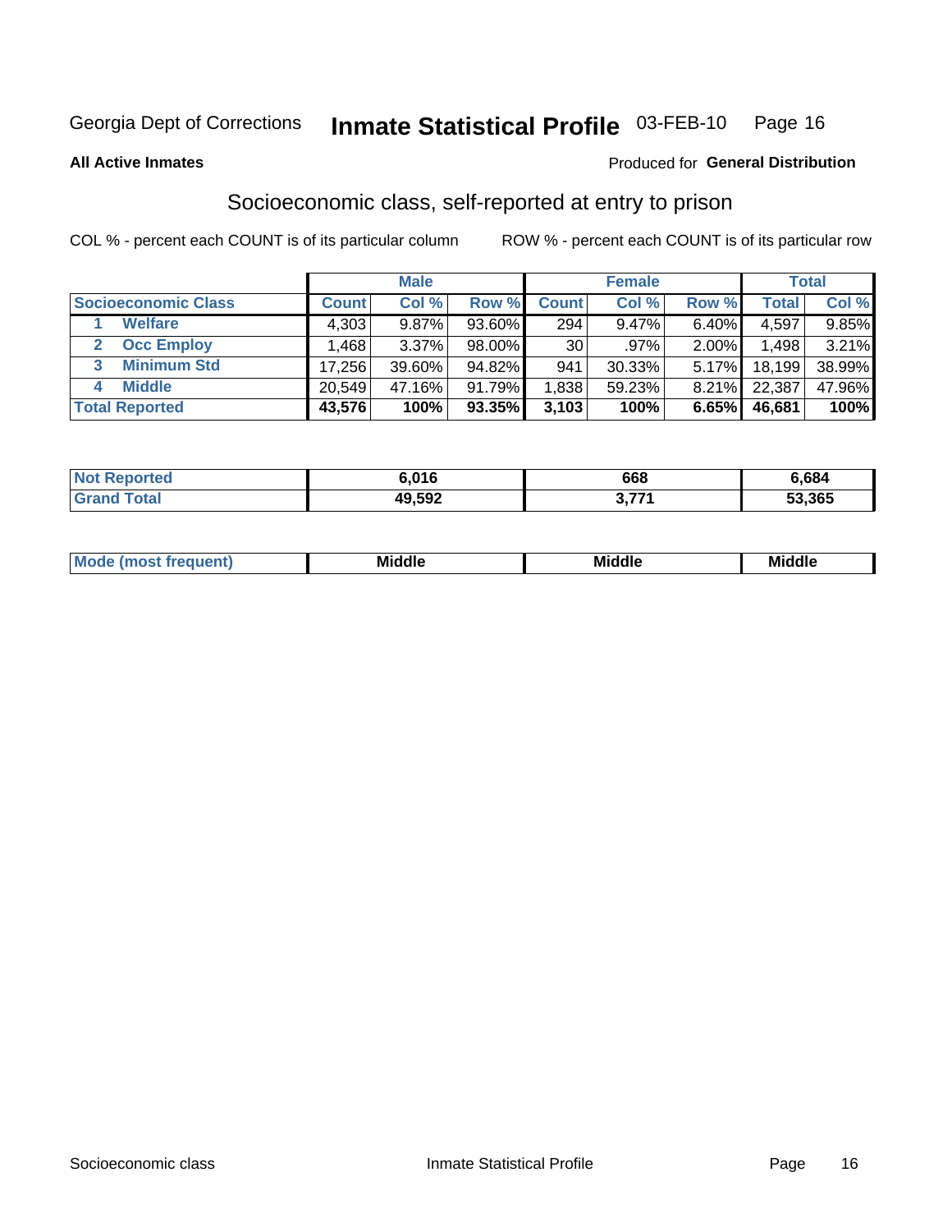Georgia Dept of Corrections **Inmate Statistical Profile** 03-FEB-10

**All Active Inmates**

Produced for **General Distribution**

## Socioeconomic class, self-reported at entry to prison

COL % - percent each COUNT is of its particular column

ROW % - percent each COUNT is of its particular row

| | Male | | | Female | | | Total | |
|---|---|---|---|---|---|---|---|---|
| **Socioeconomic Class** | **Count** | **Col %** | **Row %** | **Count** | **Col %** | **Row %** | **Total** | **Col %** |
| 1 Welfare | 4,303 | 9.87% | 93.60% | 294 | 9.47% | 6.40% | 4,597 | 9.85% |
| 2 Occ Employ | 1,468 | 3.37% | 98.00% | 30 | .97% | 2.00% | 1,498 | 3.21% |
| 3 Minimum Std | 17,256 | 39.60% | 94.82% | 941 | 30.33% | 5.17% | 18,199 | 38.99% |
| 4 Middle | 20,549 | 47.16% | 91.79% | 1,838 | 59.23% | 8.21% | 22,387 | 47.96% |
| **Total Reported** | **43,576** | **100%** | **93.35%** | **3,103** | **100%** | **6.65%** | **46,681** | **100%** |

| | Male | Female | Total |
|---|---|---|---|
| Not Reported | 6,016 | 668 | 6,684 |
| Grand Total | 49,592 | 3,771 | 53,365 |

| | Male | Female | Total |
|---|---|---|---|
| Mode (most frequent) | Middle | Middle | Middle |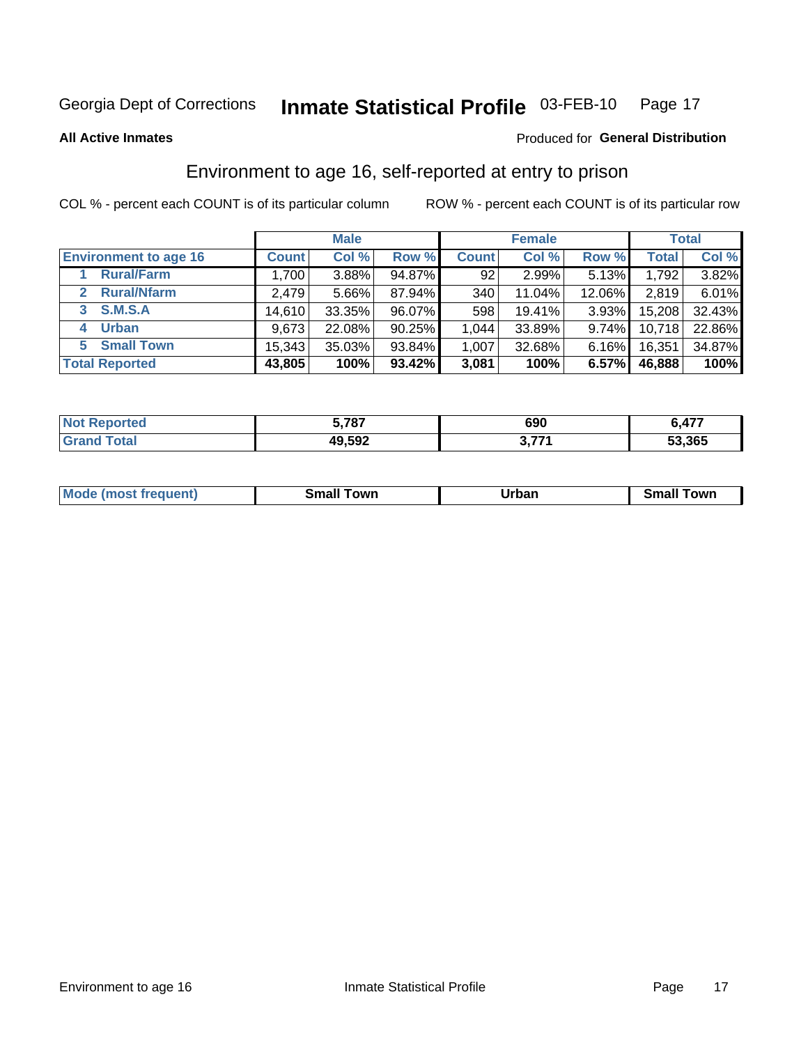Georgia Dept of Corrections **Inmate Statistical Profile** 03-FEB-10

**All Active Inmates**

Produced for **General Distribution**

## Environment to age 16, self-reported at entry to prison

COL % - percent each COUNT is of its particular column

ROW % - percent each COUNT is of its particular row

| | Male | | | Female | | | Total | |
|---|---|---|---|---|---|---|---|---|
| **Environment to age 16** | **Count** | **Col %** | **Row %** | **Count** | **Col %** | **Row %** | **Total** | **Col %** |
| 1 **Rural/Farm** | 1,700 | 3.88% | 94.87% | 92 | 2.99% | 5.13% | 1,792 | 3.82% |
| 2 **Rural/Nfarm** | 2,479 | 5.66% | 87.94% | 340 | 11.04% | 12.06% | 2,819 | 6.01% |
| 3 **S.M.S.A** | 14,610 | 33.35% | 96.07% | 598 | 19.41% | 3.93% | 15,208 | 32.43% |
| 4 **Urban** | 9,673 | 22.08% | 90.25% | 1,044 | 33.89% | 9.74% | 10,718 | 22.86% |
| 5 **Small Town** | 15,343 | 35.03% | 93.84% | 1,007 | 32.68% | 6.16% | 16,351 | 34.87% |
| **Total Reported** | **43,805** | **100%** | **93.42%** | **3,081** | **100%** | **6.57%** | **46,888** | **100%** |

| | Male | Female | Total |
|---|---|---|---|
| **Not Reported** | **5,787** | **690** | **6,477** |
| **Grand Total** | **49,592** | **3,771** | **53,365** |

| | Male | Female | Total |
|---|---|---|---|
| **Mode (most frequent)** | **Small Town** | **Urban** | **Small Town** |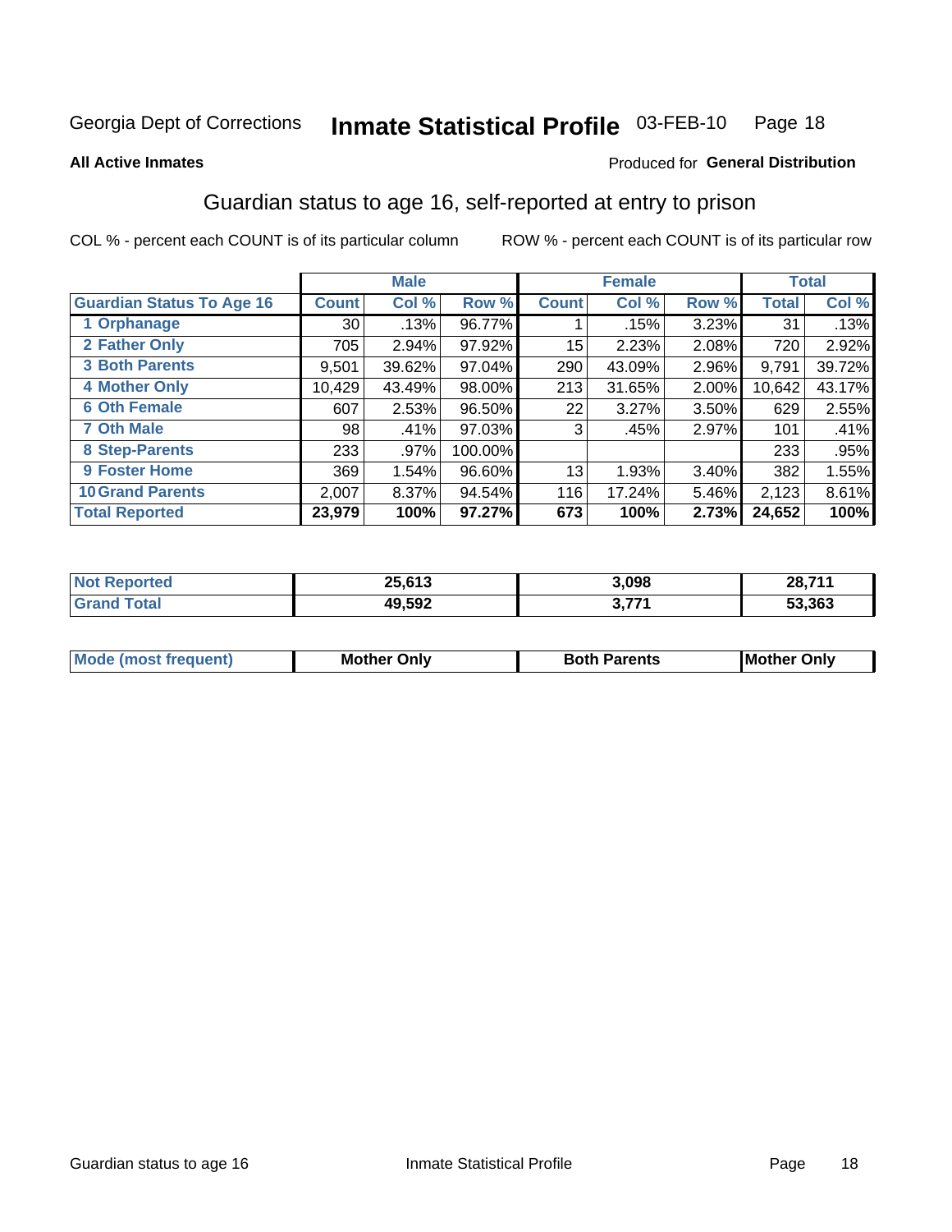Georgia Dept of Corrections **Inmate Statistical Profile** 03-FEB-10

**All Active Inmates**

Produced for **General Distribution**

## Guardian status to age 16, self-reported at entry to prison

COL % - percent each COUNT is of its particular column

ROW % - percent each COUNT is of its particular row

| | Male | | | Female | | | Total | |
|---|---|---|---|---|---|---|---|---|
| **Guardian Status To Age 16** | **Count** | **Col %** | **Row %** | **Count** | **Col %** | **Row %** | **Total** | **Col %** |
| **1 Orphanage** | 30 | .13% | 96.77% | 1 | .15% | 3.23% | 31 | .13% |
| **2 Father Only** | 705 | 2.94% | 97.92% | 15 | 2.23% | 2.08% | 720 | 2.92% |
| **3 Both Parents** | 9,501 | 39.62% | 97.04% | 290 | 43.09% | 2.96% | 9,791 | 39.72% |
| **4 Mother Only** | 10,429 | 43.49% | 98.00% | 213 | 31.65% | 2.00% | 10,642 | 43.17% |
| **6 Oth Female** | 607 | 2.53% | 96.50% | 22 | 3.27% | 3.50% | 629 | 2.55% |
| **7 Oth Male** | 98 | .41% | 97.03% | 3 | .45% | 2.97% | 101 | .41% |
| **8 Step-Parents** | 233 | .97% | 100.00% | | | | 233 | .95% |
| **9 Foster Home** | 369 | 1.54% | 96.60% | 13 | 1.93% | 3.40% | 382 | 1.55% |
| **10 Grand Parents** | 2,007 | 8.37% | 94.54% | 116 | 17.24% | 5.46% | 2,123 | 8.61% |
| **Total Reported** | **23,979** | **100%** | **97.27%** | **673** | **100%** | **2.73%** | **24,652** | **100%** |

| | Male | Female | Total |
|---|---|---|---|
| **Not Reported** | **25,613** | **3,098** | **28,711** |
| **Grand Total** | **49,592** | **3,771** | **53,363** |

| | Male | Female | Total |
|---|---|---|---|
| **Mode (most frequent)** | **Mother Only** | **Both Parents** | **Mother Only** |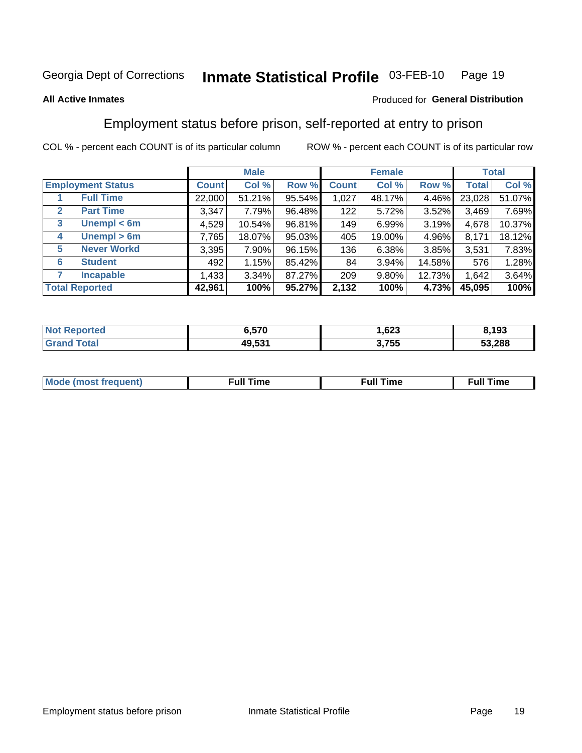Georgia Dept of Corrections **Inmate Statistical Profile** 03-FEB-10

**All Active Inmates**

Produced for **General Distribution**

## Employment status before prison, self-reported at entry to prison

COL % - percent each COUNT is of its particular column ROW % - percent each COUNT is of its particular row

| | | Male | | | Female | | | Total | |
|---|---|---|---|---|---|---|---|---|---|
| **Employment Status** | | **Count** | **Col %** | **Row %** | **Count** | **Col %** | **Row %** | **Total** | **Col %** |
| 1 | **Full Time** | 22,000 | 51.21% | 95.54% | 1,027 | 48.17% | 4.46% | 23,028 | 51.07% |
| 2 | **Part Time** | 3,347 | 7.79% | 96.48% | 122 | 5.72% | 3.52% | 3,469 | 7.69% |
| 3 | **Unempl < 6m** | 4,529 | 10.54% | 96.81% | 149 | 6.99% | 3.19% | 4,678 | 10.37% |
| 4 | **Unempl > 6m** | 7,765 | 18.07% | 95.03% | 405 | 19.00% | 4.96% | 8,171 | 18.12% |
| 5 | **Never Workd** | 3,395 | 7.90% | 96.15% | 136 | 6.38% | 3.85% | 3,531 | 7.83% |
| 6 | **Student** | 492 | 1.15% | 85.42% | 84 | 3.94% | 14.58% | 576 | 1.28% |
| 7 | **Incapable** | 1,433 | 3.34% | 87.27% | 209 | 9.80% | 12.73% | 1,642 | 3.64% |
| **Total Reported** | | **42,961** | **100%** | **95.27%** | **2,132** | **100%** | **4.73%** | **45,095** | **100%** |

| | Male | Female | Total |
|---|---|---|---|
| **Not Reported** | **6,570** | **1,623** | **8,193** |
| **Grand Total** | **49,531** | **3,755** | **53,288** |

| | Male | Female | Total |
|---|---|---|---|
| **Mode (most frequent)** | **Full Time** | **Full Time** | **Full Time** |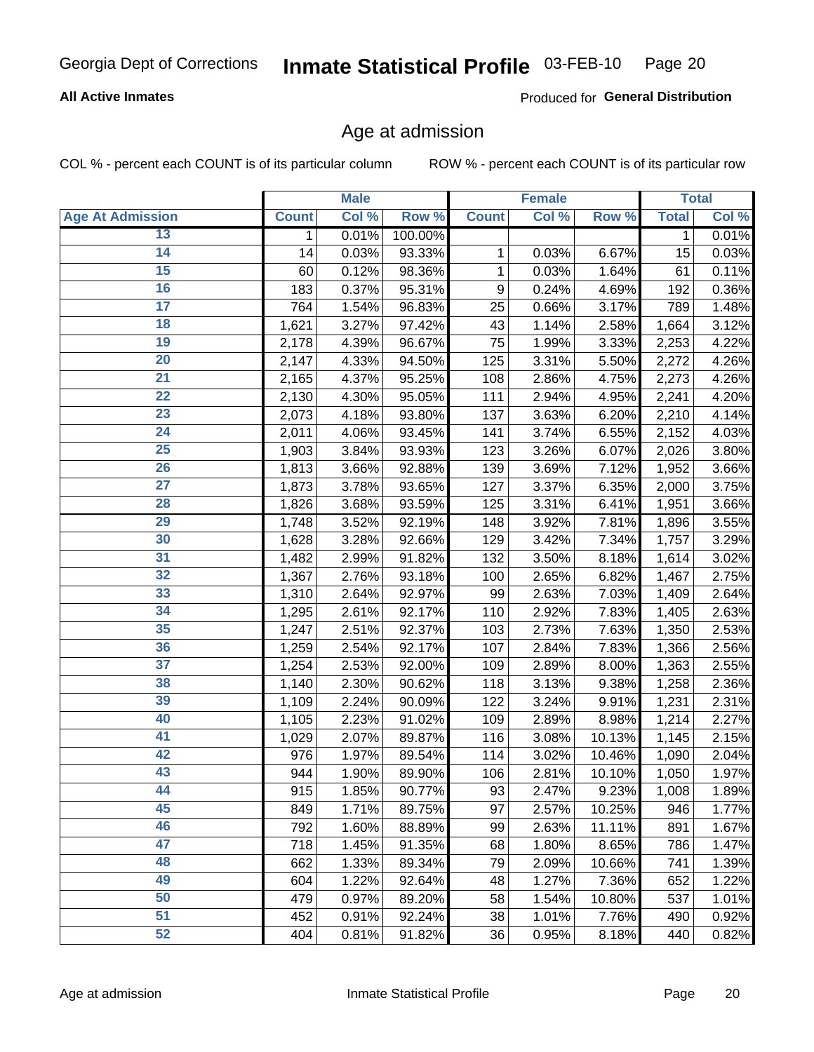Georgia Dept of Corrections **Inmate Statistical Profile** 03-FEB-10

**All Active Inmates**

Produced for **General Distribution**

## Age at admission

COL % - percent each COUNT is of its particular column    ROW % - percent each COUNT is of its particular row

| | Male | | | Female | | | Total | |
|---|---|---|---|---|---|---|---|---|
| Age At Admission | Count | Col % | Row % | Count | Col % | Row % | Total | Col % |
| 13 | 1 | 0.01% | 100.00% | | | | 1 | 0.01% |
| 14 | 14 | 0.03% | 93.33% | 1 | 0.03% | 6.67% | 15 | 0.03% |
| 15 | 60 | 0.12% | 98.36% | 1 | 0.03% | 1.64% | 61 | 0.11% |
| 16 | 183 | 0.37% | 95.31% | 9 | 0.24% | 4.69% | 192 | 0.36% |
| 17 | 764 | 1.54% | 96.83% | 25 | 0.66% | 3.17% | 789 | 1.48% |
| 18 | 1,621 | 3.27% | 97.42% | 43 | 1.14% | 2.58% | 1,664 | 3.12% |
| 19 | 2,178 | 4.39% | 96.67% | 75 | 1.99% | 3.33% | 2,253 | 4.22% |
| 20 | 2,147 | 4.33% | 94.50% | 125 | 3.31% | 5.50% | 2,272 | 4.26% |
| 21 | 2,165 | 4.37% | 95.25% | 108 | 2.86% | 4.75% | 2,273 | 4.26% |
| 22 | 2,130 | 4.30% | 95.05% | 111 | 2.94% | 4.95% | 2,241 | 4.20% |
| 23 | 2,073 | 4.18% | 93.80% | 137 | 3.63% | 6.20% | 2,210 | 4.14% |
| 24 | 2,011 | 4.06% | 93.45% | 141 | 3.74% | 6.55% | 2,152 | 4.03% |
| 25 | 1,903 | 3.84% | 93.93% | 123 | 3.26% | 6.07% | 2,026 | 3.80% |
| 26 | 1,813 | 3.66% | 92.88% | 139 | 3.69% | 7.12% | 1,952 | 3.66% |
| 27 | 1,873 | 3.78% | 93.65% | 127 | 3.37% | 6.35% | 2,000 | 3.75% |
| 28 | 1,826 | 3.68% | 93.59% | 125 | 3.31% | 6.41% | 1,951 | 3.66% |
| 29 | 1,748 | 3.52% | 92.19% | 148 | 3.92% | 7.81% | 1,896 | 3.55% |
| 30 | 1,628 | 3.28% | 92.66% | 129 | 3.42% | 7.34% | 1,757 | 3.29% |
| 31 | 1,482 | 2.99% | 91.82% | 132 | 3.50% | 8.18% | 1,614 | 3.02% |
| 32 | 1,367 | 2.76% | 93.18% | 100 | 2.65% | 6.82% | 1,467 | 2.75% |
| 33 | 1,310 | 2.64% | 92.97% | 99 | 2.63% | 7.03% | 1,409 | 2.64% |
| 34 | 1,295 | 2.61% | 92.17% | 110 | 2.92% | 7.83% | 1,405 | 2.63% |
| 35 | 1,247 | 2.51% | 92.37% | 103 | 2.73% | 7.63% | 1,350 | 2.53% |
| 36 | 1,259 | 2.54% | 92.17% | 107 | 2.84% | 7.83% | 1,366 | 2.56% |
| 37 | 1,254 | 2.53% | 92.00% | 109 | 2.89% | 8.00% | 1,363 | 2.55% |
| 38 | 1,140 | 2.30% | 90.62% | 118 | 3.13% | 9.38% | 1,258 | 2.36% |
| 39 | 1,109 | 2.24% | 90.09% | 122 | 3.24% | 9.91% | 1,231 | 2.31% |
| 40 | 1,105 | 2.23% | 91.02% | 109 | 2.89% | 8.98% | 1,214 | 2.27% |
| 41 | 1,029 | 2.07% | 89.87% | 116 | 3.08% | 10.13% | 1,145 | 2.15% |
| 42 | 976 | 1.97% | 89.54% | 114 | 3.02% | 10.46% | 1,090 | 2.04% |
| 43 | 944 | 1.90% | 89.90% | 106 | 2.81% | 10.10% | 1,050 | 1.97% |
| 44 | 915 | 1.85% | 90.77% | 93 | 2.47% | 9.23% | 1,008 | 1.89% |
| 45 | 849 | 1.71% | 89.75% | 97 | 2.57% | 10.25% | 946 | 1.77% |
| 46 | 792 | 1.60% | 88.89% | 99 | 2.63% | 11.11% | 891 | 1.67% |
| 47 | 718 | 1.45% | 91.35% | 68 | 1.80% | 8.65% | 786 | 1.47% |
| 48 | 662 | 1.33% | 89.34% | 79 | 2.09% | 10.66% | 741 | 1.39% |
| 49 | 604 | 1.22% | 92.64% | 48 | 1.27% | 7.36% | 652 | 1.22% |
| 50 | 479 | 0.97% | 89.20% | 58 | 1.54% | 10.80% | 537 | 1.01% |
| 51 | 452 | 0.91% | 92.24% | 38 | 1.01% | 7.76% | 490 | 0.92% |
| 52 | 404 | 0.81% | 91.82% | 36 | 0.95% | 8.18% | 440 | 0.82% |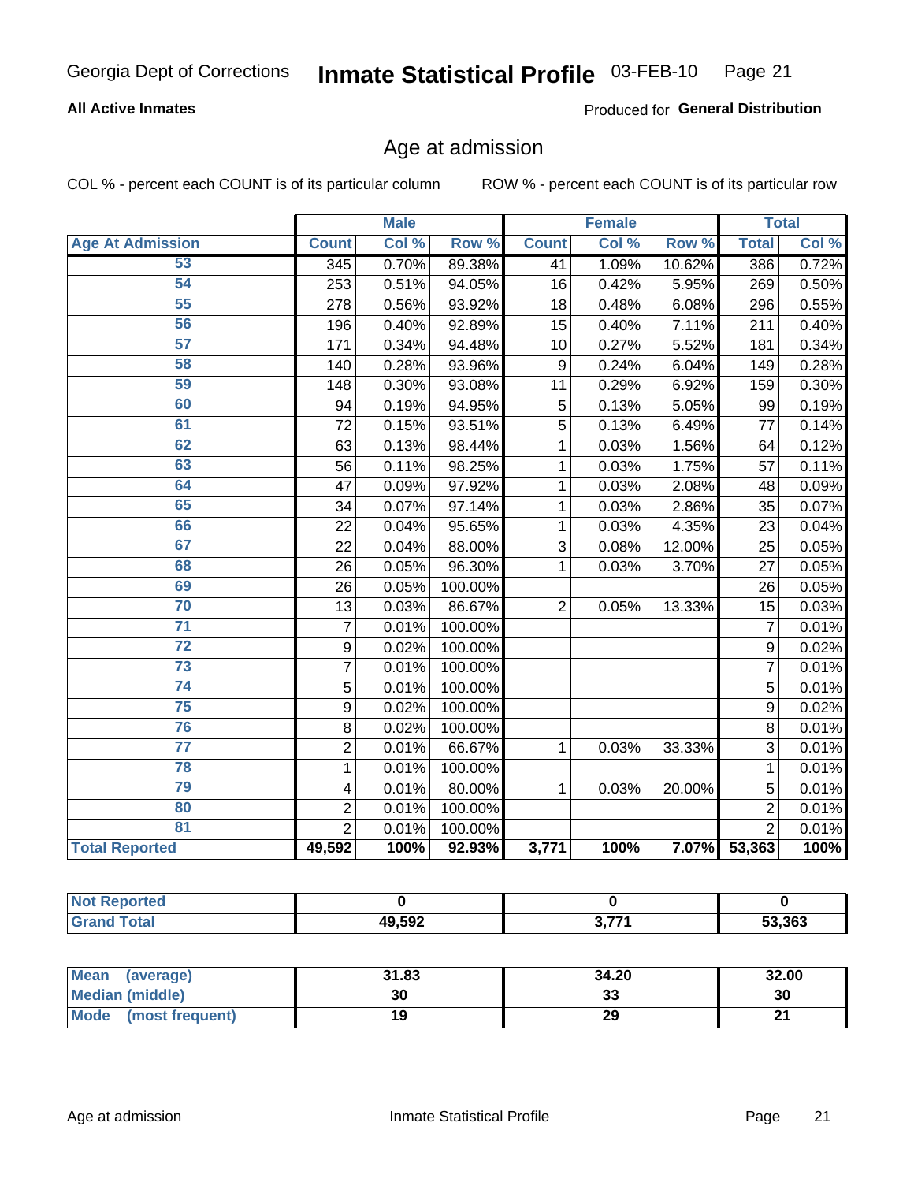Georgia Dept of Corrections **Inmate Statistical Profile** 03-FEB-10

**All Active Inmates**

Produced for **General Distribution**

## Age at admission

COL % - percent each COUNT is of its particular column ROW % - percent each COUNT is of its particular row

| | Male | | | Female | | | Total | |
|---|---|---|---|---|---|---|---|---|
| **Age At Admission** | **Count** | **Col %** | **Row %** | **Count** | **Col %** | **Row %** | **Total** | **Col %** |
| 53 | 345 | 0.70% | 89.38% | 41 | 1.09% | 10.62% | 386 | 0.72% |
| 54 | 253 | 0.51% | 94.05% | 16 | 0.42% | 5.95% | 269 | 0.50% |
| 55 | 278 | 0.56% | 93.92% | 18 | 0.48% | 6.08% | 296 | 0.55% |
| 56 | 196 | 0.40% | 92.89% | 15 | 0.40% | 7.11% | 211 | 0.40% |
| 57 | 171 | 0.34% | 94.48% | 10 | 0.27% | 5.52% | 181 | 0.34% |
| 58 | 140 | 0.28% | 93.96% | 9 | 0.24% | 6.04% | 149 | 0.28% |
| 59 | 148 | 0.30% | 93.08% | 11 | 0.29% | 6.92% | 159 | 0.30% |
| 60 | 94 | 0.19% | 94.95% | 5 | 0.13% | 5.05% | 99 | 0.19% |
| 61 | 72 | 0.15% | 93.51% | 5 | 0.13% | 6.49% | 77 | 0.14% |
| 62 | 63 | 0.13% | 98.44% | 1 | 0.03% | 1.56% | 64 | 0.12% |
| 63 | 56 | 0.11% | 98.25% | 1 | 0.03% | 1.75% | 57 | 0.11% |
| 64 | 47 | 0.09% | 97.92% | 1 | 0.03% | 2.08% | 48 | 0.09% |
| 65 | 34 | 0.07% | 97.14% | 1 | 0.03% | 2.86% | 35 | 0.07% |
| 66 | 22 | 0.04% | 95.65% | 1 | 0.03% | 4.35% | 23 | 0.04% |
| 67 | 22 | 0.04% | 88.00% | 3 | 0.08% | 12.00% | 25 | 0.05% |
| 68 | 26 | 0.05% | 96.30% | 1 | 0.03% | 3.70% | 27 | 0.05% |
| 69 | 26 | 0.05% | 100.00% | | | | 26 | 0.05% |
| 70 | 13 | 0.03% | 86.67% | 2 | 0.05% | 13.33% | 15 | 0.03% |
| 71 | 7 | 0.01% | 100.00% | | | | 7 | 0.01% |
| 72 | 9 | 0.02% | 100.00% | | | | 9 | 0.02% |
| 73 | 7 | 0.01% | 100.00% | | | | 7 | 0.01% |
| 74 | 5 | 0.01% | 100.00% | | | | 5 | 0.01% |
| 75 | 9 | 0.02% | 100.00% | | | | 9 | 0.02% |
| 76 | 8 | 0.02% | 100.00% | | | | 8 | 0.01% |
| 77 | 2 | 0.01% | 66.67% | 1 | 0.03% | 33.33% | 3 | 0.01% |
| 78 | 1 | 0.01% | 100.00% | | | | 1 | 0.01% |
| 79 | 4 | 0.01% | 80.00% | 1 | 0.03% | 20.00% | 5 | 0.01% |
| 80 | 2 | 0.01% | 100.00% | | | | 2 | 0.01% |
| 81 | 2 | 0.01% | 100.00% | | | | 2 | 0.01% |
| **Total Reported** | **49,592** | **100%** | **92.93%** | **3,771** | **100%** | **7.07%** | **53,363** | **100%** |

| | Male | Female | Total |
|---|---|---|---|
| **Not Reported** | **0** | **0** | **0** |
| **Grand Total** | **49,592** | **3,771** | **53,363** |

| | Male | Female | Total |
|---|---|---|---|
| **Mean (average)** | **31.83** | **34.20** | **32.00** |
| **Median (middle)** | **30** | **33** | **30** |
| **Mode (most frequent)** | **19** | **29** | **21** |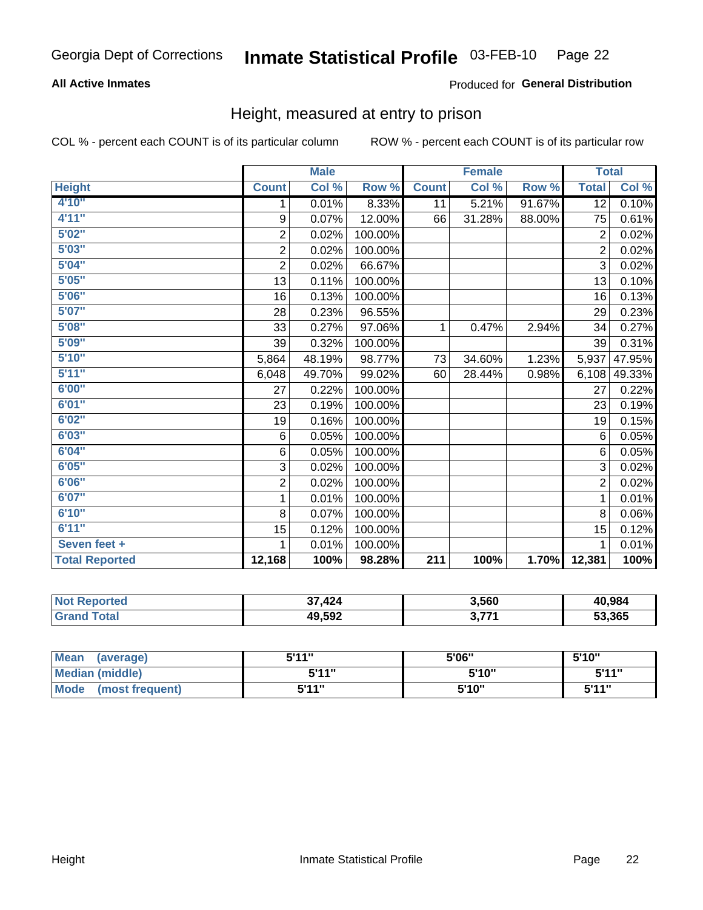Georgia Dept of Corrections **Inmate Statistical Profile** 03-FEB-10

**All Active Inmates**

Produced for **General Distribution**

## Height, measured at entry to prison

COL % - percent each COUNT is of its particular column

ROW % - percent each COUNT is of its particular row

| Height | Male | | | Female | | | Total | |
|---|---|---|---|---|---|---|---|---|
| | Count | Col % | Row % | Count | Col % | Row % | Total | Col % |
| 4'10" | 1 | 0.01% | 8.33% | 11 | 5.21% | 91.67% | 12 | 0.10% |
| 4'11" | 9 | 0.07% | 12.00% | 66 | 31.28% | 88.00% | 75 | 0.61% |
| 5'02" | 2 | 0.02% | 100.00% | | | | 2 | 0.02% |
| 5'03" | 2 | 0.02% | 100.00% | | | | 2 | 0.02% |
| 5'04" | 2 | 0.02% | 66.67% | | | | 3 | 0.02% |
| 5'05" | 13 | 0.11% | 100.00% | | | | 13 | 0.10% |
| 5'06" | 16 | 0.13% | 100.00% | | | | 16 | 0.13% |
| 5'07" | 28 | 0.23% | 96.55% | | | | 29 | 0.23% |
| 5'08" | 33 | 0.27% | 97.06% | 1 | 0.47% | 2.94% | 34 | 0.27% |
| 5'09" | 39 | 0.32% | 100.00% | | | | 39 | 0.31% |
| 5'10" | 5,864 | 48.19% | 98.77% | 73 | 34.60% | 1.23% | 5,937 | 47.95% |
| 5'11" | 6,048 | 49.70% | 99.02% | 60 | 28.44% | 0.98% | 6,108 | 49.33% |
| 6'00" | 27 | 0.22% | 100.00% | | | | 27 | 0.22% |
| 6'01" | 23 | 0.19% | 100.00% | | | | 23 | 0.19% |
| 6'02" | 19 | 0.16% | 100.00% | | | | 19 | 0.15% |
| 6'03" | 6 | 0.05% | 100.00% | | | | 6 | 0.05% |
| 6'04" | 6 | 0.05% | 100.00% | | | | 6 | 0.05% |
| 6'05" | 3 | 0.02% | 100.00% | | | | 3 | 0.02% |
| 6'06" | 2 | 0.02% | 100.00% | | | | 2 | 0.02% |
| 6'07" | 1 | 0.01% | 100.00% | | | | 1 | 0.01% |
| 6'10" | 8 | 0.07% | 100.00% | | | | 8 | 0.06% |
| 6'11" | 15 | 0.12% | 100.00% | | | | 15 | 0.12% |
| Seven feet + | 1 | 0.01% | 100.00% | | | | 1 | 0.01% |
| **Total Reported** | **12,168** | **100%** | **98.28%** | **211** | **100%** | **1.70%** | **12,381** | **100%** |

| | Male | Female | Total |
|---|---|---|---|
| Not Reported | 37,424 | 3,560 | 40,984 |
| Grand Total | 49,592 | 3,771 | 53,365 |

| | Male | Female | Total |
|---|---|---|---|
| Mean (average) | 5'11" | 5'06" | 5'10" |
| Median (middle) | 5'11" | 5'10" | 5'11" |
| Mode (most frequent) | 5'11" | 5'10" | 5'11" |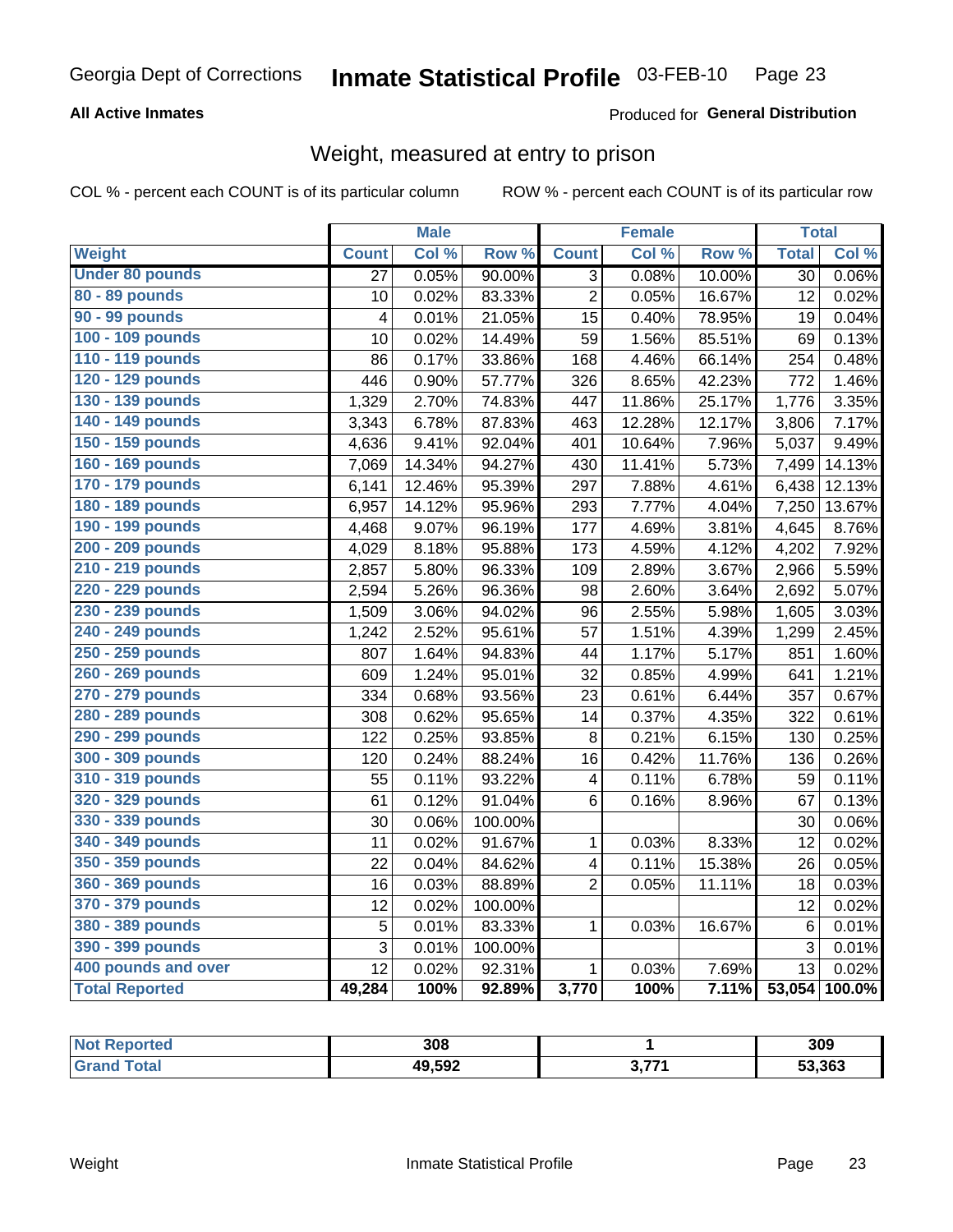Georgia Dept of Corrections **Inmate Statistical Profile** 03-FEB-10

**All Active Inmates**

Produced for **General Distribution**

## Weight, measured at entry to prison

COL % - percent each COUNT is of its particular column ROW % - percent each COUNT is of its particular row

| | Male | | | Female | | | Total | |
|---|---|---|---|---|---|---|---|---|
| **Weight** | **Count** | **Col %** | **Row %** | **Count** | **Col %** | **Row %** | **Total** | **Col %** |
| **Under 80 pounds** | 27 | 0.05% | 90.00% | 3 | 0.08% | 10.00% | 30 | 0.06% |
| **80 - 89 pounds** | 10 | 0.02% | 83.33% | 2 | 0.05% | 16.67% | 12 | 0.02% |
| **90 - 99 pounds** | 4 | 0.01% | 21.05% | 15 | 0.40% | 78.95% | 19 | 0.04% |
| **100 - 109 pounds** | 10 | 0.02% | 14.49% | 59 | 1.56% | 85.51% | 69 | 0.13% |
| **110 - 119 pounds** | 86 | 0.17% | 33.86% | 168 | 4.46% | 66.14% | 254 | 0.48% |
| **120 - 129 pounds** | 446 | 0.90% | 57.77% | 326 | 8.65% | 42.23% | 772 | 1.46% |
| **130 - 139 pounds** | 1,329 | 2.70% | 74.83% | 447 | 11.86% | 25.17% | 1,776 | 3.35% |
| **140 - 149 pounds** | 3,343 | 6.78% | 87.83% | 463 | 12.28% | 12.17% | 3,806 | 7.17% |
| **150 - 159 pounds** | 4,636 | 9.41% | 92.04% | 401 | 10.64% | 7.96% | 5,037 | 9.49% |
| **160 - 169 pounds** | 7,069 | 14.34% | 94.27% | 430 | 11.41% | 5.73% | 7,499 | 14.13% |
| **170 - 179 pounds** | 6,141 | 12.46% | 95.39% | 297 | 7.88% | 4.61% | 6,438 | 12.13% |
| **180 - 189 pounds** | 6,957 | 14.12% | 95.96% | 293 | 7.77% | 4.04% | 7,250 | 13.67% |
| **190 - 199 pounds** | 4,468 | 9.07% | 96.19% | 177 | 4.69% | 3.81% | 4,645 | 8.76% |
| **200 - 209 pounds** | 4,029 | 8.18% | 95.88% | 173 | 4.59% | 4.12% | 4,202 | 7.92% |
| **210 - 219 pounds** | 2,857 | 5.80% | 96.33% | 109 | 2.89% | 3.67% | 2,966 | 5.59% |
| **220 - 229 pounds** | 2,594 | 5.26% | 96.36% | 98 | 2.60% | 3.64% | 2,692 | 5.07% |
| **230 - 239 pounds** | 1,509 | 3.06% | 94.02% | 96 | 2.55% | 5.98% | 1,605 | 3.03% |
| **240 - 249 pounds** | 1,242 | 2.52% | 95.61% | 57 | 1.51% | 4.39% | 1,299 | 2.45% |
| **250 - 259 pounds** | 807 | 1.64% | 94.83% | 44 | 1.17% | 5.17% | 851 | 1.60% |
| **260 - 269 pounds** | 609 | 1.24% | 95.01% | 32 | 0.85% | 4.99% | 641 | 1.21% |
| **270 - 279 pounds** | 334 | 0.68% | 93.56% | 23 | 0.61% | 6.44% | 357 | 0.67% |
| **280 - 289 pounds** | 308 | 0.62% | 95.65% | 14 | 0.37% | 4.35% | 322 | 0.61% |
| **290 - 299 pounds** | 122 | 0.25% | 93.85% | 8 | 0.21% | 6.15% | 130 | 0.25% |
| **300 - 309 pounds** | 120 | 0.24% | 88.24% | 16 | 0.42% | 11.76% | 136 | 0.26% |
| **310 - 319 pounds** | 55 | 0.11% | 93.22% | 4 | 0.11% | 6.78% | 59 | 0.11% |
| **320 - 329 pounds** | 61 | 0.12% | 91.04% | 6 | 0.16% | 8.96% | 67 | 0.13% |
| **330 - 339 pounds** | 30 | 0.06% | 100.00% | | | | 30 | 0.06% |
| **340 - 349 pounds** | 11 | 0.02% | 91.67% | 1 | 0.03% | 8.33% | 12 | 0.02% |
| **350 - 359 pounds** | 22 | 0.04% | 84.62% | 4 | 0.11% | 15.38% | 26 | 0.05% |
| **360 - 369 pounds** | 16 | 0.03% | 88.89% | 2 | 0.05% | 11.11% | 18 | 0.03% |
| **370 - 379 pounds** | 12 | 0.02% | 100.00% | | | | 12 | 0.02% |
| **380 - 389 pounds** | 5 | 0.01% | 83.33% | 1 | 0.03% | 16.67% | 6 | 0.01% |
| **390 - 399 pounds** | 3 | 0.01% | 100.00% | | | | 3 | 0.01% |
| **400 pounds and over** | 12 | 0.02% | 92.31% | 1 | 0.03% | 7.69% | 13 | 0.02% |
| **Total Reported** | **49,284** | **100%** | **92.89%** | **3,770** | **100%** | **7.11%** | **53,054** | **100.0%** |

| | Male | Female | Total |
|---|---|---|---|
| **Not Reported** | **308** | **1** | **309** |
| **Grand Total** | **49,592** | **3,771** | **53,363** |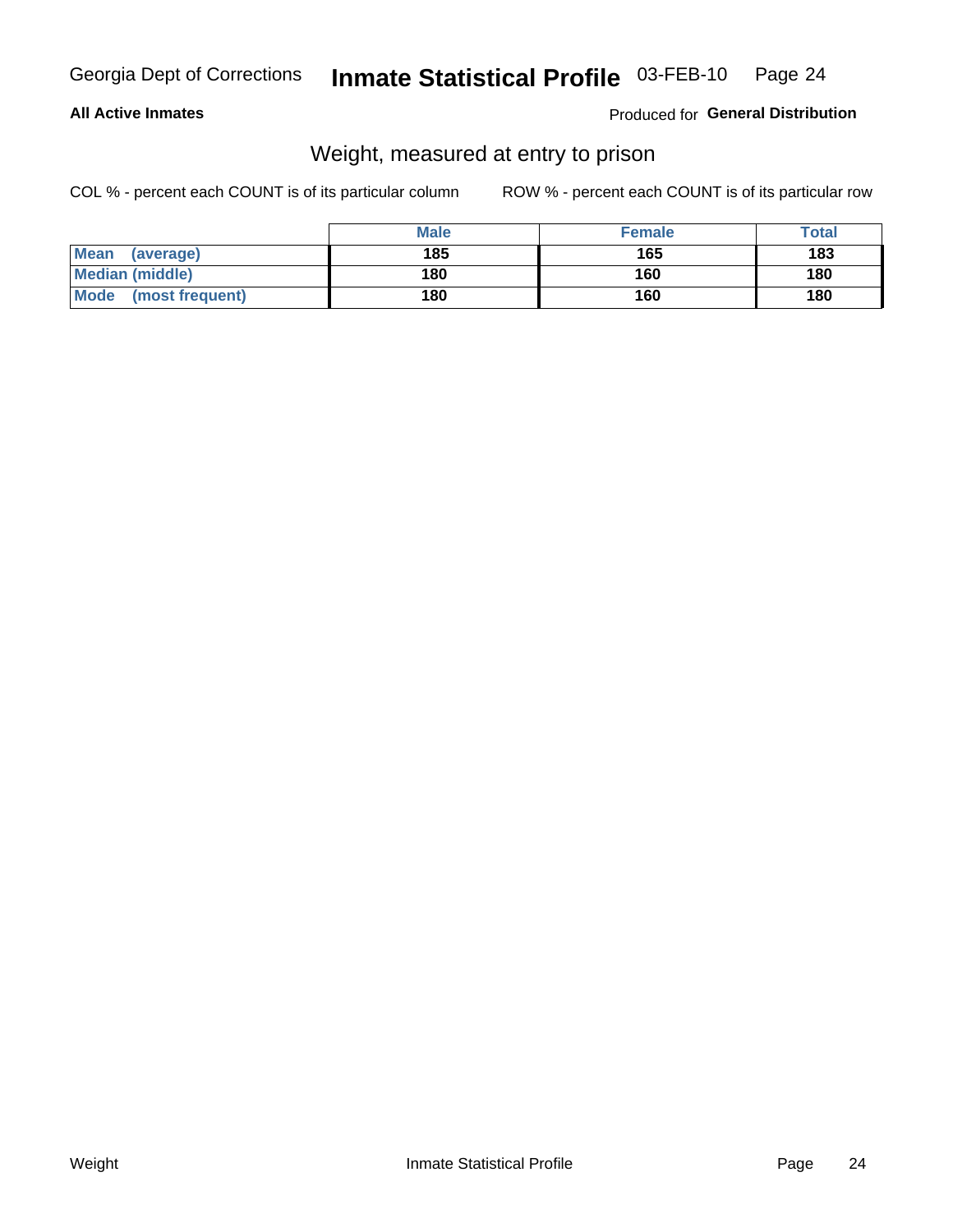Georgia Dept of Corrections **Inmate Statistical Profile** 03-FEB-10

**All Active Inmates**

Produced for **General Distribution**

## Weight, measured at entry to prison

COL % - percent each COUNT is of its particular column

ROW % - percent each COUNT is of its particular row

| | Male | Female | Total |
|---|---|---|---|
| **Mean (average)** | **185** | **165** | **183** |
| **Median (middle)** | **180** | **160** | **180** |
| **Mode (most frequent)** | **180** | **160** | **180** |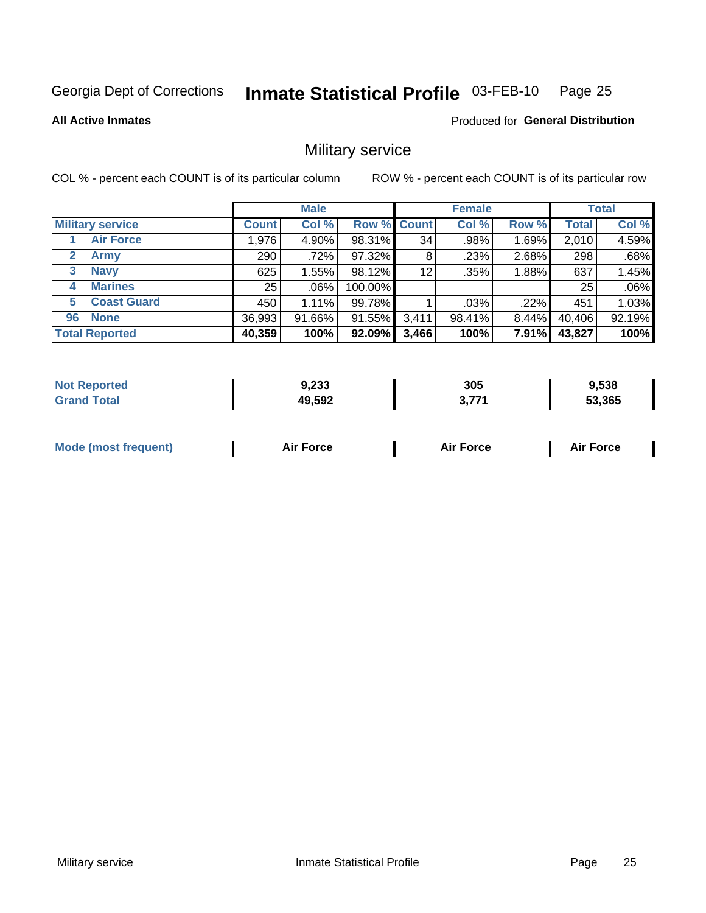Georgia Dept of Corrections **Inmate Statistical Profile** 03-FEB-10

**All Active Inmates**

Produced for **General Distribution**

## Military service

COL % - percent each COUNT is of its particular column

ROW % - percent each COUNT is of its particular row

| | Male | | | Female | | | Total | |
|---|---|---|---|---|---|---|---|---|
| **Military service** | **Count** | **Col %** | **Row %** | **Count** | **Col %** | **Row %** | **Total** | **Col %** |
| 1 **Air Force** | 1,976 | 4.90% | 98.31% | 34 | .98% | 1.69% | 2,010 | 4.59% |
| 2 **Army** | 290 | .72% | 97.32% | 8 | .23% | 2.68% | 298 | .68% |
| 3 **Navy** | 625 | 1.55% | 98.12% | 12 | .35% | 1.88% | 637 | 1.45% |
| 4 **Marines** | 25 | .06% | 100.00% | | | | 25 | .06% |
| 5 **Coast Guard** | 450 | 1.11% | 99.78% | 1 | .03% | .22% | 451 | 1.03% |
| 96 **None** | 36,993 | 91.66% | 91.55% | 3,411 | 98.41% | 8.44% | 40,406 | 92.19% |
| **Total Reported** | **40,359** | **100%** | **92.09%** | **3,466** | **100%** | **7.91%** | **43,827** | **100%** |

| | Male | Female | Total |
|---|---|---|---|
| **Not Reported** | **9,233** | **305** | **9,538** |
| **Grand Total** | **49,592** | **3,771** | **53,365** |

| | Male | Female | Total |
|---|---|---|---|
| **Mode (most frequent)** | **Air Force** | **Air Force** | **Air Force** |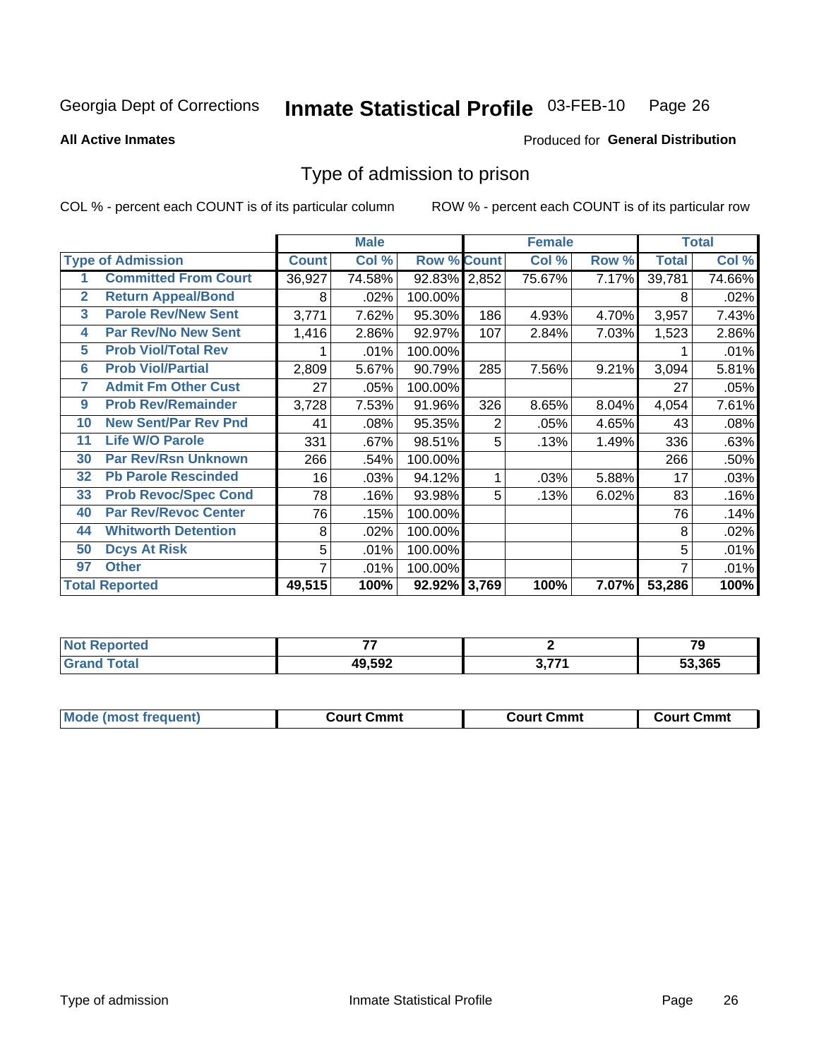Georgia Dept of Corrections **Inmate Statistical Profile** 03-FEB-10

**All Active Inmates**

Produced for **General Distribution**

## Type of admission to prison

COL % - percent each COUNT is of its particular column

ROW % - percent each COUNT is of its particular row

| | | Male | | | Female | | | Total | |
|---|---|---|---|---|---|---|---|---|---|
| **Type of Admission** | | **Count** | **Col %** | **Row %** | **Count** | **Col %** | **Row %** | **Total** | **Col %** |
| 1 | Committed From Court | 36,927 | 74.58% | 92.83% | 2,852 | 75.67% | 7.17% | 39,781 | 74.66% |
| 2 | Return Appeal/Bond | 8 | .02% | 100.00% | | | | 8 | .02% |
| 3 | Parole Rev/New Sent | 3,771 | 7.62% | 95.30% | 186 | 4.93% | 4.70% | 3,957 | 7.43% |
| 4 | Par Rev/No New Sent | 1,416 | 2.86% | 92.97% | 107 | 2.84% | 7.03% | 1,523 | 2.86% |
| 5 | Prob Viol/Total Rev | 1 | .01% | 100.00% | | | | 1 | .01% |
| 6 | Prob Viol/Partial | 2,809 | 5.67% | 90.79% | 285 | 7.56% | 9.21% | 3,094 | 5.81% |
| 7 | Admit Fm Other Cust | 27 | .05% | 100.00% | | | | 27 | .05% |
| 9 | Prob Rev/Remainder | 3,728 | 7.53% | 91.96% | 326 | 8.65% | 8.04% | 4,054 | 7.61% |
| 10 | New Sent/Par Rev Pnd | 41 | .08% | 95.35% | 2 | .05% | 4.65% | 43 | .08% |
| 11 | Life W/O Parole | 331 | .67% | 98.51% | 5 | .13% | 1.49% | 336 | .63% |
| 30 | Par Rev/Rsn Unknown | 266 | .54% | 100.00% | | | | 266 | .50% |
| 32 | Pb Parole Rescinded | 16 | .03% | 94.12% | 1 | .03% | 5.88% | 17 | .03% |
| 33 | Prob Revoc/Spec Cond | 78 | .16% | 93.98% | 5 | .13% | 6.02% | 83 | .16% |
| 40 | Par Rev/Revoc Center | 76 | .15% | 100.00% | | | | 76 | .14% |
| 44 | Whitworth Detention | 8 | .02% | 100.00% | | | | 8 | .02% |
| 50 | Dcys At Risk | 5 | .01% | 100.00% | | | | 5 | .01% |
| 97 | Other | 7 | .01% | 100.00% | | | | 7 | .01% |
| **Total Reported** | | **49,515** | **100%** | **92.92%** | **3,769** | **100%** | **7.07%** | **53,286** | **100%** |

| | Male | Female | Total |
|---|---|---|---|
| **Not Reported** | **77** | **2** | **79** |
| **Grand Total** | **49,592** | **3,771** | **53,365** |

| | Male | Female | Total |
|---|---|---|---|
| **Mode (most frequent)** | **Court Cmmt** | **Court Cmmt** | **Court Cmmt** |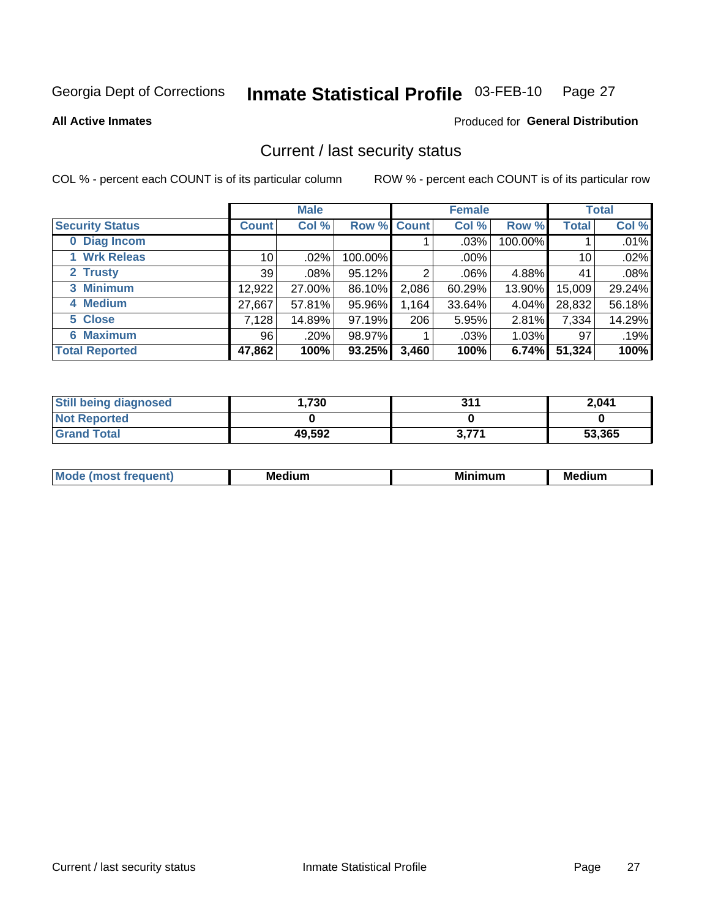Georgia Dept of Corrections **Inmate Statistical Profile** 03-FEB-10

**All Active Inmates**

Produced for **General Distribution**

## Current / last security status

COL % - percent each COUNT is of its particular column

ROW % - percent each COUNT is of its particular row

| | Male | | | Female | | | Total | |
|---|---|---|---|---|---|---|---|---|
| **Security Status** | **Count** | **Col %** | **Row %** | **Count** | **Col %** | **Row %** | **Total** | **Col %** |
| **0 Diag Incom** | | | | 1 | .03% | 100.00% | 1 | .01% |
| **1 Wrk Releas** | 10 | .02% | 100.00% | | .00% | | 10 | .02% |
| **2 Trusty** | 39 | .08% | 95.12% | 2 | .06% | 4.88% | 41 | .08% |
| **3 Minimum** | 12,922 | 27.00% | 86.10% | 2,086 | 60.29% | 13.90% | 15,009 | 29.24% |
| **4 Medium** | 27,667 | 57.81% | 95.96% | 1,164 | 33.64% | 4.04% | 28,832 | 56.18% |
| **5 Close** | 7,128 | 14.89% | 97.19% | 206 | 5.95% | 2.81% | 7,334 | 14.29% |
| **6 Maximum** | 96 | .20% | 98.97% | 1 | .03% | 1.03% | 97 | .19% |
| **Total Reported** | **47,862** | **100%** | **93.25%** | **3,460** | **100%** | **6.74%** | **51,324** | **100%** |

| | Male | Female | Total |
|---|---|---|---|
| **Still being diagnosed** | **1,730** | **311** | **2,041** |
| **Not Reported** | **0** | **0** | **0** |
| **Grand Total** | **49,592** | **3,771** | **53,365** |

| | Male | Female | Total |
|---|---|---|---|
| **Mode (most frequent)** | **Medium** | **Minimum** | **Medium** |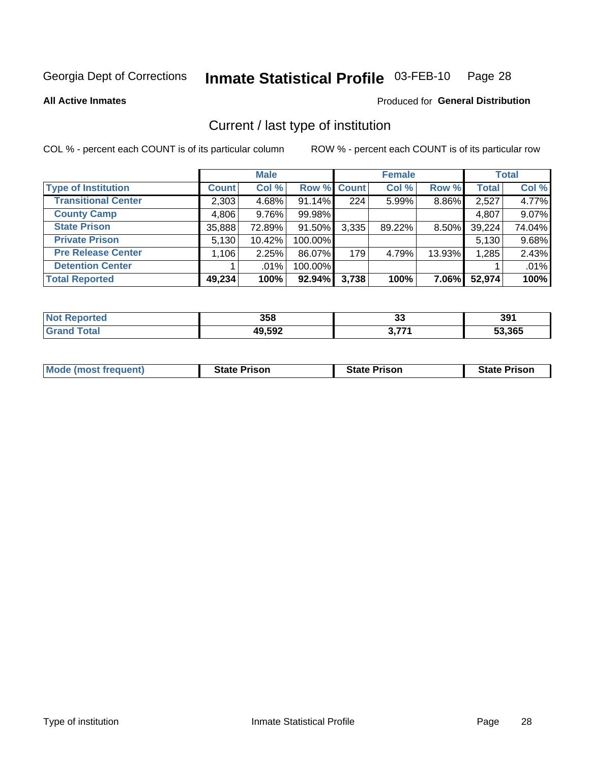Georgia Dept of Corrections **Inmate Statistical Profile** 03-FEB-10

**All Active Inmates**

Produced for **General Distribution**

## Current / last type of institution

COL % - percent each COUNT is of its particular column ROW % - percent each COUNT is of its particular row

| | Male | | | Female | | | Total | |
|---|---|---|---|---|---|---|---|---|
| **Type of Institution** | **Count** | **Col %** | **Row %** | **Count** | **Col %** | **Row %** | **Total** | **Col %** |
| **Transitional Center** | 2,303 | 4.68% | 91.14% | 224 | 5.99% | 8.86% | 2,527 | 4.77% |
| **County Camp** | 4,806 | 9.76% | 99.98% | | | | 4,807 | 9.07% |
| **State Prison** | 35,888 | 72.89% | 91.50% | 3,335 | 89.22% | 8.50% | 39,224 | 74.04% |
| **Private Prison** | 5,130 | 10.42% | 100.00% | | | | 5,130 | 9.68% |
| **Pre Release Center** | 1,106 | 2.25% | 86.07% | 179 | 4.79% | 13.93% | 1,285 | 2.43% |
| **Detention Center** | 1 | .01% | 100.00% | | | | 1 | .01% |
| **Total Reported** | **49,234** | **100%** | **92.94%** | **3,738** | **100%** | **7.06%** | **52,974** | **100%** |

| | Male | Female | Total |
|---|---|---|---|
| **Not Reported** | **358** | **33** | **391** |
| **Grand Total** | **49,592** | **3,771** | **53,365** |

| | Male | Female | Total |
|---|---|---|---|
| **Mode (most frequent)** | **State Prison** | **State Prison** | **State Prison** |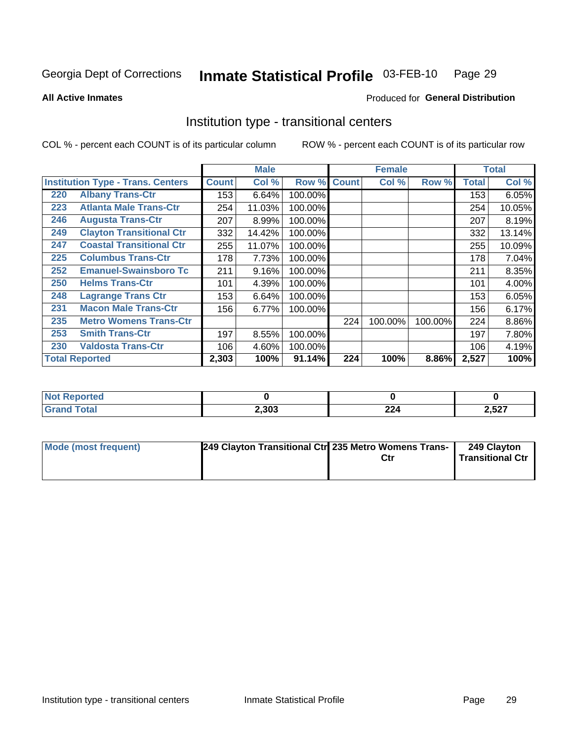Georgia Dept of Corrections **Inmate Statistical Profile** 03-FEB-10

**All Active Inmates**

Produced for **General Distribution**

## Institution type - transitional centers

COL % - percent each COUNT is of its particular column

ROW % - percent each COUNT is of its particular row

| | | Male | | | Female | | | Total | |
|---|---|---|---|---|---|---|---|---|---|
| Institution Type - Trans. Centers | | Count | Col % | Row % | Count | Col % | Row % | Total | Col % |
| 220 | Albany Trans-Ctr | 153 | 6.64% | 100.00% | | | | 153 | 6.05% |
| 223 | Atlanta Male Trans-Ctr | 254 | 11.03% | 100.00% | | | | 254 | 10.05% |
| 246 | Augusta Trans-Ctr | 207 | 8.99% | 100.00% | | | | 207 | 8.19% |
| 249 | Clayton Transitional Ctr | 332 | 14.42% | 100.00% | | | | 332 | 13.14% |
| 247 | Coastal Transitional Ctr | 255 | 11.07% | 100.00% | | | | 255 | 10.09% |
| 225 | Columbus Trans-Ctr | 178 | 7.73% | 100.00% | | | | 178 | 7.04% |
| 252 | Emanuel-Swainsboro Tc | 211 | 9.16% | 100.00% | | | | 211 | 8.35% |
| 250 | Helms Trans-Ctr | 101 | 4.39% | 100.00% | | | | 101 | 4.00% |
| 248 | Lagrange Trans Ctr | 153 | 6.64% | 100.00% | | | | 153 | 6.05% |
| 231 | Macon Male Trans-Ctr | 156 | 6.77% | 100.00% | | | | 156 | 6.17% |
| 235 | Metro Womens Trans-Ctr | | | | 224 | 100.00% | 100.00% | 224 | 8.86% |
| 253 | Smith Trans-Ctr | 197 | 8.55% | 100.00% | | | | 197 | 7.80% |
| 230 | Valdosta Trans-Ctr | 106 | 4.60% | 100.00% | | | | 106 | 4.19% |
| **Total Reported** | | **2,303** | **100%** | **91.14%** | **224** | **100%** | **8.86%** | **2,527** | **100%** |

| | Male | Female | Total |
|---|---|---|---|
| Not Reported | 0 | 0 | 0 |
| Grand Total | 2,303 | 224 | 2,527 |

| | Male | Female | Total |
|---|---|---|---|
| Mode (most frequent) | 249 Clayton Transitional Ctr | 235 Metro Womens Trans-Ctr | 249 Clayton Transitional Ctr |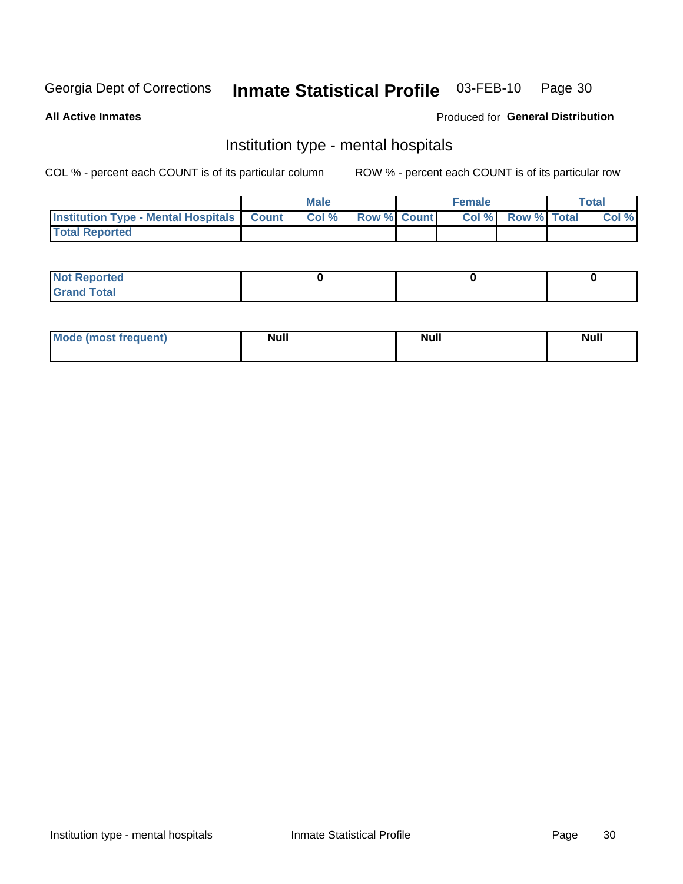Georgia Dept of Corrections **Inmate Statistical Profile** 03-FEB-10

**All Active Inmates**

Produced for **General Distribution**

## Institution type - mental hospitals

COL % - percent each COUNT is of its particular column

ROW % - percent each COUNT is of its particular row

| | Male | | | Female | | | Total | |
|---|---|---|---|---|---|---|---|---|
| **Institution Type - Mental Hospitals** | **Count** | **Col %** | **Row %** | **Count** | **Col %** | **Row %** | **Total** | **Col %** |
| **Total Reported** | | | | | | | | |

| | Male | Female | Total |
|---|---|---|---|
| **Not Reported** | 0 | 0 | 0 |
| **Grand Total** | | | |

| | Male | Female | Total |
|---|---|---|---|
| **Mode (most frequent)** | Null | Null | Null |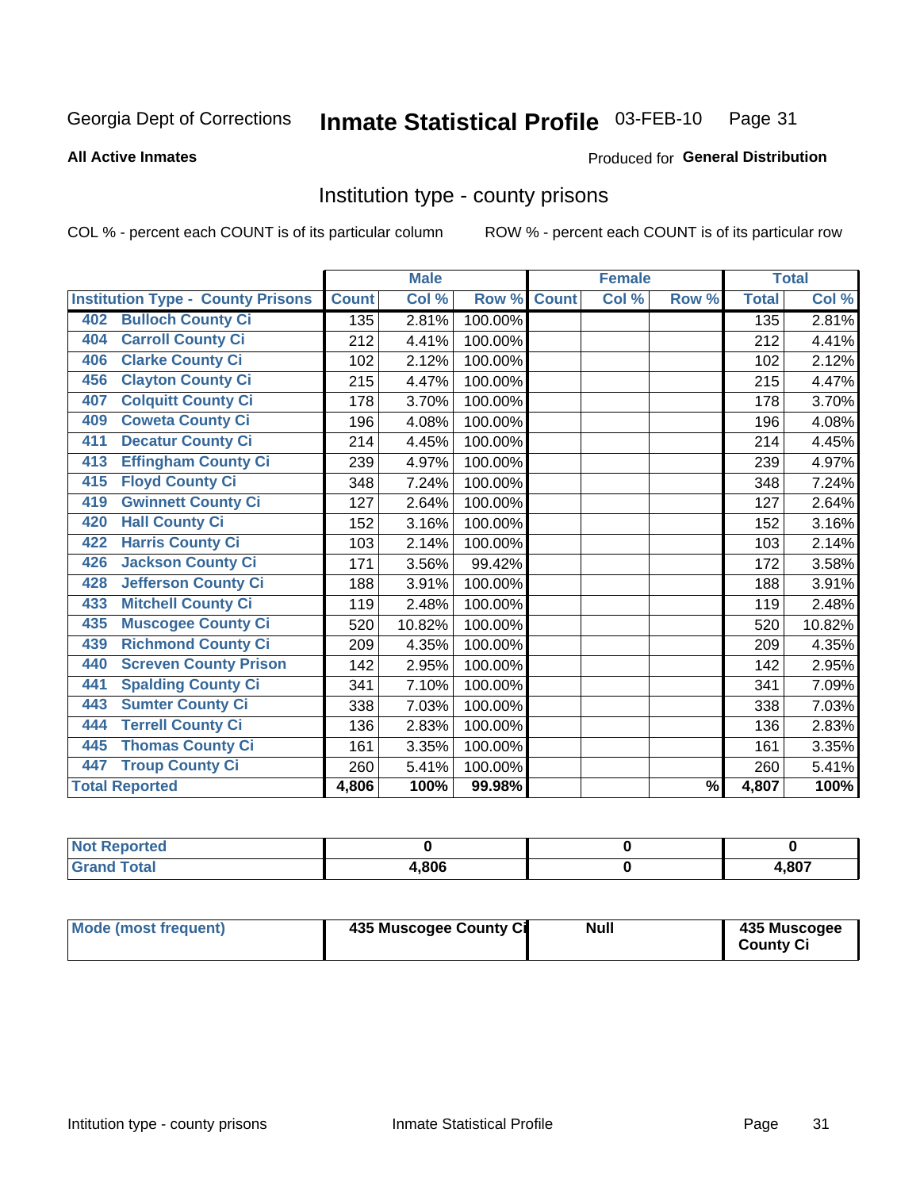Georgia Dept of Corrections **Inmate Statistical Profile** 03-FEB-10

**All Active Inmates**

Produced for **General Distribution**

## Institution type - county prisons

COL % - percent each COUNT is of its particular column　　ROW % - percent each COUNT is of its particular row

| | Male | | | Female | | | Total | |
|---|---|---|---|---|---|---|---|---|
| Institution Type - County Prisons | Count | Col % | Row % | Count | Col % | Row % | Total | Col % |
| 402 Bulloch County Ci | 135 | 2.81% | 100.00% | | | | 135 | 2.81% |
| 404 Carroll County Ci | 212 | 4.41% | 100.00% | | | | 212 | 4.41% |
| 406 Clarke County Ci | 102 | 2.12% | 100.00% | | | | 102 | 2.12% |
| 456 Clayton County Ci | 215 | 4.47% | 100.00% | | | | 215 | 4.47% |
| 407 Colquitt County Ci | 178 | 3.70% | 100.00% | | | | 178 | 3.70% |
| 409 Coweta County Ci | 196 | 4.08% | 100.00% | | | | 196 | 4.08% |
| 411 Decatur County Ci | 214 | 4.45% | 100.00% | | | | 214 | 4.45% |
| 413 Effingham County Ci | 239 | 4.97% | 100.00% | | | | 239 | 4.97% |
| 415 Floyd County Ci | 348 | 7.24% | 100.00% | | | | 348 | 7.24% |
| 419 Gwinnett County Ci | 127 | 2.64% | 100.00% | | | | 127 | 2.64% |
| 420 Hall County Ci | 152 | 3.16% | 100.00% | | | | 152 | 3.16% |
| 422 Harris County Ci | 103 | 2.14% | 100.00% | | | | 103 | 2.14% |
| 426 Jackson County Ci | 171 | 3.56% | 99.42% | | | | 172 | 3.58% |
| 428 Jefferson County Ci | 188 | 3.91% | 100.00% | | | | 188 | 3.91% |
| 433 Mitchell County Ci | 119 | 2.48% | 100.00% | | | | 119 | 2.48% |
| 435 Muscogee County Ci | 520 | 10.82% | 100.00% | | | | 520 | 10.82% |
| 439 Richmond County Ci | 209 | 4.35% | 100.00% | | | | 209 | 4.35% |
| 440 Screven County Prison | 142 | 2.95% | 100.00% | | | | 142 | 2.95% |
| 441 Spalding County Ci | 341 | 7.10% | 100.00% | | | | 341 | 7.09% |
| 443 Sumter County Ci | 338 | 7.03% | 100.00% | | | | 338 | 7.03% |
| 444 Terrell County Ci | 136 | 2.83% | 100.00% | | | | 136 | 2.83% |
| 445 Thomas County Ci | 161 | 3.35% | 100.00% | | | | 161 | 3.35% |
| 447 Troup County Ci | 260 | 5.41% | 100.00% | | | | 260 | 5.41% |
| **Total Reported** | **4,806** | **100%** | **99.98%** | | | **%** | **4,807** | **100%** |

| | Male | Female | Total |
|---|---|---|---|
| Not Reported | 0 | 0 | 0 |
| Grand Total | 4,806 | 0 | 4,807 |

| | Male | Female | Total |
|---|---|---|---|
| Mode (most frequent) | 435 Muscogee County Ci | Null | 435 Muscogee County Ci |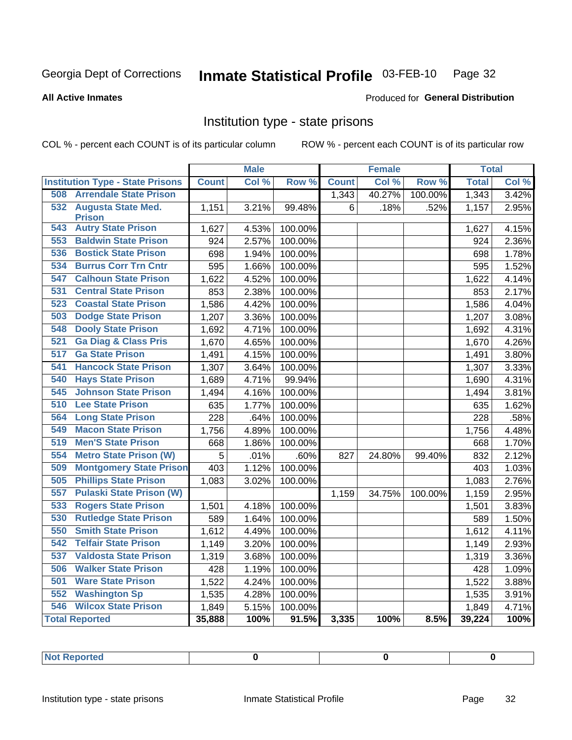Georgia Dept of Corrections **Inmate Statistical Profile** 03-FEB-10

**All Active Inmates**

Produced for **General Distribution**

## Institution type - state prisons

COL % - percent each COUNT is of its particular column ROW % - percent each COUNT is of its particular row

| | Male | | | Female | | | Total | |
|---|---|---|---|---|---|---|---|---|
| Institution Type - State Prisons | Count | Col % | Row % | Count | Col % | Row % | Total | Col % |
| 508 Arrendale State Prison | | | | 1,343 | 40.27% | 100.00% | 1,343 | 3.42% |
| 532 Augusta State Med. Prison | 1,151 | 3.21% | 99.48% | 6 | .18% | .52% | 1,157 | 2.95% |
| 543 Autry State Prison | 1,627 | 4.53% | 100.00% | | | | 1,627 | 4.15% |
| 553 Baldwin State Prison | 924 | 2.57% | 100.00% | | | | 924 | 2.36% |
| 536 Bostick State Prison | 698 | 1.94% | 100.00% | | | | 698 | 1.78% |
| 534 Burrus Corr Trn Cntr | 595 | 1.66% | 100.00% | | | | 595 | 1.52% |
| 547 Calhoun State Prison | 1,622 | 4.52% | 100.00% | | | | 1,622 | 4.14% |
| 531 Central State Prison | 853 | 2.38% | 100.00% | | | | 853 | 2.17% |
| 523 Coastal State Prison | 1,586 | 4.42% | 100.00% | | | | 1,586 | 4.04% |
| 503 Dodge State Prison | 1,207 | 3.36% | 100.00% | | | | 1,207 | 3.08% |
| 548 Dooly State Prison | 1,692 | 4.71% | 100.00% | | | | 1,692 | 4.31% |
| 521 Ga Diag & Class Pris | 1,670 | 4.65% | 100.00% | | | | 1,670 | 4.26% |
| 517 Ga State Prison | 1,491 | 4.15% | 100.00% | | | | 1,491 | 3.80% |
| 541 Hancock State Prison | 1,307 | 3.64% | 100.00% | | | | 1,307 | 3.33% |
| 540 Hays State Prison | 1,689 | 4.71% | 99.94% | | | | 1,690 | 4.31% |
| 545 Johnson State Prison | 1,494 | 4.16% | 100.00% | | | | 1,494 | 3.81% |
| 510 Lee State Prison | 635 | 1.77% | 100.00% | | | | 635 | 1.62% |
| 564 Long State Prison | 228 | .64% | 100.00% | | | | 228 | .58% |
| 549 Macon State Prison | 1,756 | 4.89% | 100.00% | | | | 1,756 | 4.48% |
| 519 Men'S State Prison | 668 | 1.86% | 100.00% | | | | 668 | 1.70% |
| 554 Metro State Prison (W) | 5 | .01% | .60% | 827 | 24.80% | 99.40% | 832 | 2.12% |
| 509 Montgomery State Prison | 403 | 1.12% | 100.00% | | | | 403 | 1.03% |
| 505 Phillips State Prison | 1,083 | 3.02% | 100.00% | | | | 1,083 | 2.76% |
| 557 Pulaski State Prison (W) | | | | 1,159 | 34.75% | 100.00% | 1,159 | 2.95% |
| 533 Rogers State Prison | 1,501 | 4.18% | 100.00% | | | | 1,501 | 3.83% |
| 530 Rutledge State Prison | 589 | 1.64% | 100.00% | | | | 589 | 1.50% |
| 550 Smith State Prison | 1,612 | 4.49% | 100.00% | | | | 1,612 | 4.11% |
| 542 Telfair State Prison | 1,149 | 3.20% | 100.00% | | | | 1,149 | 2.93% |
| 537 Valdosta State Prison | 1,319 | 3.68% | 100.00% | | | | 1,319 | 3.36% |
| 506 Walker State Prison | 428 | 1.19% | 100.00% | | | | 428 | 1.09% |
| 501 Ware State Prison | 1,522 | 4.24% | 100.00% | | | | 1,522 | 3.88% |
| 552 Washington Sp | 1,535 | 4.28% | 100.00% | | | | 1,535 | 3.91% |
| 546 Wilcox State Prison | 1,849 | 5.15% | 100.00% | | | | 1,849 | 4.71% |
| Total Reported | 35,888 | 100% | 91.5% | 3,335 | 100% | 8.5% | 39,224 | 100% |

| | | | |
|---|---|---|---|
| Not Reported | 0 | 0 | 0 |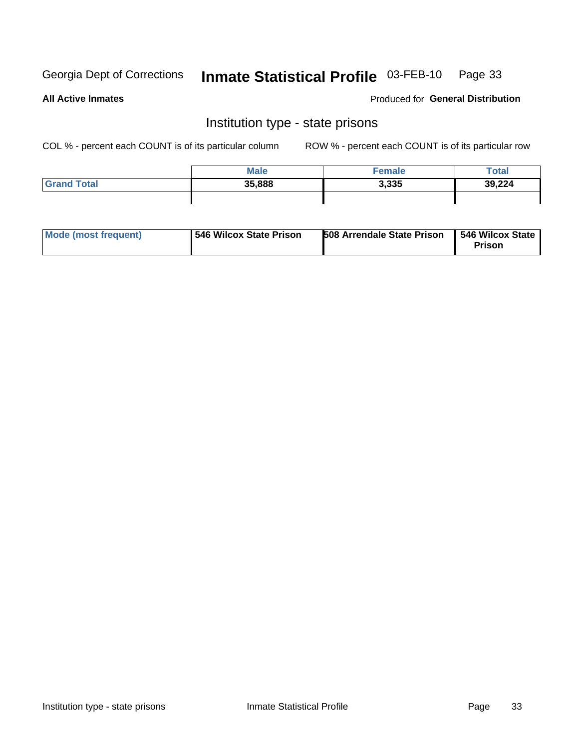Georgia Dept of Corrections **Inmate Statistical Profile** 03-FEB-10

**All Active Inmates**

Produced for **General Distribution**

## Institution type - state prisons

COL % - percent each COUNT is of its particular column ROW % - percent each COUNT is of its particular row

| | Male | Female | Total |
|---|---|---|---|
| Grand Total | 35,888 | 3,335 | 39,224 |

| | | | |
|---|---|---|---|
| Mode (most frequent) | 546 Wilcox State Prison | 508 Arrendale State Prison | 546 Wilcox State Prison |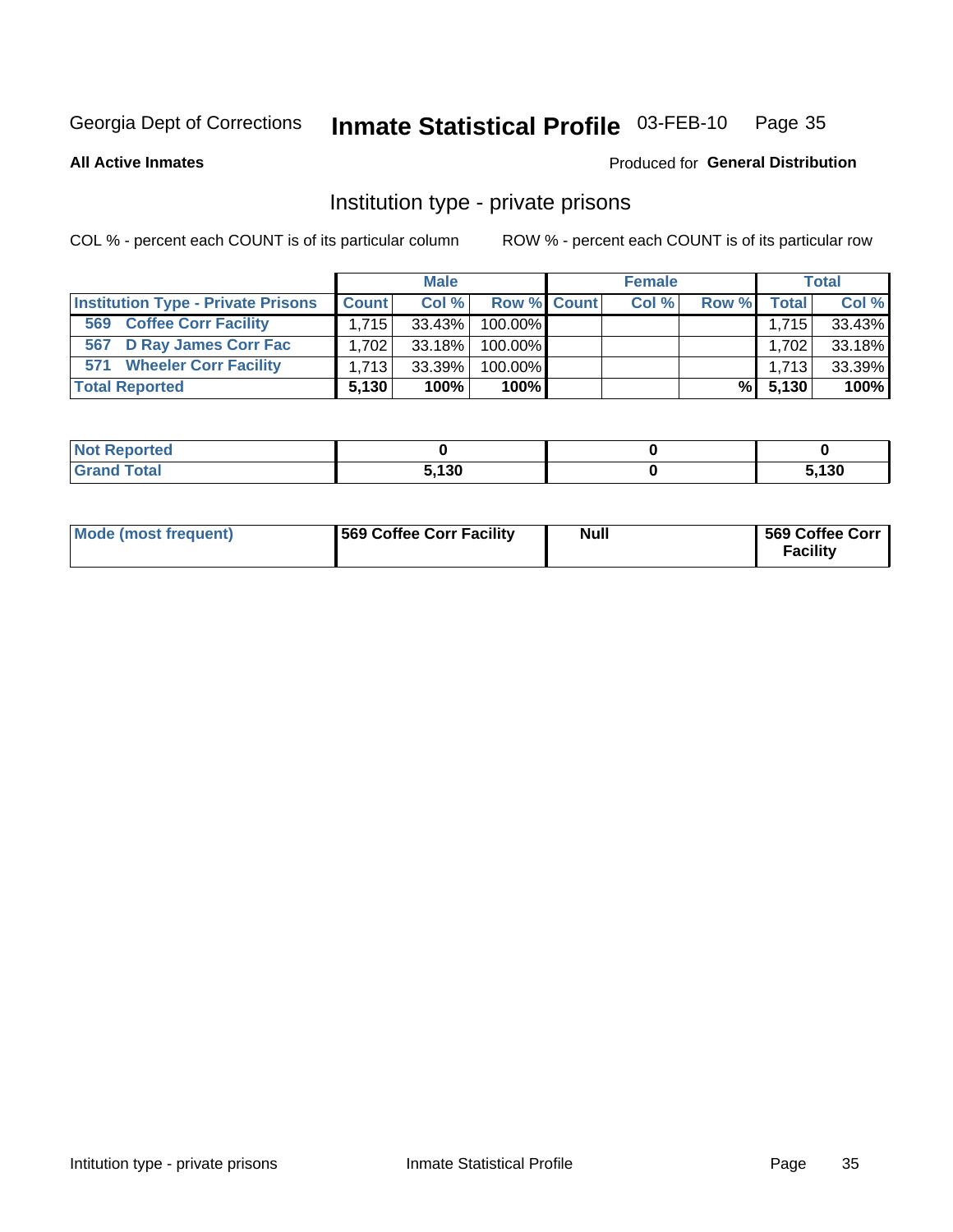Georgia Dept of Corrections **Inmate Statistical Profile** 03-FEB-10

**All Active Inmates**

Produced for **General Distribution**

## Institution type - private prisons

COL % - percent each COUNT is of its particular column

ROW % - percent each COUNT is of its particular row

| | Male | | | Female | | | Total | |
|---|---|---|---|---|---|---|---|---|
| **Institution Type - Private Prisons** | **Count** | **Col %** | **Row %** | **Count** | **Col %** | **Row %** | **Total** | **Col %** |
| 569 Coffee Corr Facility | 1,715 | 33.43% | 100.00% | | | | 1,715 | 33.43% |
| 567 D Ray James Corr Fac | 1,702 | 33.18% | 100.00% | | | | 1,702 | 33.18% |
| 571 Wheeler Corr Facility | 1,713 | 33.39% | 100.00% | | | | 1,713 | 33.39% |
| **Total Reported** | **5,130** | **100%** | **100%** | | | **%** | **5,130** | **100%** |

| | Male | Female | Total |
|---|---|---|---|
| **Not Reported** | **0** | **0** | **0** |
| **Grand Total** | **5,130** | **0** | **5,130** |

| | Male | Female | Total |
|---|---|---|---|
| **Mode (most frequent)** | **569 Coffee Corr Facility** | **Null** | **569 Coffee Corr Facility** |

Intitution type - private prisons

Inmate Statistical Profile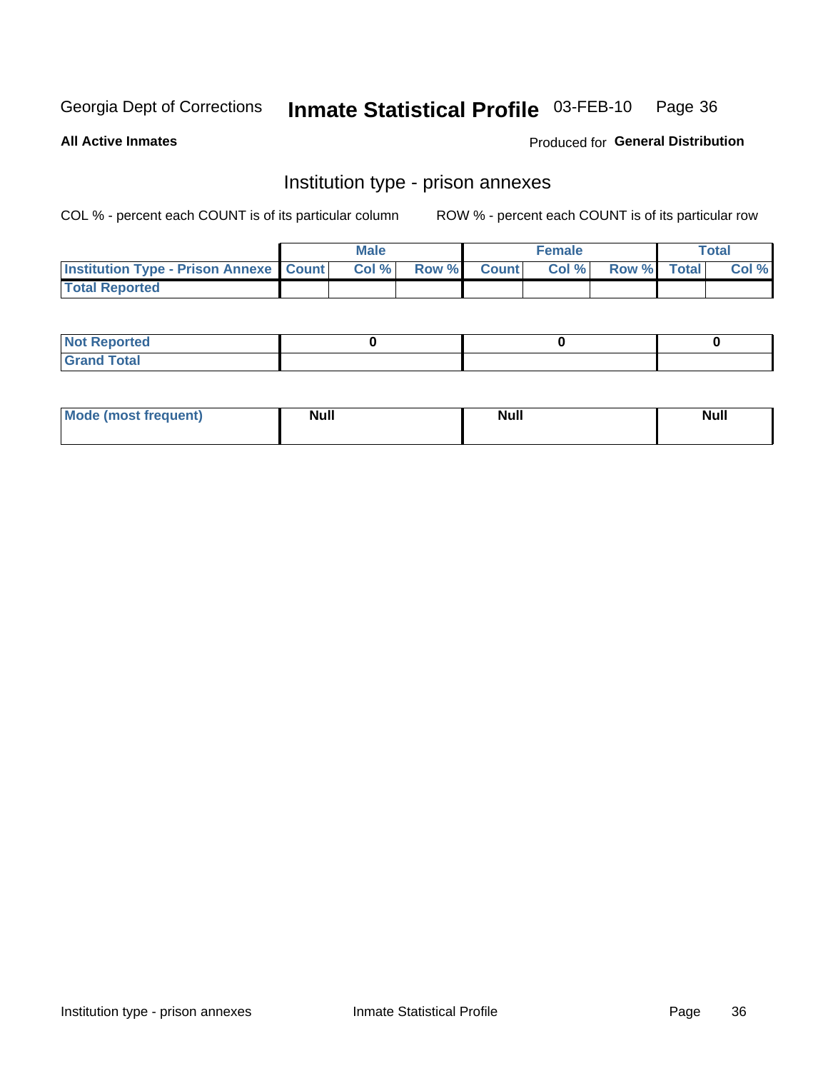Georgia Dept of Corrections **Inmate Statistical Profile** 03-FEB-10

**All Active Inmates**

Produced for **General Distribution**

## Institution type - prison annexes

COL % - percent each COUNT is of its particular column ROW % - percent each COUNT is of its particular row

| | Male | | | Female | | | Total | |
|---|---|---|---|---|---|---|---|---|
| **Institution Type - Prison Annexe** | **Count** | **Col %** | **Row %** | **Count** | **Col %** | **Row %** | **Total** | **Col %** |
| **Total Reported** | | | | | | | | |

| | Male | Female | Total |
|---|---|---|---|
| **Not Reported** | **0** | **0** | **0** |
| **Grand Total** | | | |

| | Male | Female | Total |
|---|---|---|---|
| **Mode (most frequent)** | **Null** | **Null** | **Null** |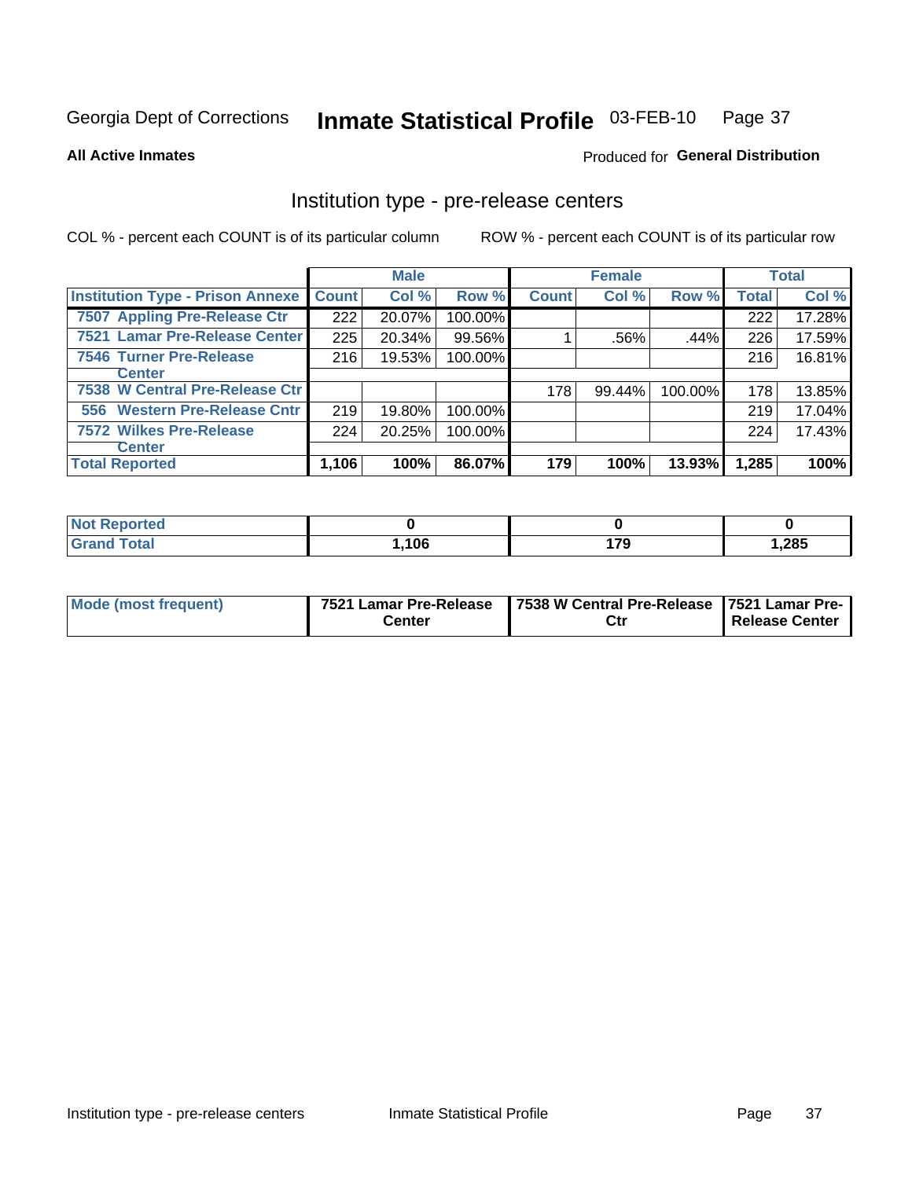Georgia Dept of Corrections **Inmate Statistical Profile** 03-FEB-10

**All Active Inmates**

Produced for **General Distribution**

## Institution type - pre-release centers

COL % - percent each COUNT is of its particular column    ROW % - percent each COUNT is of its particular row

| | Male | | | Female | | | Total | |
|---|---|---|---|---|---|---|---|---|
| **Institution Type - Prison Annexe** | **Count** | **Col %** | **Row %** | **Count** | **Col %** | **Row %** | **Total** | **Col %** |
| 7507 Appling Pre-Release Ctr | 222 | 20.07% | 100.00% | | | | 222 | 17.28% |
| 7521 Lamar Pre-Release Center | 225 | 20.34% | 99.56% | 1 | .56% | .44% | 226 | 17.59% |
| 7546 Turner Pre-Release Center | 216 | 19.53% | 100.00% | | | | 216 | 16.81% |
| 7538 W Central Pre-Release Ctr | | | | 178 | 99.44% | 100.00% | 178 | 13.85% |
| 556 Western Pre-Release Cntr | 219 | 19.80% | 100.00% | | | | 219 | 17.04% |
| 7572 Wilkes Pre-Release Center | 224 | 20.25% | 100.00% | | | | 224 | 17.43% |
| **Total Reported** | **1,106** | **100%** | **86.07%** | **179** | **100%** | **13.93%** | **1,285** | **100%** |

| | Male | Female | Total |
|---|---|---|---|
| **Not Reported** | **0** | **0** | **0** |
| **Grand Total** | **1,106** | **179** | **1,285** |

| | Male | Female | Total |
|---|---|---|---|
| **Mode (most frequent)** | **7521 Lamar Pre-Release Center** | **7538 W Central Pre-Release Ctr** | **7521 Lamar Pre-Release Center** |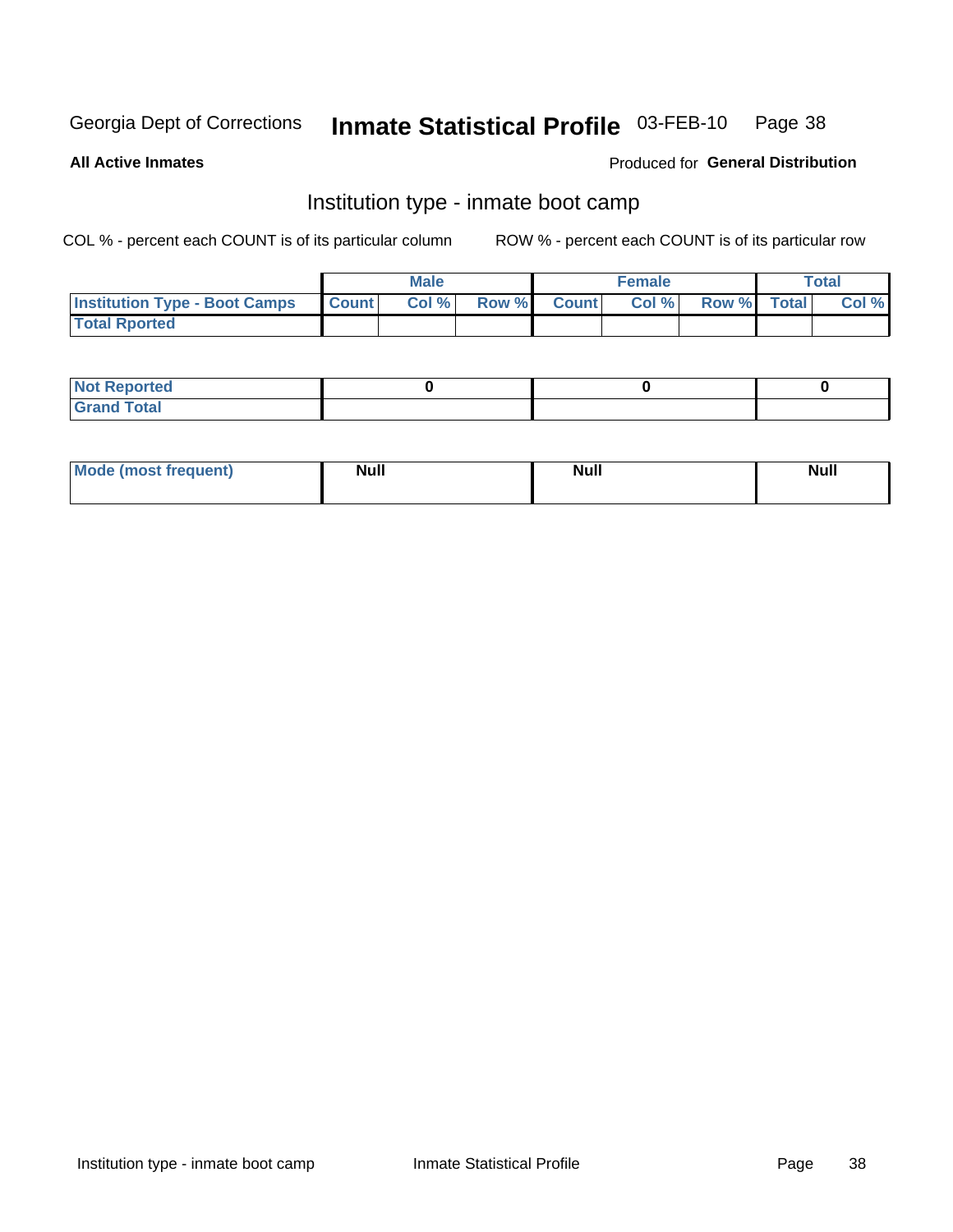Georgia Dept of Corrections **Inmate Statistical Profile** 03-FEB-10

**All Active Inmates**

Produced for **General Distribution**

## Institution type - inmate boot camp

COL % - percent each COUNT is of its particular column ROW % - percent each COUNT is of its particular row

| | Male | | | Female | | | Total | |
|---|---|---|---|---|---|---|---|---|
| **Institution Type - Boot Camps** | **Count** | **Col %** | **Row %** | **Count** | **Col %** | **Row %** | **Total** | **Col %** |
| **Total Rported** | | | | | | | | |

| | Male | Female | Total |
|---|---|---|---|
| **Not Reported** | 0 | 0 | 0 |
| **Grand Total** | | | |

| | Male | Female | Total |
|---|---|---|---|
| **Mode (most frequent)** | Null | Null | Null |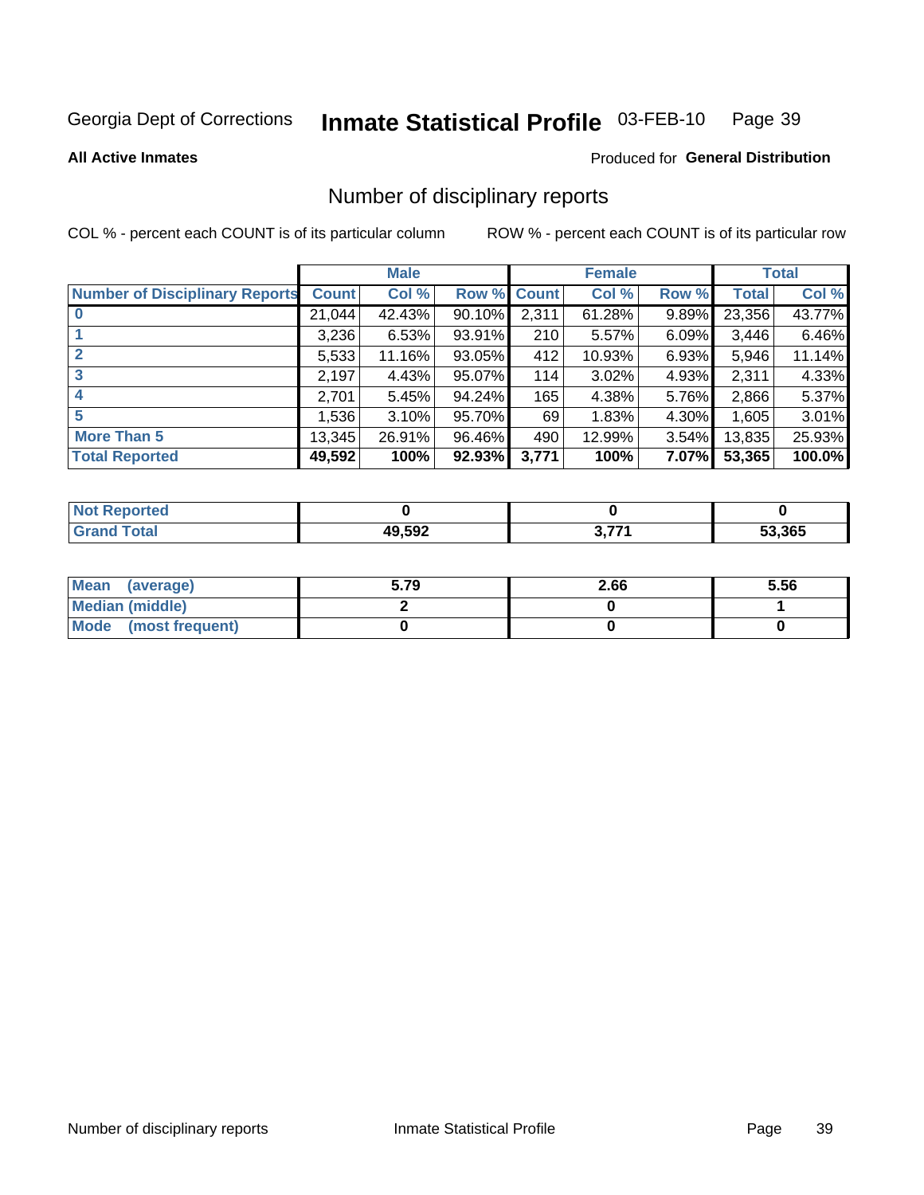Georgia Dept of Corrections **Inmate Statistical Profile** 03-FEB-10

**All Active Inmates**

Produced for **General Distribution**

## Number of disciplinary reports

COL % - percent each COUNT is of its particular column ROW % - percent each COUNT is of its particular row

| | Male | | | Female | | | Total | |
|---|---|---|---|---|---|---|---|---|
| **Number of Disciplinary Reports** | **Count** | **Col %** | **Row %** | **Count** | **Col %** | **Row %** | **Total** | **Col %** |
| **0** | 21,044 | 42.43% | 90.10% | 2,311 | 61.28% | 9.89% | 23,356 | 43.77% |
| **1** | 3,236 | 6.53% | 93.91% | 210 | 5.57% | 6.09% | 3,446 | 6.46% |
| **2** | 5,533 | 11.16% | 93.05% | 412 | 10.93% | 6.93% | 5,946 | 11.14% |
| **3** | 2,197 | 4.43% | 95.07% | 114 | 3.02% | 4.93% | 2,311 | 4.33% |
| **4** | 2,701 | 5.45% | 94.24% | 165 | 4.38% | 5.76% | 2,866 | 5.37% |
| **5** | 1,536 | 3.10% | 95.70% | 69 | 1.83% | 4.30% | 1,605 | 3.01% |
| **More Than 5** | 13,345 | 26.91% | 96.46% | 490 | 12.99% | 3.54% | 13,835 | 25.93% |
| **Total Reported** | **49,592** | **100%** | **92.93%** | **3,771** | **100%** | **7.07%** | **53,365** | **100.0%** |

| | Male | Female | Total |
|---|---|---|---|
| **Not Reported** | **0** | **0** | **0** |
| **Grand Total** | **49,592** | **3,771** | **53,365** |

| | Male | Female | Total |
|---|---|---|---|
| **Mean (average)** | **5.79** | **2.66** | **5.56** |
| **Median (middle)** | **2** | **0** | **1** |
| **Mode (most frequent)** | **0** | **0** | **0** |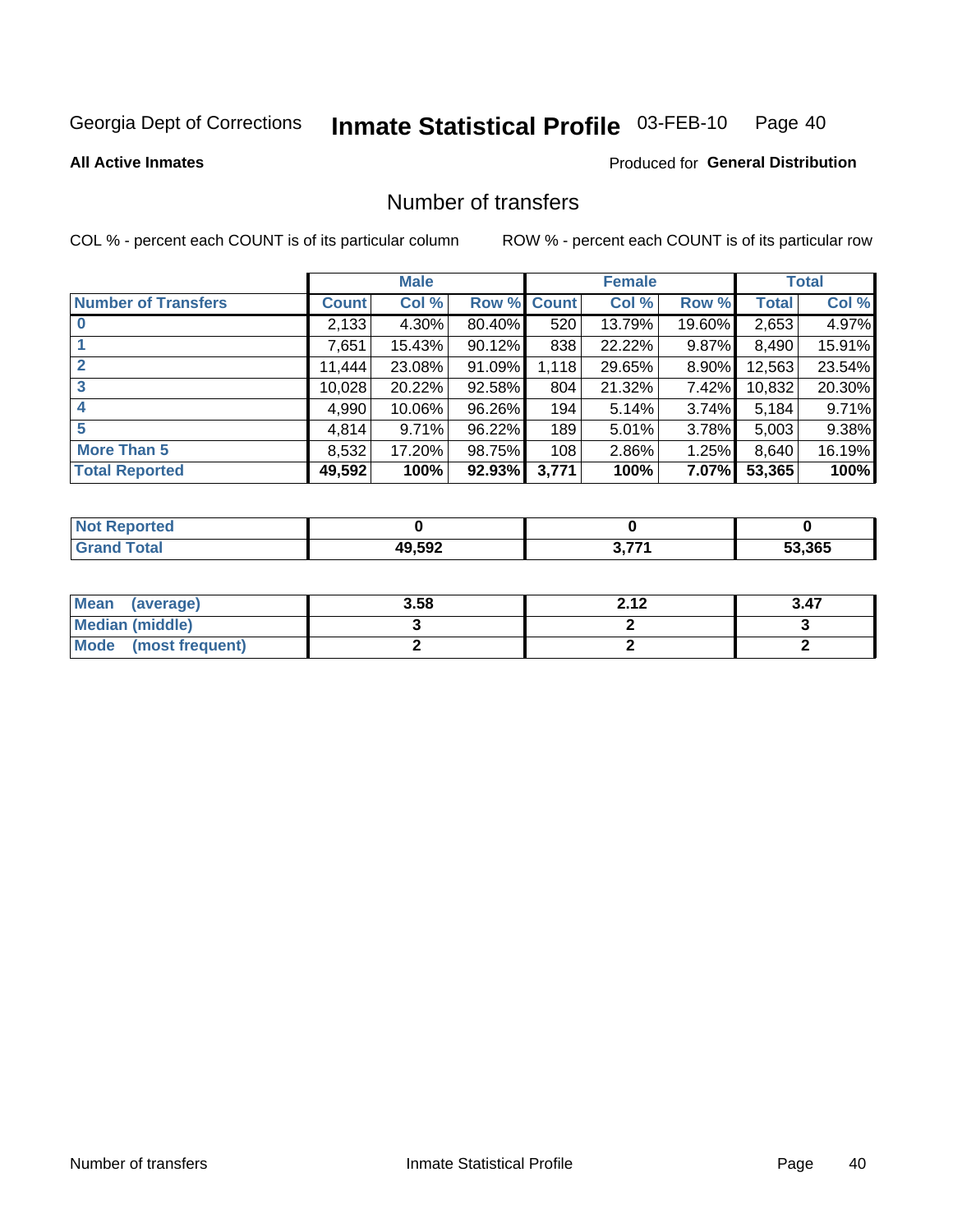Georgia Dept of Corrections **Inmate Statistical Profile** 03-FEB-10

**All Active Inmates**

Produced for **General Distribution**

## Number of transfers

COL % - percent each COUNT is of its particular column

ROW % - percent each COUNT is of its particular row

| | Male | | | Female | | | Total | |
|---|---|---|---|---|---|---|---|---|
| **Number of Transfers** | **Count** | **Col %** | **Row %** | **Count** | **Col %** | **Row %** | **Total** | **Col %** |
| **0** | 2,133 | 4.30% | 80.40% | 520 | 13.79% | 19.60% | 2,653 | 4.97% |
| **1** | 7,651 | 15.43% | 90.12% | 838 | 22.22% | 9.87% | 8,490 | 15.91% |
| **2** | 11,444 | 23.08% | 91.09% | 1,118 | 29.65% | 8.90% | 12,563 | 23.54% |
| **3** | 10,028 | 20.22% | 92.58% | 804 | 21.32% | 7.42% | 10,832 | 20.30% |
| **4** | 4,990 | 10.06% | 96.26% | 194 | 5.14% | 3.74% | 5,184 | 9.71% |
| **5** | 4,814 | 9.71% | 96.22% | 189 | 5.01% | 3.78% | 5,003 | 9.38% |
| **More Than 5** | 8,532 | 17.20% | 98.75% | 108 | 2.86% | 1.25% | 8,640 | 16.19% |
| **Total Reported** | **49,592** | **100%** | **92.93%** | **3,771** | **100%** | **7.07%** | **53,365** | **100%** |

| | Male | Female | Total |
|---|---|---|---|
| **Not Reported** | **0** | **0** | **0** |
| **Grand Total** | **49,592** | **3,771** | **53,365** |

| | Male | Female | Total |
|---|---|---|---|
| **Mean (average)** | **3.58** | **2.12** | **3.47** |
| **Median (middle)** | **3** | **2** | **3** |
| **Mode (most frequent)** | **2** | **2** | **2** |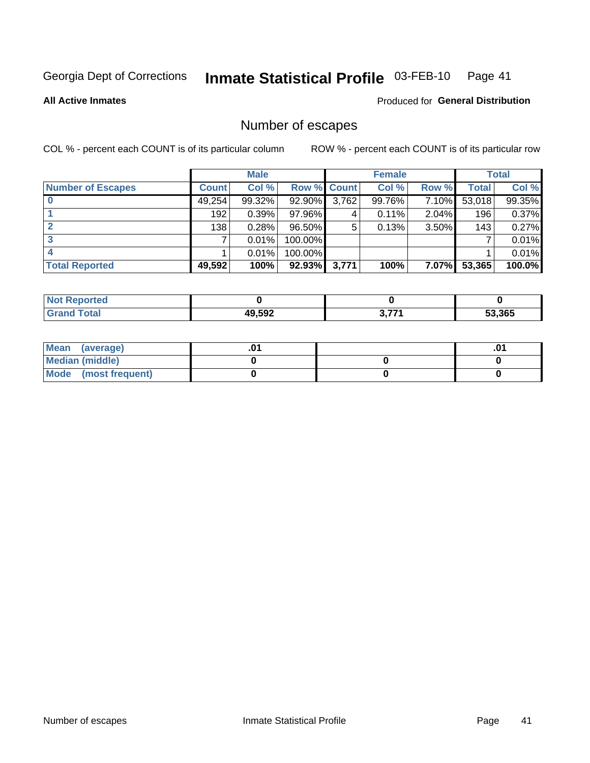Georgia Dept of Corrections **Inmate Statistical Profile** 03-FEB-10

**All Active Inmates**

Produced for **General Distribution**

# Number of escapes

COL % - percent each COUNT is of its particular column    ROW % - percent each COUNT is of its particular row

| | Male | | | Female | | | Total | |
|---|---|---|---|---|---|---|---|---|
| **Number of Escapes** | **Count** | **Col %** | **Row %** | **Count** | **Col %** | **Row %** | **Total** | **Col %** |
| **0** | 49,254 | 99.32% | 92.90% | 3,762 | 99.76% | 7.10% | 53,018 | 99.35% |
| **1** | 192 | 0.39% | 97.96% | 4 | 0.11% | 2.04% | 196 | 0.37% |
| **2** | 138 | 0.28% | 96.50% | 5 | 0.13% | 3.50% | 143 | 0.27% |
| **3** | 7 | 0.01% | 100.00% | | | | 7 | 0.01% |
| **4** | 1 | 0.01% | 100.00% | | | | 1 | 0.01% |
| **Total Reported** | **49,592** | **100%** | **92.93%** | **3,771** | **100%** | **7.07%** | **53,365** | **100.0%** |

| | Male | Female | Total |
|---|---|---|---|
| **Not Reported** | **0** | **0** | **0** |
| **Grand Total** | **49,592** | **3,771** | **53,365** |

| | Male | Female | Total |
|---|---|---|---|
| **Mean (average)** | **.01** | | **.01** |
| **Median (middle)** | **0** | **0** | **0** |
| **Mode (most frequent)** | **0** | **0** | **0** |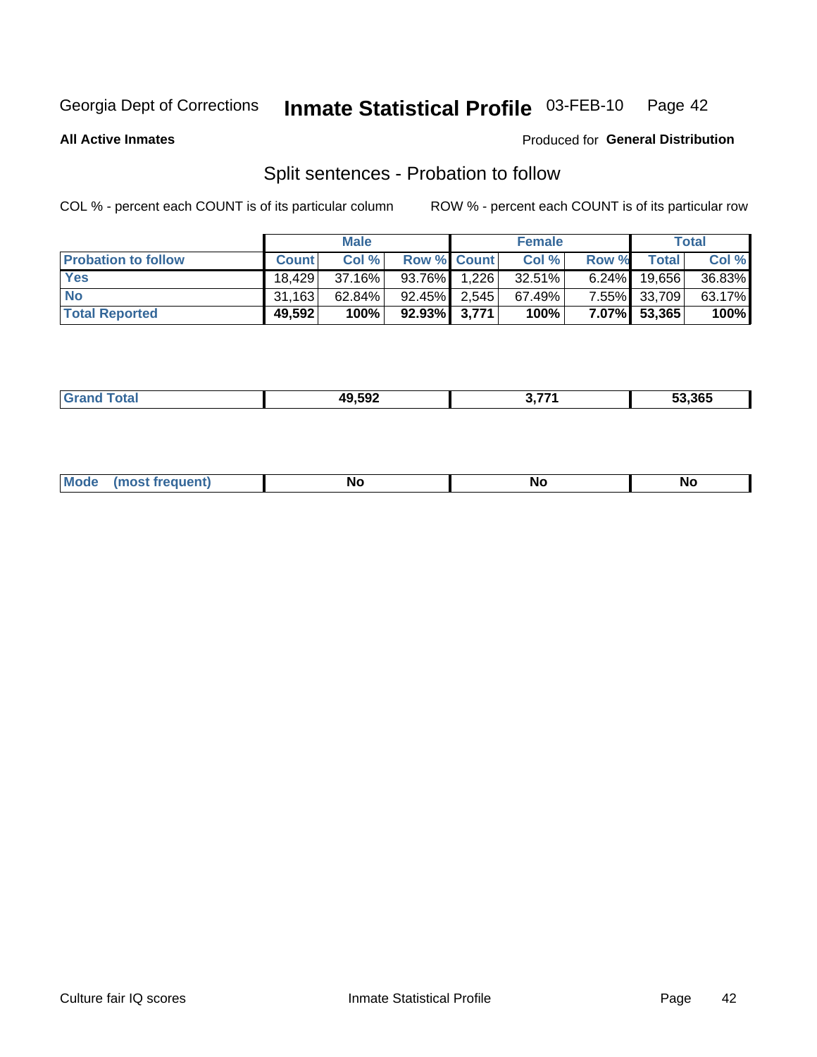Georgia Dept of Corrections **Inmate Statistical Profile** 03-FEB-10

**All Active Inmates** Produced for **General Distribution**

## Split sentences - Probation to follow

COL % - percent each COUNT is of its particular column ROW % - percent each COUNT is of its particular row

| | Male | | | Female | | | Total | |
|---|---|---|---|---|---|---|---|---|
| **Probation to follow** | **Count** | **Col %** | **Row %** | **Count** | **Col %** | **Row %** | **Total** | **Col %** |
| **Yes** | 18,429 | 37.16% | 93.76% | 1,226 | 32.51% | 6.24% | 19,656 | 36.83% |
| **No** | 31,163 | 62.84% | 92.45% | 2,545 | 67.49% | 7.55% | 33,709 | 63.17% |
| **Total Reported** | **49,592** | **100%** | **92.93%** | **3,771** | **100%** | **7.07%** | **53,365** | **100%** |

| | Male | Female | Total |
|---|---|---|---|
| **Grand Total** | **49,592** | **3,771** | **53,365** |

| | Male | Female | Total |
|---|---|---|---|
| **Mode (most frequent)** | **No** | **No** | **No** |

Culture fair IQ scores Inmate Statistical Profile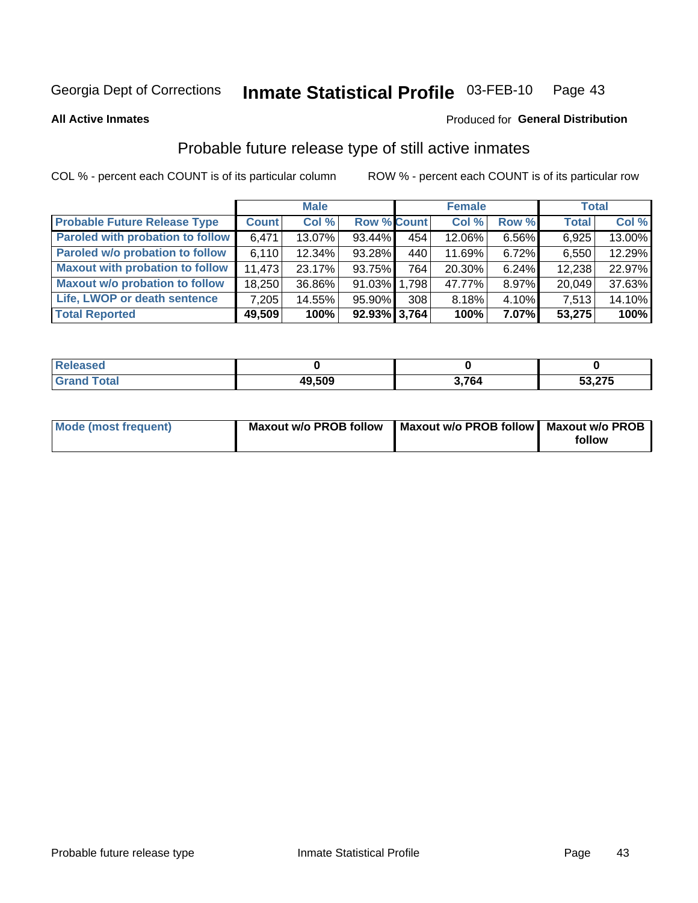Georgia Dept of Corrections **Inmate Statistical Profile** 03-FEB-10

**All Active Inmates**

Produced for **General Distribution**

## Probable future release type of still active inmates

COL % - percent each COUNT is of its particular column ROW % - percent each COUNT is of its particular row

| | Male | | | Female | | | Total | |
|---|---|---|---|---|---|---|---|---|
| **Probable Future Release Type** | **Count** | **Col %** | **Row %** | **Count** | **Col %** | **Row %** | **Total** | **Col %** |
| **Paroled with probation to follow** | 6,471 | 13.07% | 93.44% | 454 | 12.06% | 6.56% | 6,925 | 13.00% |
| **Paroled w/o probation to follow** | 6,110 | 12.34% | 93.28% | 440 | 11.69% | 6.72% | 6,550 | 12.29% |
| **Maxout with probation to follow** | 11,473 | 23.17% | 93.75% | 764 | 20.30% | 6.24% | 12,238 | 22.97% |
| **Maxout w/o probation to follow** | 18,250 | 36.86% | 91.03% | 1,798 | 47.77% | 8.97% | 20,049 | 37.63% |
| **Life, LWOP or death sentence** | 7,205 | 14.55% | 95.90% | 308 | 8.18% | 4.10% | 7,513 | 14.10% |
| **Total Reported** | **49,509** | **100%** | **92.93%** | **3,764** | **100%** | **7.07%** | **53,275** | **100%** |

| | Male | Female | Total |
|---|---|---|---|
| **Released** | **0** | **0** | **0** |
| **Grand Total** | **49,509** | **3,764** | **53,275** |

| | Male | Female | Total |
|---|---|---|---|
| **Mode (most frequent)** | **Maxout w/o PROB follow** | **Maxout w/o PROB follow** | **Maxout w/o PROB follow** |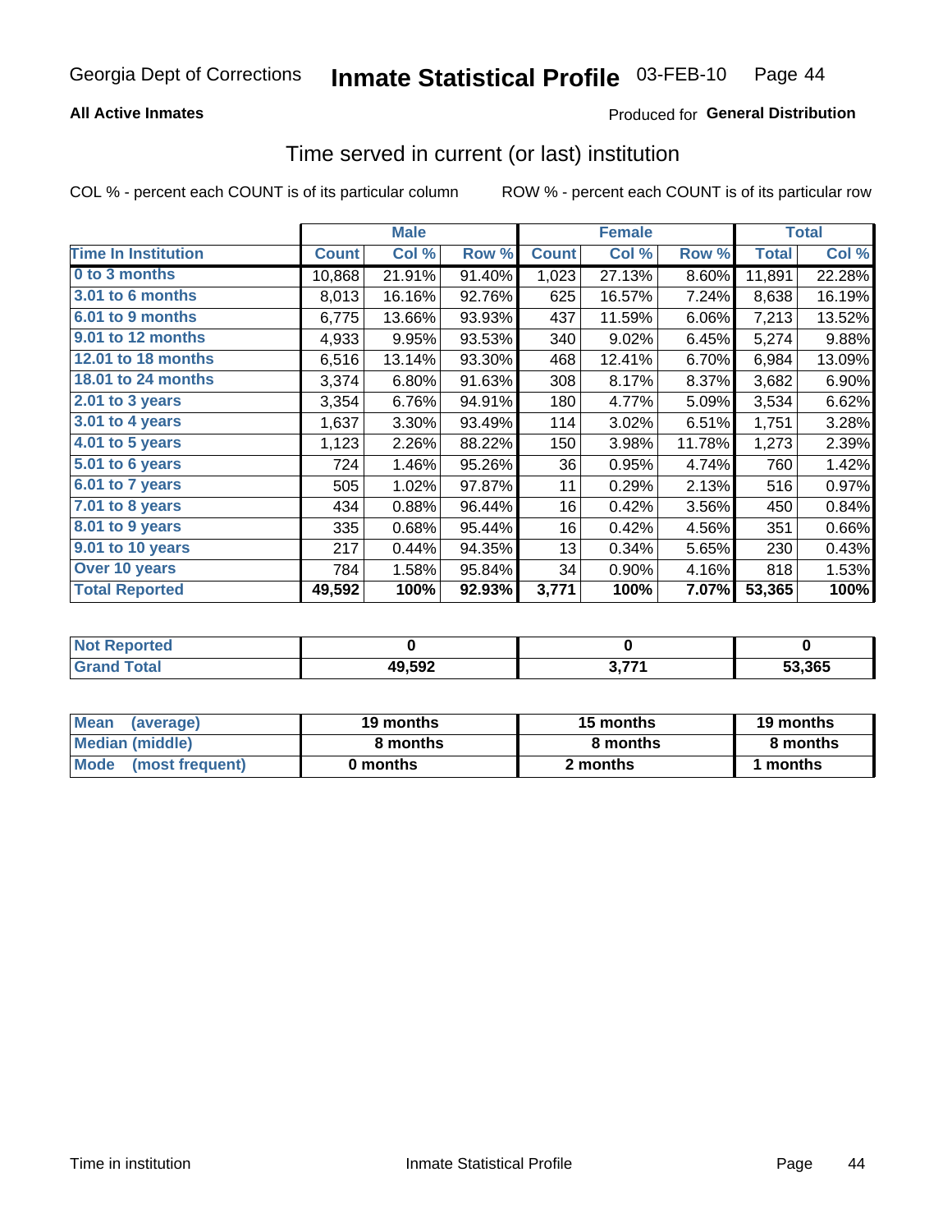Georgia Dept of Corrections **Inmate Statistical Profile** 03-FEB-10

**All Active Inmates**

Produced for **General Distribution**

## Time served in current (or last) institution

COL % - percent each COUNT is of its particular column

ROW % - percent each COUNT is of its particular row

| | Male | | | Female | | | Total | |
|---|---|---|---|---|---|---|---|---|
| **Time In Institution** | **Count** | **Col %** | **Row %** | **Count** | **Col %** | **Row %** | **Total** | **Col %** |
| 0 to 3 months | 10,868 | 21.91% | 91.40% | 1,023 | 27.13% | 8.60% | 11,891 | 22.28% |
| 3.01 to 6 months | 8,013 | 16.16% | 92.76% | 625 | 16.57% | 7.24% | 8,638 | 16.19% |
| 6.01 to 9 months | 6,775 | 13.66% | 93.93% | 437 | 11.59% | 6.06% | 7,213 | 13.52% |
| 9.01 to 12 months | 4,933 | 9.95% | 93.53% | 340 | 9.02% | 6.45% | 5,274 | 9.88% |
| 12.01 to 18 months | 6,516 | 13.14% | 93.30% | 468 | 12.41% | 6.70% | 6,984 | 13.09% |
| 18.01 to 24 months | 3,374 | 6.80% | 91.63% | 308 | 8.17% | 8.37% | 3,682 | 6.90% |
| 2.01 to 3 years | 3,354 | 6.76% | 94.91% | 180 | 4.77% | 5.09% | 3,534 | 6.62% |
| 3.01 to 4 years | 1,637 | 3.30% | 93.49% | 114 | 3.02% | 6.51% | 1,751 | 3.28% |
| 4.01 to 5 years | 1,123 | 2.26% | 88.22% | 150 | 3.98% | 11.78% | 1,273 | 2.39% |
| 5.01 to 6 years | 724 | 1.46% | 95.26% | 36 | 0.95% | 4.74% | 760 | 1.42% |
| 6.01 to 7 years | 505 | 1.02% | 97.87% | 11 | 0.29% | 2.13% | 516 | 0.97% |
| 7.01 to 8 years | 434 | 0.88% | 96.44% | 16 | 0.42% | 3.56% | 450 | 0.84% |
| 8.01 to 9 years | 335 | 0.68% | 95.44% | 16 | 0.42% | 4.56% | 351 | 0.66% |
| 9.01 to 10 years | 217 | 0.44% | 94.35% | 13 | 0.34% | 5.65% | 230 | 0.43% |
| Over 10 years | 784 | 1.58% | 95.84% | 34 | 0.90% | 4.16% | 818 | 1.53% |
| **Total Reported** | **49,592** | **100%** | **92.93%** | **3,771** | **100%** | **7.07%** | **53,365** | **100%** |

| | Male | Female | Total |
|---|---|---|---|
| Not Reported | 0 | 0 | 0 |
| Grand Total | 49,592 | 3,771 | 53,365 |

| | Male | Female | Total |
|---|---|---|---|
| Mean (average) | 19 months | 15 months | 19 months |
| Median (middle) | 8 months | 8 months | 8 months |
| Mode (most frequent) | 0 months | 2 months | 1 months |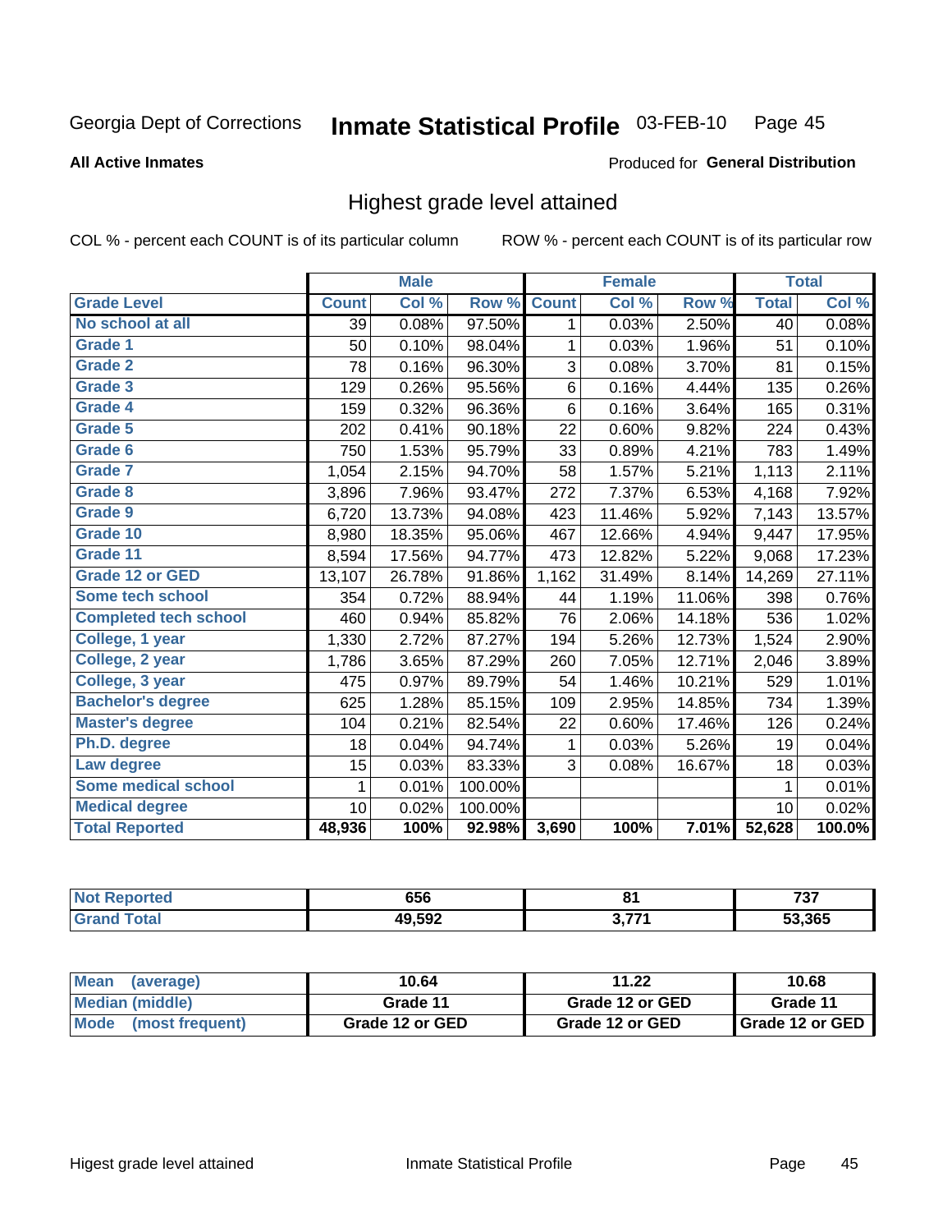Georgia Dept of Corrections **Inmate Statistical Profile** 03-FEB-10

**All Active Inmates**

Produced for **General Distribution**

## Highest grade level attained

COL % - percent each COUNT is of its particular column ROW % - percent each COUNT is of its particular row

| | Male | | | Female | | | Total | |
|---|---|---|---|---|---|---|---|---|
| **Grade Level** | **Count** | **Col %** | **Row %** | **Count** | **Col %** | **Row %** | **Total** | **Col %** |
| No school at all | 39 | 0.08% | 97.50% | 1 | 0.03% | 2.50% | 40 | 0.08% |
| Grade 1 | 50 | 0.10% | 98.04% | 1 | 0.03% | 1.96% | 51 | 0.10% |
| Grade 2 | 78 | 0.16% | 96.30% | 3 | 0.08% | 3.70% | 81 | 0.15% |
| Grade 3 | 129 | 0.26% | 95.56% | 6 | 0.16% | 4.44% | 135 | 0.26% |
| Grade 4 | 159 | 0.32% | 96.36% | 6 | 0.16% | 3.64% | 165 | 0.31% |
| Grade 5 | 202 | 0.41% | 90.18% | 22 | 0.60% | 9.82% | 224 | 0.43% |
| Grade 6 | 750 | 1.53% | 95.79% | 33 | 0.89% | 4.21% | 783 | 1.49% |
| Grade 7 | 1,054 | 2.15% | 94.70% | 58 | 1.57% | 5.21% | 1,113 | 2.11% |
| Grade 8 | 3,896 | 7.96% | 93.47% | 272 | 7.37% | 6.53% | 4,168 | 7.92% |
| Grade 9 | 6,720 | 13.73% | 94.08% | 423 | 11.46% | 5.92% | 7,143 | 13.57% |
| Grade 10 | 8,980 | 18.35% | 95.06% | 467 | 12.66% | 4.94% | 9,447 | 17.95% |
| Grade 11 | 8,594 | 17.56% | 94.77% | 473 | 12.82% | 5.22% | 9,068 | 17.23% |
| Grade 12 or GED | 13,107 | 26.78% | 91.86% | 1,162 | 31.49% | 8.14% | 14,269 | 27.11% |
| Some tech school | 354 | 0.72% | 88.94% | 44 | 1.19% | 11.06% | 398 | 0.76% |
| Completed tech school | 460 | 0.94% | 85.82% | 76 | 2.06% | 14.18% | 536 | 1.02% |
| College, 1 year | 1,330 | 2.72% | 87.27% | 194 | 5.26% | 12.73% | 1,524 | 2.90% |
| College, 2 year | 1,786 | 3.65% | 87.29% | 260 | 7.05% | 12.71% | 2,046 | 3.89% |
| College, 3 year | 475 | 0.97% | 89.79% | 54 | 1.46% | 10.21% | 529 | 1.01% |
| Bachelor's degree | 625 | 1.28% | 85.15% | 109 | 2.95% | 14.85% | 734 | 1.39% |
| Master's degree | 104 | 0.21% | 82.54% | 22 | 0.60% | 17.46% | 126 | 0.24% |
| Ph.D. degree | 18 | 0.04% | 94.74% | 1 | 0.03% | 5.26% | 19 | 0.04% |
| Law degree | 15 | 0.03% | 83.33% | 3 | 0.08% | 16.67% | 18 | 0.03% |
| Some medical school | 1 | 0.01% | 100.00% | | | | 1 | 0.01% |
| Medical degree | 10 | 0.02% | 100.00% | | | | 10 | 0.02% |
| **Total Reported** | **48,936** | **100%** | **92.98%** | **3,690** | **100%** | **7.01%** | **52,628** | **100.0%** |

| | Male | Female | Total |
|---|---|---|---|
| Not Reported | 656 | 81 | 737 |
| Grand Total | 49,592 | 3,771 | 53,365 |

| | Male | Female | Total |
|---|---|---|---|
| Mean (average) | 10.64 | 11.22 | 10.68 |
| Median (middle) | Grade 11 | Grade 12 or GED | Grade 11 |
| Mode (most frequent) | Grade 12 or GED | Grade 12 or GED | Grade 12 or GED |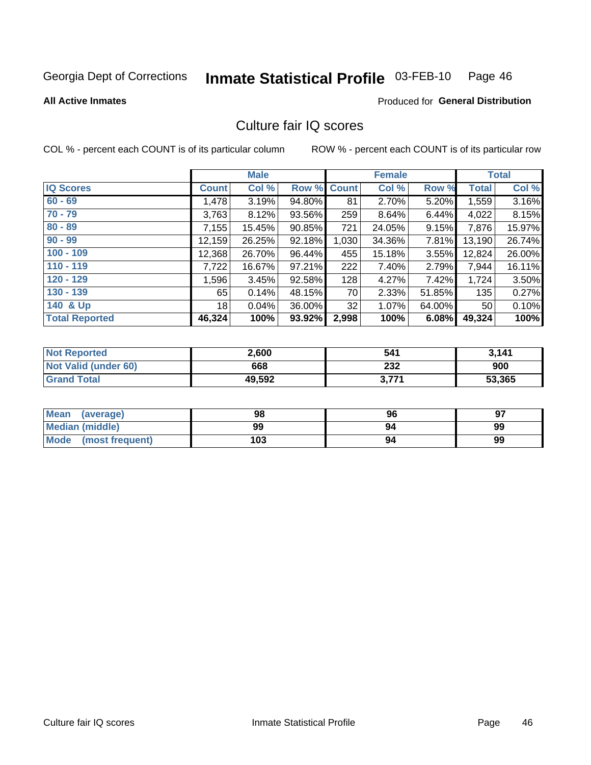Georgia Dept of Corrections **Inmate Statistical Profile** 03-FEB-10

**All Active Inmates**

Produced for **General Distribution**

## Culture fair IQ scores

COL % - percent each COUNT is of its particular column

ROW % - percent each COUNT is of its particular row

| | Male | | | Female | | | Total | |
|---|---|---|---|---|---|---|---|---|
| **IQ Scores** | **Count** | **Col %** | **Row %** | **Count** | **Col %** | **Row %** | **Total** | **Col %** |
| **60 - 69** | 1,478 | 3.19% | 94.80% | 81 | 2.70% | 5.20% | 1,559 | 3.16% |
| **70 - 79** | 3,763 | 8.12% | 93.56% | 259 | 8.64% | 6.44% | 4,022 | 8.15% |
| **80 - 89** | 7,155 | 15.45% | 90.85% | 721 | 24.05% | 9.15% | 7,876 | 15.97% |
| **90 - 99** | 12,159 | 26.25% | 92.18% | 1,030 | 34.36% | 7.81% | 13,190 | 26.74% |
| **100 - 109** | 12,368 | 26.70% | 96.44% | 455 | 15.18% | 3.55% | 12,824 | 26.00% |
| **110 - 119** | 7,722 | 16.67% | 97.21% | 222 | 7.40% | 2.79% | 7,944 | 16.11% |
| **120 - 129** | 1,596 | 3.45% | 92.58% | 128 | 4.27% | 7.42% | 1,724 | 3.50% |
| **130 - 139** | 65 | 0.14% | 48.15% | 70 | 2.33% | 51.85% | 135 | 0.27% |
| **140 & Up** | 18 | 0.04% | 36.00% | 32 | 1.07% | 64.00% | 50 | 0.10% |
| **Total Reported** | **46,324** | **100%** | **93.92%** | **2,998** | **100%** | **6.08%** | **49,324** | **100%** |

| | Male | Female | Total |
|---|---|---|---|
| **Not Reported** | **2,600** | **541** | **3,141** |
| **Not Valid (under 60)** | **668** | **232** | **900** |
| **Grand Total** | **49,592** | **3,771** | **53,365** |

| | Male | Female | Total |
|---|---|---|---|
| **Mean (average)** | **98** | **96** | **97** |
| **Median (middle)** | **99** | **94** | **99** |
| **Mode (most frequent)** | **103** | **94** | **99** |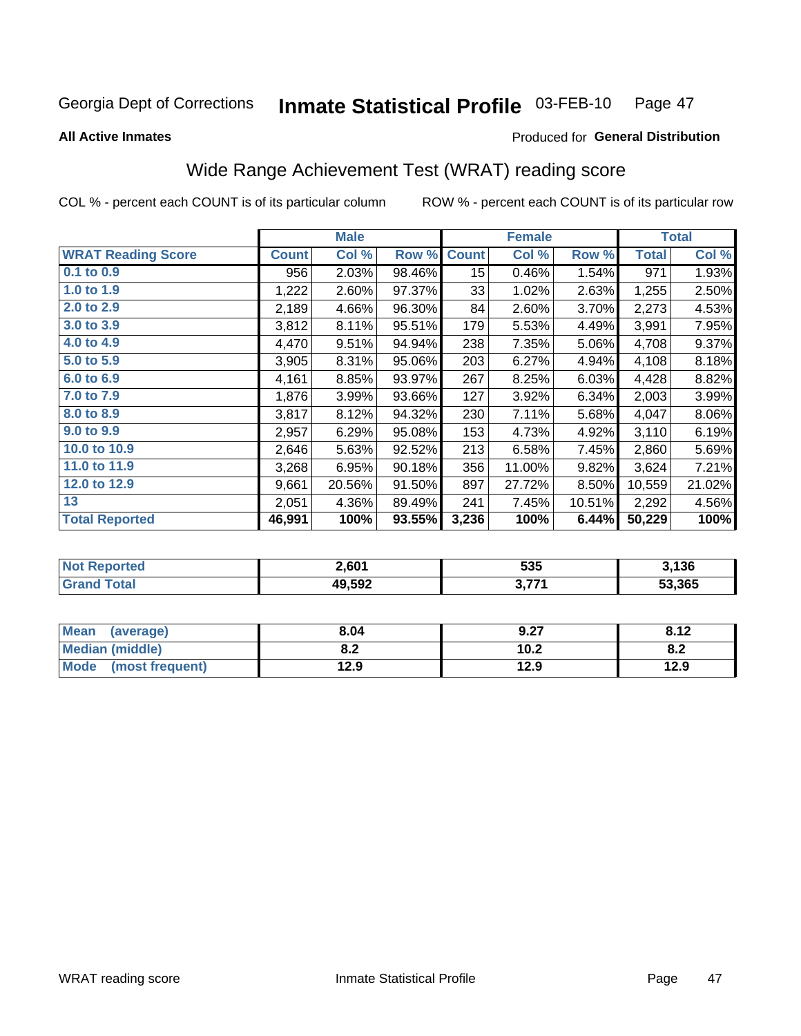Georgia Dept of Corrections **Inmate Statistical Profile** 03-FEB-10

**All Active Inmates**

Produced for **General Distribution**

## Wide Range Achievement Test (WRAT) reading score

COL % - percent each COUNT is of its particular column ROW % - percent each COUNT is of its particular row

| | Male | | | Female | | | Total | |
|---|---|---|---|---|---|---|---|---|
| **WRAT Reading Score** | **Count** | **Col %** | **Row %** | **Count** | **Col %** | **Row %** | **Total** | **Col %** |
| **0.1 to 0.9** | 956 | 2.03% | 98.46% | 15 | 0.46% | 1.54% | 971 | 1.93% |
| **1.0 to 1.9** | 1,222 | 2.60% | 97.37% | 33 | 1.02% | 2.63% | 1,255 | 2.50% |
| **2.0 to 2.9** | 2,189 | 4.66% | 96.30% | 84 | 2.60% | 3.70% | 2,273 | 4.53% |
| **3.0 to 3.9** | 3,812 | 8.11% | 95.51% | 179 | 5.53% | 4.49% | 3,991 | 7.95% |
| **4.0 to 4.9** | 4,470 | 9.51% | 94.94% | 238 | 7.35% | 5.06% | 4,708 | 9.37% |
| **5.0 to 5.9** | 3,905 | 8.31% | 95.06% | 203 | 6.27% | 4.94% | 4,108 | 8.18% |
| **6.0 to 6.9** | 4,161 | 8.85% | 93.97% | 267 | 8.25% | 6.03% | 4,428 | 8.82% |
| **7.0 to 7.9** | 1,876 | 3.99% | 93.66% | 127 | 3.92% | 6.34% | 2,003 | 3.99% |
| **8.0 to 8.9** | 3,817 | 8.12% | 94.32% | 230 | 7.11% | 5.68% | 4,047 | 8.06% |
| **9.0 to 9.9** | 2,957 | 6.29% | 95.08% | 153 | 4.73% | 4.92% | 3,110 | 6.19% |
| **10.0 to 10.9** | 2,646 | 5.63% | 92.52% | 213 | 6.58% | 7.45% | 2,860 | 5.69% |
| **11.0 to 11.9** | 3,268 | 6.95% | 90.18% | 356 | 11.00% | 9.82% | 3,624 | 7.21% |
| **12.0 to 12.9** | 9,661 | 20.56% | 91.50% | 897 | 27.72% | 8.50% | 10,559 | 21.02% |
| **13** | 2,051 | 4.36% | 89.49% | 241 | 7.45% | 10.51% | 2,292 | 4.56% |
| **Total Reported** | **46,991** | **100%** | **93.55%** | **3,236** | **100%** | **6.44%** | **50,229** | **100%** |

| | Male | Female | Total |
|---|---|---|---|
| **Not Reported** | **2,601** | **535** | **3,136** |
| **Grand Total** | **49,592** | **3,771** | **53,365** |

| | Male | Female | Total |
|---|---|---|---|
| **Mean (average)** | **8.04** | **9.27** | **8.12** |
| **Median (middle)** | **8.2** | **10.2** | **8.2** |
| **Mode (most frequent)** | **12.9** | **12.9** | **12.9** |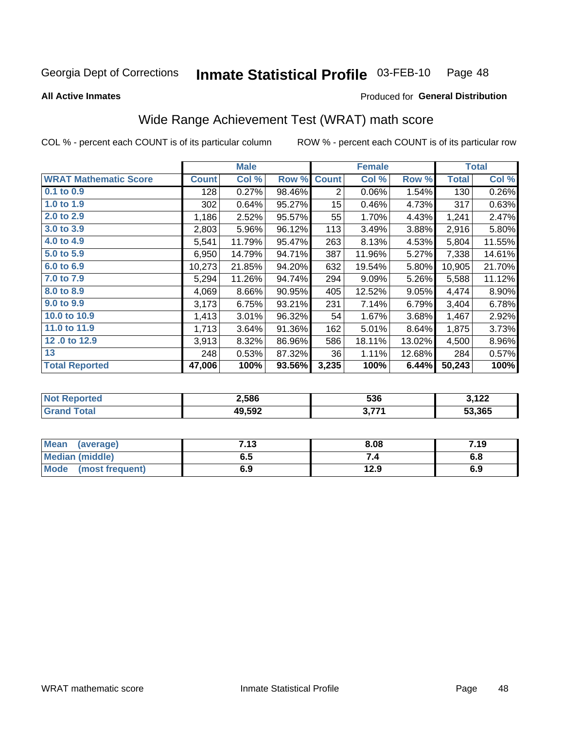Georgia Dept of Corrections **Inmate Statistical Profile** 03-FEB-10 Page 48

**All Active Inmates**

Produced for **General Distribution**

## Wide Range Achievement Test (WRAT) math score

COL % - percent each COUNT is of its particular column ROW % - percent each COUNT is of its particular row

| | Male | | | Female | | | Total | |
|---|---|---|---|---|---|---|---|---|
| **WRAT Mathematic Score** | **Count** | **Col %** | **Row %** | **Count** | **Col %** | **Row %** | **Total** | **Col %** |
| 0.1 to 0.9 | 128 | 0.27% | 98.46% | 2 | 0.06% | 1.54% | 130 | 0.26% |
| 1.0 to 1.9 | 302 | 0.64% | 95.27% | 15 | 0.46% | 4.73% | 317 | 0.63% |
| 2.0 to 2.9 | 1,186 | 2.52% | 95.57% | 55 | 1.70% | 4.43% | 1,241 | 2.47% |
| 3.0 to 3.9 | 2,803 | 5.96% | 96.12% | 113 | 3.49% | 3.88% | 2,916 | 5.80% |
| 4.0 to 4.9 | 5,541 | 11.79% | 95.47% | 263 | 8.13% | 4.53% | 5,804 | 11.55% |
| 5.0 to 5.9 | 6,950 | 14.79% | 94.71% | 387 | 11.96% | 5.27% | 7,338 | 14.61% |
| 6.0 to 6.9 | 10,273 | 21.85% | 94.20% | 632 | 19.54% | 5.80% | 10,905 | 21.70% |
| 7.0 to 7.9 | 5,294 | 11.26% | 94.74% | 294 | 9.09% | 5.26% | 5,588 | 11.12% |
| 8.0 to 8.9 | 4,069 | 8.66% | 90.95% | 405 | 12.52% | 9.05% | 4,474 | 8.90% |
| 9.0 to 9.9 | 3,173 | 6.75% | 93.21% | 231 | 7.14% | 6.79% | 3,404 | 6.78% |
| 10.0 to 10.9 | 1,413 | 3.01% | 96.32% | 54 | 1.67% | 3.68% | 1,467 | 2.92% |
| 11.0 to 11.9 | 1,713 | 3.64% | 91.36% | 162 | 5.01% | 8.64% | 1,875 | 3.73% |
| 12 .0 to 12.9 | 3,913 | 8.32% | 86.96% | 586 | 18.11% | 13.02% | 4,500 | 8.96% |
| 13 | 248 | 0.53% | 87.32% | 36 | 1.11% | 12.68% | 284 | 0.57% |
| **Total Reported** | **47,006** | **100%** | **93.56%** | **3,235** | **100%** | **6.44%** | **50,243** | **100%** |

| | Male | Female | Total |
|---|---|---|---|
| Not Reported | 2,586 | 536 | 3,122 |
| Grand Total | 49,592 | 3,771 | 53,365 |

| | Male | Female | Total |
|---|---|---|---|
| Mean (average) | 7.13 | 8.08 | 7.19 |
| Median (middle) | 6.5 | 7.4 | 6.8 |
| Mode (most frequent) | 6.9 | 12.9 | 6.9 |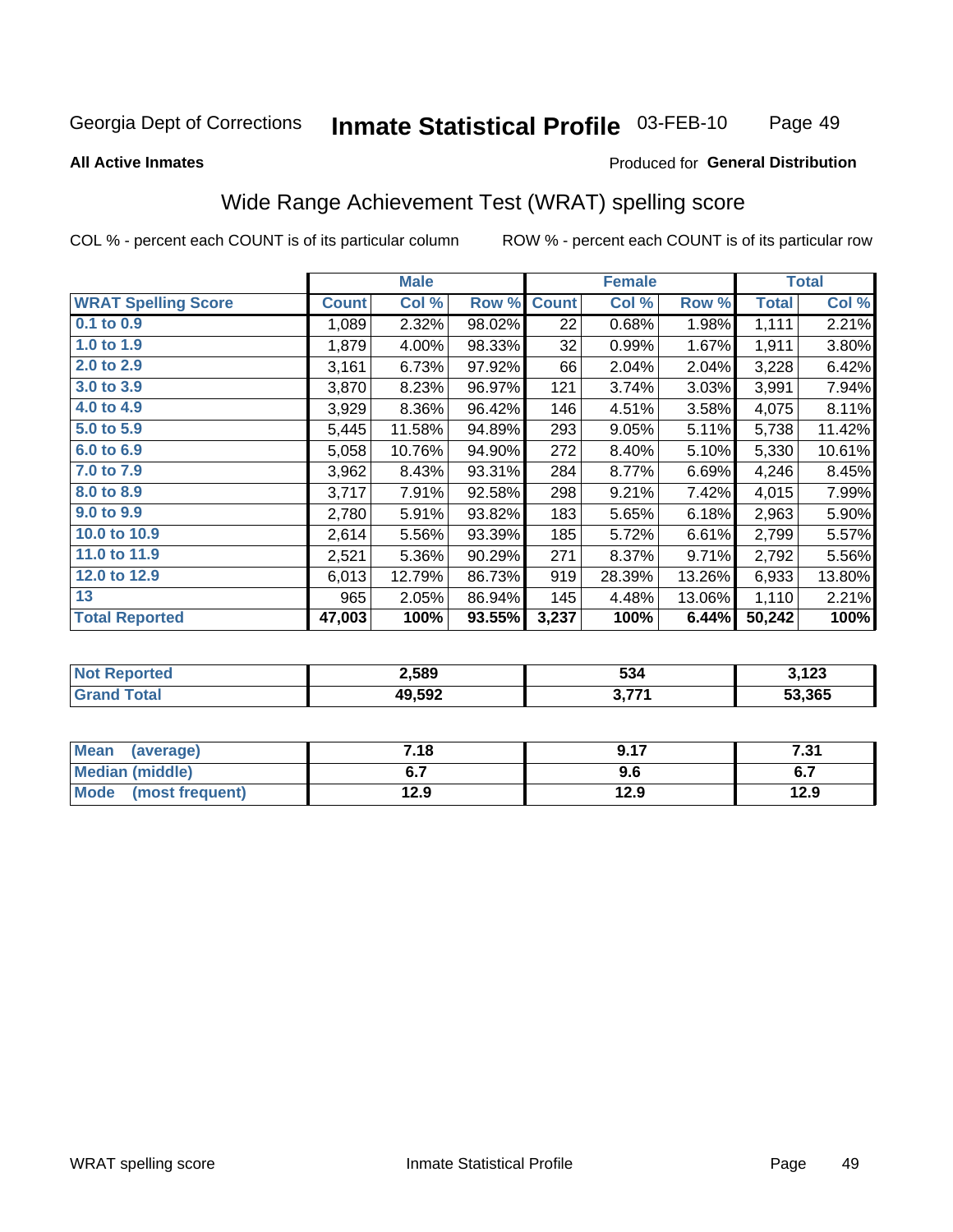Georgia Dept of Corrections **Inmate Statistical Profile** 03-FEB-10

**All Active Inmates**

Produced for **General Distribution**

## Wide Range Achievement Test (WRAT) spelling score

COL % - percent each COUNT is of its particular column ROW % - percent each COUNT is of its particular row

| | Male | | | Female | | | Total | |
|---|---|---|---|---|---|---|---|---|
| **WRAT Spelling Score** | **Count** | **Col %** | **Row %** | **Count** | **Col %** | **Row %** | **Total** | **Col %** |
| **0.1 to 0.9** | 1,089 | 2.32% | 98.02% | 22 | 0.68% | 1.98% | 1,111 | 2.21% |
| **1.0 to 1.9** | 1,879 | 4.00% | 98.33% | 32 | 0.99% | 1.67% | 1,911 | 3.80% |
| **2.0 to 2.9** | 3,161 | 6.73% | 97.92% | 66 | 2.04% | 2.04% | 3,228 | 6.42% |
| **3.0 to 3.9** | 3,870 | 8.23% | 96.97% | 121 | 3.74% | 3.03% | 3,991 | 7.94% |
| **4.0 to 4.9** | 3,929 | 8.36% | 96.42% | 146 | 4.51% | 3.58% | 4,075 | 8.11% |
| **5.0 to 5.9** | 5,445 | 11.58% | 94.89% | 293 | 9.05% | 5.11% | 5,738 | 11.42% |
| **6.0 to 6.9** | 5,058 | 10.76% | 94.90% | 272 | 8.40% | 5.10% | 5,330 | 10.61% |
| **7.0 to 7.9** | 3,962 | 8.43% | 93.31% | 284 | 8.77% | 6.69% | 4,246 | 8.45% |
| **8.0 to 8.9** | 3,717 | 7.91% | 92.58% | 298 | 9.21% | 7.42% | 4,015 | 7.99% |
| **9.0 to 9.9** | 2,780 | 5.91% | 93.82% | 183 | 5.65% | 6.18% | 2,963 | 5.90% |
| **10.0 to 10.9** | 2,614 | 5.56% | 93.39% | 185 | 5.72% | 6.61% | 2,799 | 5.57% |
| **11.0 to 11.9** | 2,521 | 5.36% | 90.29% | 271 | 8.37% | 9.71% | 2,792 | 5.56% |
| **12.0 to 12.9** | 6,013 | 12.79% | 86.73% | 919 | 28.39% | 13.26% | 6,933 | 13.80% |
| **13** | 965 | 2.05% | 86.94% | 145 | 4.48% | 13.06% | 1,110 | 2.21% |
| **Total Reported** | **47,003** | **100%** | **93.55%** | **3,237** | **100%** | **6.44%** | **50,242** | **100%** |

| | Male | Female | Total |
|---|---|---|---|
| **Not Reported** | **2,589** | **534** | **3,123** |
| **Grand Total** | **49,592** | **3,771** | **53,365** |

| | Male | Female | Total |
|---|---|---|---|
| **Mean (average)** | **7.18** | **9.17** | **7.31** |
| **Median (middle)** | **6.7** | **9.6** | **6.7** |
| **Mode (most frequent)** | **12.9** | **12.9** | **12.9** |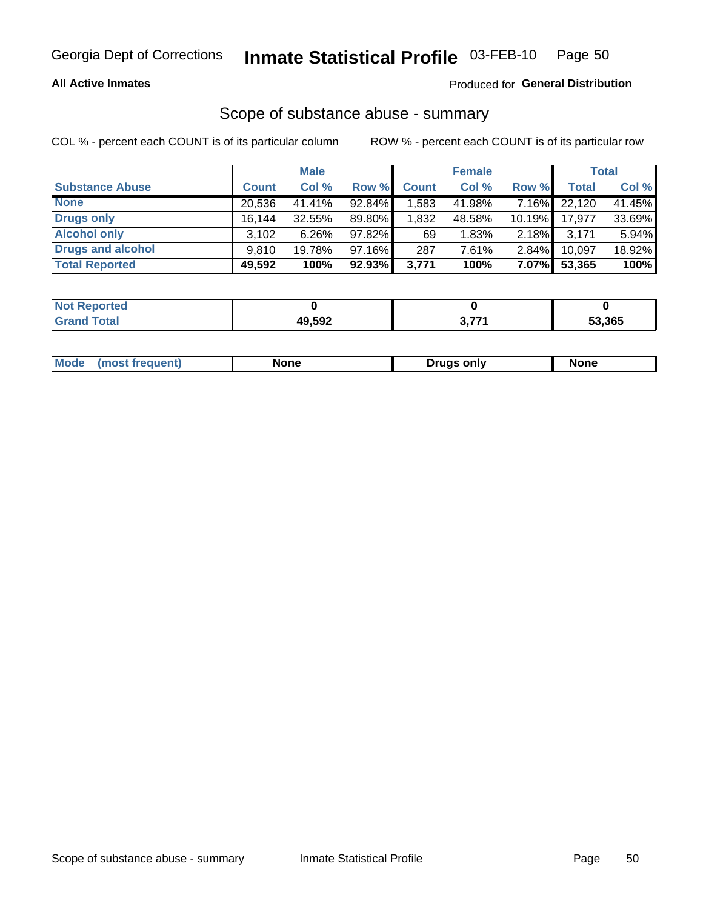Georgia Dept of Corrections **Inmate Statistical Profile** 03-FEB-10

**All Active Inmates**

Produced for **General Distribution**

## Scope of substance abuse - summary

COL % - percent each COUNT is of its particular column

ROW % - percent each COUNT is of its particular row

| | Male | | | Female | | | Total | |
|---|---|---|---|---|---|---|---|---|
| **Substance Abuse** | **Count** | **Col %** | **Row %** | **Count** | **Col %** | **Row %** | **Total** | **Col %** |
| **None** | 20,536 | 41.41% | 92.84% | 1,583 | 41.98% | 7.16% | 22,120 | 41.45% |
| **Drugs only** | 16,144 | 32.55% | 89.80% | 1,832 | 48.58% | 10.19% | 17,977 | 33.69% |
| **Alcohol only** | 3,102 | 6.26% | 97.82% | 69 | 1.83% | 2.18% | 3,171 | 5.94% |
| **Drugs and alcohol** | 9,810 | 19.78% | 97.16% | 287 | 7.61% | 2.84% | 10,097 | 18.92% |
| **Total Reported** | **49,592** | **100%** | **92.93%** | **3,771** | **100%** | **7.07%** | **53,365** | **100%** |

| | Male | Female | Total |
|---|---|---|---|
| **Not Reported** | **0** | **0** | **0** |
| **Grand Total** | **49,592** | **3,771** | **53,365** |

| | Male | Female | Total |
|---|---|---|---|
| **Mode (most frequent)** | **None** | **Drugs only** | **None** |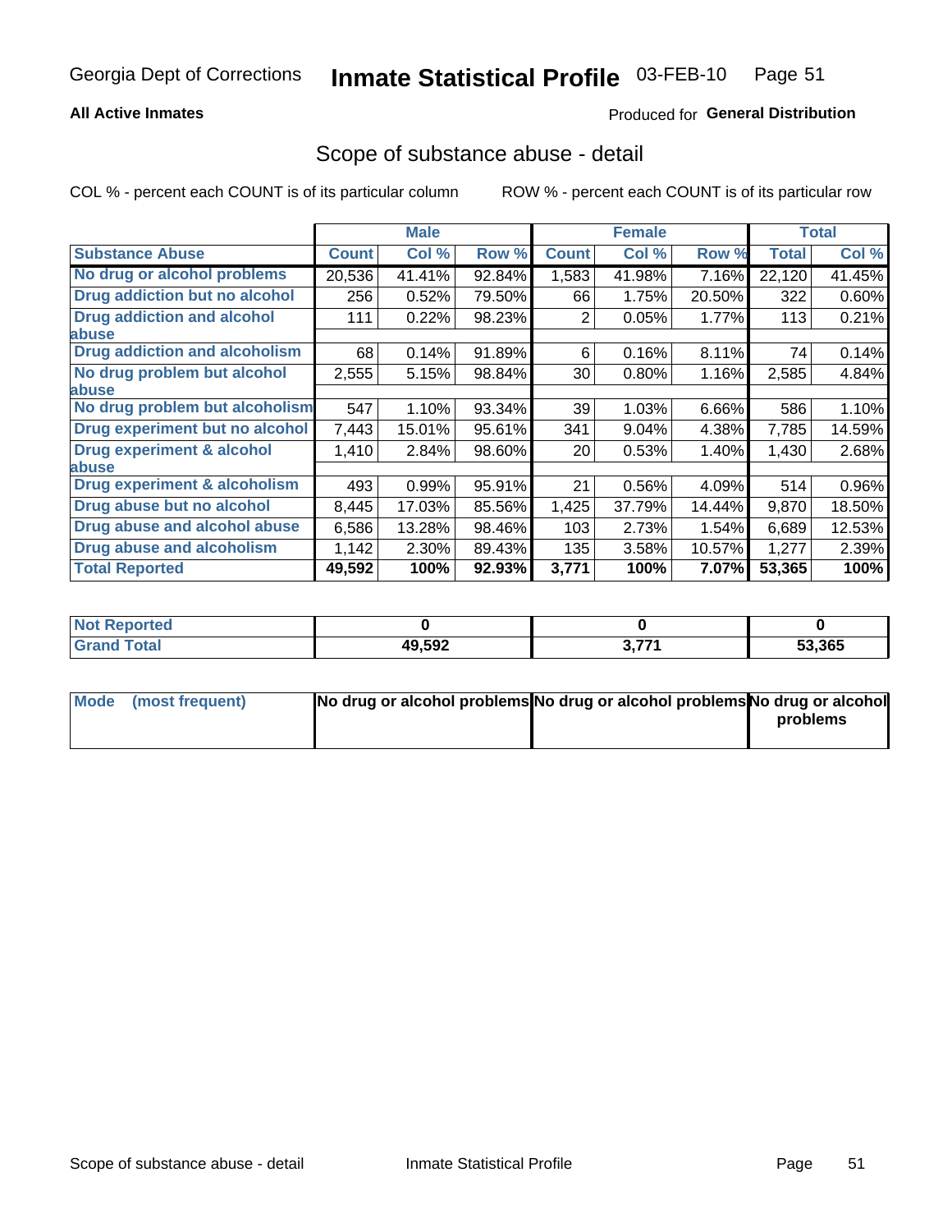Georgia Dept of Corrections **Inmate Statistical Profile** 03-FEB-10

**All Active Inmates**

Produced for **General Distribution**

## Scope of substance abuse - detail

COL % - percent each COUNT is of its particular column    ROW % - percent each COUNT is of its particular row

| | Male | | | Female | | | Total | |
|---|---|---|---|---|---|---|---|---|
| **Substance Abuse** | **Count** | **Col %** | **Row %** | **Count** | **Col %** | **Row %** | **Total** | **Col %** |
| **No drug or alcohol problems** | 20,536 | 41.41% | 92.84% | 1,583 | 41.98% | 7.16% | 22,120 | 41.45% |
| **Drug addiction but no alcohol** | 256 | 0.52% | 79.50% | 66 | 1.75% | 20.50% | 322 | 0.60% |
| **Drug addiction and alcohol abuse** | 111 | 0.22% | 98.23% | 2 | 0.05% | 1.77% | 113 | 0.21% |
| **Drug addiction and alcoholism** | 68 | 0.14% | 91.89% | 6 | 0.16% | 8.11% | 74 | 0.14% |
| **No drug problem but alcohol abuse** | 2,555 | 5.15% | 98.84% | 30 | 0.80% | 1.16% | 2,585 | 4.84% |
| **No drug problem but alcoholism** | 547 | 1.10% | 93.34% | 39 | 1.03% | 6.66% | 586 | 1.10% |
| **Drug experiment but no alcohol** | 7,443 | 15.01% | 95.61% | 341 | 9.04% | 4.38% | 7,785 | 14.59% |
| **Drug experiment & alcohol abuse** | 1,410 | 2.84% | 98.60% | 20 | 0.53% | 1.40% | 1,430 | 2.68% |
| **Drug experiment & alcoholism** | 493 | 0.99% | 95.91% | 21 | 0.56% | 4.09% | 514 | 0.96% |
| **Drug abuse but no alcohol** | 8,445 | 17.03% | 85.56% | 1,425 | 37.79% | 14.44% | 9,870 | 18.50% |
| **Drug abuse and alcohol abuse** | 6,586 | 13.28% | 98.46% | 103 | 2.73% | 1.54% | 6,689 | 12.53% |
| **Drug abuse and alcoholism** | 1,142 | 2.30% | 89.43% | 135 | 3.58% | 10.57% | 1,277 | 2.39% |
| **Total Reported** | **49,592** | **100%** | **92.93%** | **3,771** | **100%** | **7.07%** | **53,365** | **100%** |

| | Male | Female | Total |
|---|---|---|---|
| **Not Reported** | **0** | **0** | **0** |
| **Grand Total** | **49,592** | **3,771** | **53,365** |

| | Male | Female | Total |
|---|---|---|---|
| **Mode (most frequent)** | **No drug or alcohol problems** | **No drug or alcohol problems** | **No drug or alcohol problems** |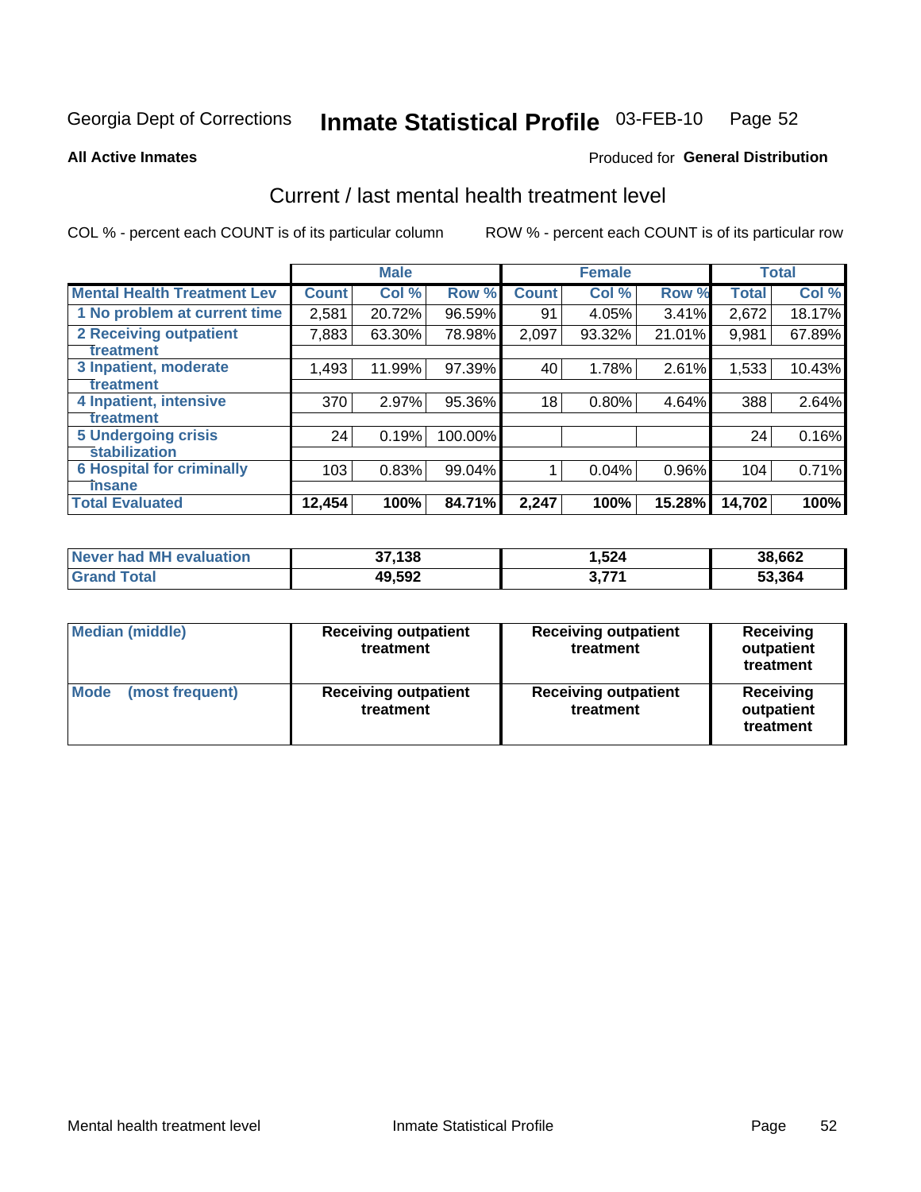Georgia Dept of Corrections **Inmate Statistical Profile** 03-FEB-10

**All Active Inmates**

Produced for **General Distribution**

## Current / last mental health treatment level

COL % - percent each COUNT is of its particular column

ROW % - percent each COUNT is of its particular row

| | Male | | | Female | | | Total | |
|---|---|---|---|---|---|---|---|---|
| **Mental Health Treatment Lev** | **Count** | **Col %** | **Row %** | **Count** | **Col %** | **Row %** | **Total** | **Col %** |
| 1 No problem at current time | 2,581 | 20.72% | 96.59% | 91 | 4.05% | 3.41% | 2,672 | 18.17% |
| 2 Receiving outpatient treatment | 7,883 | 63.30% | 78.98% | 2,097 | 93.32% | 21.01% | 9,981 | 67.89% |
| 3 Inpatient, moderate treatment | 1,493 | 11.99% | 97.39% | 40 | 1.78% | 2.61% | 1,533 | 10.43% |
| 4 Inpatient, intensive treatment | 370 | 2.97% | 95.36% | 18 | 0.80% | 4.64% | 388 | 2.64% |
| 5 Undergoing crisis stabilization | 24 | 0.19% | 100.00% | | | | 24 | 0.16% |
| 6 Hospital for criminally insane | 103 | 0.83% | 99.04% | 1 | 0.04% | 0.96% | 104 | 0.71% |
| **Total Evaluated** | **12,454** | **100%** | **84.71%** | **2,247** | **100%** | **15.28%** | **14,702** | **100%** |

| | Male | Female | Total |
|---|---|---|---|
| **Never had MH evaluation** | **37,138** | **1,524** | **38,662** |
| **Grand Total** | **49,592** | **3,771** | **53,364** |

| | Male | Female | Total |
|---|---|---|---|
| **Median (middle)** | **Receiving outpatient treatment** | **Receiving outpatient treatment** | **Receiving outpatient treatment** |
| **Mode (most frequent)** | **Receiving outpatient treatment** | **Receiving outpatient treatment** | **Receiving outpatient treatment** |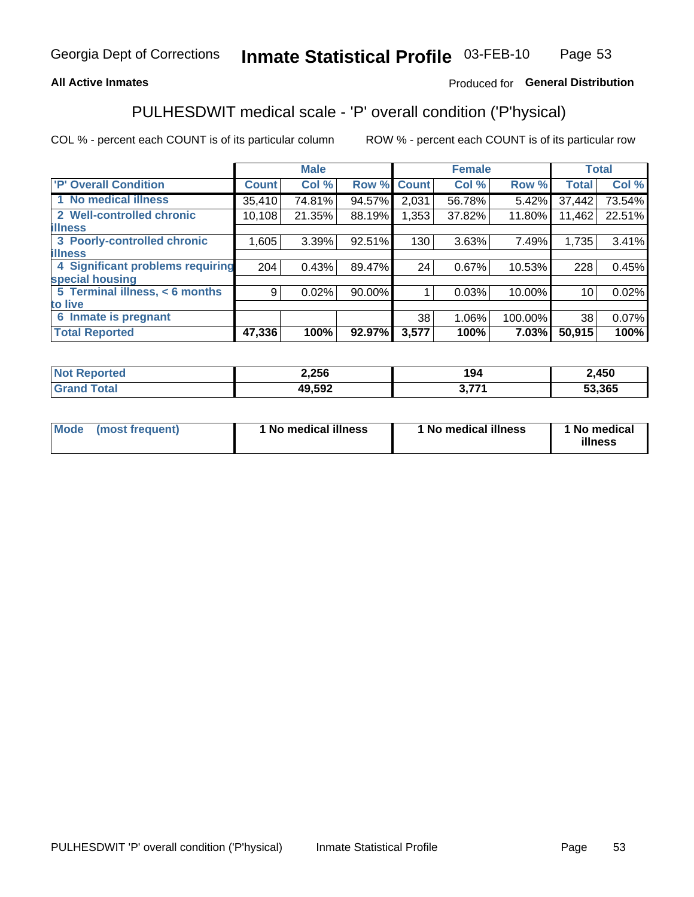Georgia Dept of Corrections **Inmate Statistical Profile** 03-FEB-10

**All Active Inmates**

Produced for **General Distribution**

## PULHESDWIT medical scale - 'P' overall condition ('P'hysical)

COL % - percent each COUNT is of its particular column

ROW % - percent each COUNT is of its particular row

| | Male | | | Female | | | Total | |
|---|---|---|---|---|---|---|---|---|
| 'P' Overall Condition | Count | Col % | Row % | Count | Col % | Row % | Total | Col % |
| 1 No medical illness | 35,410 | 74.81% | 94.57% | 2,031 | 56.78% | 5.42% | 37,442 | 73.54% |
| 2 Well-controlled chronic illness | 10,108 | 21.35% | 88.19% | 1,353 | 37.82% | 11.80% | 11,462 | 22.51% |
| 3 Poorly-controlled chronic illness | 1,605 | 3.39% | 92.51% | 130 | 3.63% | 7.49% | 1,735 | 3.41% |
| 4 Significant problems requiring special housing | 204 | 0.43% | 89.47% | 24 | 0.67% | 10.53% | 228 | 0.45% |
| 5 Terminal illness, < 6 months to live | 9 | 0.02% | 90.00% | 1 | 0.03% | 10.00% | 10 | 0.02% |
| 6 Inmate is pregnant | | | | 38 | 1.06% | 100.00% | 38 | 0.07% |
| **Total Reported** | **47,336** | **100%** | **92.97%** | **3,577** | **100%** | **7.03%** | **50,915** | **100%** |

| | Male | Female | Total |
|---|---|---|---|
| Not Reported | 2,256 | 194 | 2,450 |
| Grand Total | 49,592 | 3,771 | 53,365 |

| | Male | Female | Total |
|---|---|---|---|
| Mode (most frequent) | 1 No medical illness | 1 No medical illness | 1 No medical illness |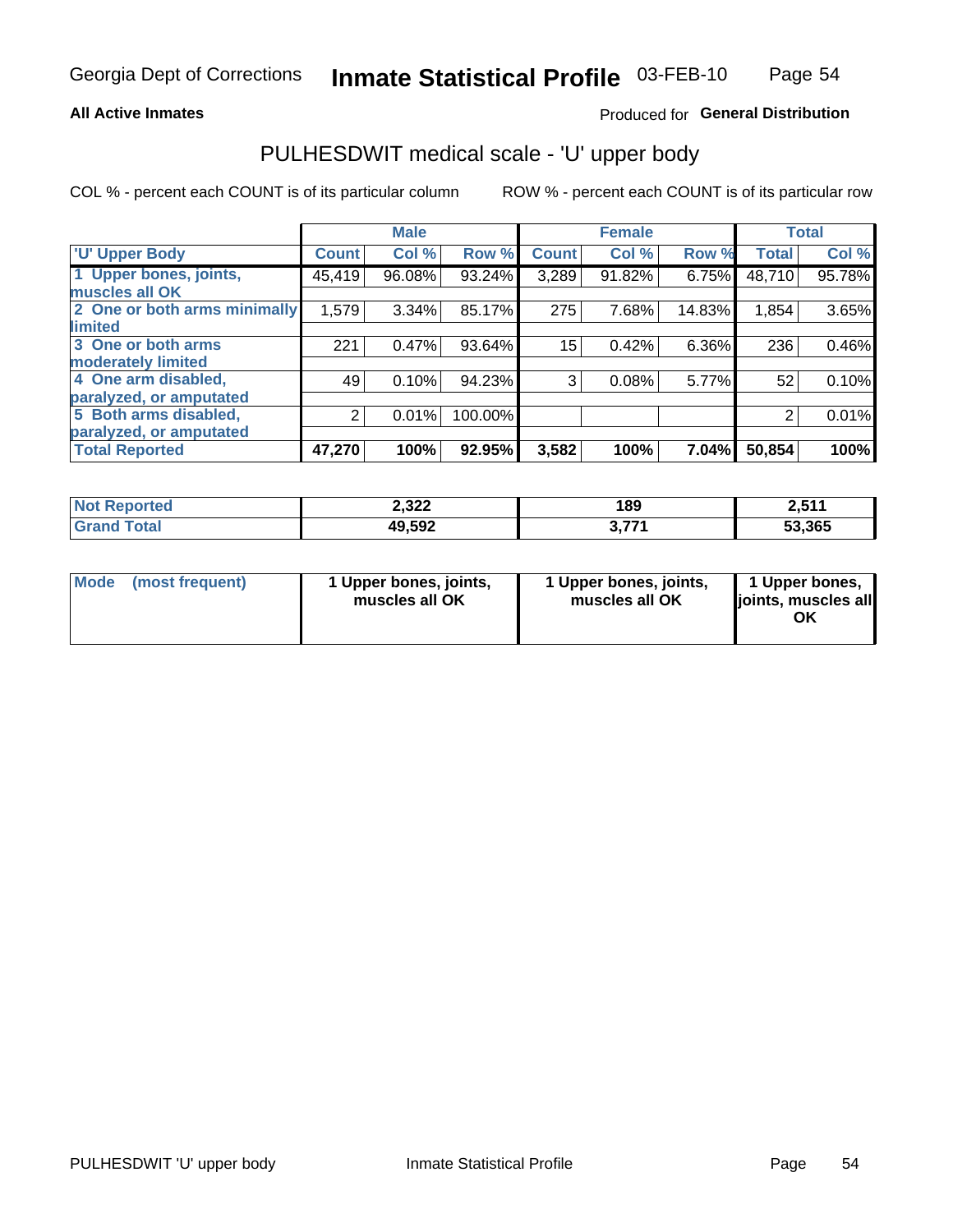Georgia Dept of Corrections **Inmate Statistical Profile** 03-FEB-10

**All Active Inmates**

Produced for **General Distribution**

## PULHESDWIT medical scale - 'U' upper body

COL % - percent each COUNT is of its particular column

ROW % - percent each COUNT is of its particular row

| | Male | | | Female | | | Total | |
|---|---|---|---|---|---|---|---|---|
| 'U' Upper Body | Count | Col % | Row % | Count | Col % | Row % | Total | Col % |
| 1 Upper bones, joints, muscles all OK | 45,419 | 96.08% | 93.24% | 3,289 | 91.82% | 6.75% | 48,710 | 95.78% |
| 2 One or both arms minimally limited | 1,579 | 3.34% | 85.17% | 275 | 7.68% | 14.83% | 1,854 | 3.65% |
| 3 One or both arms moderately limited | 221 | 0.47% | 93.64% | 15 | 0.42% | 6.36% | 236 | 0.46% |
| 4 One arm disabled, paralyzed, or amputated | 49 | 0.10% | 94.23% | 3 | 0.08% | 5.77% | 52 | 0.10% |
| 5 Both arms disabled, paralyzed, or amputated | 2 | 0.01% | 100.00% | | | | 2 | 0.01% |
| **Total Reported** | **47,270** | **100%** | **92.95%** | **3,582** | **100%** | **7.04%** | **50,854** | **100%** |

| | Male | Female | Total |
|---|---|---|---|
| **Not Reported** | **2,322** | **189** | **2,511** |
| **Grand Total** | **49,592** | **3,771** | **53,365** |

| | Male | Female | Total |
|---|---|---|---|
| **Mode (most frequent)** | **1 Upper bones, joints, muscles all OK** | **1 Upper bones, joints, muscles all OK** | **1 Upper bones, joints, muscles all OK** |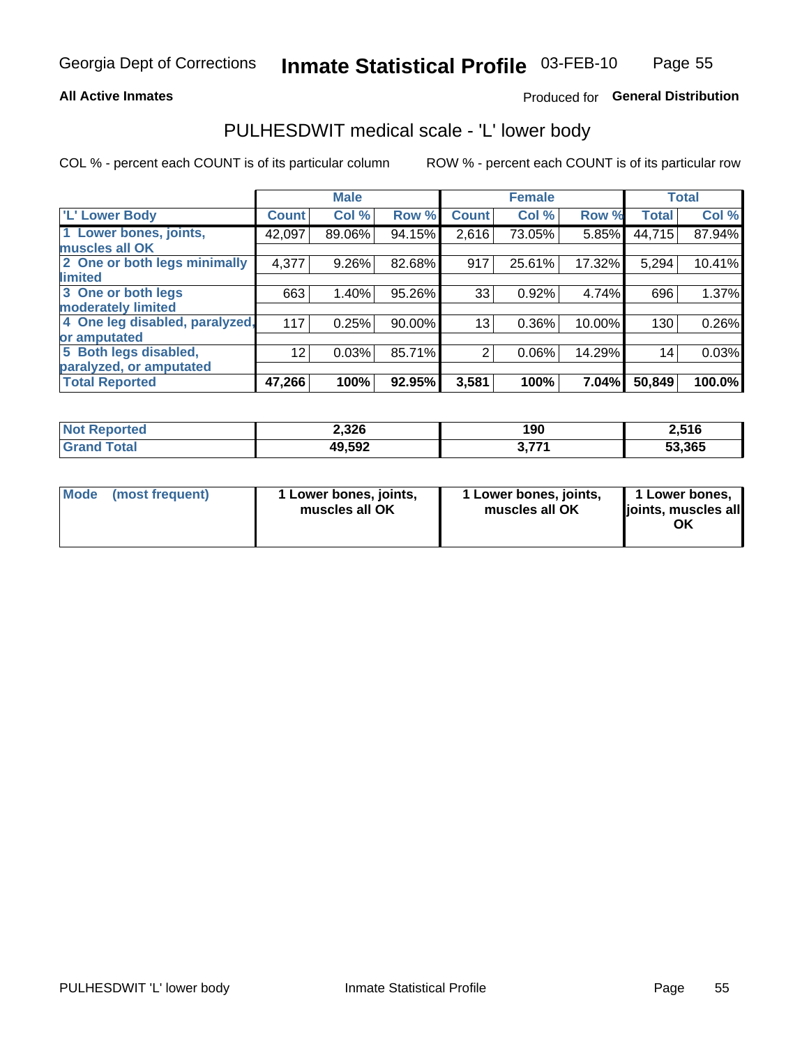Georgia Dept of Corrections **Inmate Statistical Profile** 03-FEB-10

**All Active Inmates**

Produced for **General Distribution**

## PULHESDWIT medical scale - 'L' lower body

COL % - percent each COUNT is of its particular column    ROW % - percent each COUNT is of its particular row

| | Male | | | Female | | | Total | |
|---|---|---|---|---|---|---|---|---|
| 'L' Lower Body | Count | Col % | Row % | Count | Col % | Row % | Total | Col % |
| 1 Lower bones, joints, muscles all OK | 42,097 | 89.06% | 94.15% | 2,616 | 73.05% | 5.85% | 44,715 | 87.94% |
| 2 One or both legs minimally limited | 4,377 | 9.26% | 82.68% | 917 | 25.61% | 17.32% | 5,294 | 10.41% |
| 3 One or both legs moderately limited | 663 | 1.40% | 95.26% | 33 | 0.92% | 4.74% | 696 | 1.37% |
| 4 One leg disabled, paralyzed, or amputated | 117 | 0.25% | 90.00% | 13 | 0.36% | 10.00% | 130 | 0.26% |
| 5 Both legs disabled, paralyzed, or amputated | 12 | 0.03% | 85.71% | 2 | 0.06% | 14.29% | 14 | 0.03% |
| **Total Reported** | **47,266** | **100%** | **92.95%** | **3,581** | **100%** | **7.04%** | **50,849** | **100.0%** |

| | Male | Female | Total |
|---|---|---|---|
| Not Reported | 2,326 | 190 | 2,516 |
| Grand Total | 49,592 | 3,771 | 53,365 |

| | Male | Female | Total |
|---|---|---|---|
| Mode (most frequent) | 1 Lower bones, joints, muscles all OK | 1 Lower bones, joints, muscles all OK | 1 Lower bones, joints, muscles all OK |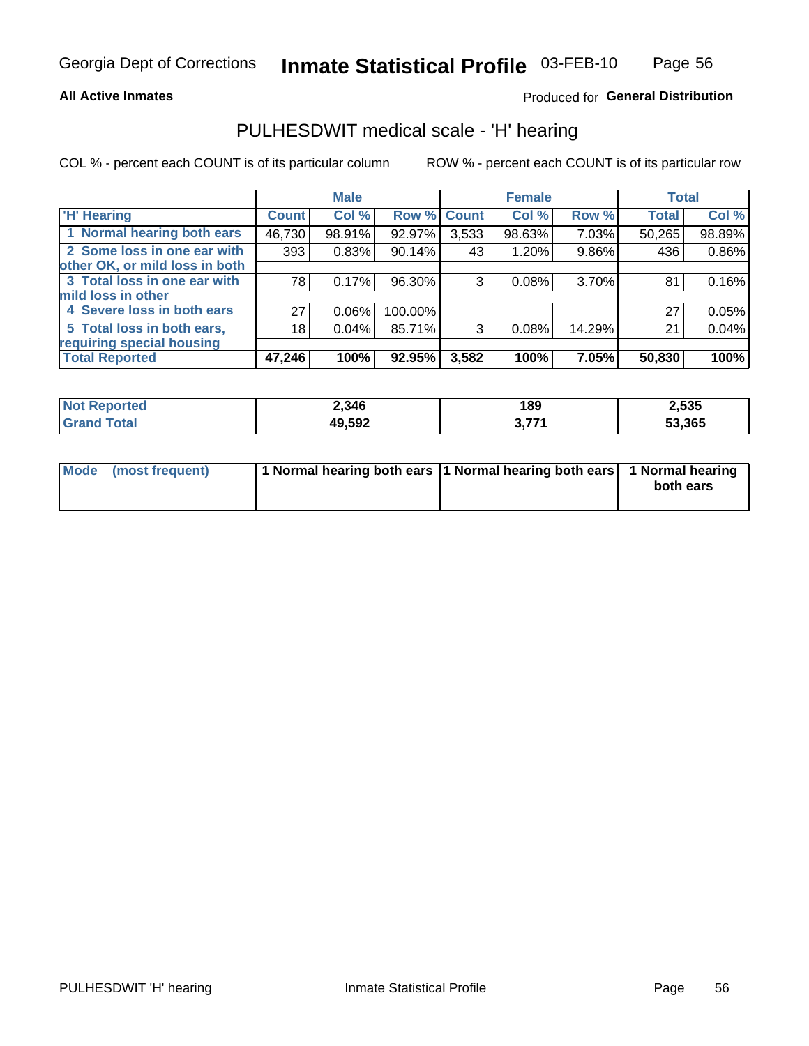**All Active Inmates**

Produced for **General Distribution**

## PULHESDWIT medical scale - 'H' hearing

COL % - percent each COUNT is of its particular column

ROW % - percent each COUNT is of its particular row

| | Male | | | Female | | | Total | |
|---|---|---|---|---|---|---|---|---|
| 'H' Hearing | Count | Col % | Row % | Count | Col % | Row % | Total | Col % |
| 1 Normal hearing both ears | 46,730 | 98.91% | 92.97% | 3,533 | 98.63% | 7.03% | 50,265 | 98.89% |
| 2 Some loss in one ear with other OK, or mild loss in both | 393 | 0.83% | 90.14% | 43 | 1.20% | 9.86% | 436 | 0.86% |
| 3 Total loss in one ear with mild loss in other | 78 | 0.17% | 96.30% | 3 | 0.08% | 3.70% | 81 | 0.16% |
| 4 Severe loss in both ears | 27 | 0.06% | 100.00% | | | | 27 | 0.05% |
| 5 Total loss in both ears, requiring special housing | 18 | 0.04% | 85.71% | 3 | 0.08% | 14.29% | 21 | 0.04% |
| **Total Reported** | **47,246** | **100%** | **92.95%** | **3,582** | **100%** | **7.05%** | **50,830** | **100%** |

| | Male | Female | Total |
|---|---|---|---|
| Not Reported | 2,346 | 189 | 2,535 |
| Grand Total | 49,592 | 3,771 | 53,365 |

| | Male | Female | Total |
|---|---|---|---|
| Mode (most frequent) | 1 Normal hearing both ears | 1 Normal hearing both ears | 1 Normal hearing both ears |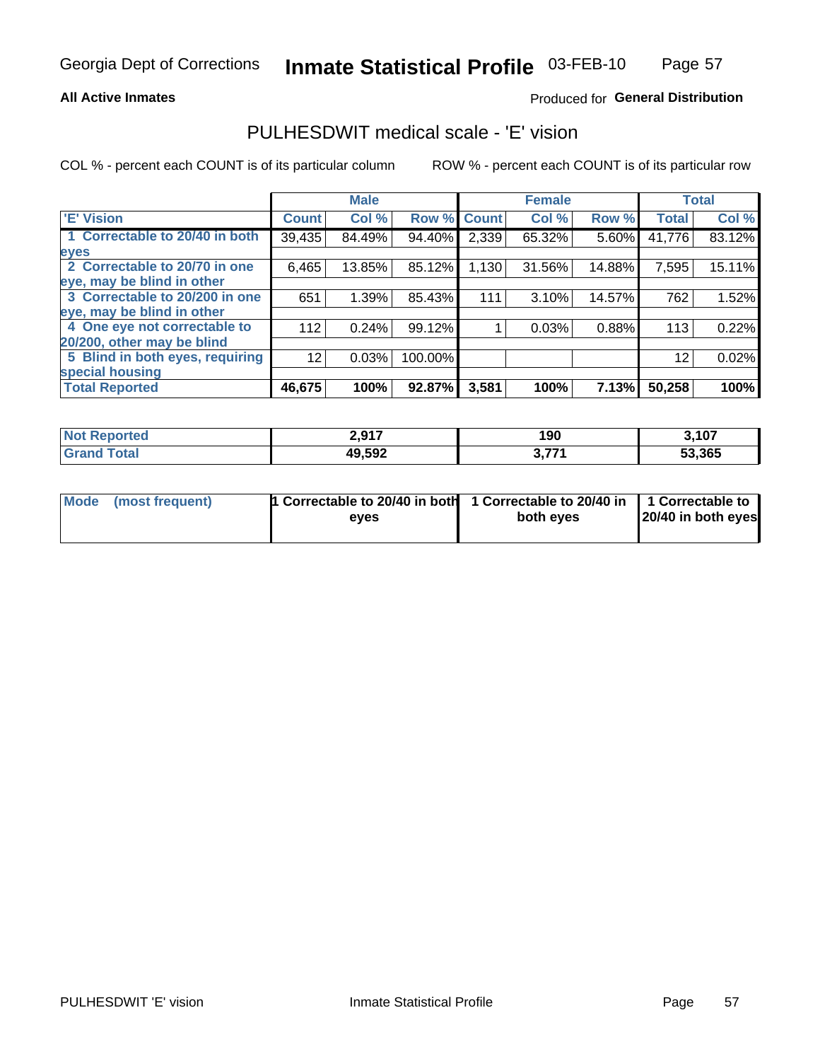**All Active Inmates**

Produced for **General Distribution**

## PULHESDWIT medical scale - 'E' vision

COL % - percent each COUNT is of its particular column

ROW % - percent each COUNT is of its particular row

| | Male | | | Female | | | Total | |
|---|---|---|---|---|---|---|---|---|
| 'E' Vision | Count | Col % | Row % | Count | Col % | Row % | Total | Col % |
| 1 Correctable to 20/40 in both eyes | 39,435 | 84.49% | 94.40% | 2,339 | 65.32% | 5.60% | 41,776 | 83.12% |
| 2 Correctable to 20/70 in one eye, may be blind in other | 6,465 | 13.85% | 85.12% | 1,130 | 31.56% | 14.88% | 7,595 | 15.11% |
| 3 Correctable to 20/200 in one eye, may be blind in other | 651 | 1.39% | 85.43% | 111 | 3.10% | 14.57% | 762 | 1.52% |
| 4 One eye not correctable to 20/200, other may be blind | 112 | 0.24% | 99.12% | 1 | 0.03% | 0.88% | 113 | 0.22% |
| 5 Blind in both eyes, requiring special housing | 12 | 0.03% | 100.00% | | | | 12 | 0.02% |
| **Total Reported** | **46,675** | **100%** | **92.87%** | **3,581** | **100%** | **7.13%** | **50,258** | **100%** |

| | Male | Female | Total |
|---|---|---|---|
| Not Reported | 2,917 | 190 | 3,107 |
| Grand Total | 49,592 | 3,771 | 53,365 |

| | Male | Female | Total |
|---|---|---|---|
| Mode (most frequent) | 1 Correctable to 20/40 in both eyes | 1 Correctable to 20/40 in both eyes | 1 Correctable to 20/40 in both eyes |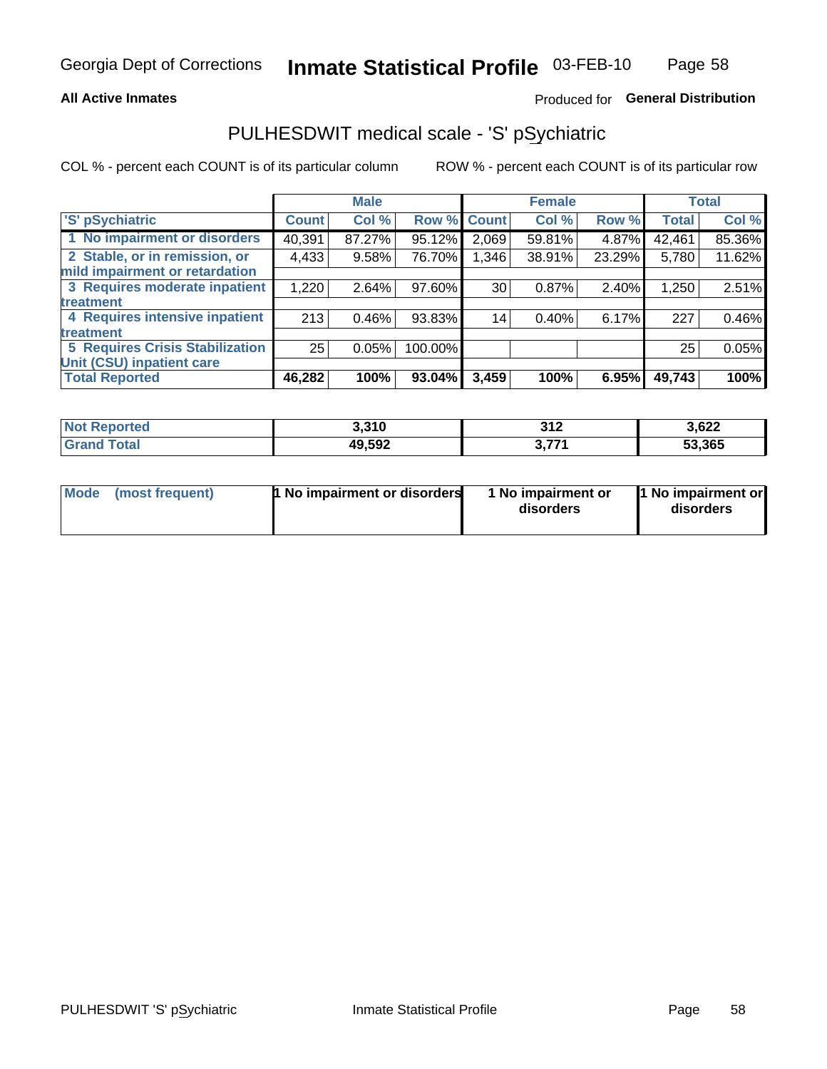**All Active Inmates**

Produced for **General Distribution**

## PULHESDWIT medical scale - 'S' pSychiatric

COL % - percent each COUNT is of its particular column

ROW % - percent each COUNT is of its particular row

| | Male | | | Female | | | Total | |
|---|---|---|---|---|---|---|---|---|
| 'S' pSychiatric | Count | Col % | Row % | Count | Col % | Row % | Total | Col % |
| 1 No impairment or disorders | 40,391 | 87.27% | 95.12% | 2,069 | 59.81% | 4.87% | 42,461 | 85.36% |
| 2 Stable, or in remission, or mild impairment or retardation | 4,433 | 9.58% | 76.70% | 1,346 | 38.91% | 23.29% | 5,780 | 11.62% |
| 3 Requires moderate inpatient treatment | 1,220 | 2.64% | 97.60% | 30 | 0.87% | 2.40% | 1,250 | 2.51% |
| 4 Requires intensive inpatient treatment | 213 | 0.46% | 93.83% | 14 | 0.40% | 6.17% | 227 | 0.46% |
| 5 Requires Crisis Stabilization Unit (CSU) inpatient care | 25 | 0.05% | 100.00% | | | | 25 | 0.05% |
| **Total Reported** | **46,282** | **100%** | **93.04%** | **3,459** | **100%** | **6.95%** | **49,743** | **100%** |

| | Male | Female | Total |
|---|---|---|---|
| Not Reported | 3,310 | 312 | 3,622 |
| Grand Total | 49,592 | 3,771 | 53,365 |

| | Male | Female | Total |
|---|---|---|---|
| Mode (most frequent) | 1 No impairment or disorders | 1 No impairment or disorders | 1 No impairment or disorders |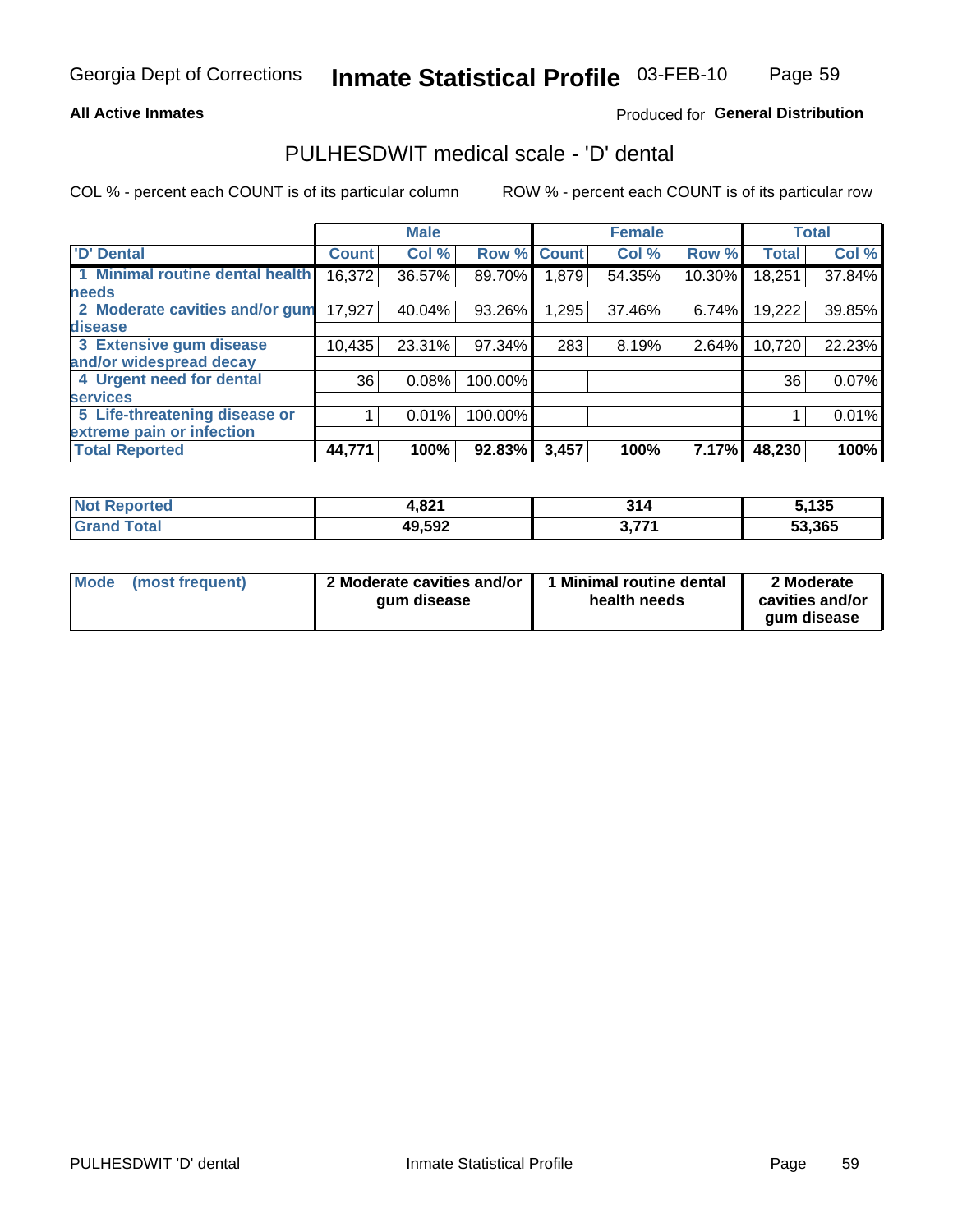Georgia Dept of Corrections **Inmate Statistical Profile** 03-FEB-10

**All Active Inmates**

Produced for **General Distribution**

## PULHESDWIT medical scale - 'D' dental

COL % - percent each COUNT is of its particular column

ROW % - percent each COUNT is of its particular row

| | Male | | | Female | | | Total | |
|---|---|---|---|---|---|---|---|---|
| 'D' Dental | Count | Col % | Row % | Count | Col % | Row % | Total | Col % |
| 1 Minimal routine dental health needs | 16,372 | 36.57% | 89.70% | 1,879 | 54.35% | 10.30% | 18,251 | 37.84% |
| 2 Moderate cavities and/or gum disease | 17,927 | 40.04% | 93.26% | 1,295 | 37.46% | 6.74% | 19,222 | 39.85% |
| 3 Extensive gum disease and/or widespread decay | 10,435 | 23.31% | 97.34% | 283 | 8.19% | 2.64% | 10,720 | 22.23% |
| 4 Urgent need for dental services | 36 | 0.08% | 100.00% | | | | 36 | 0.07% |
| 5 Life-threatening disease or extreme pain or infection | 1 | 0.01% | 100.00% | | | | 1 | 0.01% |
| **Total Reported** | **44,771** | **100%** | **92.83%** | **3,457** | **100%** | **7.17%** | **48,230** | **100%** |

| | Male | Female | Total |
|---|---|---|---|
| Not Reported | 4,821 | 314 | 5,135 |
| Grand Total | 49,592 | 3,771 | 53,365 |

| | Male | Female | Total |
|---|---|---|---|
| Mode (most frequent) | 2 Moderate cavities and/or gum disease | 1 Minimal routine dental health needs | 2 Moderate cavities and/or gum disease |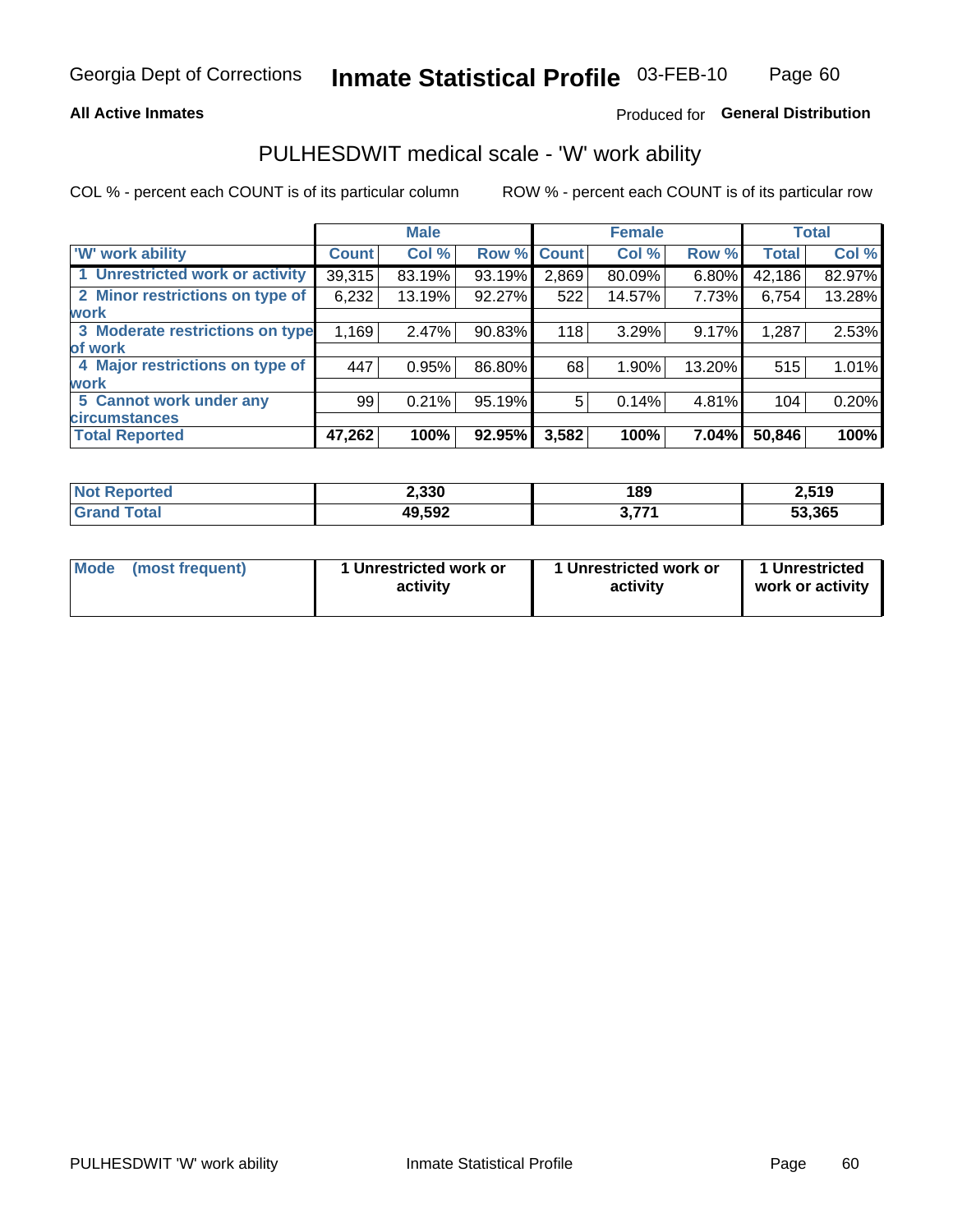**All Active Inmates**

Produced for **General Distribution**

## PULHESDWIT medical scale - 'W' work ability

COL % - percent each COUNT is of its particular column

ROW % - percent each COUNT is of its particular row

| | Male | | | Female | | | Total | |
|---|---|---|---|---|---|---|---|---|
| 'W' work ability | Count | Col % | Row % | Count | Col % | Row % | Total | Col % |
| 1 Unrestricted work or activity | 39,315 | 83.19% | 93.19% | 2,869 | 80.09% | 6.80% | 42,186 | 82.97% |
| 2 Minor restrictions on type of work | 6,232 | 13.19% | 92.27% | 522 | 14.57% | 7.73% | 6,754 | 13.28% |
| 3 Moderate restrictions on type of work | 1,169 | 2.47% | 90.83% | 118 | 3.29% | 9.17% | 1,287 | 2.53% |
| 4 Major restrictions on type of work | 447 | 0.95% | 86.80% | 68 | 1.90% | 13.20% | 515 | 1.01% |
| 5 Cannot work under any circumstances | 99 | 0.21% | 95.19% | 5 | 0.14% | 4.81% | 104 | 0.20% |
| **Total Reported** | **47,262** | **100%** | **92.95%** | **3,582** | **100%** | **7.04%** | **50,846** | **100%** |

| | Male | Female | Total |
|---|---|---|---|
| Not Reported | 2,330 | 189 | 2,519 |
| Grand Total | 49,592 | 3,771 | 53,365 |

| | Male | Female | Total |
|---|---|---|---|
| Mode (most frequent) | 1 Unrestricted work or activity | 1 Unrestricted work or activity | 1 Unrestricted work or activity |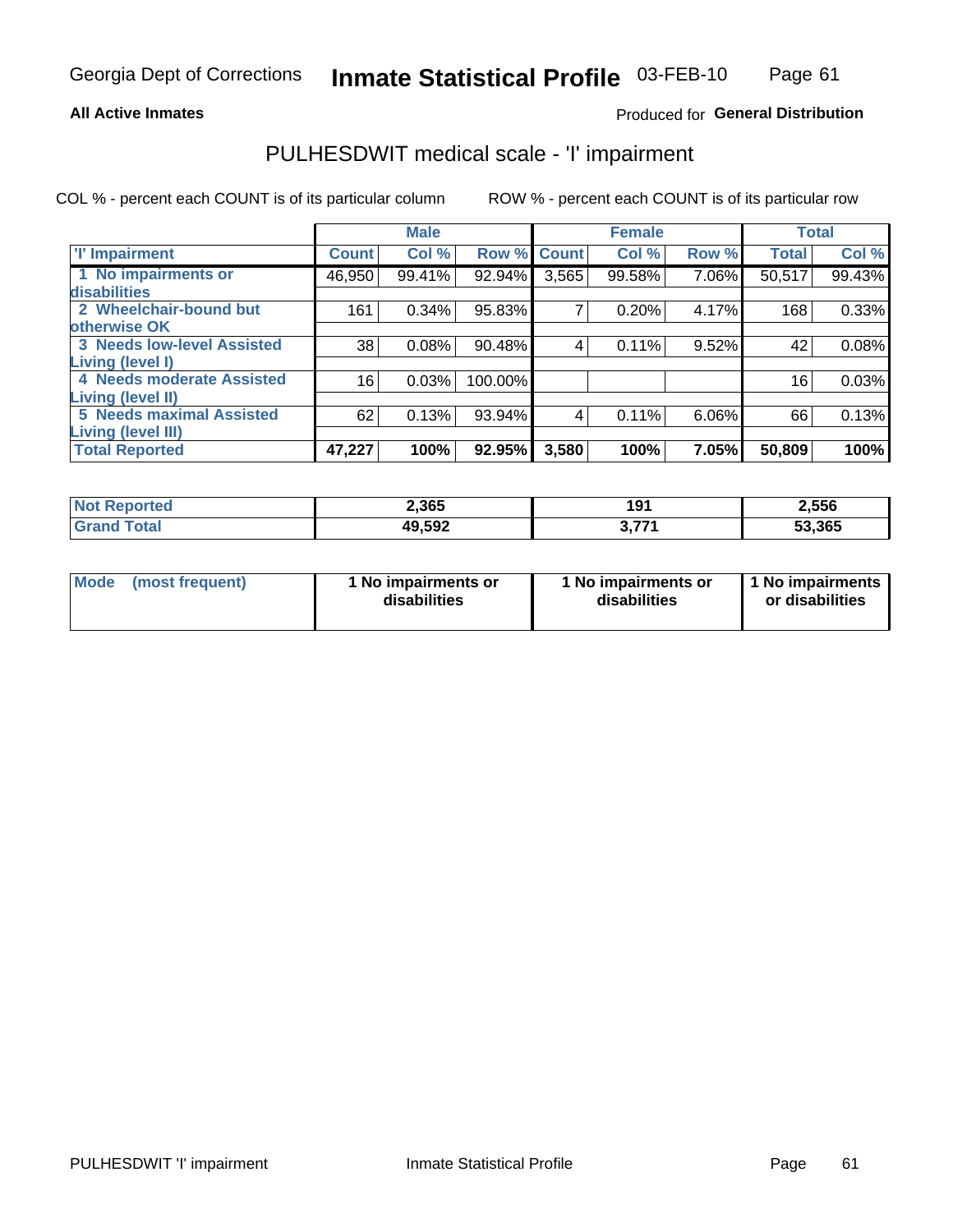**All Active Inmates**

Produced for **General Distribution**

# PULHESDWIT medical scale - 'I' impairment

COL % - percent each COUNT is of its particular column

ROW % - percent each COUNT is of its particular row

| | Male | | | Female | | | Total | |
|---|---|---|---|---|---|---|---|---|
| 'I' Impairment | Count | Col % | Row % | Count | Col % | Row % | Total | Col % |
| 1 No impairments or disabilities | 46,950 | 99.41% | 92.94% | 3,565 | 99.58% | 7.06% | 50,517 | 99.43% |
| 2 Wheelchair-bound but otherwise OK | 161 | 0.34% | 95.83% | 7 | 0.20% | 4.17% | 168 | 0.33% |
| 3 Needs low-level Assisted Living (level I) | 38 | 0.08% | 90.48% | 4 | 0.11% | 9.52% | 42 | 0.08% |
| 4 Needs moderate Assisted Living (level II) | 16 | 0.03% | 100.00% | | | | 16 | 0.03% |
| 5 Needs maximal Assisted Living (level III) | 62 | 0.13% | 93.94% | 4 | 0.11% | 6.06% | 66 | 0.13% |
| **Total Reported** | **47,227** | **100%** | **92.95%** | **3,580** | **100%** | **7.05%** | **50,809** | **100%** |

| | Male | Female | Total |
|---|---|---|---|
| Not Reported | 2,365 | 191 | 2,556 |
| Grand Total | 49,592 | 3,771 | 53,365 |

| | Male | Female | Total |
|---|---|---|---|
| Mode (most frequent) | 1 No impairments or disabilities | 1 No impairments or disabilities | 1 No impairments or disabilities |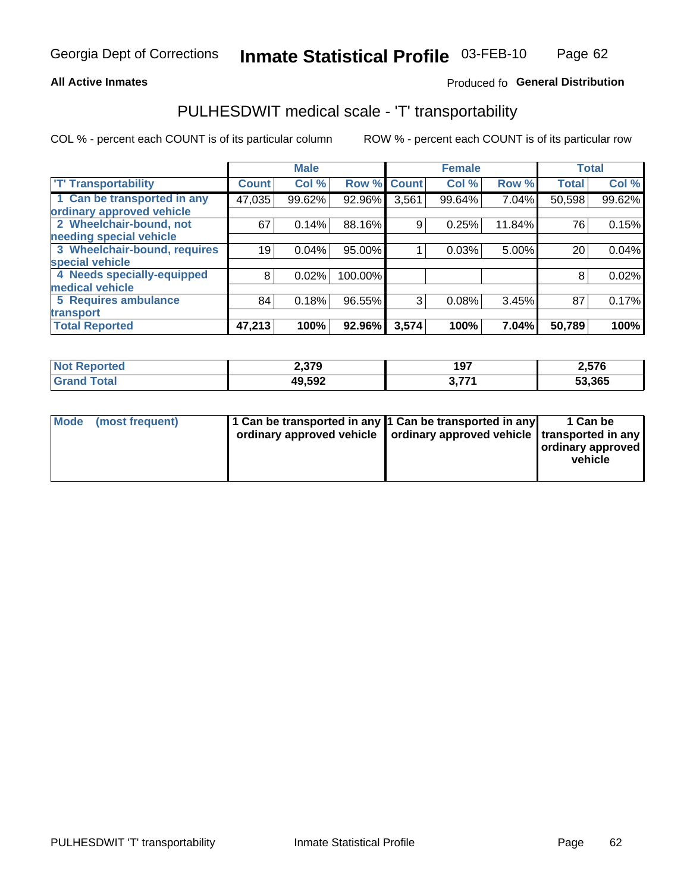**All Active Inmates**

Produced fo **General Distribution**

## PULHESDWIT medical scale - 'T' transportability

COL % - percent each COUNT is of its particular column

ROW % - percent each COUNT is of its particular row

| | Male | | | Female | | | Total | |
|---|---|---|---|---|---|---|---|---|
| 'T' Transportability | Count | Col % | Row % | Count | Col % | Row % | Total | Col % |
| 1 Can be transported in any ordinary approved vehicle | 47,035 | 99.62% | 92.96% | 3,561 | 99.64% | 7.04% | 50,598 | 99.62% |
| 2 Wheelchair-bound, not needing special vehicle | 67 | 0.14% | 88.16% | 9 | 0.25% | 11.84% | 76 | 0.15% |
| 3 Wheelchair-bound, requires special vehicle | 19 | 0.04% | 95.00% | 1 | 0.03% | 5.00% | 20 | 0.04% |
| 4 Needs specially-equipped medical vehicle | 8 | 0.02% | 100.00% | | | | 8 | 0.02% |
| 5 Requires ambulance transport | 84 | 0.18% | 96.55% | 3 | 0.08% | 3.45% | 87 | 0.17% |
| **Total Reported** | **47,213** | **100%** | **92.96%** | **3,574** | **100%** | **7.04%** | **50,789** | **100%** |

| | Male | Female | Total |
|---|---|---|---|
| **Not Reported** | **2,379** | **197** | **2,576** |
| **Grand Total** | **49,592** | **3,771** | **53,365** |

| | Male | Female | Total |
|---|---|---|---|
| **Mode (most frequent)** | **1 Can be transported in any ordinary approved vehicle** | **1 Can be transported in any ordinary approved vehicle** | **1 Can be transported in any ordinary approved vehicle** |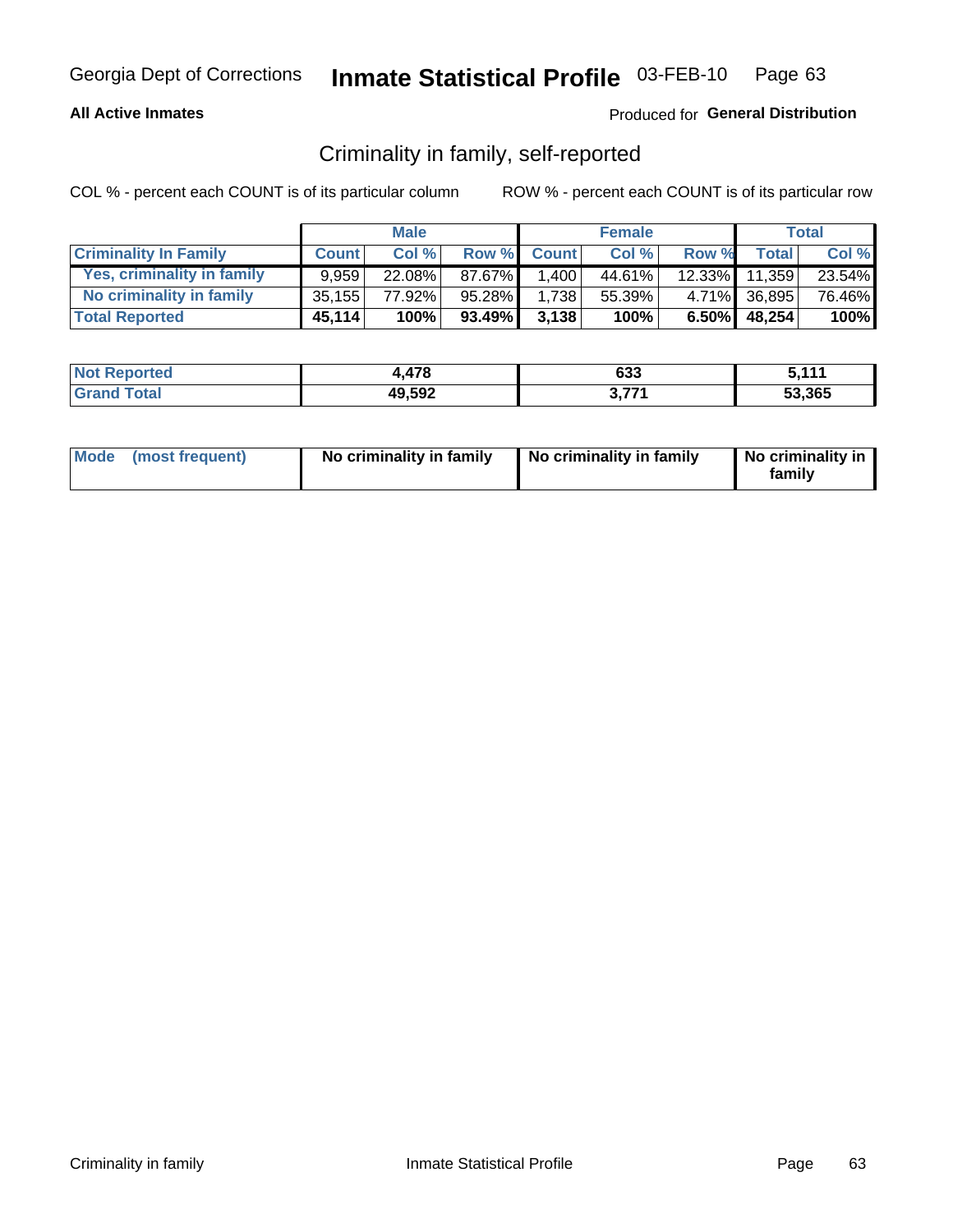Georgia Dept of Corrections **Inmate Statistical Profile** 03-FEB-10

**All Active Inmates**

Produced for **General Distribution**

## Criminality in family, self-reported

COL % - percent each COUNT is of its particular column

ROW % - percent each COUNT is of its particular row

| | Male | | | Female | | | Total | |
|---|---|---|---|---|---|---|---|---|
| **Criminality In Family** | **Count** | **Col %** | **Row %** | **Count** | **Col %** | **Row %** | **Total** | **Col %** |
| **Yes, criminality in family** | 9,959 | 22.08% | 87.67% | 1,400 | 44.61% | 12.33% | 11,359 | 23.54% |
| **No criminality in family** | 35,155 | 77.92% | 95.28% | 1,738 | 55.39% | 4.71% | 36,895 | 76.46% |
| **Total Reported** | **45,114** | **100%** | **93.49%** | **3,138** | **100%** | **6.50%** | **48,254** | **100%** |

| | Male | Female | Total |
|---|---|---|---|
| **Not Reported** | **4,478** | **633** | **5,111** |
| **Grand Total** | **49,592** | **3,771** | **53,365** |

| | Male | Female | Total |
|---|---|---|---|
| **Mode (most frequent)** | **No criminality in family** | **No criminality in family** | **No criminality in family** |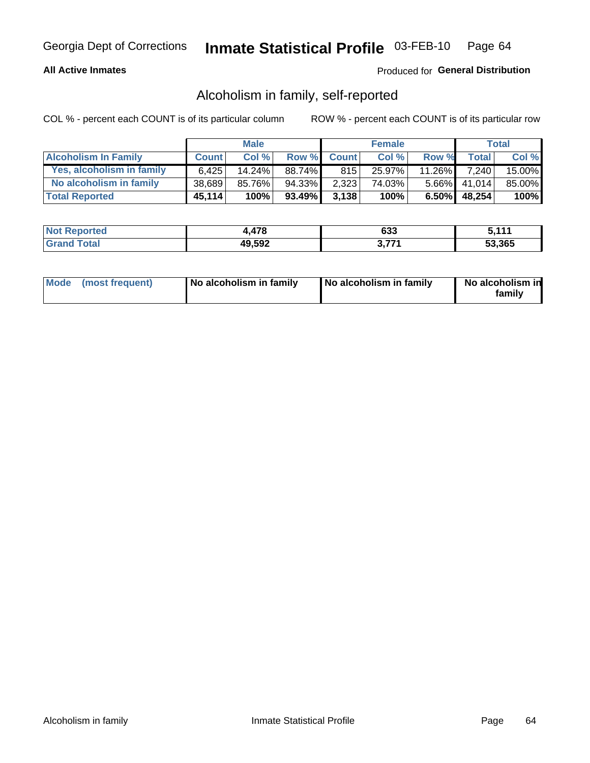Georgia Dept of Corrections **Inscription Statistical Profile** 03-FEB-10

**All Active Inmates**

Produced for **General Distribution**

## Alcoholism in family, self-reported

COL % - percent each COUNT is of its particular column

ROW % - percent each COUNT is of its particular row

| | Male | | | Female | | | Total | |
|---|---|---|---|---|---|---|---|---|
| **Alcoholism In Family** | **Count** | **Col %** | **Row %** | **Count** | **Col %** | **Row %** | **Total** | **Col %** |
| **Yes, alcoholism in family** | 6,425 | 14.24% | 88.74% | 815 | 25.97% | 11.26% | 7,240 | 15.00% |
| **No alcoholism in family** | 38,689 | 85.76% | 94.33% | 2,323 | 74.03% | 5.66% | 41,014 | 85.00% |
| **Total Reported** | **45,114** | **100%** | **93.49%** | **3,138** | **100%** | **6.50%** | **48,254** | **100%** |

| | Male | Female | Total |
|---|---|---|---|
| **Not Reported** | **4,478** | **633** | **5,111** |
| **Grand Total** | **49,592** | **3,771** | **53,365** |

| | Male | Female | Total |
|---|---|---|---|
| **Mode (most frequent)** | **No alcoholism in family** | **No alcoholism in family** | **No alcoholism in family** |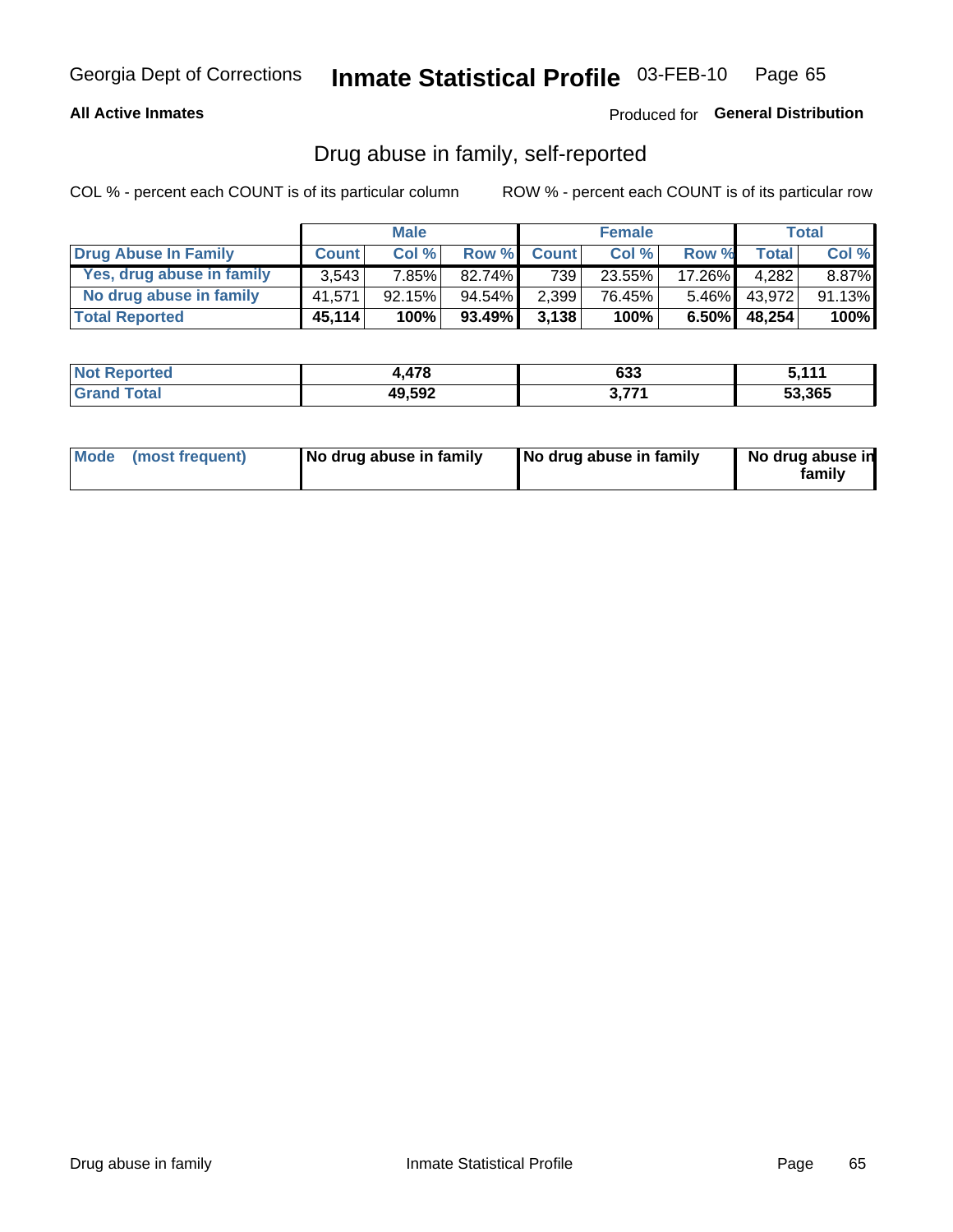Georgia Dept of Corrections **Inmate Statistical Profile** 03-FEB-10

**All Active Inmates**

Produced for **General Distribution**

## Drug abuse in family, self-reported

COL % - percent each COUNT is of its particular column

ROW % - percent each COUNT is of its particular row

| | Male | | | Female | | | Total | |
|---|---|---|---|---|---|---|---|---|
| **Drug Abuse In Family** | **Count** | **Col %** | **Row %** | **Count** | **Col %** | **Row %** | **Total** | **Col %** |
| **Yes, drug abuse in family** | 3,543 | 7.85% | 82.74% | 739 | 23.55% | 17.26% | 4,282 | 8.87% |
| **No drug abuse in family** | 41,571 | 92.15% | 94.54% | 2,399 | 76.45% | 5.46% | 43,972 | 91.13% |
| **Total Reported** | **45,114** | **100%** | **93.49%** | **3,138** | **100%** | **6.50%** | **48,254** | **100%** |

| | Male | Female | Total |
|---|---|---|---|
| **Not Reported** | **4,478** | **633** | **5,111** |
| **Grand Total** | **49,592** | **3,771** | **53,365** |

| | Male | Female | Total |
|---|---|---|---|
| **Mode (most frequent)** | **No drug abuse in family** | **No drug abuse in family** | **No drug abuse in family** |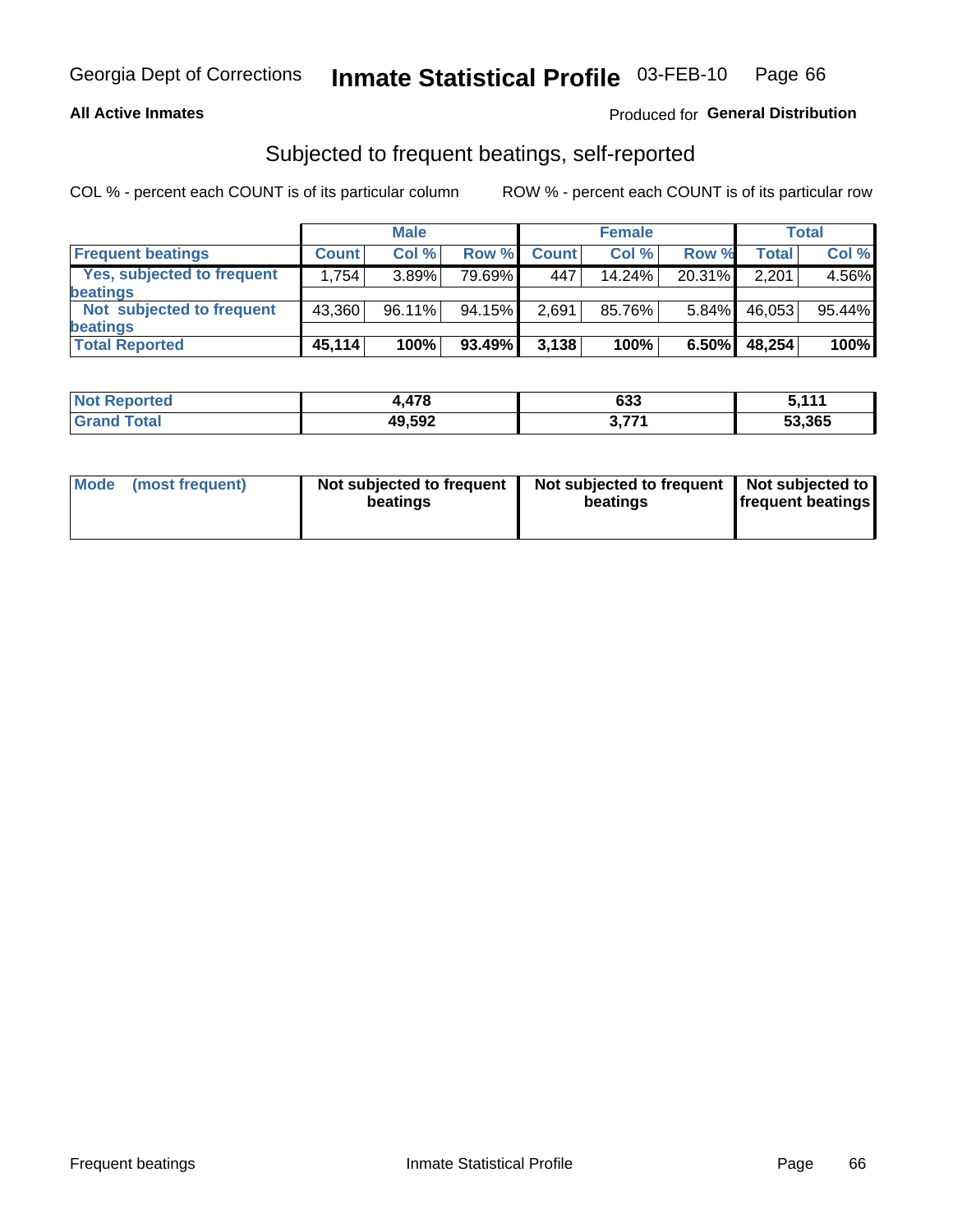## All Active Inmates

Produced for **General Distribution**

### Subjected to frequent beatings, self-reported

COL % - percent each COUNT is of its particular column

ROW % - percent each COUNT is of its particular row

| | Male | | | Female | | | Total | |
|---|---|---|---|---|---|---|---|---|
| **Frequent beatings** | **Count** | **Col %** | **Row %** | **Count** | **Col %** | **Row %** | **Total** | **Col %** |
| Yes, subjected to frequent beatings | 1,754 | 3.89% | 79.69% | 447 | 14.24% | 20.31% | 2,201 | 4.56% |
| Not subjected to frequent beatings | 43,360 | 96.11% | 94.15% | 2,691 | 85.76% | 5.84% | 46,053 | 95.44% |
| **Total Reported** | **45,114** | **100%** | **93.49%** | **3,138** | **100%** | **6.50%** | **48,254** | **100%** |

| | Male | Female | Total |
|---|---|---|---|
| **Not Reported** | **4,478** | **633** | **5,111** |
| **Grand Total** | **49,592** | **3,771** | **53,365** |

| | Male | Female | Total |
|---|---|---|---|
| **Mode (most frequent)** | **Not subjected to frequent beatings** | **Not subjected to frequent beatings** | **Not subjected to frequent beatings** |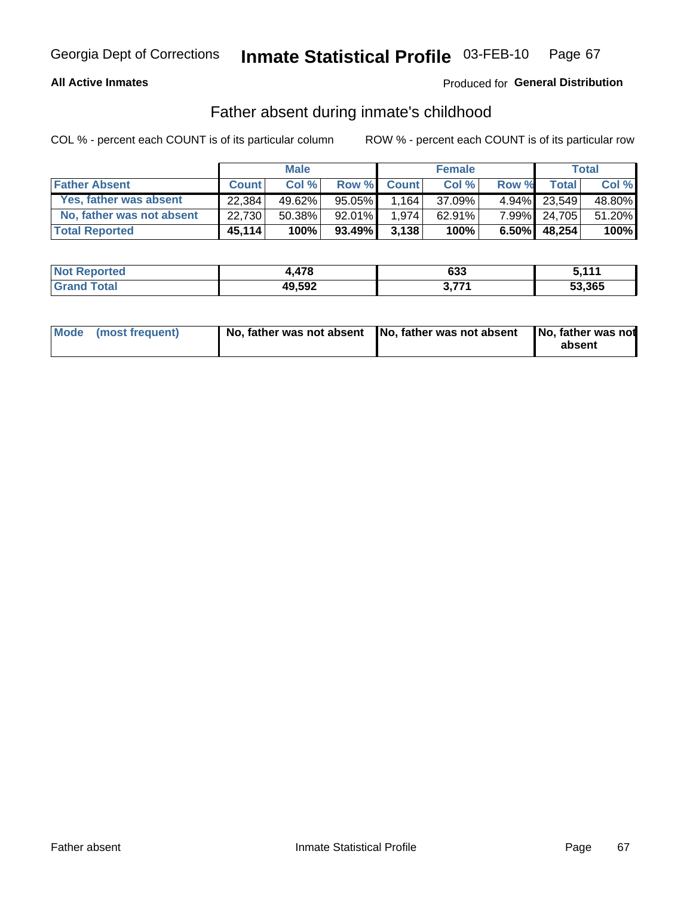Georgia Dept of Corrections **Inmate Statistical Profile** 03-FEB-10

**All Active Inmates**

Produced for **General Distribution**

## Father absent during inmate's childhood

COL % - percent each COUNT is of its particular column ROW % - percent each COUNT is of its particular row

| | Male | | | Female | | | Total | |
|---|---|---|---|---|---|---|---|---|
| **Father Absent** | **Count** | **Col %** | **Row %** | **Count** | **Col %** | **Row %** | **Total** | **Col %** |
| Yes, father was absent | 22,384 | 49.62% | 95.05% | 1,164 | 37.09% | 4.94% | 23,549 | 48.80% |
| No, father was not absent | 22,730 | 50.38% | 92.01% | 1,974 | 62.91% | 7.99% | 24,705 | 51.20% |
| **Total Reported** | **45,114** | **100%** | **93.49%** | **3,138** | **100%** | **6.50%** | **48,254** | **100%** |

| | Male | Female | Total |
|---|---|---|---|
| **Not Reported** | **4,478** | **633** | **5,111** |
| **Grand Total** | **49,592** | **3,771** | **53,365** |

| | Male | Female | Total |
|---|---|---|---|
| **Mode (most frequent)** | **No, father was not absent** | **No, father was not absent** | **No, father was not absent** |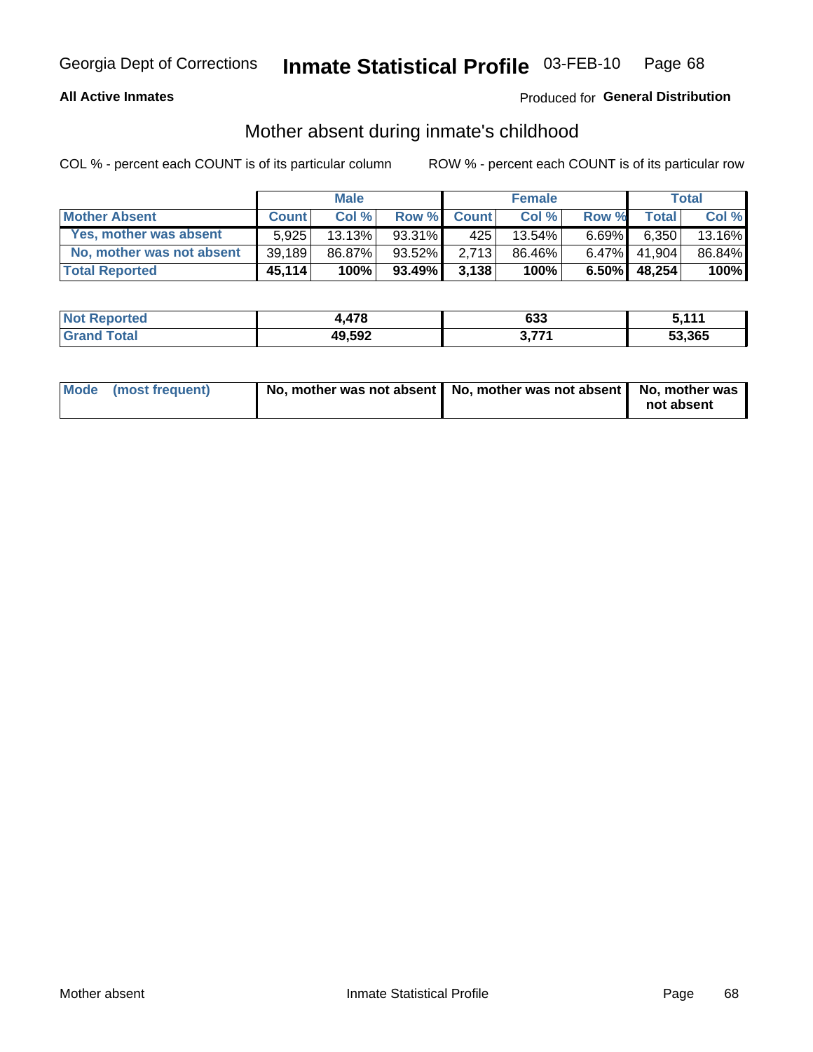Georgia Dept of Corrections **Inmate Statistical Profile** 03-FEB-10

**All Active Inmates**

Produced for **General Distribution**

## Mother absent during inmate's childhood

COL % - percent each COUNT is of its particular column

ROW % - percent each COUNT is of its particular row

| | Male | | | Female | | | Total | |
|---|---|---|---|---|---|---|---|---|
| **Mother Absent** | **Count** | **Col %** | **Row %** | **Count** | **Col %** | **Row %** | **Total** | **Col %** |
| **Yes, mother was absent** | 5,925 | 13.13% | 93.31% | 425 | 13.54% | 6.69% | 6,350 | 13.16% |
| **No, mother was not absent** | 39,189 | 86.87% | 93.52% | 2,713 | 86.46% | 6.47% | 41,904 | 86.84% |
| **Total Reported** | **45,114** | **100%** | **93.49%** | **3,138** | **100%** | **6.50%** | **48,254** | **100%** |

| | Male | Female | Total |
|---|---|---|---|
| **Not Reported** | **4,478** | **633** | **5,111** |
| **Grand Total** | **49,592** | **3,771** | **53,365** |

| | Male | Female | Total |
|---|---|---|---|
| **Mode (most frequent)** | **No, mother was not absent** | **No, mother was not absent** | **No, mother was not absent** |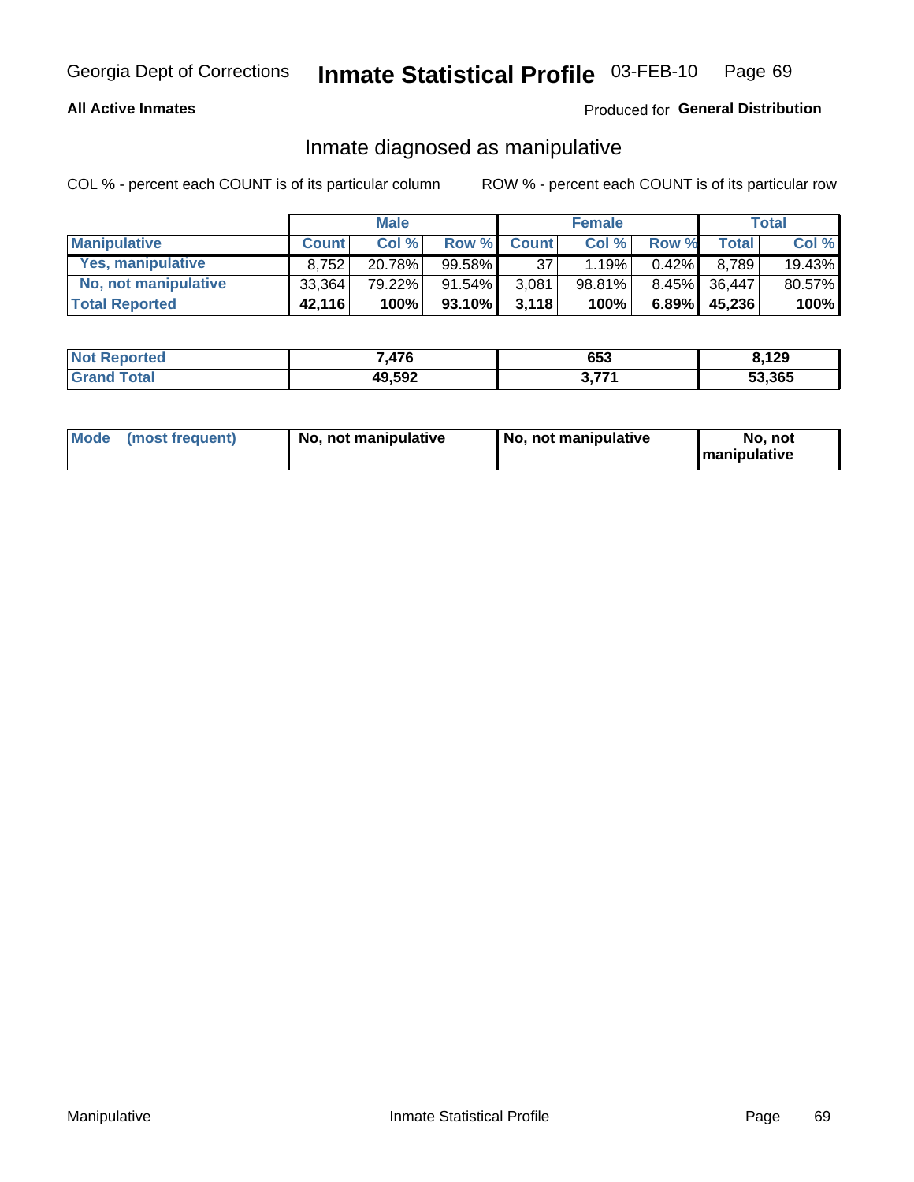Georgia Dept of Corrections **Inmate Statistical Profile** 03-FEB-10

**All Active Inmates** Produced for **General Distribution**

## Inmate diagnosed as manipulative

COL % - percent each COUNT is of its particular column ROW % - percent each COUNT is of its particular row

| | Male | | | Female | | | Total | |
|---|---|---|---|---|---|---|---|---|
| **Manipulative** | **Count** | **Col %** | **Row %** | **Count** | **Col %** | **Row %** | **Total** | **Col %** |
| **Yes, manipulative** | 8,752 | 20.78% | 99.58% | 37 | 1.19% | 0.42% | 8,789 | 19.43% |
| **No, not manipulative** | 33,364 | 79.22% | 91.54% | 3,081 | 98.81% | 8.45% | 36,447 | 80.57% |
| **Total Reported** | **42,116** | **100%** | **93.10%** | **3,118** | **100%** | **6.89%** | **45,236** | **100%** |

| | Male | Female | Total |
|---|---|---|---|
| **Not Reported** | **7,476** | **653** | **8,129** |
| **Grand Total** | **49,592** | **3,771** | **53,365** |

| | Male | Female | Total |
|---|---|---|---|
| **Mode (most frequent)** | **No, not manipulative** | **No, not manipulative** | **No, not manipulative** |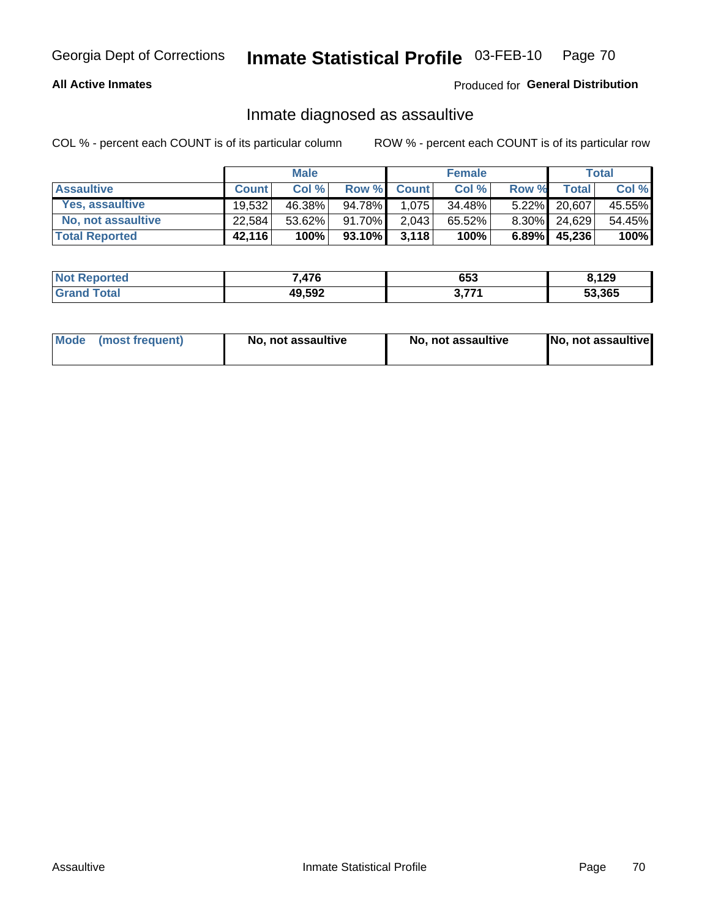Georgia Dept of Corrections **Inmate Statistical Profile** 03-FEB-10

**All Active Inmates**

Produced for **General Distribution**

## Inmate diagnosed as assaultive

COL % - percent each COUNT is of its particular column

ROW % - percent each COUNT is of its particular row

| | Male | | | Female | | | Total | |
|---|---|---|---|---|---|---|---|---|
| **Assaultive** | **Count** | **Col %** | **Row %** | **Count** | **Col %** | **Row %** | **Total** | **Col %** |
| Yes, assaultive | 19,532 | 46.38% | 94.78% | 1,075 | 34.48% | 5.22% | 20,607 | 45.55% |
| No, not assaultive | 22,584 | 53.62% | 91.70% | 2,043 | 65.52% | 8.30% | 24,629 | 54.45% |
| **Total Reported** | **42,116** | **100%** | **93.10%** | **3,118** | **100%** | **6.89%** | **45,236** | **100%** |

| | Male | Female | Total |
|---|---|---|---|
| **Not Reported** | **7,476** | **653** | **8,129** |
| **Grand Total** | **49,592** | **3,771** | **53,365** |

| | Male | Female | Total |
|---|---|---|---|
| **Mode (most frequent)** | **No, not assaultive** | **No, not assaultive** | **No, not assaultive** |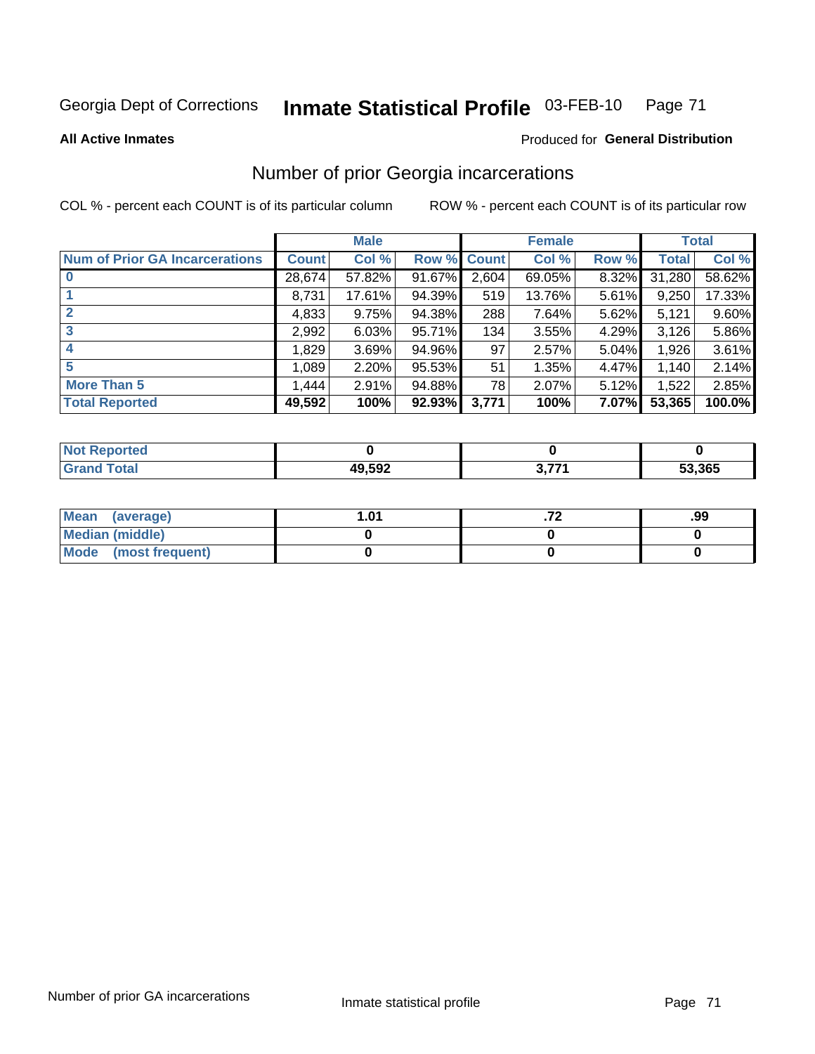Georgia Dept of Corrections **Inmate Statistical Profile** 03-FEB-10

**All Active Inmates**

Produced for **General Distribution**

## Number of prior Georgia incarcerations

COL % - percent each COUNT is of its particular column

ROW % - percent each COUNT is of its particular row

| | Male | | | Female | | | Total | |
|---|---|---|---|---|---|---|---|---|
| **Num of Prior GA Incarcerations** | **Count** | **Col %** | **Row %** | **Count** | **Col %** | **Row %** | **Total** | **Col %** |
| **0** | 28,674 | 57.82% | 91.67% | 2,604 | 69.05% | 8.32% | 31,280 | 58.62% |
| **1** | 8,731 | 17.61% | 94.39% | 519 | 13.76% | 5.61% | 9,250 | 17.33% |
| **2** | 4,833 | 9.75% | 94.38% | 288 | 7.64% | 5.62% | 5,121 | 9.60% |
| **3** | 2,992 | 6.03% | 95.71% | 134 | 3.55% | 4.29% | 3,126 | 5.86% |
| **4** | 1,829 | 3.69% | 94.96% | 97 | 2.57% | 5.04% | 1,926 | 3.61% |
| **5** | 1,089 | 2.20% | 95.53% | 51 | 1.35% | 4.47% | 1,140 | 2.14% |
| **More Than 5** | 1,444 | 2.91% | 94.88% | 78 | 2.07% | 5.12% | 1,522 | 2.85% |
| **Total Reported** | **49,592** | **100%** | **92.93%** | **3,771** | **100%** | **7.07%** | **53,365** | **100.0%** |

| | Male | Female | Total |
|---|---|---|---|
| **Not Reported** | **0** | **0** | **0** |
| **Grand Total** | **49,592** | **3,771** | **53,365** |

| | Male | Female | Total |
|---|---|---|---|
| **Mean (average)** | **1.01** | **.72** | **.99** |
| **Median (middle)** | **0** | **0** | **0** |
| **Mode (most frequent)** | **0** | **0** | **0** |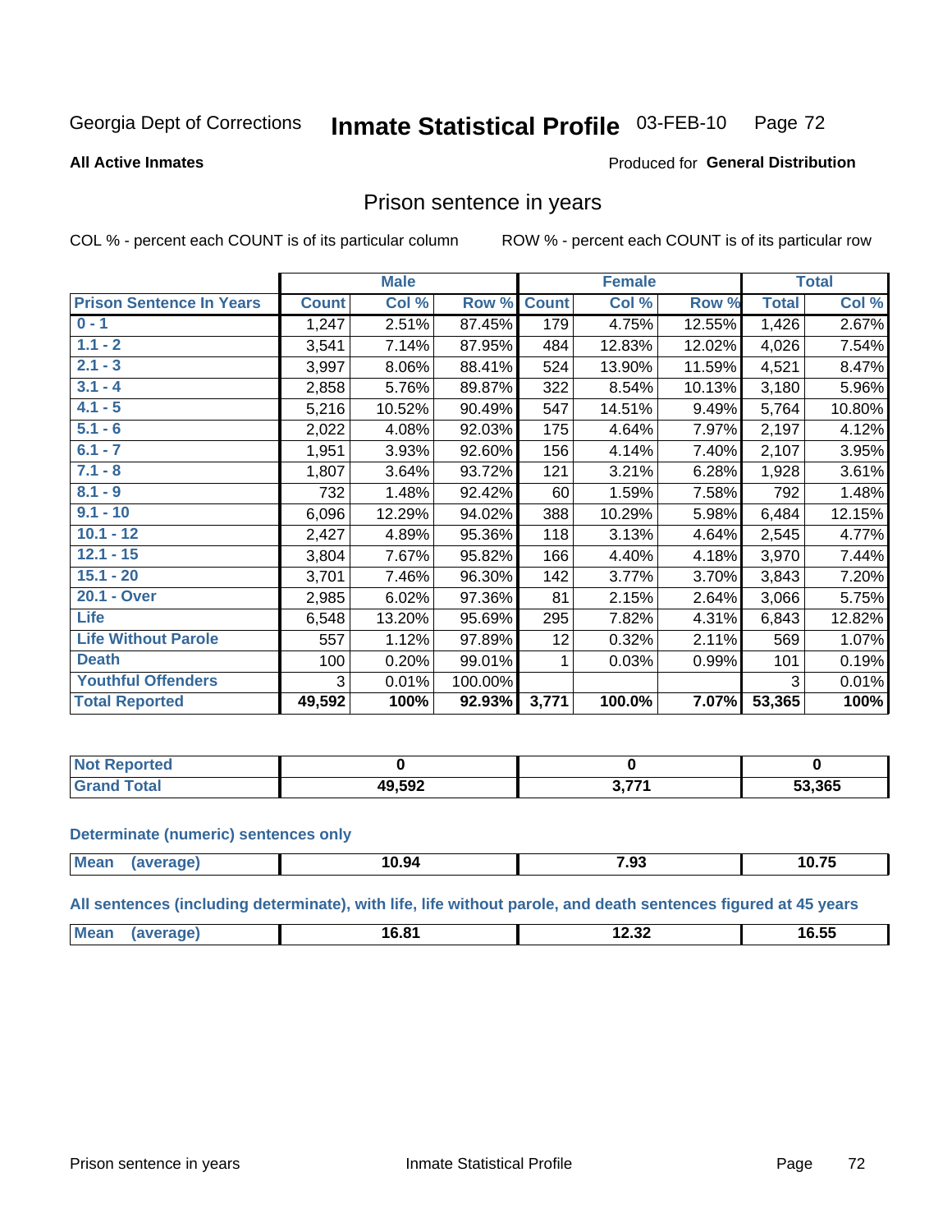Georgia Dept of Corrections **Inmate Statistical Profile** 03-FEB-10

**All Active Inmates**

Produced for **General Distribution**

## Prison sentence in years

COL % - percent each COUNT is of its particular column    ROW % - percent each COUNT is of its particular row

| | Male | | | Female | | | Total | |
|---|---|---|---|---|---|---|---|---|
| **Prison Sentence In Years** | **Count** | **Col %** | **Row %** | **Count** | **Col %** | **Row %** | **Total** | **Col %** |
| 0 - 1 | 1,247 | 2.51% | 87.45% | 179 | 4.75% | 12.55% | 1,426 | 2.67% |
| 1.1 - 2 | 3,541 | 7.14% | 87.95% | 484 | 12.83% | 12.02% | 4,026 | 7.54% |
| 2.1 - 3 | 3,997 | 8.06% | 88.41% | 524 | 13.90% | 11.59% | 4,521 | 8.47% |
| 3.1 - 4 | 2,858 | 5.76% | 89.87% | 322 | 8.54% | 10.13% | 3,180 | 5.96% |
| 4.1 - 5 | 5,216 | 10.52% | 90.49% | 547 | 14.51% | 9.49% | 5,764 | 10.80% |
| 5.1 - 6 | 2,022 | 4.08% | 92.03% | 175 | 4.64% | 7.97% | 2,197 | 4.12% |
| 6.1 - 7 | 1,951 | 3.93% | 92.60% | 156 | 4.14% | 7.40% | 2,107 | 3.95% |
| 7.1 - 8 | 1,807 | 3.64% | 93.72% | 121 | 3.21% | 6.28% | 1,928 | 3.61% |
| 8.1 - 9 | 732 | 1.48% | 92.42% | 60 | 1.59% | 7.58% | 792 | 1.48% |
| 9.1 - 10 | 6,096 | 12.29% | 94.02% | 388 | 10.29% | 5.98% | 6,484 | 12.15% |
| 10.1 - 12 | 2,427 | 4.89% | 95.36% | 118 | 3.13% | 4.64% | 2,545 | 4.77% |
| 12.1 - 15 | 3,804 | 7.67% | 95.82% | 166 | 4.40% | 4.18% | 3,970 | 7.44% |
| 15.1 - 20 | 3,701 | 7.46% | 96.30% | 142 | 3.77% | 3.70% | 3,843 | 7.20% |
| 20.1 - Over | 2,985 | 6.02% | 97.36% | 81 | 2.15% | 2.64% | 3,066 | 5.75% |
| Life | 6,548 | 13.20% | 95.69% | 295 | 7.82% | 4.31% | 6,843 | 12.82% |
| Life Without Parole | 557 | 1.12% | 97.89% | 12 | 0.32% | 2.11% | 569 | 1.07% |
| Death | 100 | 0.20% | 99.01% | 1 | 0.03% | 0.99% | 101 | 0.19% |
| Youthful Offenders | 3 | 0.01% | 100.00% | | | | 3 | 0.01% |
| **Total Reported** | **49,592** | **100%** | **92.93%** | **3,771** | **100.0%** | **7.07%** | **53,365** | **100%** |

| | Male | Female | Total |
|---|---|---|---|
| Not Reported | **0** | **0** | **0** |
| Grand Total | **49,592** | **3,771** | **53,365** |

### Determinate (numeric) sentences only

| | Male | Female | Total |
|---|---|---|---|
| Mean (average) | **10.94** | **7.93** | **10.75** |

### All sentences (including determinate), with life, life without parole, and death sentences figured at 45 years

| | Male | Female | Total |
|---|---|---|---|
| Mean (average) | **16.81** | **12.32** | **16.55** |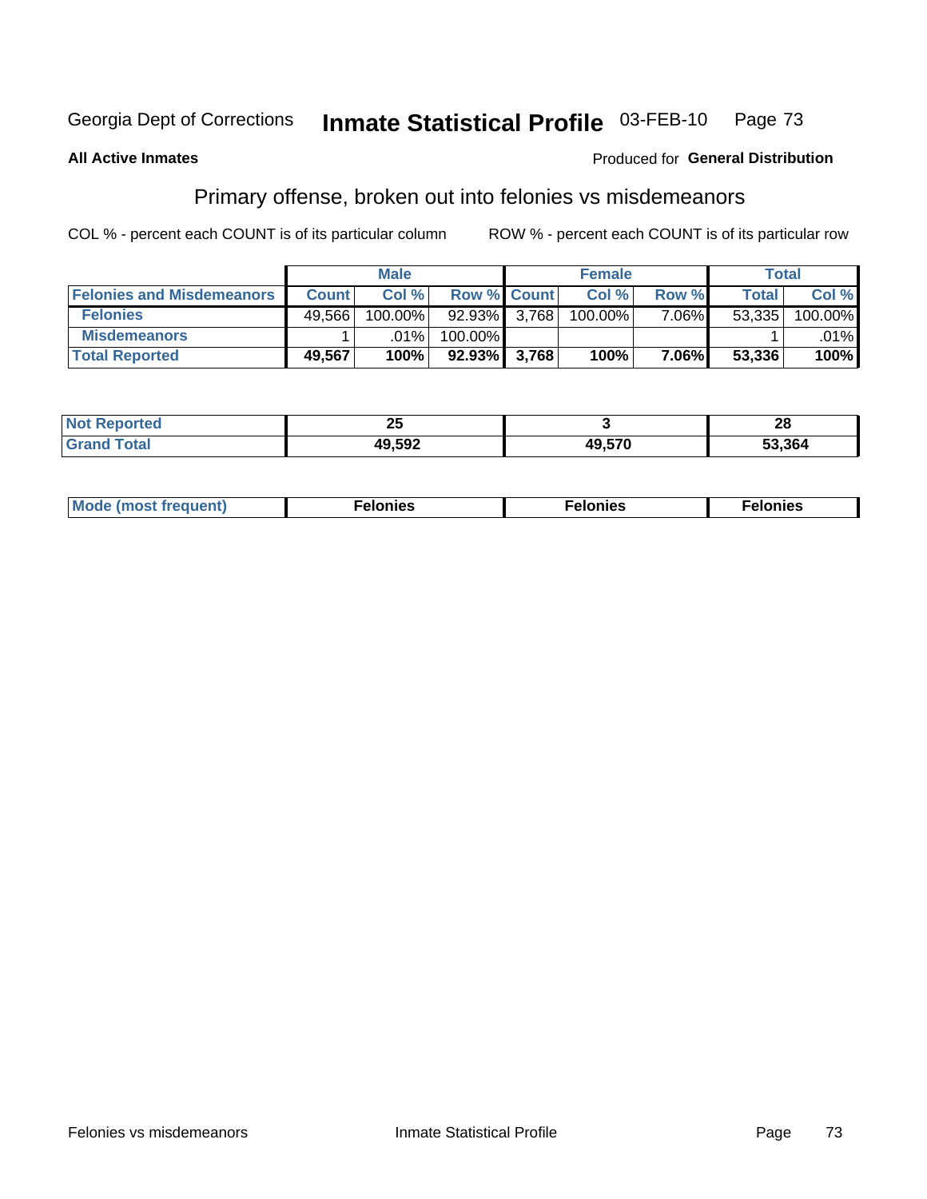Georgia Dept of Corrections **Inmate Statistical Profile** 03-FEB-10

**All Active Inmates**

Produced for **General Distribution**

## Primary offense, broken out into felonies vs misdemeanors

COL % - percent each COUNT is of its particular column

ROW % - percent each COUNT is of its particular row

| | Male | | | Female | | | Total | |
|---|---|---|---|---|---|---|---|---|
| **Felonies and Misdemeanors** | **Count** | **Col %** | **Row %** | **Count** | **Col %** | **Row %** | **Total** | **Col %** |
| **Felonies** | 49,566 | 100.00% | 92.93% | 3,768 | 100.00% | 7.06% | 53,335 | 100.00% |
| **Misdemeanors** | 1 | .01% | 100.00% | | | | 1 | .01% |
| **Total Reported** | **49,567** | **100%** | **92.93%** | **3,768** | **100%** | **7.06%** | **53,336** | **100%** |

| | Male | Female | Total |
|---|---|---|---|
| **Not Reported** | **25** | **3** | **28** |
| **Grand Total** | **49,592** | **49,570** | **53,364** |

| | Male | Female | Total |
|---|---|---|---|
| **Mode (most frequent)** | **Felonies** | **Felonies** | **Felonies** |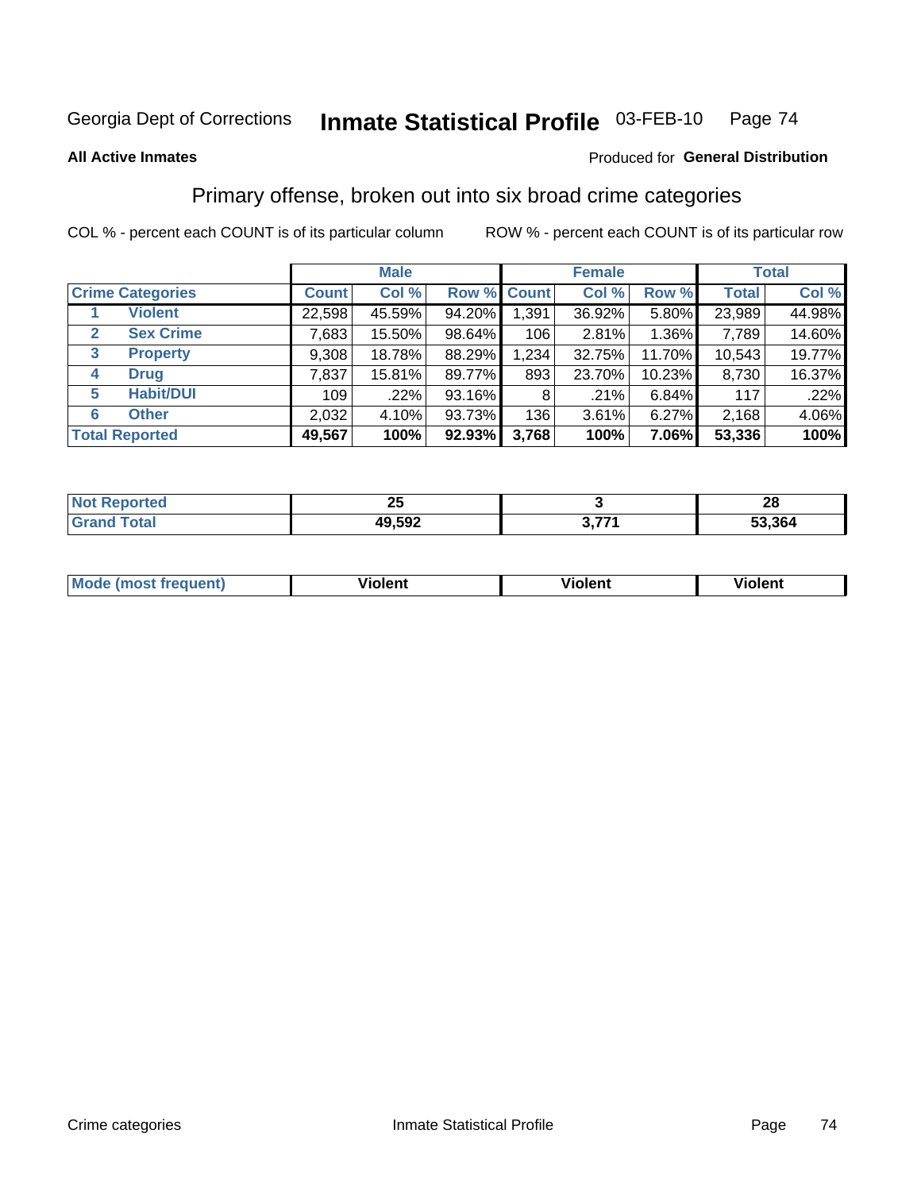Georgia Dept of Corrections **Inmate Statistical Profile** 03-FEB-10

**All Active Inmates**

Produced for **General Distribution**

## Primary offense, broken out into six broad crime categories

COL % - percent each COUNT is of its particular column

ROW % - percent each COUNT is of its particular row

| Crime Categories | | Male | | | Female | | | Total | |
|---|---|---|---|---|---|---|---|---|---|
| | | Count | Col % | Row % | Count | Col % | Row % | Total | Col % |
| 1 | Violent | 22,598 | 45.59% | 94.20% | 1,391 | 36.92% | 5.80% | 23,989 | 44.98% |
| 2 | Sex Crime | 7,683 | 15.50% | 98.64% | 106 | 2.81% | 1.36% | 7,789 | 14.60% |
| 3 | Property | 9,308 | 18.78% | 88.29% | 1,234 | 32.75% | 11.70% | 10,543 | 19.77% |
| 4 | Drug | 7,837 | 15.81% | 89.77% | 893 | 23.70% | 10.23% | 8,730 | 16.37% |
| 5 | Habit/DUI | 109 | .22% | 93.16% | 8 | .21% | 6.84% | 117 | .22% |
| 6 | Other | 2,032 | 4.10% | 93.73% | 136 | 3.61% | 6.27% | 2,168 | 4.06% |
| **Total Reported** | | **49,567** | **100%** | **92.93%** | **3,768** | **100%** | **7.06%** | **53,336** | **100%** |

| | Male | Female | Total |
|---|---|---|---|
| Not Reported | **25** | **3** | **28** |
| Grand Total | **49,592** | **3,771** | **53,364** |

| | Male | Female | Total |
|---|---|---|---|
| Mode (most frequent) | **Violent** | **Violent** | **Violent** |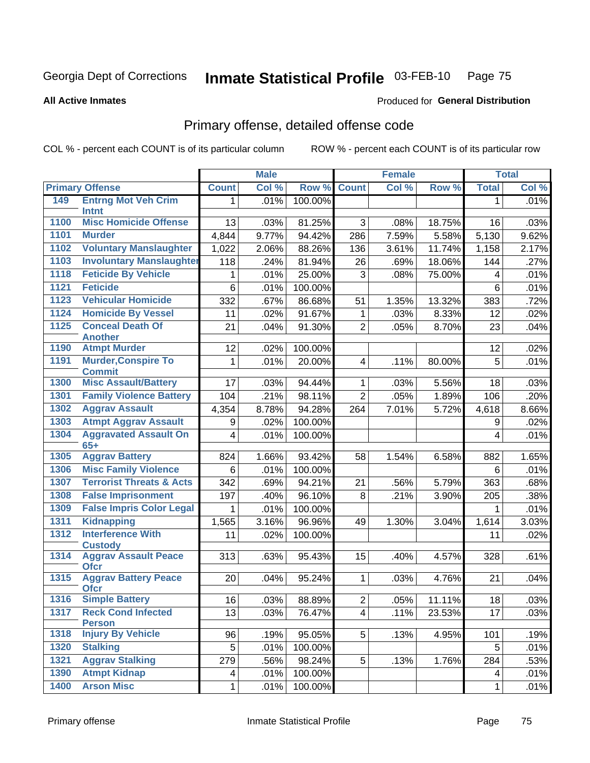# Georgia Dept of Corrections **Inmate Statistical Profile** 03-FEB-10

**All Active Inmates**

Produced for **General Distribution**

## Primary offense, detailed offense code

COL % - percent each COUNT is of its particular column

ROW % - percent each COUNT is of its particular row

| Primary Offense | | Male | | | Female | | | Total | |
|---|---|---|---|---|---|---|---|---|---|
| | | Count | Col % | Row % | Count | Col % | Row % | Total | Col % |
| 149 | Entrng Mot Veh Crim Intnt | 1 | .01% | 100.00% | | | | 1 | .01% |
| 1100 | Misc Homicide Offense | 13 | .03% | 81.25% | 3 | .08% | 18.75% | 16 | .03% |
| 1101 | Murder | 4,844 | 9.77% | 94.42% | 286 | 7.59% | 5.58% | 5,130 | 9.62% |
| 1102 | Voluntary Manslaughter | 1,022 | 2.06% | 88.26% | 136 | 3.61% | 11.74% | 1,158 | 2.17% |
| 1103 | Involuntary Manslaughter | 118 | .24% | 81.94% | 26 | .69% | 18.06% | 144 | .27% |
| 1118 | Feticide By Vehicle | 1 | .01% | 25.00% | 3 | .08% | 75.00% | 4 | .01% |
| 1121 | Feticide | 6 | .01% | 100.00% | | | | 6 | .01% |
| 1123 | Vehicular Homicide | 332 | .67% | 86.68% | 51 | 1.35% | 13.32% | 383 | .72% |
| 1124 | Homicide By Vessel | 11 | .02% | 91.67% | 1 | .03% | 8.33% | 12 | .02% |
| 1125 | Conceal Death Of Another | 21 | .04% | 91.30% | 2 | .05% | 8.70% | 23 | .04% |
| 1190 | Atmpt Murder | 12 | .02% | 100.00% | | | | 12 | .02% |
| 1191 | Murder,Conspire To Commit | 1 | .01% | 20.00% | 4 | .11% | 80.00% | 5 | .01% |
| 1300 | Misc Assault/Battery | 17 | .03% | 94.44% | 1 | .03% | 5.56% | 18 | .03% |
| 1301 | Family Violence Battery | 104 | .21% | 98.11% | 2 | .05% | 1.89% | 106 | .20% |
| 1302 | Aggrav Assault | 4,354 | 8.78% | 94.28% | 264 | 7.01% | 5.72% | 4,618 | 8.66% |
| 1303 | Atmpt Aggrav Assault | 9 | .02% | 100.00% | | | | 9 | .02% |
| 1304 | Aggravated Assault On 65+ | 4 | .01% | 100.00% | | | | 4 | .01% |
| 1305 | Aggrav Battery | 824 | 1.66% | 93.42% | 58 | 1.54% | 6.58% | 882 | 1.65% |
| 1306 | Misc Family Violence | 6 | .01% | 100.00% | | | | 6 | .01% |
| 1307 | Terrorist Threats & Acts | 342 | .69% | 94.21% | 21 | .56% | 5.79% | 363 | .68% |
| 1308 | False Imprisonment | 197 | .40% | 96.10% | 8 | .21% | 3.90% | 205 | .38% |
| 1309 | False Impris Color Legal | 1 | .01% | 100.00% | | | | 1 | .01% |
| 1311 | Kidnapping | 1,565 | 3.16% | 96.96% | 49 | 1.30% | 3.04% | 1,614 | 3.03% |
| 1312 | Interference With Custody | 11 | .02% | 100.00% | | | | 11 | .02% |
| 1314 | Aggrav Assault Peace Ofcr | 313 | .63% | 95.43% | 15 | .40% | 4.57% | 328 | .61% |
| 1315 | Aggrav Battery Peace Ofcr | 20 | .04% | 95.24% | 1 | .03% | 4.76% | 21 | .04% |
| 1316 | Simple Battery | 16 | .03% | 88.89% | 2 | .05% | 11.11% | 18 | .03% |
| 1317 | Reck Cond Infected Person | 13 | .03% | 76.47% | 4 | .11% | 23.53% | 17 | .03% |
| 1318 | Injury By Vehicle | 96 | .19% | 95.05% | 5 | .13% | 4.95% | 101 | .19% |
| 1320 | Stalking | 5 | .01% | 100.00% | | | | 5 | .01% |
| 1321 | Aggrav Stalking | 279 | .56% | 98.24% | 5 | .13% | 1.76% | 284 | .53% |
| 1390 | Atmpt Kidnap | 4 | .01% | 100.00% | | | | 4 | .01% |
| 1400 | Arson Misc | 1 | .01% | 100.00% | | | | 1 | .01% |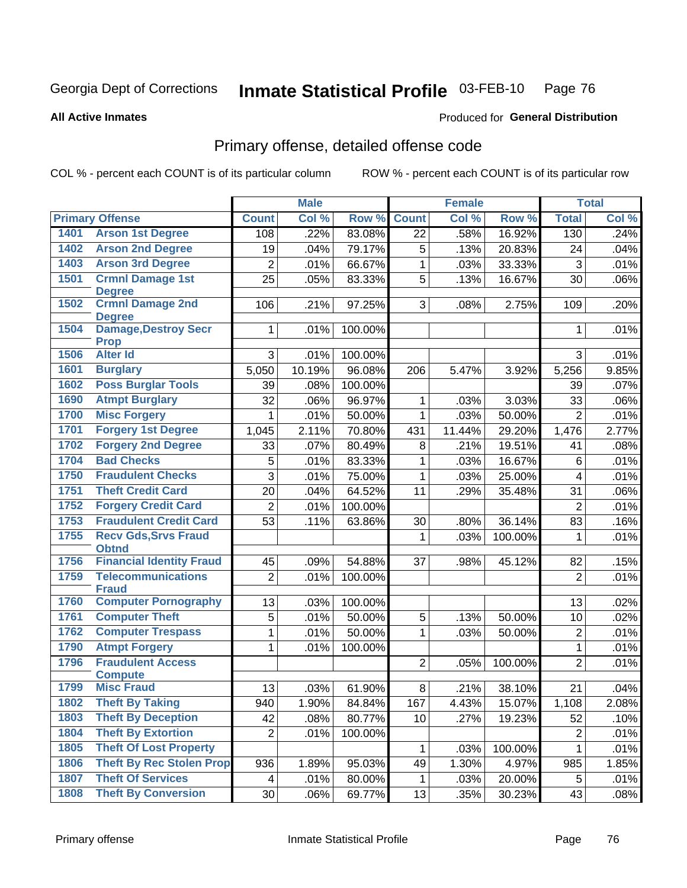Georgia Dept of Corrections **Inmate Statistical Profile** 03-FEB-10

**All Active Inmates**

Produced for **General Distribution**

## Primary offense, detailed offense code

COL % - percent each COUNT is of its particular column

ROW % - percent each COUNT is of its particular row

| Primary Offense | | Male | | | Female | | | Total | |
|---|---|---|---|---|---|---|---|---|---|
| | | Count | Col % | Row % | Count | Col % | Row % | Total | Col % |
| 1401 | Arson 1st Degree | 108 | .22% | 83.08% | 22 | .58% | 16.92% | 130 | .24% |
| 1402 | Arson 2nd Degree | 19 | .04% | 79.17% | 5 | .13% | 20.83% | 24 | .04% |
| 1403 | Arson 3rd Degree | 2 | .01% | 66.67% | 1 | .03% | 33.33% | 3 | .01% |
| 1501 | Crmnl Damage 1st Degree | 25 | .05% | 83.33% | 5 | .13% | 16.67% | 30 | .06% |
| 1502 | Crmnl Damage 2nd Degree | 106 | .21% | 97.25% | 3 | .08% | 2.75% | 109 | .20% |
| 1504 | Damage,Destroy Secr Prop | 1 | .01% | 100.00% | | | | 1 | .01% |
| 1506 | Alter Id | 3 | .01% | 100.00% | | | | 3 | .01% |
| 1601 | Burglary | 5,050 | 10.19% | 96.08% | 206 | 5.47% | 3.92% | 5,256 | 9.85% |
| 1602 | Poss Burglar Tools | 39 | .08% | 100.00% | | | | 39 | .07% |
| 1690 | Atmpt Burglary | 32 | .06% | 96.97% | 1 | .03% | 3.03% | 33 | .06% |
| 1700 | Misc Forgery | 1 | .01% | 50.00% | 1 | .03% | 50.00% | 2 | .01% |
| 1701 | Forgery 1st Degree | 1,045 | 2.11% | 70.80% | 431 | 11.44% | 29.20% | 1,476 | 2.77% |
| 1702 | Forgery 2nd Degree | 33 | .07% | 80.49% | 8 | .21% | 19.51% | 41 | .08% |
| 1704 | Bad Checks | 5 | .01% | 83.33% | 1 | .03% | 16.67% | 6 | .01% |
| 1750 | Fraudulent Checks | 3 | .01% | 75.00% | 1 | .03% | 25.00% | 4 | .01% |
| 1751 | Theft Credit Card | 20 | .04% | 64.52% | 11 | .29% | 35.48% | 31 | .06% |
| 1752 | Forgery Credit Card | 2 | .01% | 100.00% | | | | 2 | .01% |
| 1753 | Fraudulent Credit Card | 53 | .11% | 63.86% | 30 | .80% | 36.14% | 83 | .16% |
| 1755 | Recv Gds,Srvs Fraud Obtnd | | | | 1 | .03% | 100.00% | 1 | .01% |
| 1756 | Financial Identity Fraud | 45 | .09% | 54.88% | 37 | .98% | 45.12% | 82 | .15% |
| 1759 | Telecommunications Fraud | 2 | .01% | 100.00% | | | | 2 | .01% |
| 1760 | Computer Pornography | 13 | .03% | 100.00% | | | | 13 | .02% |
| 1761 | Computer Theft | 5 | .01% | 50.00% | 5 | .13% | 50.00% | 10 | .02% |
| 1762 | Computer Trespass | 1 | .01% | 50.00% | 1 | .03% | 50.00% | 2 | .01% |
| 1790 | Atmpt Forgery | 1 | .01% | 100.00% | | | | 1 | .01% |
| 1796 | Fraudulent Access Compute | | | | 2 | .05% | 100.00% | 2 | .01% |
| 1799 | Misc Fraud | 13 | .03% | 61.90% | 8 | .21% | 38.10% | 21 | .04% |
| 1802 | Theft By Taking | 940 | 1.90% | 84.84% | 167 | 4.43% | 15.07% | 1,108 | 2.08% |
| 1803 | Theft By Deception | 42 | .08% | 80.77% | 10 | .27% | 19.23% | 52 | .10% |
| 1804 | Theft By Extortion | 2 | .01% | 100.00% | | | | 2 | .01% |
| 1805 | Theft Of Lost Property | | | | 1 | .03% | 100.00% | 1 | .01% |
| 1806 | Theft By Rec Stolen Prop | 936 | 1.89% | 95.03% | 49 | 1.30% | 4.97% | 985 | 1.85% |
| 1807 | Theft Of Services | 4 | .01% | 80.00% | 1 | .03% | 20.00% | 5 | .01% |
| 1808 | Theft By Conversion | 30 | .06% | 69.77% | 13 | .35% | 30.23% | 43 | .08% |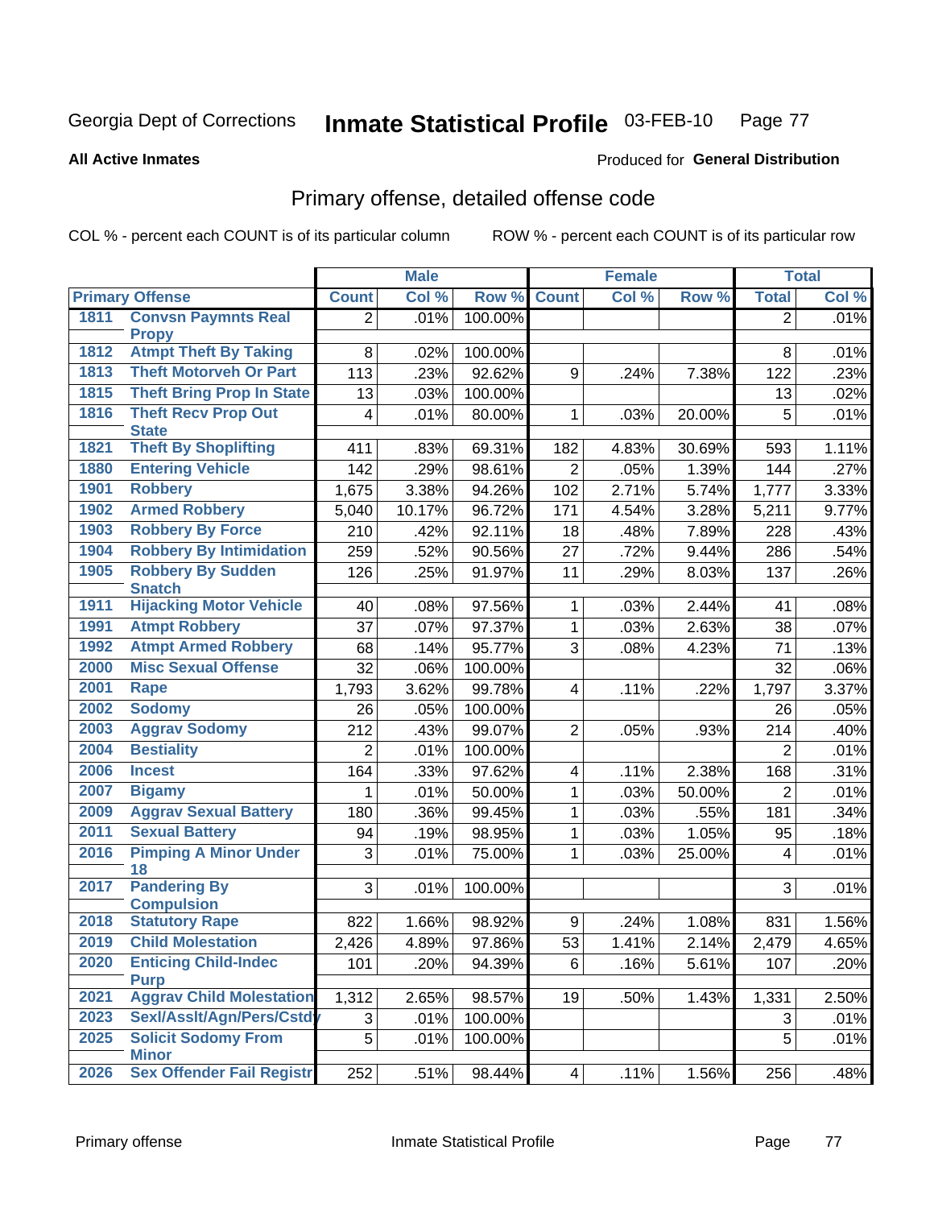Georgia Dept of Corrections **Inmate Statistical Profile** 03-FEB-10

**All Active Inmates**

Produced for **General Distribution**

## Primary offense, detailed offense code

COL % - percent each COUNT is of its particular column ROW % - percent each COUNT is of its particular row

| Primary Offense | | Male | | | Female | | | Total | |
|---|---|---|---|---|---|---|---|---|---|
| | | Count | Col % | Row % | Count | Col % | Row % | Total | Col % |
| 1811 | Convsn Paymnts Real Propy | 2 | .01% | 100.00% | | | | 2 | .01% |
| 1812 | Atmpt Theft By Taking | 8 | .02% | 100.00% | | | | 8 | .01% |
| 1813 | Theft Motorveh Or Part | 113 | .23% | 92.62% | 9 | .24% | 7.38% | 122 | .23% |
| 1815 | Theft Bring Prop In State | 13 | .03% | 100.00% | | | | 13 | .02% |
| 1816 | Theft Recv Prop Out State | 4 | .01% | 80.00% | 1 | .03% | 20.00% | 5 | .01% |
| 1821 | Theft By Shoplifting | 411 | .83% | 69.31% | 182 | 4.83% | 30.69% | 593 | 1.11% |
| 1880 | Entering Vehicle | 142 | .29% | 98.61% | 2 | .05% | 1.39% | 144 | .27% |
| 1901 | Robbery | 1,675 | 3.38% | 94.26% | 102 | 2.71% | 5.74% | 1,777 | 3.33% |
| 1902 | Armed Robbery | 5,040 | 10.17% | 96.72% | 171 | 4.54% | 3.28% | 5,211 | 9.77% |
| 1903 | Robbery By Force | 210 | .42% | 92.11% | 18 | .48% | 7.89% | 228 | .43% |
| 1904 | Robbery By Intimidation | 259 | .52% | 90.56% | 27 | .72% | 9.44% | 286 | .54% |
| 1905 | Robbery By Sudden Snatch | 126 | .25% | 91.97% | 11 | .29% | 8.03% | 137 | .26% |
| 1911 | Hijacking Motor Vehicle | 40 | .08% | 97.56% | 1 | .03% | 2.44% | 41 | .08% |
| 1991 | Atmpt Robbery | 37 | .07% | 97.37% | 1 | .03% | 2.63% | 38 | .07% |
| 1992 | Atmpt Armed Robbery | 68 | .14% | 95.77% | 3 | .08% | 4.23% | 71 | .13% |
| 2000 | Misc Sexual Offense | 32 | .06% | 100.00% | | | | 32 | .06% |
| 2001 | Rape | 1,793 | 3.62% | 99.78% | 4 | .11% | .22% | 1,797 | 3.37% |
| 2002 | Sodomy | 26 | .05% | 100.00% | | | | 26 | .05% |
| 2003 | Aggrav Sodomy | 212 | .43% | 99.07% | 2 | .05% | .93% | 214 | .40% |
| 2004 | Bestiality | 2 | .01% | 100.00% | | | | 2 | .01% |
| 2006 | Incest | 164 | .33% | 97.62% | 4 | .11% | 2.38% | 168 | .31% |
| 2007 | Bigamy | 1 | .01% | 50.00% | 1 | .03% | 50.00% | 2 | .01% |
| 2009 | Aggrav Sexual Battery | 180 | .36% | 99.45% | 1 | .03% | .55% | 181 | .34% |
| 2011 | Sexual Battery | 94 | .19% | 98.95% | 1 | .03% | 1.05% | 95 | .18% |
| 2016 | Pimping A Minor Under 18 | 3 | .01% | 75.00% | 1 | .03% | 25.00% | 4 | .01% |
| 2017 | Pandering By Compulsion | 3 | .01% | 100.00% | | | | 3 | .01% |
| 2018 | Statutory Rape | 822 | 1.66% | 98.92% | 9 | .24% | 1.08% | 831 | 1.56% |
| 2019 | Child Molestation | 2,426 | 4.89% | 97.86% | 53 | 1.41% | 2.14% | 2,479 | 4.65% |
| 2020 | Enticing Child-Indec Purp | 101 | .20% | 94.39% | 6 | .16% | 5.61% | 107 | .20% |
| 2021 | Aggrav Child Molestation | 1,312 | 2.65% | 98.57% | 19 | .50% | 1.43% | 1,331 | 2.50% |
| 2023 | Sexl/Asslt/Agn/Pers/Cstdy | 3 | .01% | 100.00% | | | | 3 | .01% |
| 2025 | Solicit Sodomy From Minor | 5 | .01% | 100.00% | | | | 5 | .01% |
| 2026 | Sex Offender Fail Registr | 252 | .51% | 98.44% | 4 | .11% | 1.56% | 256 | .48% |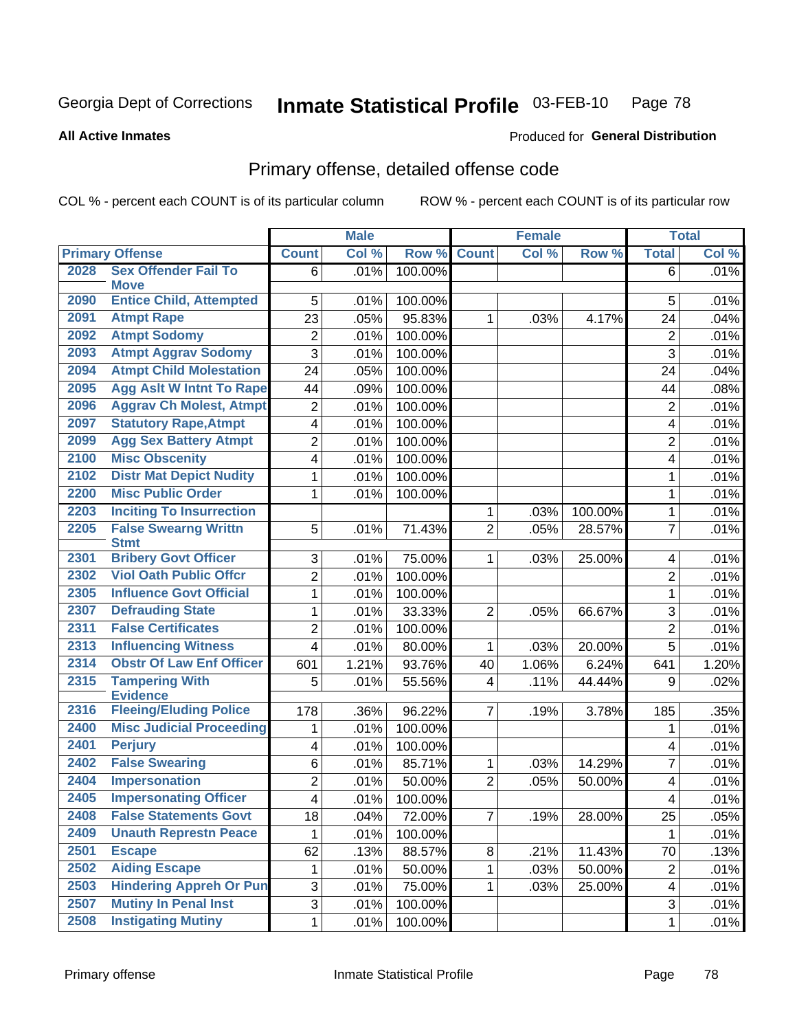Georgia Dept of Corrections **Inmate Statistical Profile** 03-FEB-10

**All Active Inmates**

Produced for **General Distribution**

## Primary offense, detailed offense code

COL % - percent each COUNT is of its particular column

ROW % - percent each COUNT is of its particular row

| Primary Offense | | Male | | | Female | | | Total | |
|---|---|---|---|---|---|---|---|---|---|
| | | Count | Col % | Row % | Count | Col % | Row % | Total | Col % |
| 2028 | Sex Offender Fail To Move | 6 | .01% | 100.00% | | | | 6 | .01% |
| 2090 | Entice Child, Attempted | 5 | .01% | 100.00% | | | | 5 | .01% |
| 2091 | Atmpt Rape | 23 | .05% | 95.83% | 1 | .03% | 4.17% | 24 | .04% |
| 2092 | Atmpt Sodomy | 2 | .01% | 100.00% | | | | 2 | .01% |
| 2093 | Atmpt Aggrav Sodomy | 3 | .01% | 100.00% | | | | 3 | .01% |
| 2094 | Atmpt Child Molestation | 24 | .05% | 100.00% | | | | 24 | .04% |
| 2095 | Agg Aslt W Intnt To Rape | 44 | .09% | 100.00% | | | | 44 | .08% |
| 2096 | Aggrav Ch Molest, Atmpt | 2 | .01% | 100.00% | | | | 2 | .01% |
| 2097 | Statutory Rape,Atmpt | 4 | .01% | 100.00% | | | | 4 | .01% |
| 2099 | Agg Sex Battery Atmpt | 2 | .01% | 100.00% | | | | 2 | .01% |
| 2100 | Misc Obscenity | 4 | .01% | 100.00% | | | | 4 | .01% |
| 2102 | Distr Mat Depict Nudity | 1 | .01% | 100.00% | | | | 1 | .01% |
| 2200 | Misc Public Order | 1 | .01% | 100.00% | | | | 1 | .01% |
| 2203 | Inciting To Insurrection | | | | 1 | .03% | 100.00% | 1 | .01% |
| 2205 | False Swearng Writtn Stmt | 5 | .01% | 71.43% | 2 | .05% | 28.57% | 7 | .01% |
| 2301 | Bribery Govt Officer | 3 | .01% | 75.00% | 1 | .03% | 25.00% | 4 | .01% |
| 2302 | Viol Oath Public Offcr | 2 | .01% | 100.00% | | | | 2 | .01% |
| 2305 | Influence Govt Official | 1 | .01% | 100.00% | | | | 1 | .01% |
| 2307 | Defrauding State | 1 | .01% | 33.33% | 2 | .05% | 66.67% | 3 | .01% |
| 2311 | False Certificates | 2 | .01% | 100.00% | | | | 2 | .01% |
| 2313 | Influencing Witness | 4 | .01% | 80.00% | 1 | .03% | 20.00% | 5 | .01% |
| 2314 | Obstr Of Law Enf Officer | 601 | 1.21% | 93.76% | 40 | 1.06% | 6.24% | 641 | 1.20% |
| 2315 | Tampering With Evidence | 5 | .01% | 55.56% | 4 | .11% | 44.44% | 9 | .02% |
| 2316 | Fleeing/Eluding Police | 178 | .36% | 96.22% | 7 | .19% | 3.78% | 185 | .35% |
| 2400 | Misc Judicial Proceeding | 1 | .01% | 100.00% | | | | 1 | .01% |
| 2401 | Perjury | 4 | .01% | 100.00% | | | | 4 | .01% |
| 2402 | False Swearing | 6 | .01% | 85.71% | 1 | .03% | 14.29% | 7 | .01% |
| 2404 | Impersonation | 2 | .01% | 50.00% | 2 | .05% | 50.00% | 4 | .01% |
| 2405 | Impersonating Officer | 4 | .01% | 100.00% | | | | 4 | .01% |
| 2408 | False Statements Govt | 18 | .04% | 72.00% | 7 | .19% | 28.00% | 25 | .05% |
| 2409 | Unauth Represtn Peace | 1 | .01% | 100.00% | | | | 1 | .01% |
| 2501 | Escape | 62 | .13% | 88.57% | 8 | .21% | 11.43% | 70 | .13% |
| 2502 | Aiding Escape | 1 | .01% | 50.00% | 1 | .03% | 50.00% | 2 | .01% |
| 2503 | Hindering Appreh Or Pun | 3 | .01% | 75.00% | 1 | .03% | 25.00% | 4 | .01% |
| 2507 | Mutiny In Penal Inst | 3 | .01% | 100.00% | | | | 3 | .01% |
| 2508 | Instigating Mutiny | 1 | .01% | 100.00% | | | | 1 | .01% |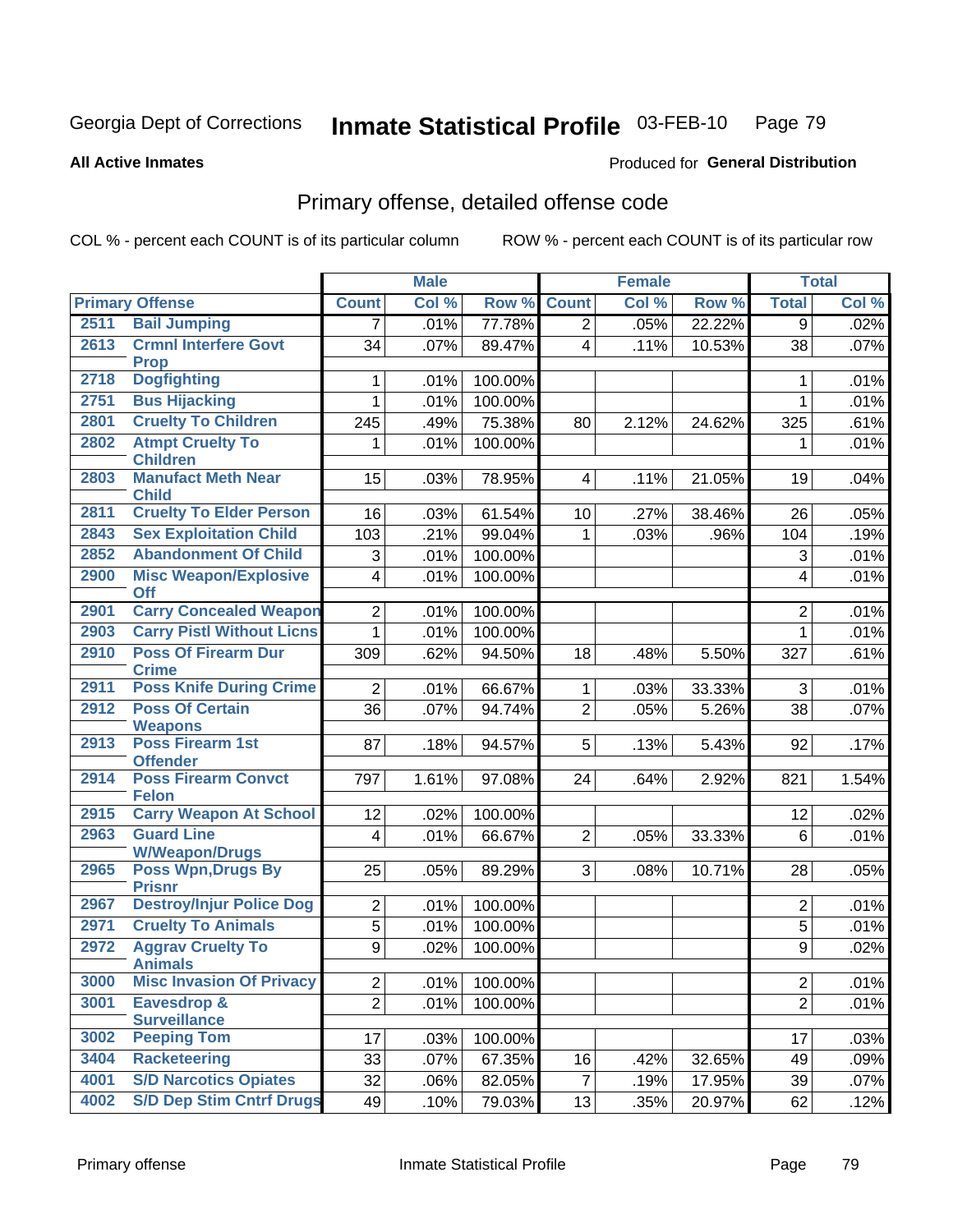Georgia Dept of Corrections **Inmate Statistical Profile** 03-FEB-10

**All Active Inmates**

Produced for **General Distribution**

## Primary offense, detailed offense code

COL % - percent each COUNT is of its particular column

ROW % - percent each COUNT is of its particular row

| Primary Offense | | Male | | | Female | | | Total | |
|---|---|---|---|---|---|---|---|---|---|
| | | Count | Col % | Row % | Count | Col % | Row % | Total | Col % |
| 2511 | Bail Jumping | 7 | .01% | 77.78% | 2 | .05% | 22.22% | 9 | .02% |
| 2613 | Crmnl Interfere Govt Prop | 34 | .07% | 89.47% | 4 | .11% | 10.53% | 38 | .07% |
| 2718 | Dogfighting | 1 | .01% | 100.00% | | | | 1 | .01% |
| 2751 | Bus Hijacking | 1 | .01% | 100.00% | | | | 1 | .01% |
| 2801 | Cruelty To Children | 245 | .49% | 75.38% | 80 | 2.12% | 24.62% | 325 | .61% |
| 2802 | Atmpt Cruelty To Children | 1 | .01% | 100.00% | | | | 1 | .01% |
| 2803 | Manufact Meth Near Child | 15 | .03% | 78.95% | 4 | .11% | 21.05% | 19 | .04% |
| 2811 | Cruelty To Elder Person | 16 | .03% | 61.54% | 10 | .27% | 38.46% | 26 | .05% |
| 2843 | Sex Exploitation Child | 103 | .21% | 99.04% | 1 | .03% | .96% | 104 | .19% |
| 2852 | Abandonment Of Child | 3 | .01% | 100.00% | | | | 3 | .01% |
| 2900 | Misc Weapon/Explosive Off | 4 | .01% | 100.00% | | | | 4 | .01% |
| 2901 | Carry Concealed Weapon | 2 | .01% | 100.00% | | | | 2 | .01% |
| 2903 | Carry Pistl Without Licns | 1 | .01% | 100.00% | | | | 1 | .01% |
| 2910 | Poss Of Firearm Dur Crime | 309 | .62% | 94.50% | 18 | .48% | 5.50% | 327 | .61% |
| 2911 | Poss Knife During Crime | 2 | .01% | 66.67% | 1 | .03% | 33.33% | 3 | .01% |
| 2912 | Poss Of Certain Weapons | 36 | .07% | 94.74% | 2 | .05% | 5.26% | 38 | .07% |
| 2913 | Poss Firearm 1st Offender | 87 | .18% | 94.57% | 5 | .13% | 5.43% | 92 | .17% |
| 2914 | Poss Firearm Convct Felon | 797 | 1.61% | 97.08% | 24 | .64% | 2.92% | 821 | 1.54% |
| 2915 | Carry Weapon At School | 12 | .02% | 100.00% | | | | 12 | .02% |
| 2963 | Guard Line W/Weapon/Drugs | 4 | .01% | 66.67% | 2 | .05% | 33.33% | 6 | .01% |
| 2965 | Poss Wpn,Drugs By Prisnr | 25 | .05% | 89.29% | 3 | .08% | 10.71% | 28 | .05% |
| 2967 | Destroy/Injur Police Dog | 2 | .01% | 100.00% | | | | 2 | .01% |
| 2971 | Cruelty To Animals | 5 | .01% | 100.00% | | | | 5 | .01% |
| 2972 | Aggrav Cruelty To Animals | 9 | .02% | 100.00% | | | | 9 | .02% |
| 3000 | Misc Invasion Of Privacy | 2 | .01% | 100.00% | | | | 2 | .01% |
| 3001 | Eavesdrop & Surveillance | 2 | .01% | 100.00% | | | | 2 | .01% |
| 3002 | Peeping Tom | 17 | .03% | 100.00% | | | | 17 | .03% |
| 3404 | Racketeering | 33 | .07% | 67.35% | 16 | .42% | 32.65% | 49 | .09% |
| 4001 | S/D Narcotics Opiates | 32 | .06% | 82.05% | 7 | .19% | 17.95% | 39 | .07% |
| 4002 | S/D Dep Stim Cntrf Drugs | 49 | .10% | 79.03% | 13 | .35% | 20.97% | 62 | .12% |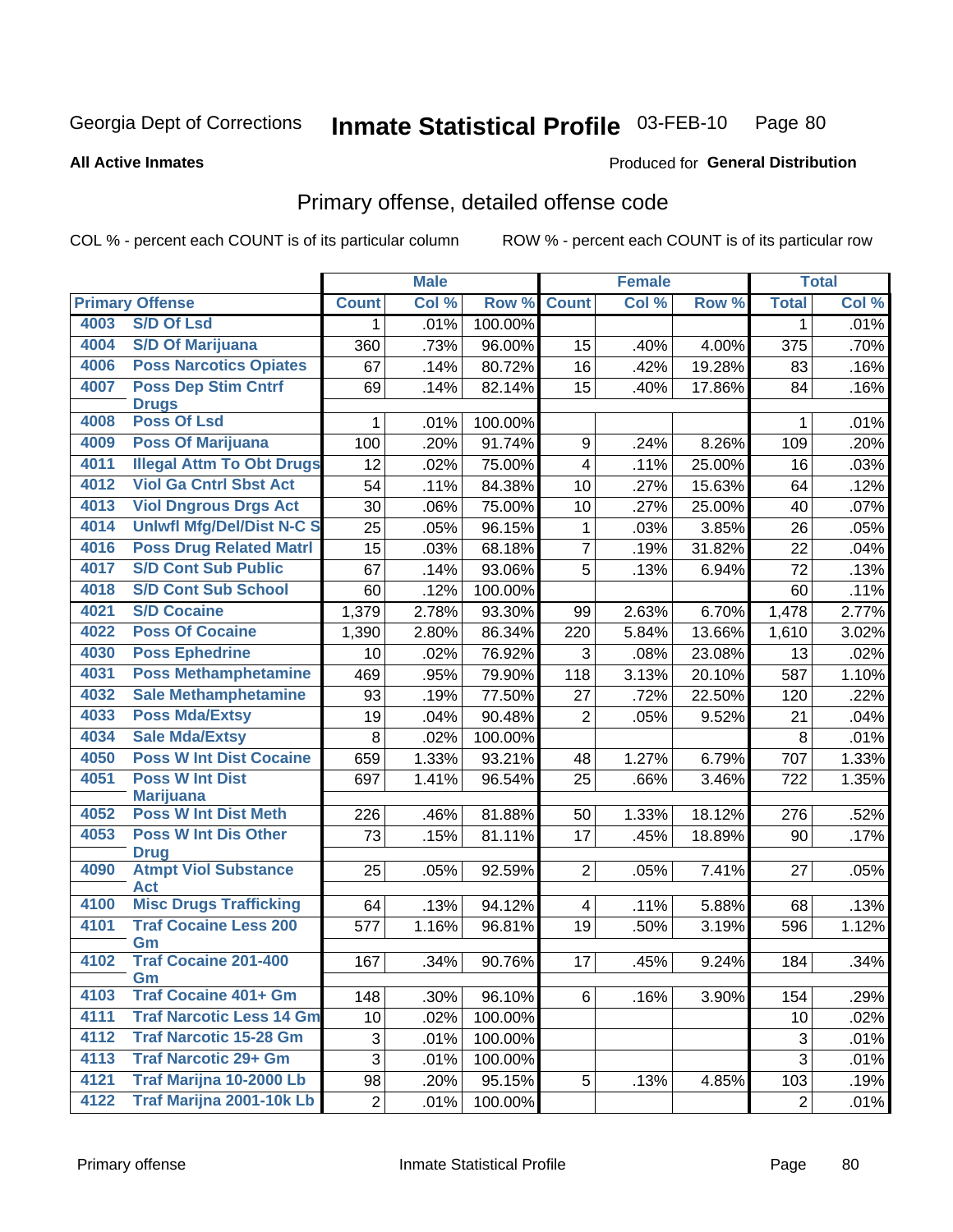Georgia Dept of Corrections **Inmate Statistical Profile** 03-FEB-10

**All Active Inmates**

Produced for **General Distribution**

## Primary offense, detailed offense code

COL % - percent each COUNT is of its particular column

ROW % - percent each COUNT is of its particular row

| Primary Offense | | Male | | | Female | | | Total | |
|---|---|---|---|---|---|---|---|---|---|
| | | Count | Col % | Row % | Count | Col % | Row % | Total | Col % |
| 4003 | S/D Of Lsd | 1 | .01% | 100.00% | | | | 1 | .01% |
| 4004 | S/D Of Marijuana | 360 | .73% | 96.00% | 15 | .40% | 4.00% | 375 | .70% |
| 4006 | Poss Narcotics Opiates | 67 | .14% | 80.72% | 16 | .42% | 19.28% | 83 | .16% |
| 4007 | Poss Dep Stim Cntrf Drugs | 69 | .14% | 82.14% | 15 | .40% | 17.86% | 84 | .16% |
| 4008 | Poss Of Lsd | 1 | .01% | 100.00% | | | | 1 | .01% |
| 4009 | Poss Of Marijuana | 100 | .20% | 91.74% | 9 | .24% | 8.26% | 109 | .20% |
| 4011 | Illegal Attm To Obt Drugs | 12 | .02% | 75.00% | 4 | .11% | 25.00% | 16 | .03% |
| 4012 | Viol Ga Cntrl Sbst Act | 54 | .11% | 84.38% | 10 | .27% | 15.63% | 64 | .12% |
| 4013 | Viol Dngrous Drgs Act | 30 | .06% | 75.00% | 10 | .27% | 25.00% | 40 | .07% |
| 4014 | Unlwfl Mfg/Del/Dist N-C S | 25 | .05% | 96.15% | 1 | .03% | 3.85% | 26 | .05% |
| 4016 | Poss Drug Related Matrl | 15 | .03% | 68.18% | 7 | .19% | 31.82% | 22 | .04% |
| 4017 | S/D Cont Sub Public | 67 | .14% | 93.06% | 5 | .13% | 6.94% | 72 | .13% |
| 4018 | S/D Cont Sub School | 60 | .12% | 100.00% | | | | 60 | .11% |
| 4021 | S/D Cocaine | 1,379 | 2.78% | 93.30% | 99 | 2.63% | 6.70% | 1,478 | 2.77% |
| 4022 | Poss Of Cocaine | 1,390 | 2.80% | 86.34% | 220 | 5.84% | 13.66% | 1,610 | 3.02% |
| 4030 | Poss Ephedrine | 10 | .02% | 76.92% | 3 | .08% | 23.08% | 13 | .02% |
| 4031 | Poss Methamphetamine | 469 | .95% | 79.90% | 118 | 3.13% | 20.10% | 587 | 1.10% |
| 4032 | Sale Methamphetamine | 93 | .19% | 77.50% | 27 | .72% | 22.50% | 120 | .22% |
| 4033 | Poss Mda/Extsy | 19 | .04% | 90.48% | 2 | .05% | 9.52% | 21 | .04% |
| 4034 | Sale Mda/Extsy | 8 | .02% | 100.00% | | | | 8 | .01% |
| 4050 | Poss W Int Dist Cocaine | 659 | 1.33% | 93.21% | 48 | 1.27% | 6.79% | 707 | 1.33% |
| 4051 | Poss W Int Dist Marijuana | 697 | 1.41% | 96.54% | 25 | .66% | 3.46% | 722 | 1.35% |
| 4052 | Poss W Int Dist Meth | 226 | .46% | 81.88% | 50 | 1.33% | 18.12% | 276 | .52% |
| 4053 | Poss W Int Dis Other Drug | 73 | .15% | 81.11% | 17 | .45% | 18.89% | 90 | .17% |
| 4090 | Atmpt Viol Substance Act | 25 | .05% | 92.59% | 2 | .05% | 7.41% | 27 | .05% |
| 4100 | Misc Drugs Trafficking | 64 | .13% | 94.12% | 4 | .11% | 5.88% | 68 | .13% |
| 4101 | Traf Cocaine Less 200 Gm | 577 | 1.16% | 96.81% | 19 | .50% | 3.19% | 596 | 1.12% |
| 4102 | Traf Cocaine 201-400 Gm | 167 | .34% | 90.76% | 17 | .45% | 9.24% | 184 | .34% |
| 4103 | Traf Cocaine 401+ Gm | 148 | .30% | 96.10% | 6 | .16% | 3.90% | 154 | .29% |
| 4111 | Traf Narcotic Less 14 Gm | 10 | .02% | 100.00% | | | | 10 | .02% |
| 4112 | Traf Narcotic 15-28 Gm | 3 | .01% | 100.00% | | | | 3 | .01% |
| 4113 | Traf Narcotic 29+ Gm | 3 | .01% | 100.00% | | | | 3 | .01% |
| 4121 | Traf Marijna 10-2000 Lb | 98 | .20% | 95.15% | 5 | .13% | 4.85% | 103 | .19% |
| 4122 | Traf Marijna 2001-10k Lb | 2 | .01% | 100.00% | | | | 2 | .01% |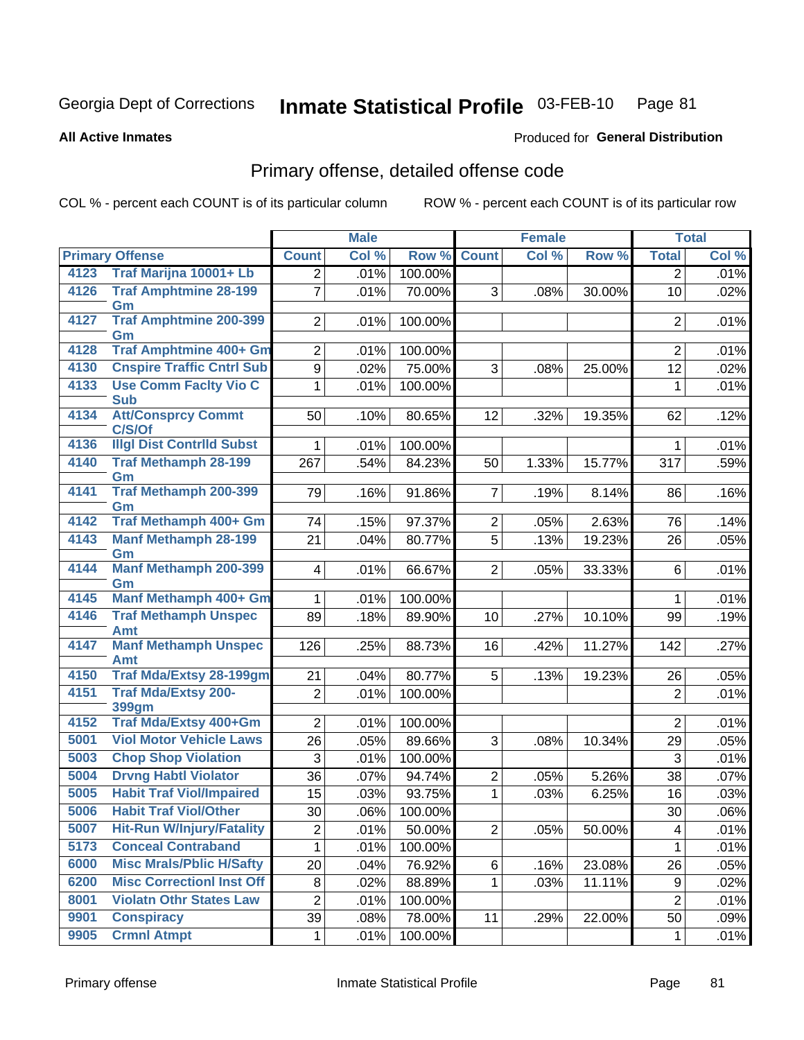Georgia Dept of Corrections **Inmate Statistical Profile** 03-FEB-10

**All Active Inmates**

Produced for **General Distribution**

## Primary offense, detailed offense code

COL % - percent each COUNT is of its particular column ROW % - percent each COUNT is of its particular row

| Primary Offense | | Male | | | Female | | | Total | |
|---|---|---|---|---|---|---|---|---|---|
| | | Count | Col % | Row % | Count | Col % | Row % | Total | Col % |
| 4123 | Traf Marijna 10001+ Lb | 2 | .01% | 100.00% | | | | 2 | .01% |
| 4126 | Traf Amphtmine 28-199 Gm | 7 | .01% | 70.00% | 3 | .08% | 30.00% | 10 | .02% |
| 4127 | Traf Amphtmine 200-399 Gm | 2 | .01% | 100.00% | | | | 2 | .01% |
| 4128 | Traf Amphtmine 400+ Gm | 2 | .01% | 100.00% | | | | 2 | .01% |
| 4130 | Cnspire Traffic Cntrl Sub | 9 | .02% | 75.00% | 3 | .08% | 25.00% | 12 | .02% |
| 4133 | Use Comm Faclty Vio C Sub | 1 | .01% | 100.00% | | | | 1 | .01% |
| 4134 | Att/Consprcy Commt C/S/Of | 50 | .10% | 80.65% | 12 | .32% | 19.35% | 62 | .12% |
| 4136 | Illgl Dist Contrlld Subst | 1 | .01% | 100.00% | | | | 1 | .01% |
| 4140 | Traf Methamph 28-199 Gm | 267 | .54% | 84.23% | 50 | 1.33% | 15.77% | 317 | .59% |
| 4141 | Traf Methamph 200-399 Gm | 79 | .16% | 91.86% | 7 | .19% | 8.14% | 86 | .16% |
| 4142 | Traf Methamph 400+ Gm | 74 | .15% | 97.37% | 2 | .05% | 2.63% | 76 | .14% |
| 4143 | Manf Methamph 28-199 Gm | 21 | .04% | 80.77% | 5 | .13% | 19.23% | 26 | .05% |
| 4144 | Manf Methamph 200-399 Gm | 4 | .01% | 66.67% | 2 | .05% | 33.33% | 6 | .01% |
| 4145 | Manf Methamph 400+ Gm | 1 | .01% | 100.00% | | | | 1 | .01% |
| 4146 | Traf Methamph Unspec Amt | 89 | .18% | 89.90% | 10 | .27% | 10.10% | 99 | .19% |
| 4147 | Manf Methamph Unspec Amt | 126 | .25% | 88.73% | 16 | .42% | 11.27% | 142 | .27% |
| 4150 | Traf Mda/Extsy 28-199gm | 21 | .04% | 80.77% | 5 | .13% | 19.23% | 26 | .05% |
| 4151 | Traf Mda/Extsy 200-399gm | 2 | .01% | 100.00% | | | | 2 | .01% |
| 4152 | Traf Mda/Extsy 400+Gm | 2 | .01% | 100.00% | | | | 2 | .01% |
| 5001 | Viol Motor Vehicle Laws | 26 | .05% | 89.66% | 3 | .08% | 10.34% | 29 | .05% |
| 5003 | Chop Shop Violation | 3 | .01% | 100.00% | | | | 3 | .01% |
| 5004 | Drvng Habtl Violator | 36 | .07% | 94.74% | 2 | .05% | 5.26% | 38 | .07% |
| 5005 | Habit Traf Viol/Impaired | 15 | .03% | 93.75% | 1 | .03% | 6.25% | 16 | .03% |
| 5006 | Habit Traf Viol/Other | 30 | .06% | 100.00% | | | | 30 | .06% |
| 5007 | Hit-Run W/Injury/Fatality | 2 | .01% | 50.00% | 2 | .05% | 50.00% | 4 | .01% |
| 5173 | Conceal Contraband | 1 | .01% | 100.00% | | | | 1 | .01% |
| 6000 | Misc Mrals/Pblic H/Safty | 20 | .04% | 76.92% | 6 | .16% | 23.08% | 26 | .05% |
| 6200 | Misc Correctionl Inst Off | 8 | .02% | 88.89% | 1 | .03% | 11.11% | 9 | .02% |
| 8001 | Violatn Othr States Law | 2 | .01% | 100.00% | | | | 2 | .01% |
| 9901 | Conspiracy | 39 | .08% | 78.00% | 11 | .29% | 22.00% | 50 | .09% |
| 9905 | Crmnl Atmpt | 1 | .01% | 100.00% | | | | 1 | .01% |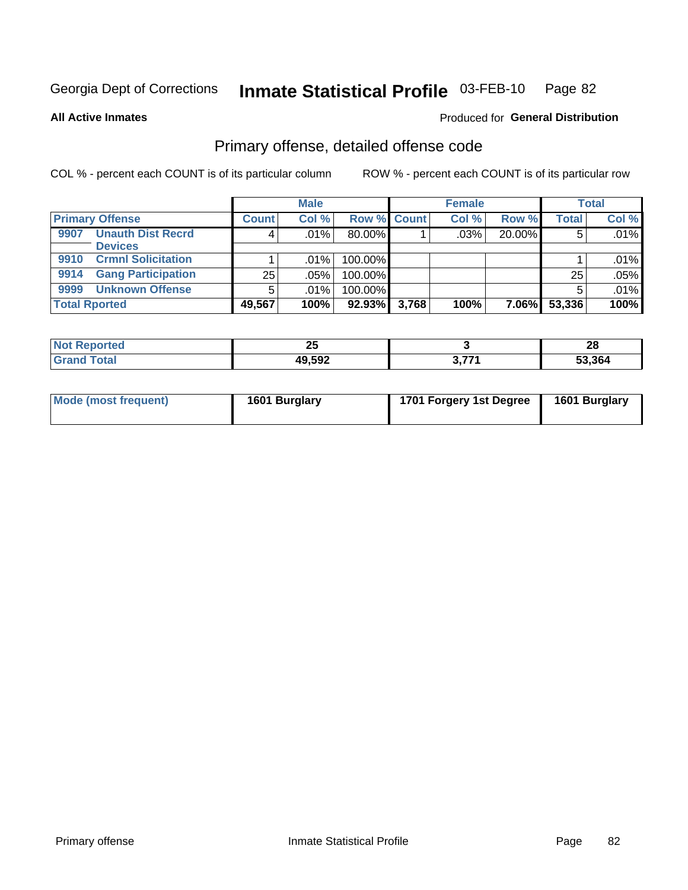Georgia Dept of Corrections **Inmate Statistical Profile** 03-FEB-10 Page 82

**All Active Inmates**

Produced for **General Distribution**

## Primary offense, detailed offense code

COL % - percent each COUNT is of its particular column

ROW % - percent each COUNT is of its particular row

| Primary Offense | Male | | | Female | | | Total | |
|---|---|---|---|---|---|---|---|---|
| | Count | Col % | Row % | Count | Col % | Row % | Total | Col % |
| 9907 Unauth Dist Recrd Devices | 4 | .01% | 80.00% | 1 | .03% | 20.00% | 5 | .01% |
| 9910 Crmnl Solicitation | 1 | .01% | 100.00% | | | | 1 | .01% |
| 9914 Gang Participation | 25 | .05% | 100.00% | | | | 25 | .05% |
| 9999 Unknown Offense | 5 | .01% | 100.00% | | | | 5 | .01% |
| **Total Rported** | **49,567** | **100%** | **92.93%** | **3,768** | **100%** | **7.06%** | **53,336** | **100%** |

| | Male | Female | Total |
|---|---|---|---|
| **Not Reported** | **25** | **3** | **28** |
| **Grand Total** | **49,592** | **3,771** | **53,364** |

| | Male | Female | Total |
|---|---|---|---|
| **Mode (most frequent)** | **1601 Burglary** | **1701 Forgery 1st Degree** | **1601 Burglary** |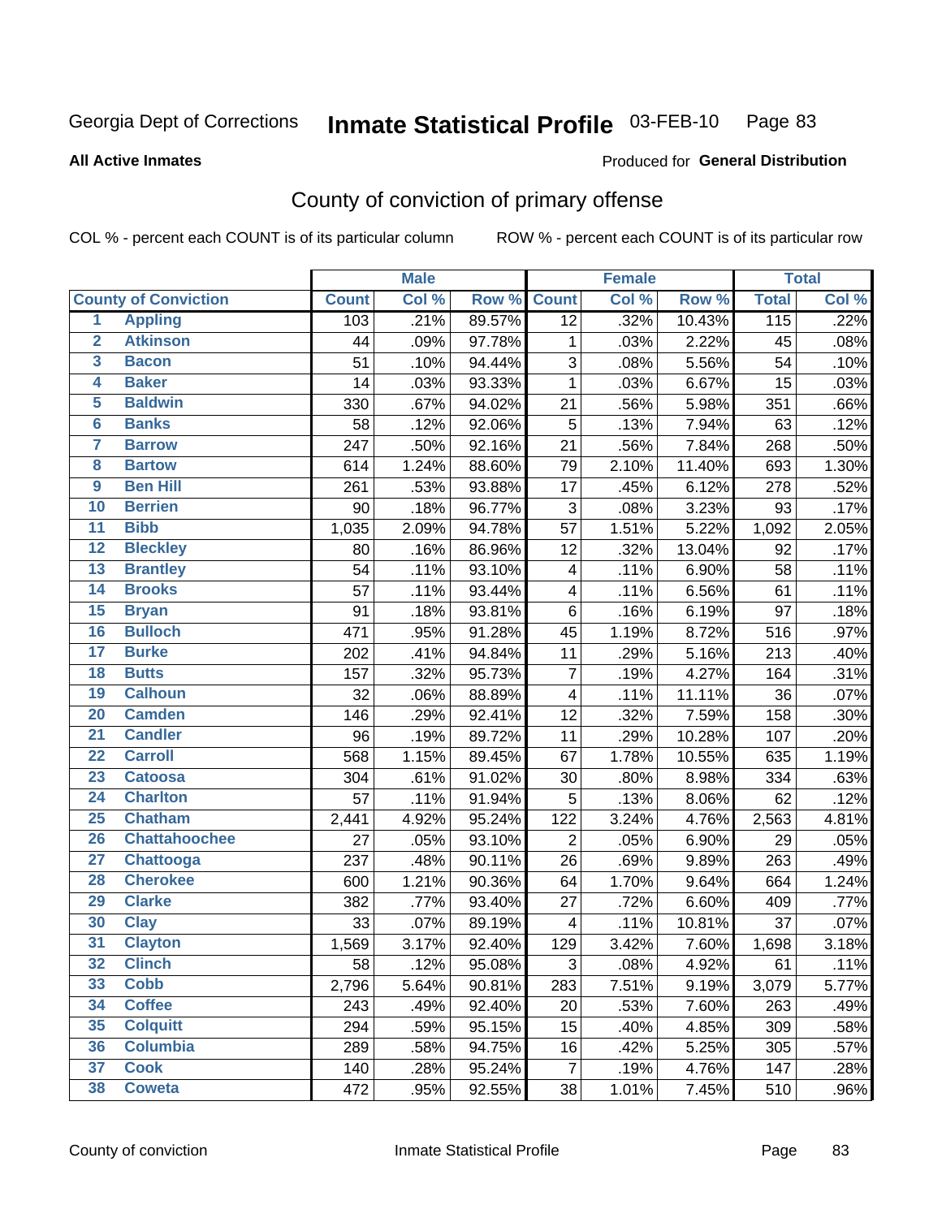Georgia Dept of Corrections **Inmate Statistical Profile** 03-FEB-10

**All Active Inmates**

Produced for **General Distribution**

## County of conviction of primary offense

COL % - percent each COUNT is of its particular column ROW % - percent each COUNT is of its particular row

| County of Conviction | | Male | | | Female | | | Total | |
|---|---|---|---|---|---|---|---|---|---|
| | | Count | Col % | Row % | Count | Col % | Row % | Total | Col % |
| 1 | Appling | 103 | .21% | 89.57% | 12 | .32% | 10.43% | 115 | .22% |
| 2 | Atkinson | 44 | .09% | 97.78% | 1 | .03% | 2.22% | 45 | .08% |
| 3 | Bacon | 51 | .10% | 94.44% | 3 | .08% | 5.56% | 54 | .10% |
| 4 | Baker | 14 | .03% | 93.33% | 1 | .03% | 6.67% | 15 | .03% |
| 5 | Baldwin | 330 | .67% | 94.02% | 21 | .56% | 5.98% | 351 | .66% |
| 6 | Banks | 58 | .12% | 92.06% | 5 | .13% | 7.94% | 63 | .12% |
| 7 | Barrow | 247 | .50% | 92.16% | 21 | .56% | 7.84% | 268 | .50% |
| 8 | Bartow | 614 | 1.24% | 88.60% | 79 | 2.10% | 11.40% | 693 | 1.30% |
| 9 | Ben Hill | 261 | .53% | 93.88% | 17 | .45% | 6.12% | 278 | .52% |
| 10 | Berrien | 90 | .18% | 96.77% | 3 | .08% | 3.23% | 93 | .17% |
| 11 | Bibb | 1,035 | 2.09% | 94.78% | 57 | 1.51% | 5.22% | 1,092 | 2.05% |
| 12 | Bleckley | 80 | .16% | 86.96% | 12 | .32% | 13.04% | 92 | .17% |
| 13 | Brantley | 54 | .11% | 93.10% | 4 | .11% | 6.90% | 58 | .11% |
| 14 | Brooks | 57 | .11% | 93.44% | 4 | .11% | 6.56% | 61 | .11% |
| 15 | Bryan | 91 | .18% | 93.81% | 6 | .16% | 6.19% | 97 | .18% |
| 16 | Bulloch | 471 | .95% | 91.28% | 45 | 1.19% | 8.72% | 516 | .97% |
| 17 | Burke | 202 | .41% | 94.84% | 11 | .29% | 5.16% | 213 | .40% |
| 18 | Butts | 157 | .32% | 95.73% | 7 | .19% | 4.27% | 164 | .31% |
| 19 | Calhoun | 32 | .06% | 88.89% | 4 | .11% | 11.11% | 36 | .07% |
| 20 | Camden | 146 | .29% | 92.41% | 12 | .32% | 7.59% | 158 | .30% |
| 21 | Candler | 96 | .19% | 89.72% | 11 | .29% | 10.28% | 107 | .20% |
| 22 | Carroll | 568 | 1.15% | 89.45% | 67 | 1.78% | 10.55% | 635 | 1.19% |
| 23 | Catoosa | 304 | .61% | 91.02% | 30 | .80% | 8.98% | 334 | .63% |
| 24 | Charlton | 57 | .11% | 91.94% | 5 | .13% | 8.06% | 62 | .12% |
| 25 | Chatham | 2,441 | 4.92% | 95.24% | 122 | 3.24% | 4.76% | 2,563 | 4.81% |
| 26 | Chattahoochee | 27 | .05% | 93.10% | 2 | .05% | 6.90% | 29 | .05% |
| 27 | Chattooga | 237 | .48% | 90.11% | 26 | .69% | 9.89% | 263 | .49% |
| 28 | Cherokee | 600 | 1.21% | 90.36% | 64 | 1.70% | 9.64% | 664 | 1.24% |
| 29 | Clarke | 382 | .77% | 93.40% | 27 | .72% | 6.60% | 409 | .77% |
| 30 | Clay | 33 | .07% | 89.19% | 4 | .11% | 10.81% | 37 | .07% |
| 31 | Clayton | 1,569 | 3.17% | 92.40% | 129 | 3.42% | 7.60% | 1,698 | 3.18% |
| 32 | Clinch | 58 | .12% | 95.08% | 3 | .08% | 4.92% | 61 | .11% |
| 33 | Cobb | 2,796 | 5.64% | 90.81% | 283 | 7.51% | 9.19% | 3,079 | 5.77% |
| 34 | Coffee | 243 | .49% | 92.40% | 20 | .53% | 7.60% | 263 | .49% |
| 35 | Colquitt | 294 | .59% | 95.15% | 15 | .40% | 4.85% | 309 | .58% |
| 36 | Columbia | 289 | .58% | 94.75% | 16 | .42% | 5.25% | 305 | .57% |
| 37 | Cook | 140 | .28% | 95.24% | 7 | .19% | 4.76% | 147 | .28% |
| 38 | Coweta | 472 | .95% | 92.55% | 38 | 1.01% | 7.45% | 510 | .96% |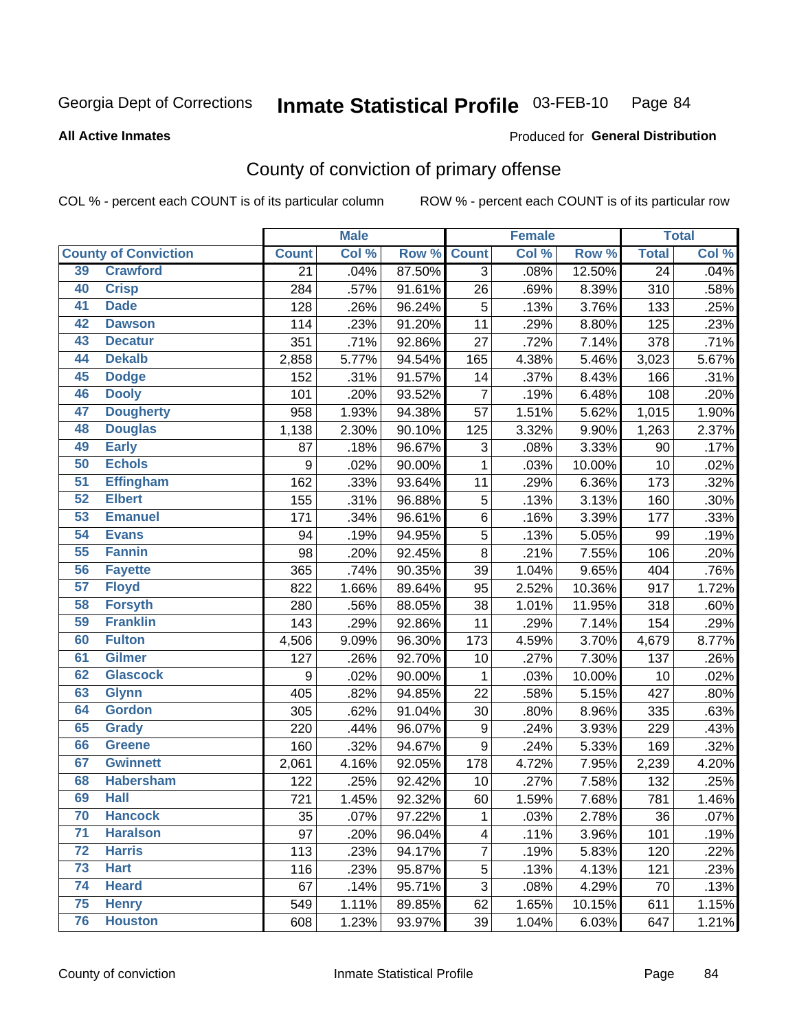Georgia Dept of Corrections **Inmate Statistical Profile** 03-FEB-10

**All Active Inmates** Produced for **General Distribution**

## County of conviction of primary offense

COL % - percent each COUNT is of its particular column ROW % - percent each COUNT is of its particular row

| County of Conviction | | Male | | | Female | | | Total | |
|---|---|---|---|---|---|---|---|---|---|
| | | Count | Col % | Row % | Count | Col % | Row % | Total | Col % |
| 39 | Crawford | 21 | .04% | 87.50% | 3 | .08% | 12.50% | 24 | .04% |
| 40 | Crisp | 284 | .57% | 91.61% | 26 | .69% | 8.39% | 310 | .58% |
| 41 | Dade | 128 | .26% | 96.24% | 5 | .13% | 3.76% | 133 | .25% |
| 42 | Dawson | 114 | .23% | 91.20% | 11 | .29% | 8.80% | 125 | .23% |
| 43 | Decatur | 351 | .71% | 92.86% | 27 | .72% | 7.14% | 378 | .71% |
| 44 | Dekalb | 2,858 | 5.77% | 94.54% | 165 | 4.38% | 5.46% | 3,023 | 5.67% |
| 45 | Dodge | 152 | .31% | 91.57% | 14 | .37% | 8.43% | 166 | .31% |
| 46 | Dooly | 101 | .20% | 93.52% | 7 | .19% | 6.48% | 108 | .20% |
| 47 | Dougherty | 958 | 1.93% | 94.38% | 57 | 1.51% | 5.62% | 1,015 | 1.90% |
| 48 | Douglas | 1,138 | 2.30% | 90.10% | 125 | 3.32% | 9.90% | 1,263 | 2.37% |
| 49 | Early | 87 | .18% | 96.67% | 3 | .08% | 3.33% | 90 | .17% |
| 50 | Echols | 9 | .02% | 90.00% | 1 | .03% | 10.00% | 10 | .02% |
| 51 | Effingham | 162 | .33% | 93.64% | 11 | .29% | 6.36% | 173 | .32% |
| 52 | Elbert | 155 | .31% | 96.88% | 5 | .13% | 3.13% | 160 | .30% |
| 53 | Emanuel | 171 | .34% | 96.61% | 6 | .16% | 3.39% | 177 | .33% |
| 54 | Evans | 94 | .19% | 94.95% | 5 | .13% | 5.05% | 99 | .19% |
| 55 | Fannin | 98 | .20% | 92.45% | 8 | .21% | 7.55% | 106 | .20% |
| 56 | Fayette | 365 | .74% | 90.35% | 39 | 1.04% | 9.65% | 404 | .76% |
| 57 | Floyd | 822 | 1.66% | 89.64% | 95 | 2.52% | 10.36% | 917 | 1.72% |
| 58 | Forsyth | 280 | .56% | 88.05% | 38 | 1.01% | 11.95% | 318 | .60% |
| 59 | Franklin | 143 | .29% | 92.86% | 11 | .29% | 7.14% | 154 | .29% |
| 60 | Fulton | 4,506 | 9.09% | 96.30% | 173 | 4.59% | 3.70% | 4,679 | 8.77% |
| 61 | Gilmer | 127 | .26% | 92.70% | 10 | .27% | 7.30% | 137 | .26% |
| 62 | Glascock | 9 | .02% | 90.00% | 1 | .03% | 10.00% | 10 | .02% |
| 63 | Glynn | 405 | .82% | 94.85% | 22 | .58% | 5.15% | 427 | .80% |
| 64 | Gordon | 305 | .62% | 91.04% | 30 | .80% | 8.96% | 335 | .63% |
| 65 | Grady | 220 | .44% | 96.07% | 9 | .24% | 3.93% | 229 | .43% |
| 66 | Greene | 160 | .32% | 94.67% | 9 | .24% | 5.33% | 169 | .32% |
| 67 | Gwinnett | 2,061 | 4.16% | 92.05% | 178 | 4.72% | 7.95% | 2,239 | 4.20% |
| 68 | Habersham | 122 | .25% | 92.42% | 10 | .27% | 7.58% | 132 | .25% |
| 69 | Hall | 721 | 1.45% | 92.32% | 60 | 1.59% | 7.68% | 781 | 1.46% |
| 70 | Hancock | 35 | .07% | 97.22% | 1 | .03% | 2.78% | 36 | .07% |
| 71 | Haralson | 97 | .20% | 96.04% | 4 | .11% | 3.96% | 101 | .19% |
| 72 | Harris | 113 | .23% | 94.17% | 7 | .19% | 5.83% | 120 | .22% |
| 73 | Hart | 116 | .23% | 95.87% | 5 | .13% | 4.13% | 121 | .23% |
| 74 | Heard | 67 | .14% | 95.71% | 3 | .08% | 4.29% | 70 | .13% |
| 75 | Henry | 549 | 1.11% | 89.85% | 62 | 1.65% | 10.15% | 611 | 1.15% |
| 76 | Houston | 608 | 1.23% | 93.97% | 39 | 1.04% | 6.03% | 647 | 1.21% |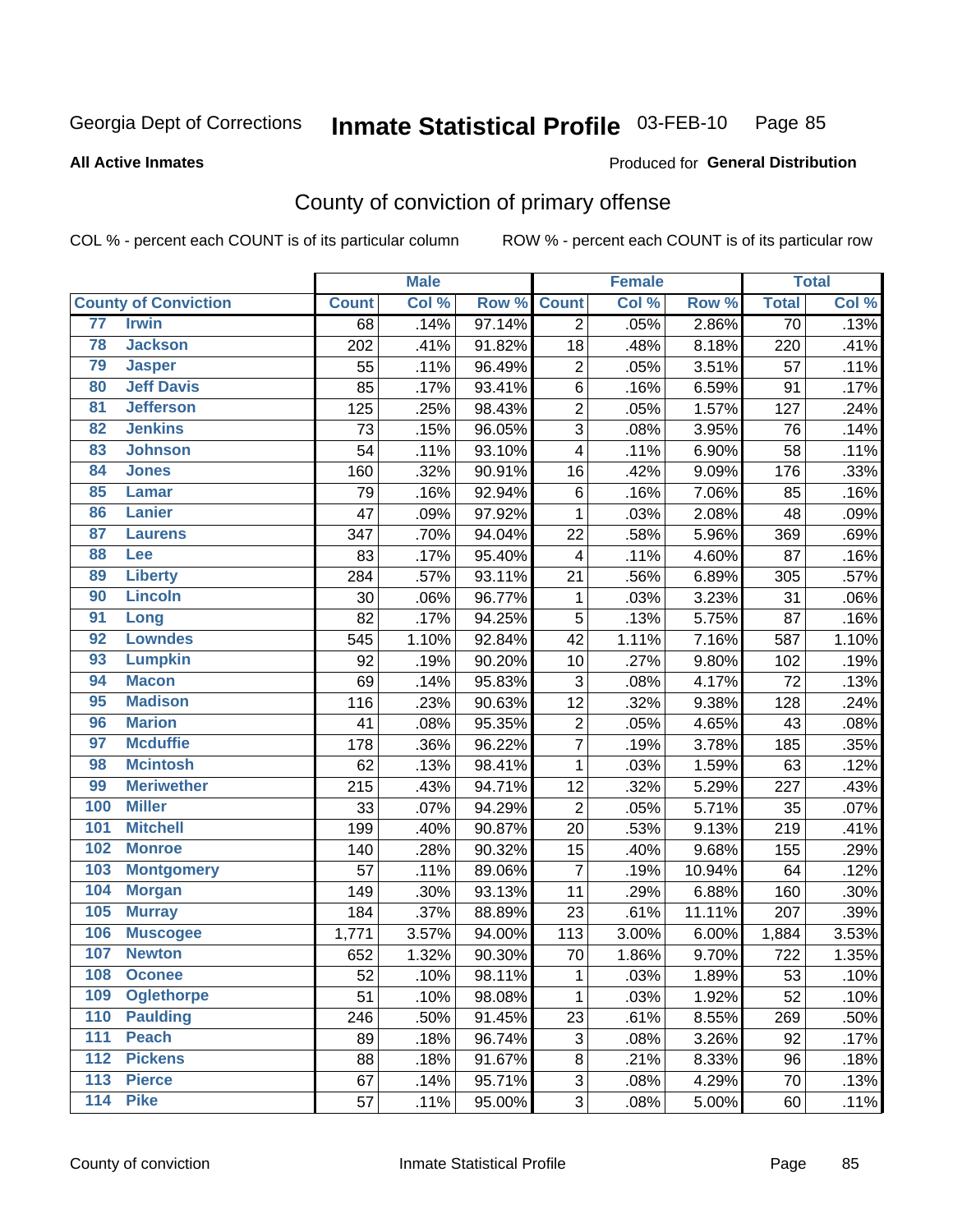Georgia Dept of Corrections **Inmate Statistical Profile** 03-FEB-10 Page 85

**All Active Inmates**

Produced for **General Distribution**

## County of conviction of primary offense

COL % - percent each COUNT is of its particular column ROW % - percent each COUNT is of its particular row

| County of Conviction | | Male | | | Female | | | Total | |
|---|---|---|---|---|---|---|---|---|---|
| | | Count | Col % | Row % | Count | Col % | Row % | Total | Col % |
| 77 | Irwin | 68 | .14% | 97.14% | 2 | .05% | 2.86% | 70 | .13% |
| 78 | Jackson | 202 | .41% | 91.82% | 18 | .48% | 8.18% | 220 | .41% |
| 79 | Jasper | 55 | .11% | 96.49% | 2 | .05% | 3.51% | 57 | .11% |
| 80 | Jeff Davis | 85 | .17% | 93.41% | 6 | .16% | 6.59% | 91 | .17% |
| 81 | Jefferson | 125 | .25% | 98.43% | 2 | .05% | 1.57% | 127 | .24% |
| 82 | Jenkins | 73 | .15% | 96.05% | 3 | .08% | 3.95% | 76 | .14% |
| 83 | Johnson | 54 | .11% | 93.10% | 4 | .11% | 6.90% | 58 | .11% |
| 84 | Jones | 160 | .32% | 90.91% | 16 | .42% | 9.09% | 176 | .33% |
| 85 | Lamar | 79 | .16% | 92.94% | 6 | .16% | 7.06% | 85 | .16% |
| 86 | Lanier | 47 | .09% | 97.92% | 1 | .03% | 2.08% | 48 | .09% |
| 87 | Laurens | 347 | .70% | 94.04% | 22 | .58% | 5.96% | 369 | .69% |
| 88 | Lee | 83 | .17% | 95.40% | 4 | .11% | 4.60% | 87 | .16% |
| 89 | Liberty | 284 | .57% | 93.11% | 21 | .56% | 6.89% | 305 | .57% |
| 90 | Lincoln | 30 | .06% | 96.77% | 1 | .03% | 3.23% | 31 | .06% |
| 91 | Long | 82 | .17% | 94.25% | 5 | .13% | 5.75% | 87 | .16% |
| 92 | Lowndes | 545 | 1.10% | 92.84% | 42 | 1.11% | 7.16% | 587 | 1.10% |
| 93 | Lumpkin | 92 | .19% | 90.20% | 10 | .27% | 9.80% | 102 | .19% |
| 94 | Macon | 69 | .14% | 95.83% | 3 | .08% | 4.17% | 72 | .13% |
| 95 | Madison | 116 | .23% | 90.63% | 12 | .32% | 9.38% | 128 | .24% |
| 96 | Marion | 41 | .08% | 95.35% | 2 | .05% | 4.65% | 43 | .08% |
| 97 | Mcduffie | 178 | .36% | 96.22% | 7 | .19% | 3.78% | 185 | .35% |
| 98 | Mcintosh | 62 | .13% | 98.41% | 1 | .03% | 1.59% | 63 | .12% |
| 99 | Meriwether | 215 | .43% | 94.71% | 12 | .32% | 5.29% | 227 | .43% |
| 100 | Miller | 33 | .07% | 94.29% | 2 | .05% | 5.71% | 35 | .07% |
| 101 | Mitchell | 199 | .40% | 90.87% | 20 | .53% | 9.13% | 219 | .41% |
| 102 | Monroe | 140 | .28% | 90.32% | 15 | .40% | 9.68% | 155 | .29% |
| 103 | Montgomery | 57 | .11% | 89.06% | 7 | .19% | 10.94% | 64 | .12% |
| 104 | Morgan | 149 | .30% | 93.13% | 11 | .29% | 6.88% | 160 | .30% |
| 105 | Murray | 184 | .37% | 88.89% | 23 | .61% | 11.11% | 207 | .39% |
| 106 | Muscogee | 1,771 | 3.57% | 94.00% | 113 | 3.00% | 6.00% | 1,884 | 3.53% |
| 107 | Newton | 652 | 1.32% | 90.30% | 70 | 1.86% | 9.70% | 722 | 1.35% |
| 108 | Oconee | 52 | .10% | 98.11% | 1 | .03% | 1.89% | 53 | .10% |
| 109 | Oglethorpe | 51 | .10% | 98.08% | 1 | .03% | 1.92% | 52 | .10% |
| 110 | Paulding | 246 | .50% | 91.45% | 23 | .61% | 8.55% | 269 | .50% |
| 111 | Peach | 89 | .18% | 96.74% | 3 | .08% | 3.26% | 92 | .17% |
| 112 | Pickens | 88 | .18% | 91.67% | 8 | .21% | 8.33% | 96 | .18% |
| 113 | Pierce | 67 | .14% | 95.71% | 3 | .08% | 4.29% | 70 | .13% |
| 114 | Pike | 57 | .11% | 95.00% | 3 | .08% | 5.00% | 60 | .11% |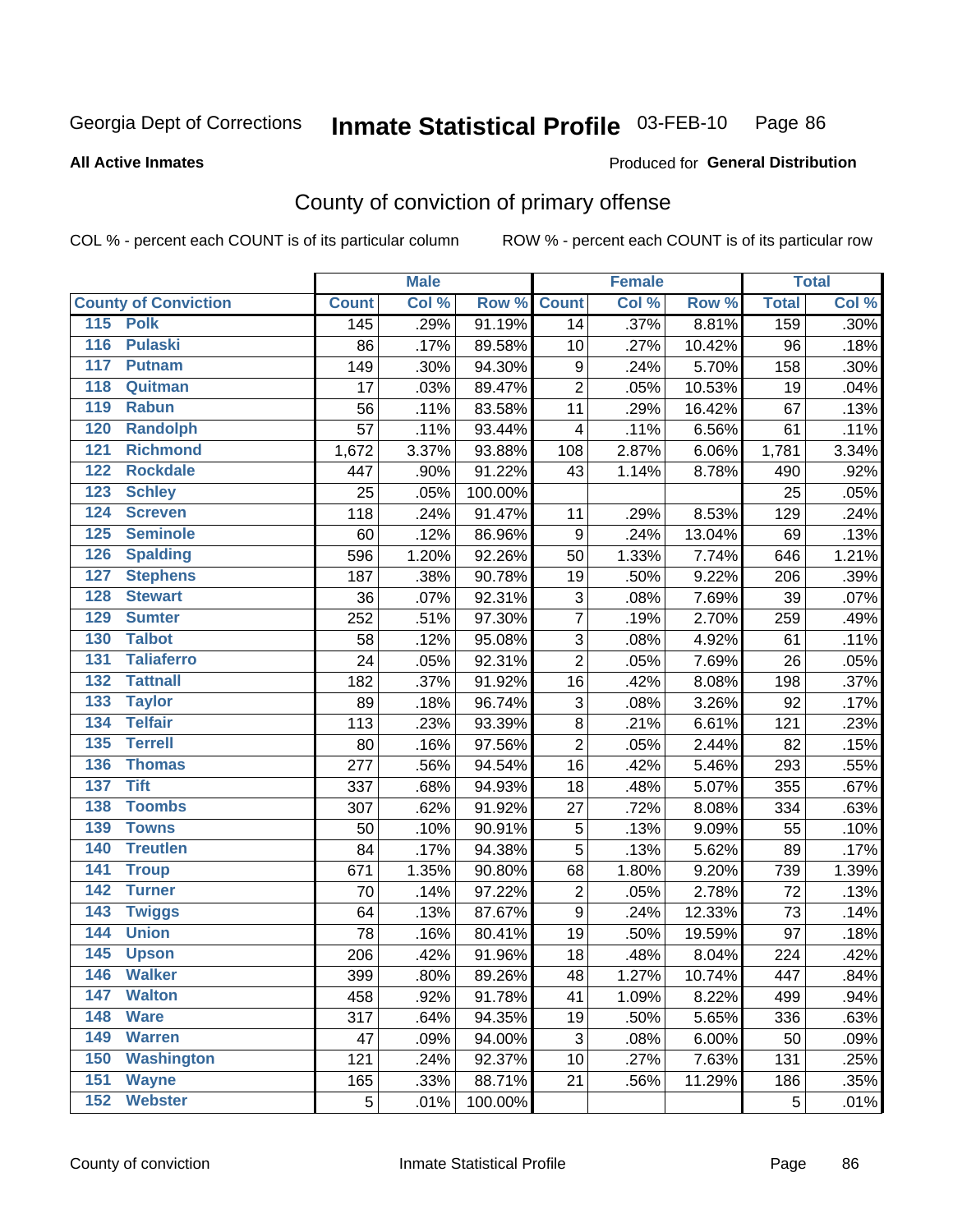Georgia Dept of Corrections **Inmate Statistical Profile** 03-FEB-10

**All Active Inmates** Produced for **General Distribution**

## County of conviction of primary offense

COL % - percent each COUNT is of its particular column ROW % - percent each COUNT is of its particular row

| County of Conviction | Male | | | Female | | | Total | |
|---|---|---|---|---|---|---|---|---|
| | Count | Col % | Row % | Count | Col % | Row % | Total | Col % |
| 115 Polk | 145 | .29% | 91.19% | 14 | .37% | 8.81% | 159 | .30% |
| 116 Pulaski | 86 | .17% | 89.58% | 10 | .27% | 10.42% | 96 | .18% |
| 117 Putnam | 149 | .30% | 94.30% | 9 | .24% | 5.70% | 158 | .30% |
| 118 Quitman | 17 | .03% | 89.47% | 2 | .05% | 10.53% | 19 | .04% |
| 119 Rabun | 56 | .11% | 83.58% | 11 | .29% | 16.42% | 67 | .13% |
| 120 Randolph | 57 | .11% | 93.44% | 4 | .11% | 6.56% | 61 | .11% |
| 121 Richmond | 1,672 | 3.37% | 93.88% | 108 | 2.87% | 6.06% | 1,781 | 3.34% |
| 122 Rockdale | 447 | .90% | 91.22% | 43 | 1.14% | 8.78% | 490 | .92% |
| 123 Schley | 25 | .05% | 100.00% | | | | 25 | .05% |
| 124 Screven | 118 | .24% | 91.47% | 11 | .29% | 8.53% | 129 | .24% |
| 125 Seminole | 60 | .12% | 86.96% | 9 | .24% | 13.04% | 69 | .13% |
| 126 Spalding | 596 | 1.20% | 92.26% | 50 | 1.33% | 7.74% | 646 | 1.21% |
| 127 Stephens | 187 | .38% | 90.78% | 19 | .50% | 9.22% | 206 | .39% |
| 128 Stewart | 36 | .07% | 92.31% | 3 | .08% | 7.69% | 39 | .07% |
| 129 Sumter | 252 | .51% | 97.30% | 7 | .19% | 2.70% | 259 | .49% |
| 130 Talbot | 58 | .12% | 95.08% | 3 | .08% | 4.92% | 61 | .11% |
| 131 Taliaferro | 24 | .05% | 92.31% | 2 | .05% | 7.69% | 26 | .05% |
| 132 Tattnall | 182 | .37% | 91.92% | 16 | .42% | 8.08% | 198 | .37% |
| 133 Taylor | 89 | .18% | 96.74% | 3 | .08% | 3.26% | 92 | .17% |
| 134 Telfair | 113 | .23% | 93.39% | 8 | .21% | 6.61% | 121 | .23% |
| 135 Terrell | 80 | .16% | 97.56% | 2 | .05% | 2.44% | 82 | .15% |
| 136 Thomas | 277 | .56% | 94.54% | 16 | .42% | 5.46% | 293 | .55% |
| 137 Tift | 337 | .68% | 94.93% | 18 | .48% | 5.07% | 355 | .67% |
| 138 Toombs | 307 | .62% | 91.92% | 27 | .72% | 8.08% | 334 | .63% |
| 139 Towns | 50 | .10% | 90.91% | 5 | .13% | 9.09% | 55 | .10% |
| 140 Treutlen | 84 | .17% | 94.38% | 5 | .13% | 5.62% | 89 | .17% |
| 141 Troup | 671 | 1.35% | 90.80% | 68 | 1.80% | 9.20% | 739 | 1.39% |
| 142 Turner | 70 | .14% | 97.22% | 2 | .05% | 2.78% | 72 | .13% |
| 143 Twiggs | 64 | .13% | 87.67% | 9 | .24% | 12.33% | 73 | .14% |
| 144 Union | 78 | .16% | 80.41% | 19 | .50% | 19.59% | 97 | .18% |
| 145 Upson | 206 | .42% | 91.96% | 18 | .48% | 8.04% | 224 | .42% |
| 146 Walker | 399 | .80% | 89.26% | 48 | 1.27% | 10.74% | 447 | .84% |
| 147 Walton | 458 | .92% | 91.78% | 41 | 1.09% | 8.22% | 499 | .94% |
| 148 Ware | 317 | .64% | 94.35% | 19 | .50% | 5.65% | 336 | .63% |
| 149 Warren | 47 | .09% | 94.00% | 3 | .08% | 6.00% | 50 | .09% |
| 150 Washington | 121 | .24% | 92.37% | 10 | .27% | 7.63% | 131 | .25% |
| 151 Wayne | 165 | .33% | 88.71% | 21 | .56% | 11.29% | 186 | .35% |
| 152 Webster | 5 | .01% | 100.00% | | | | 5 | .01% |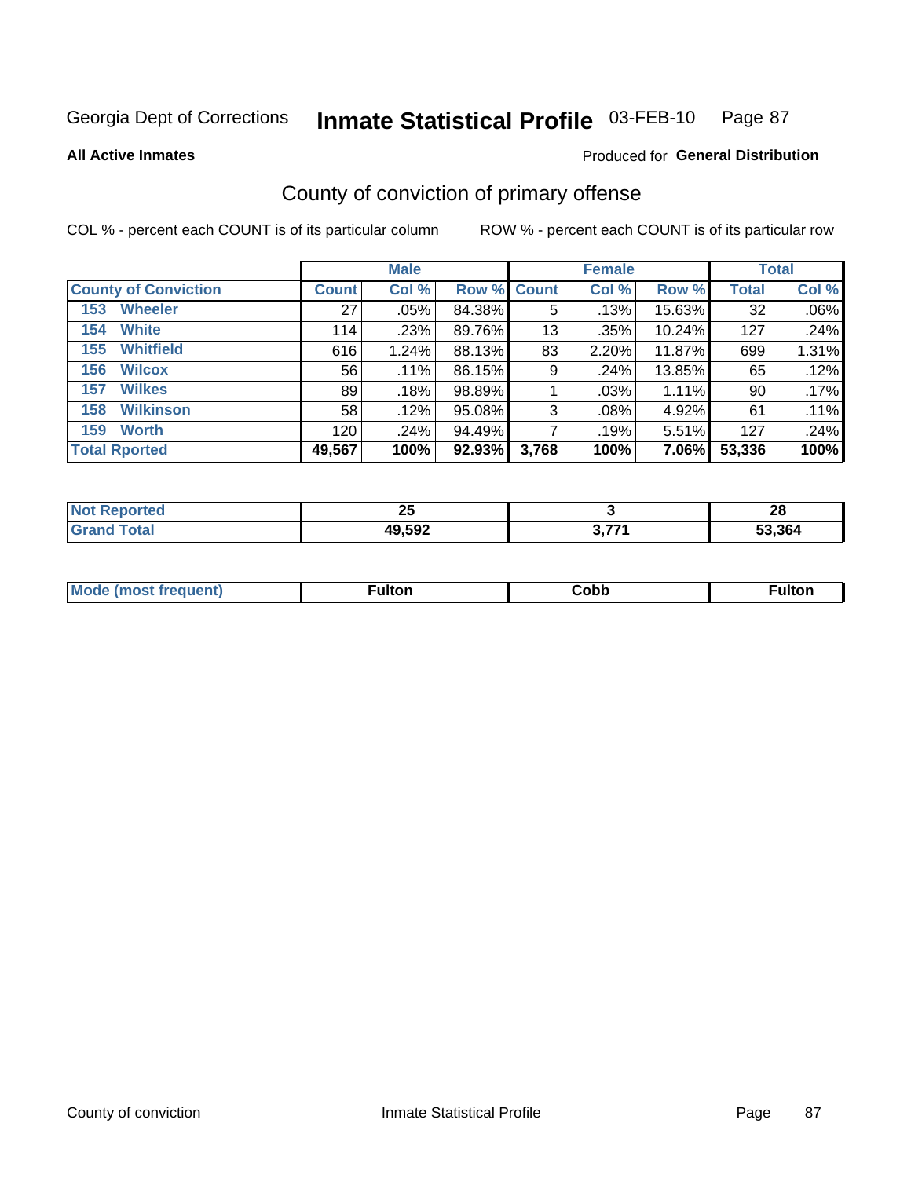Georgia Dept of Corrections **Inmate Statistical Profile** 03-FEB-10

**All Active Inmates** Produced for **General Distribution**

## County of conviction of primary offense

COL % - percent each COUNT is of its particular column ROW % - percent each COUNT is of its particular row

| County of Conviction | Male | | | Female | | | Total | |
|---|---|---|---|---|---|---|---|---|
| | Count | Col % | Row % | Count | Col % | Row % | Total | Col % |
| 153 Wheeler | 27 | .05% | 84.38% | 5 | .13% | 15.63% | 32 | .06% |
| 154 White | 114 | .23% | 89.76% | 13 | .35% | 10.24% | 127 | .24% |
| 155 Whitfield | 616 | 1.24% | 88.13% | 83 | 2.20% | 11.87% | 699 | 1.31% |
| 156 Wilcox | 56 | .11% | 86.15% | 9 | .24% | 13.85% | 65 | .12% |
| 157 Wilkes | 89 | .18% | 98.89% | 1 | .03% | 1.11% | 90 | .17% |
| 158 Wilkinson | 58 | .12% | 95.08% | 3 | .08% | 4.92% | 61 | .11% |
| 159 Worth | 120 | .24% | 94.49% | 7 | .19% | 5.51% | 127 | .24% |
| **Total Rported** | **49,567** | **100%** | **92.93%** | **3,768** | **100%** | **7.06%** | **53,336** | **100%** |

| | Male | Female | Total |
|---|---|---|---|
| Not Reported | 25 | 3 | 28 |
| Grand Total | 49,592 | 3,771 | 53,364 |

| | Male | Female | Total |
|---|---|---|---|
| Mode (most frequent) | Fulton | Cobb | Fulton |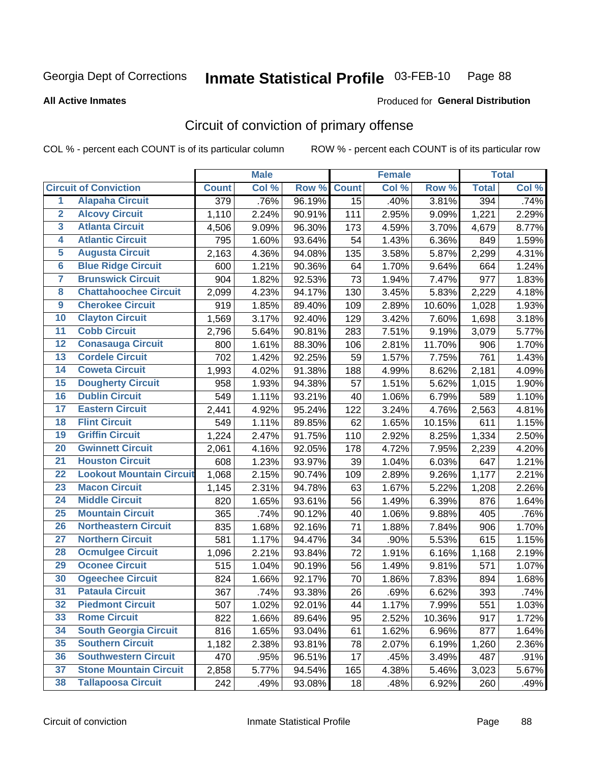Georgia Dept of Corrections

# Inmate Statistical Profile 03-FEB-10

**All Active Inmates**

Produced for **General Distribution**

## Circuit of conviction of primary offense

COL % - percent each COUNT is of its particular column ROW % - percent each COUNT is of its particular row

| Circuit of Conviction | | Male | | | Female | | | Total | |
|---|---|---|---|---|---|---|---|---|---|
| | | Count | Col % | Row % | Count | Col % | Row % | Total | Col % |
| 1 | Alapaha Circuit | 379 | .76% | 96.19% | 15 | .40% | 3.81% | 394 | .74% |
| 2 | Alcovy Circuit | 1,110 | 2.24% | 90.91% | 111 | 2.95% | 9.09% | 1,221 | 2.29% |
| 3 | Atlanta Circuit | 4,506 | 9.09% | 96.30% | 173 | 4.59% | 3.70% | 4,679 | 8.77% |
| 4 | Atlantic Circuit | 795 | 1.60% | 93.64% | 54 | 1.43% | 6.36% | 849 | 1.59% |
| 5 | Augusta Circuit | 2,163 | 4.36% | 94.08% | 135 | 3.58% | 5.87% | 2,299 | 4.31% |
| 6 | Blue Ridge Circuit | 600 | 1.21% | 90.36% | 64 | 1.70% | 9.64% | 664 | 1.24% |
| 7 | Brunswick Circuit | 904 | 1.82% | 92.53% | 73 | 1.94% | 7.47% | 977 | 1.83% |
| 8 | Chattahoochee Circuit | 2,099 | 4.23% | 94.17% | 130 | 3.45% | 5.83% | 2,229 | 4.18% |
| 9 | Cherokee Circuit | 919 | 1.85% | 89.40% | 109 | 2.89% | 10.60% | 1,028 | 1.93% |
| 10 | Clayton Circuit | 1,569 | 3.17% | 92.40% | 129 | 3.42% | 7.60% | 1,698 | 3.18% |
| 11 | Cobb Circuit | 2,796 | 5.64% | 90.81% | 283 | 7.51% | 9.19% | 3,079 | 5.77% |
| 12 | Conasauga Circuit | 800 | 1.61% | 88.30% | 106 | 2.81% | 11.70% | 906 | 1.70% |
| 13 | Cordele Circuit | 702 | 1.42% | 92.25% | 59 | 1.57% | 7.75% | 761 | 1.43% |
| 14 | Coweta Circuit | 1,993 | 4.02% | 91.38% | 188 | 4.99% | 8.62% | 2,181 | 4.09% |
| 15 | Dougherty Circuit | 958 | 1.93% | 94.38% | 57 | 1.51% | 5.62% | 1,015 | 1.90% |
| 16 | Dublin Circuit | 549 | 1.11% | 93.21% | 40 | 1.06% | 6.79% | 589 | 1.10% |
| 17 | Eastern Circuit | 2,441 | 4.92% | 95.24% | 122 | 3.24% | 4.76% | 2,563 | 4.81% |
| 18 | Flint Circuit | 549 | 1.11% | 89.85% | 62 | 1.65% | 10.15% | 611 | 1.15% |
| 19 | Griffin Circuit | 1,224 | 2.47% | 91.75% | 110 | 2.92% | 8.25% | 1,334 | 2.50% |
| 20 | Gwinnett Circuit | 2,061 | 4.16% | 92.05% | 178 | 4.72% | 7.95% | 2,239 | 4.20% |
| 21 | Houston Circuit | 608 | 1.23% | 93.97% | 39 | 1.04% | 6.03% | 647 | 1.21% |
| 22 | Lookout Mountain Circuit | 1,068 | 2.15% | 90.74% | 109 | 2.89% | 9.26% | 1,177 | 2.21% |
| 23 | Macon Circuit | 1,145 | 2.31% | 94.78% | 63 | 1.67% | 5.22% | 1,208 | 2.26% |
| 24 | Middle Circuit | 820 | 1.65% | 93.61% | 56 | 1.49% | 6.39% | 876 | 1.64% |
| 25 | Mountain Circuit | 365 | .74% | 90.12% | 40 | 1.06% | 9.88% | 405 | .76% |
| 26 | Northeastern Circuit | 835 | 1.68% | 92.16% | 71 | 1.88% | 7.84% | 906 | 1.70% |
| 27 | Northern Circuit | 581 | 1.17% | 94.47% | 34 | .90% | 5.53% | 615 | 1.15% |
| 28 | Ocmulgee Circuit | 1,096 | 2.21% | 93.84% | 72 | 1.91% | 6.16% | 1,168 | 2.19% |
| 29 | Oconee Circuit | 515 | 1.04% | 90.19% | 56 | 1.49% | 9.81% | 571 | 1.07% |
| 30 | Ogeechee Circuit | 824 | 1.66% | 92.17% | 70 | 1.86% | 7.83% | 894 | 1.68% |
| 31 | Pataula Circuit | 367 | .74% | 93.38% | 26 | .69% | 6.62% | 393 | .74% |
| 32 | Piedmont Circuit | 507 | 1.02% | 92.01% | 44 | 1.17% | 7.99% | 551 | 1.03% |
| 33 | Rome Circuit | 822 | 1.66% | 89.64% | 95 | 2.52% | 10.36% | 917 | 1.72% |
| 34 | South Georgia Circuit | 816 | 1.65% | 93.04% | 61 | 1.62% | 6.96% | 877 | 1.64% |
| 35 | Southern Circuit | 1,182 | 2.38% | 93.81% | 78 | 2.07% | 6.19% | 1,260 | 2.36% |
| 36 | Southwestern Circuit | 470 | .95% | 96.51% | 17 | .45% | 3.49% | 487 | .91% |
| 37 | Stone Mountain Circuit | 2,858 | 5.77% | 94.54% | 165 | 4.38% | 5.46% | 3,023 | 5.67% |
| 38 | Tallapoosa Circuit | 242 | .49% | 93.08% | 18 | .48% | 6.92% | 260 | .49% |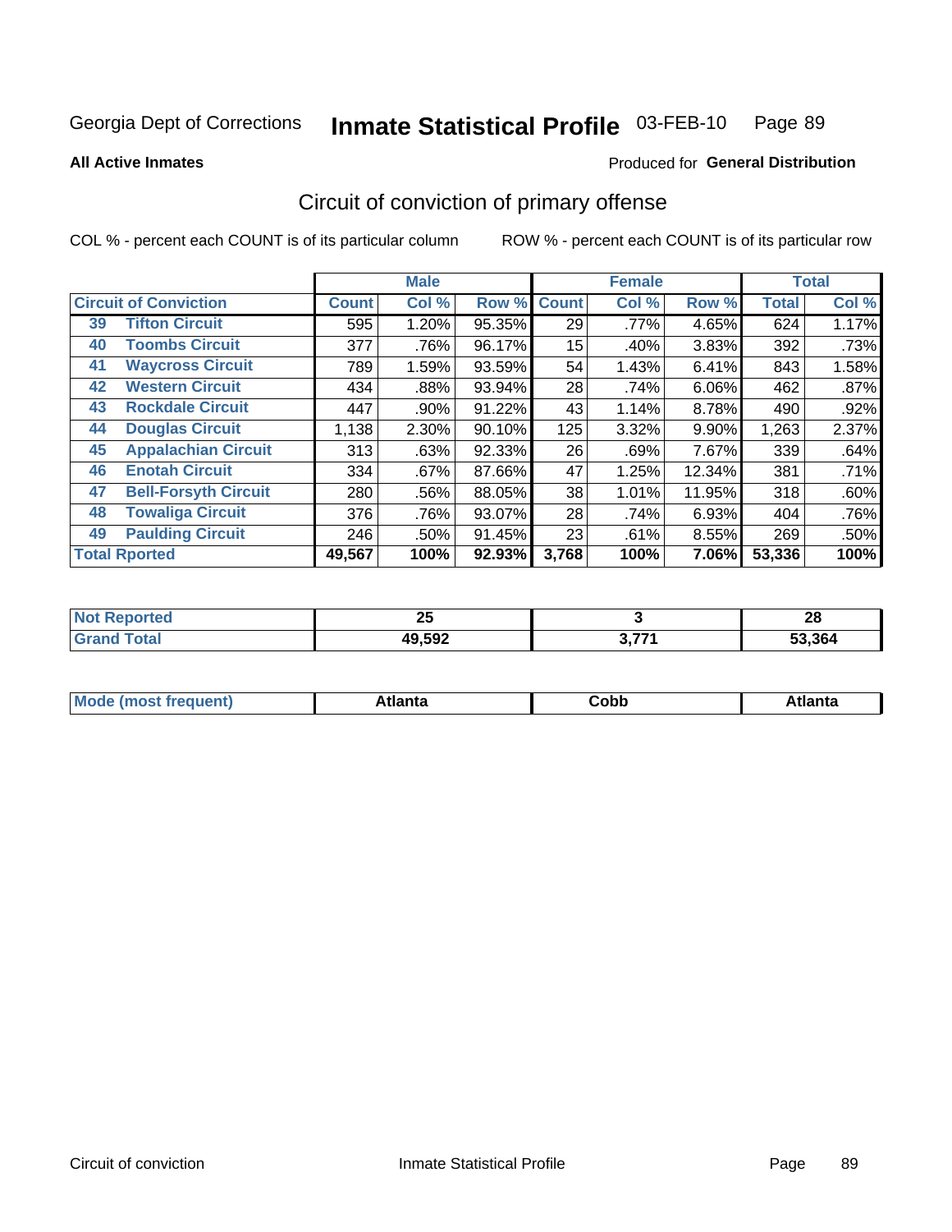Georgia Dept of Corrections **Inmate Statistical Profile** 03-FEB-10

**All Active Inmates**

Produced for **General Distribution**

## Circuit of conviction of primary offense

COL % - percent each COUNT is of its particular column

ROW % - percent each COUNT is of its particular row

| Circuit of Conviction | | Male | | | Female | | | Total | |
|---|---|---|---|---|---|---|---|---|---|
| | | Count | Col % | Row % | Count | Col % | Row % | Total | Col % |
| 39 | Tifton Circuit | 595 | 1.20% | 95.35% | 29 | .77% | 4.65% | 624 | 1.17% |
| 40 | Toombs Circuit | 377 | .76% | 96.17% | 15 | .40% | 3.83% | 392 | .73% |
| 41 | Waycross Circuit | 789 | 1.59% | 93.59% | 54 | 1.43% | 6.41% | 843 | 1.58% |
| 42 | Western Circuit | 434 | .88% | 93.94% | 28 | .74% | 6.06% | 462 | .87% |
| 43 | Rockdale Circuit | 447 | .90% | 91.22% | 43 | 1.14% | 8.78% | 490 | .92% |
| 44 | Douglas Circuit | 1,138 | 2.30% | 90.10% | 125 | 3.32% | 9.90% | 1,263 | 2.37% |
| 45 | Appalachian Circuit | 313 | .63% | 92.33% | 26 | .69% | 7.67% | 339 | .64% |
| 46 | Enotah Circuit | 334 | .67% | 87.66% | 47 | 1.25% | 12.34% | 381 | .71% |
| 47 | Bell-Forsyth Circuit | 280 | .56% | 88.05% | 38 | 1.01% | 11.95% | 318 | .60% |
| 48 | Towaliga Circuit | 376 | .76% | 93.07% | 28 | .74% | 6.93% | 404 | .76% |
| 49 | Paulding Circuit | 246 | .50% | 91.45% | 23 | .61% | 8.55% | 269 | .50% |
| **Total Rported** | | **49,567** | **100%** | **92.93%** | **3,768** | **100%** | **7.06%** | **53,336** | **100%** |

| | Male | Female | Total |
|---|---|---|---|
| Not Reported | **25** | **3** | **28** |
| Grand Total | **49,592** | **3,771** | **53,364** |

| | Male | Female | Total |
|---|---|---|---|
| Mode (most frequent) | **Atlanta** | **Cobb** | **Atlanta** |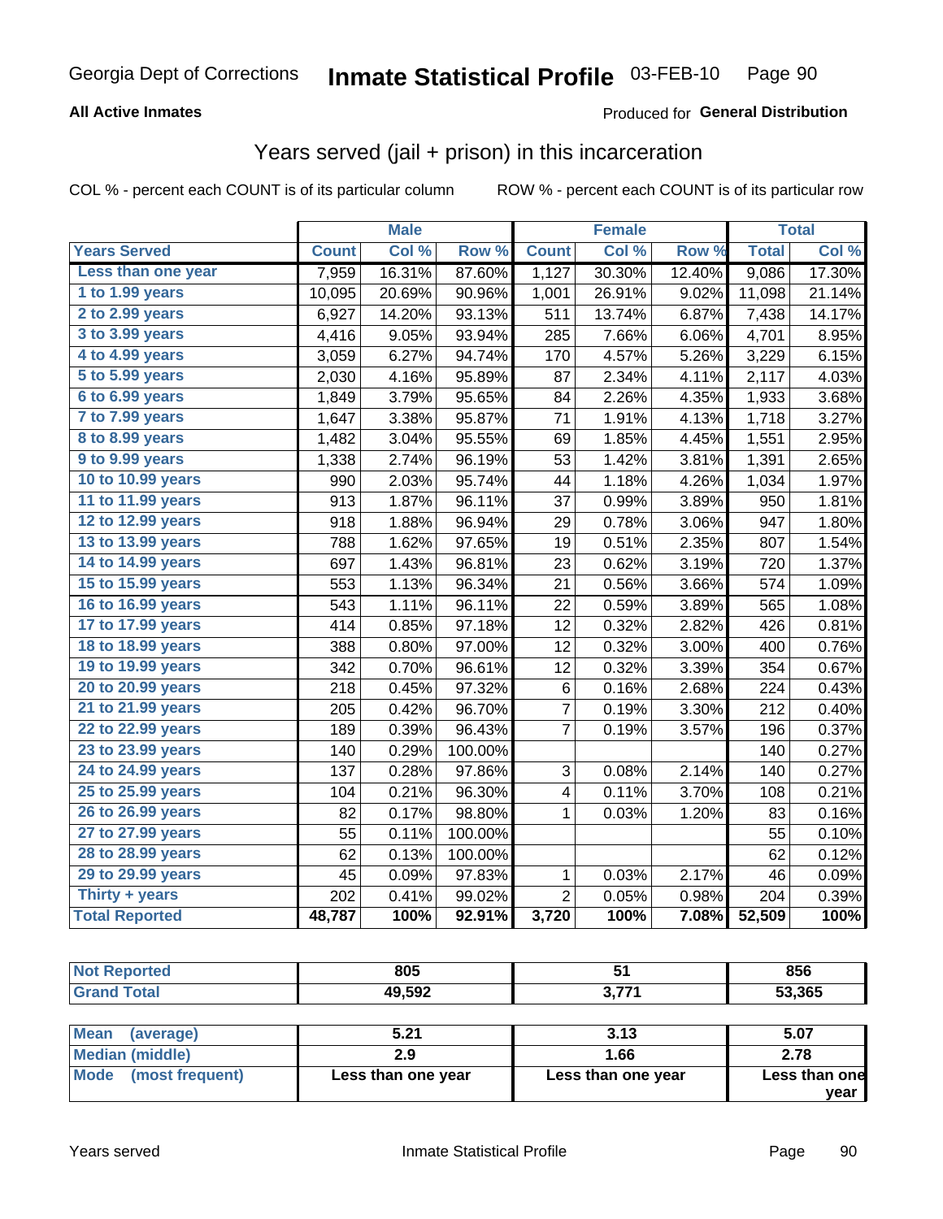Georgia Dept of Corrections **Inmate Statistical Profile** 03-FEB-10

**All Active Inmates**

Produced for **General Distribution**

## Years served (jail + prison) in this incarceration

COL % - percent each COUNT is of its particular column

ROW % - percent each COUNT is of its particular row

| | Male | | | Female | | | Total | |
|---|---|---|---|---|---|---|---|---|
| **Years Served** | **Count** | **Col %** | **Row %** | **Count** | **Col %** | **Row %** | **Total** | **Col %** |
| Less than one year | 7,959 | 16.31% | 87.60% | 1,127 | 30.30% | 12.40% | 9,086 | 17.30% |
| 1 to 1.99 years | 10,095 | 20.69% | 90.96% | 1,001 | 26.91% | 9.02% | 11,098 | 21.14% |
| 2 to 2.99 years | 6,927 | 14.20% | 93.13% | 511 | 13.74% | 6.87% | 7,438 | 14.17% |
| 3 to 3.99 years | 4,416 | 9.05% | 93.94% | 285 | 7.66% | 6.06% | 4,701 | 8.95% |
| 4 to 4.99 years | 3,059 | 6.27% | 94.74% | 170 | 4.57% | 5.26% | 3,229 | 6.15% |
| 5 to 5.99 years | 2,030 | 4.16% | 95.89% | 87 | 2.34% | 4.11% | 2,117 | 4.03% |
| 6 to 6.99 years | 1,849 | 3.79% | 95.65% | 84 | 2.26% | 4.35% | 1,933 | 3.68% |
| 7 to 7.99 years | 1,647 | 3.38% | 95.87% | 71 | 1.91% | 4.13% | 1,718 | 3.27% |
| 8 to 8.99 years | 1,482 | 3.04% | 95.55% | 69 | 1.85% | 4.45% | 1,551 | 2.95% |
| 9 to 9.99 years | 1,338 | 2.74% | 96.19% | 53 | 1.42% | 3.81% | 1,391 | 2.65% |
| 10 to 10.99 years | 990 | 2.03% | 95.74% | 44 | 1.18% | 4.26% | 1,034 | 1.97% |
| 11 to 11.99 years | 913 | 1.87% | 96.11% | 37 | 0.99% | 3.89% | 950 | 1.81% |
| 12 to 12.99 years | 918 | 1.88% | 96.94% | 29 | 0.78% | 3.06% | 947 | 1.80% |
| 13 to 13.99 years | 788 | 1.62% | 97.65% | 19 | 0.51% | 2.35% | 807 | 1.54% |
| 14 to 14.99 years | 697 | 1.43% | 96.81% | 23 | 0.62% | 3.19% | 720 | 1.37% |
| 15 to 15.99 years | 553 | 1.13% | 96.34% | 21 | 0.56% | 3.66% | 574 | 1.09% |
| 16 to 16.99 years | 543 | 1.11% | 96.11% | 22 | 0.59% | 3.89% | 565 | 1.08% |
| 17 to 17.99 years | 414 | 0.85% | 97.18% | 12 | 0.32% | 2.82% | 426 | 0.81% |
| 18 to 18.99 years | 388 | 0.80% | 97.00% | 12 | 0.32% | 3.00% | 400 | 0.76% |
| 19 to 19.99 years | 342 | 0.70% | 96.61% | 12 | 0.32% | 3.39% | 354 | 0.67% |
| 20 to 20.99 years | 218 | 0.45% | 97.32% | 6 | 0.16% | 2.68% | 224 | 0.43% |
| 21 to 21.99 years | 205 | 0.42% | 96.70% | 7 | 0.19% | 3.30% | 212 | 0.40% |
| 22 to 22.99 years | 189 | 0.39% | 96.43% | 7 | 0.19% | 3.57% | 196 | 0.37% |
| 23 to 23.99 years | 140 | 0.29% | 100.00% | | | | 140 | 0.27% |
| 24 to 24.99 years | 137 | 0.28% | 97.86% | 3 | 0.08% | 2.14% | 140 | 0.27% |
| 25 to 25.99 years | 104 | 0.21% | 96.30% | 4 | 0.11% | 3.70% | 108 | 0.21% |
| 26 to 26.99 years | 82 | 0.17% | 98.80% | 1 | 0.03% | 1.20% | 83 | 0.16% |
| 27 to 27.99 years | 55 | 0.11% | 100.00% | | | | 55 | 0.10% |
| 28 to 28.99 years | 62 | 0.13% | 100.00% | | | | 62 | 0.12% |
| 29 to 29.99 years | 45 | 0.09% | 97.83% | 1 | 0.03% | 2.17% | 46 | 0.09% |
| Thirty + years | 202 | 0.41% | 99.02% | 2 | 0.05% | 0.98% | 204 | 0.39% |
| **Total Reported** | **48,787** | **100%** | **92.91%** | **3,720** | **100%** | **7.08%** | **52,509** | **100%** |

| | Male | Female | Total |
|---|---|---|---|
| Not Reported | 805 | 51 | 856 |
| Grand Total | 49,592 | 3,771 | 53,365 |

| | Male | Female | Total |
|---|---|---|---|
| Mean (average) | 5.21 | 3.13 | 5.07 |
| Median (middle) | 2.9 | 1.66 | 2.78 |
| Mode (most frequent) | Less than one year | Less than one year | Less than one year |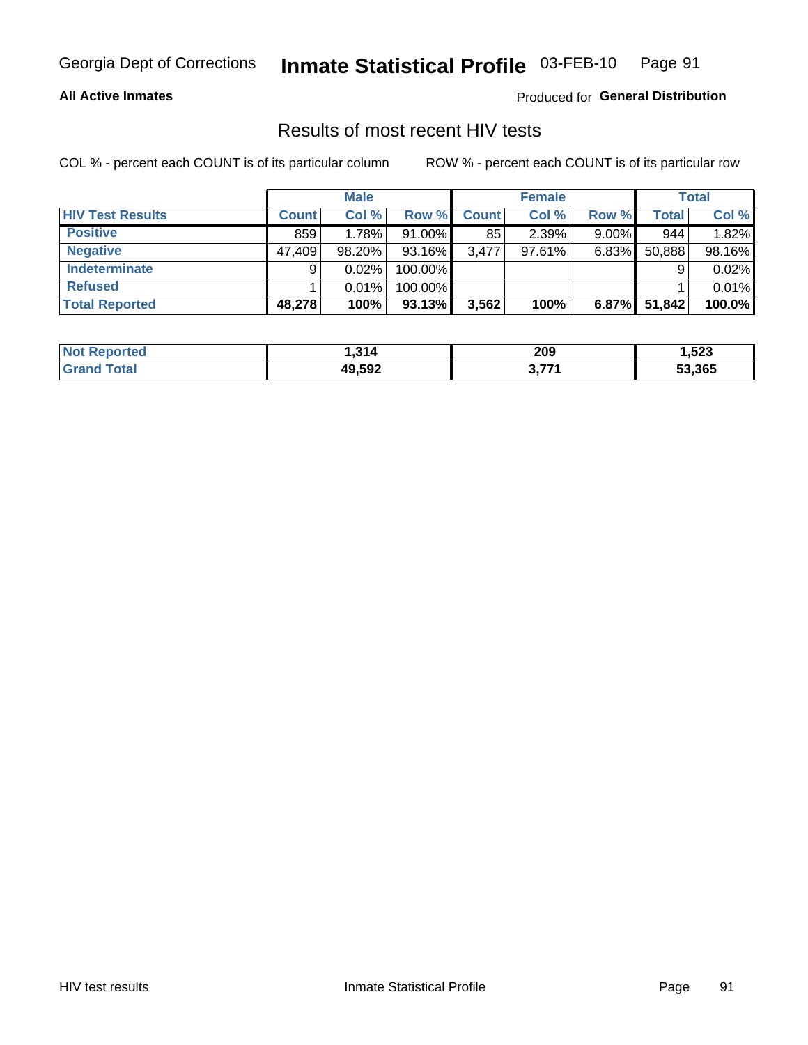Georgia Dept of Corrections **Inmate Statistical Profile** 03-FEB-10

**All Active Inmates**

Produced for **General Distribution**

## Results of most recent HIV tests

COL % - percent each COUNT is of its particular column ROW % - percent each COUNT is of its particular row

| | Male | | | Female | | | Total | |
|---|---|---|---|---|---|---|---|---|
| **HIV Test Results** | **Count** | **Col %** | **Row %** | **Count** | **Col %** | **Row %** | **Total** | **Col %** |
| **Positive** | 859 | 1.78% | 91.00% | 85 | 2.39% | 9.00% | 944 | 1.82% |
| **Negative** | 47,409 | 98.20% | 93.16% | 3,477 | 97.61% | 6.83% | 50,888 | 98.16% |
| **Indeterminate** | 9 | 0.02% | 100.00% | | | | 9 | 0.02% |
| **Refused** | 1 | 0.01% | 100.00% | | | | 1 | 0.01% |
| **Total Reported** | **48,278** | **100%** | **93.13%** | **3,562** | **100%** | **6.87%** | **51,842** | **100.0%** |

| | Male | Female | Total |
|---|---|---|---|
| **Not Reported** | **1,314** | **209** | **1,523** |
| **Grand Total** | **49,592** | **3,771** | **53,365** |

HIV test results Inmate Statistical Profile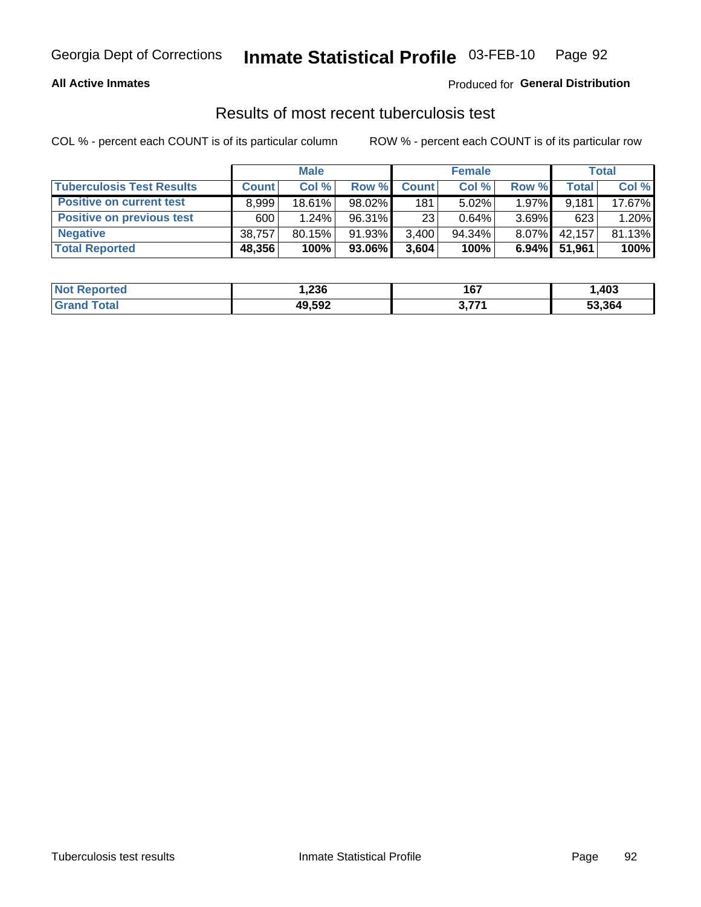Georgia Dept of Corrections **Inmate Statistical Profile** 03-FEB-10

**All Active Inmates**

Produced for **General Distribution**

## Results of most recent tuberculosis test

COL % - percent each COUNT is of its particular column

ROW % - percent each COUNT is of its particular row

| | Male | | | Female | | | Total | |
|---|---|---|---|---|---|---|---|---|
| **Tuberculosis Test Results** | **Count** | **Col %** | **Row %** | **Count** | **Col %** | **Row %** | **Total** | **Col %** |
| **Positive on current test** | 8,999 | 18.61% | 98.02% | 181 | 5.02% | 1.97% | 9,181 | 17.67% |
| **Positive on previous test** | 600 | 1.24% | 96.31% | 23 | 0.64% | 3.69% | 623 | 1.20% |
| **Negative** | 38,757 | 80.15% | 91.93% | 3,400 | 94.34% | 8.07% | 42,157 | 81.13% |
| **Total Reported** | **48,356** | **100%** | **93.06%** | **3,604** | **100%** | **6.94%** | **51,961** | **100%** |

| | Male | Female | Total |
|---|---|---|---|
| **Not Reported** | **1,236** | **167** | **1,403** |
| **Grand Total** | **49,592** | **3,771** | **53,364** |

Tuberculosis test results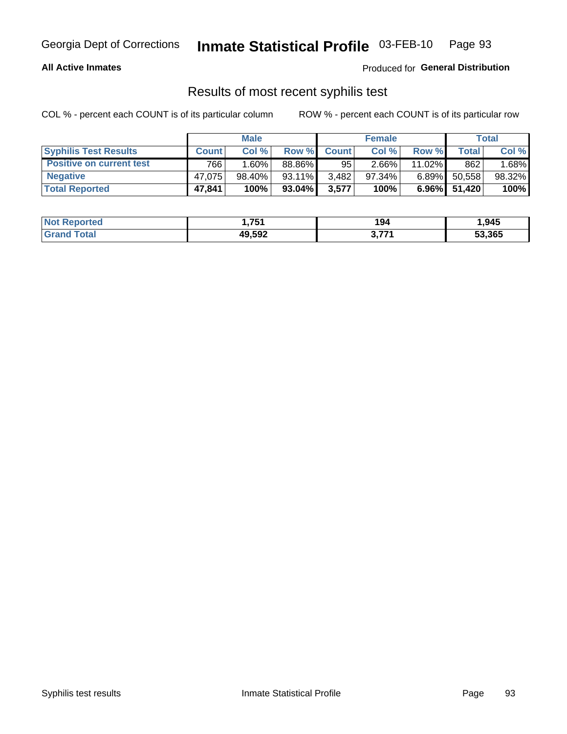**All Active Inmates** Produced for **General Distribution**

## Results of most recent syphilis test

COL % - percent each COUNT is of its particular column ROW % - percent each COUNT is of its particular row

| | Male | | | Female | | | Total | |
|---|---|---|---|---|---|---|---|---|
| **Syphilis Test Results** | **Count** | **Col %** | **Row %** | **Count** | **Col %** | **Row %** | **Total** | **Col %** |
| **Positive on current test** | 766 | 1.60% | 88.86% | 95 | 2.66% | 11.02% | 862 | 1.68% |
| **Negative** | 47,075 | 98.40% | 93.11% | 3,482 | 97.34% | 6.89% | 50,558 | 98.32% |
| **Total Reported** | **47,841** | **100%** | **93.04%** | **3,577** | **100%** | **6.96%** | **51,420** | **100%** |

| | Male | Female | Total |
|---|---|---|---|
| **Not Reported** | **1,751** | **194** | **1,945** |
| **Grand Total** | **49,592** | **3,771** | **53,365** |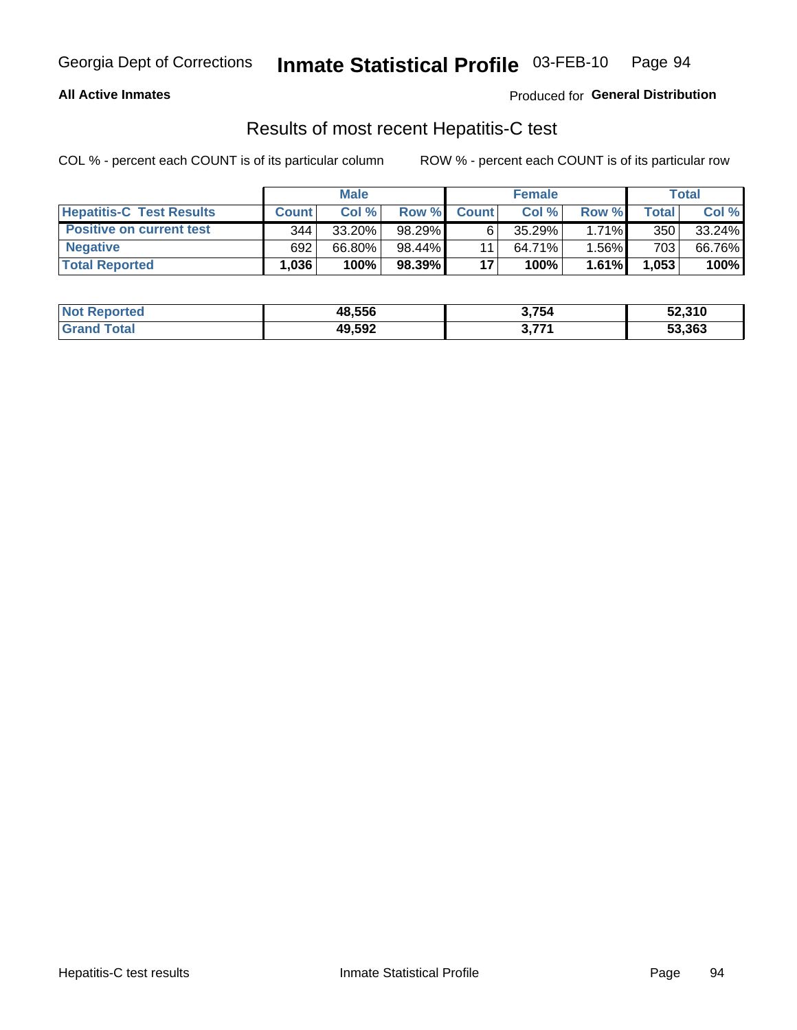Georgia Dept of Corrections **Inmate Statistical Profile** 03-FEB-10

**All Active Inmates**

Produced for **General Distribution**

## Results of most recent Hepatitis-C test

COL % - percent each COUNT is of its particular column

ROW % - percent each COUNT is of its particular row

| | Male | | | Female | | | Total | |
|---|---|---|---|---|---|---|---|---|
| **Hepatitis-C Test Results** | **Count** | **Col %** | **Row %** | **Count** | **Col %** | **Row %** | **Total** | **Col %** |
| **Positive on current test** | 344 | 33.20% | 98.29% | 6 | 35.29% | 1.71% | 350 | 33.24% |
| **Negative** | 692 | 66.80% | 98.44% | 11 | 64.71% | 1.56% | 703 | 66.76% |
| **Total Reported** | **1,036** | **100%** | **98.39%** | **17** | **100%** | **1.61%** | **1,053** | **100%** |

| | Male | Female | Total |
|---|---|---|---|
| **Not Reported** | **48,556** | **3,754** | **52,310** |
| **Grand Total** | **49,592** | **3,771** | **53,363** |

Hepatitis-C test results